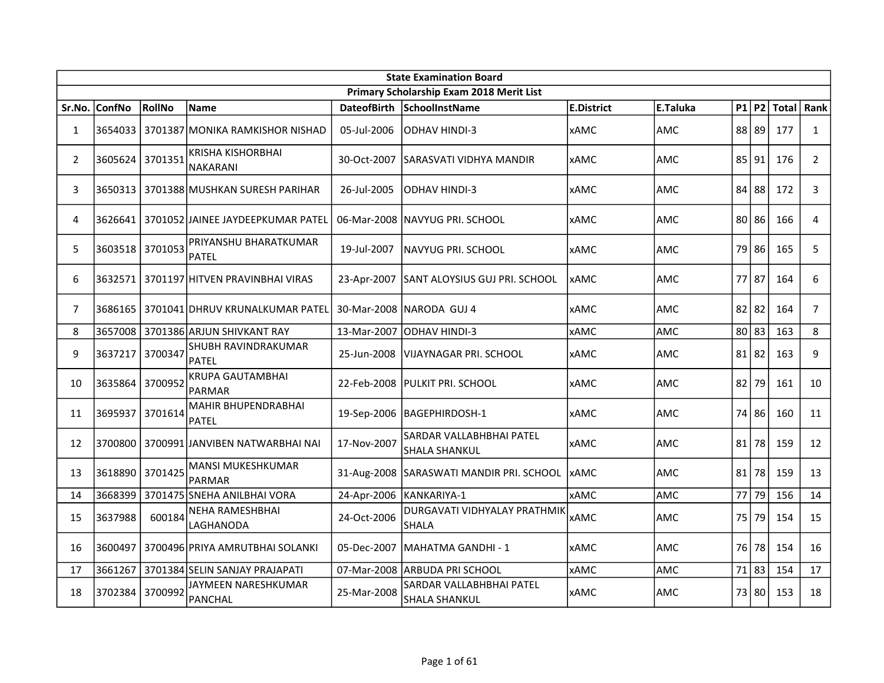| State Examination Board | | | | | | | | | | | |
|---|---|---|---|---|---|---|---|---|---|---|---|
| Primary Scholarship Exam 2018 Merit List | | | | | | | | | | | |
| Sr.No. | ConfNo | RollNo | Name | DateofBirth | SchoolInstName | E.District | E.Taluka | P1 | P2 | Total | Rank |
| 1 | 3654033 | 3701387 | MONIKA RAMKISHOR NISHAD | 05-Jul-2006 | ODHAV HINDI-3 | xAMC | AMC | 88 | 89 | 177 | 1 |
| 2 | 3605624 | 3701351 | KRISHA KISHORBHAI NAKARANI | 30-Oct-2007 | SARASVATI VIDHYA MANDIR | xAMC | AMC | 85 | 91 | 176 | 2 |
| 3 | 3650313 | 3701388 | MUSHKAN SURESH PARIHAR | 26-Jul-2005 | ODHAV HINDI-3 | xAMC | AMC | 84 | 88 | 172 | 3 |
| 4 | 3626641 | 3701052 | JAINEE JAYDEEPKUMAR PATEL | 06-Mar-2008 | NAVYUG PRI. SCHOOL | xAMC | AMC | 80 | 86 | 166 | 4 |
| 5 | 3603518 | 3701053 | PRIYANSHU BHARATKUMAR PATEL | 19-Jul-2007 | NAVYUG PRI. SCHOOL | xAMC | AMC | 79 | 86 | 165 | 5 |
| 6 | 3632571 | 3701197 | HITVEN PRAVINBHAI VIRAS | 23-Apr-2007 | SANT ALOYSIUS GUJ PRI. SCHOOL | xAMC | AMC | 77 | 87 | 164 | 6 |
| 7 | 3686165 | 3701041 | DHRUV KRUNALKUMAR PATEL | 30-Mar-2008 | NARODA GUJ 4 | xAMC | AMC | 82 | 82 | 164 | 7 |
| 8 | 3657008 | 3701386 | ARJUN SHIVKANT RAY | 13-Mar-2007 | ODHAV HINDI-3 | xAMC | AMC | 80 | 83 | 163 | 8 |
| 9 | 3637217 | 3700347 | SHUBH RAVINDRAKUMAR PATEL | 25-Jun-2008 | VIJAYNAGAR PRI. SCHOOL | xAMC | AMC | 81 | 82 | 163 | 9 |
| 10 | 3635864 | 3700952 | KRUPA GAUTAMBHAI PARMAR | 22-Feb-2008 | PULKIT PRI. SCHOOL | xAMC | AMC | 82 | 79 | 161 | 10 |
| 11 | 3695937 | 3701614 | MAHIR BHUPENDRABHAI PATEL | 19-Sep-2006 | BAGEPHIRDOSH-1 | xAMC | AMC | 74 | 86 | 160 | 11 |
| 12 | 3700800 | 3700991 | JANVIBEN NATWARBHAI NAI | 17-Nov-2007 | SARDAR VALLABHBHAI PATEL SHALA SHANKUL | xAMC | AMC | 81 | 78 | 159 | 12 |
| 13 | 3618890 | 3701425 | MANSI MUKESHKUMAR PARMAR | 31-Aug-2008 | SARASWATI MANDIR PRI. SCHOOL | xAMC | AMC | 81 | 78 | 159 | 13 |
| 14 | 3668399 | 3701475 | SNEHA ANILBHAI VORA | 24-Apr-2006 | KANKARIYA-1 | xAMC | AMC | 77 | 79 | 156 | 14 |
| 15 | 3637988 | 600184 | NEHA RAMESHBHAI LAGHANODA | 24-Oct-2006 | DURGAVATI VIDHYALAY PRATHMIK SHALA | xAMC | AMC | 75 | 79 | 154 | 15 |
| 16 | 3600497 | 3700496 | PRIYA AMRUTBHAI SOLANKI | 05-Dec-2007 | MAHATMA GANDHI - 1 | xAMC | AMC | 76 | 78 | 154 | 16 |
| 17 | 3661267 | 3701384 | SELIN SANJAY PRAJAPATI | 07-Mar-2008 | ARBUDA PRI SCHOOL | xAMC | AMC | 71 | 83 | 154 | 17 |
| 18 | 3702384 | 3700992 | JAYMEEN NARESHKUMAR PANCHAL | 25-Mar-2008 | SARDAR VALLABHBHAI PATEL SHALA SHANKUL | xAMC | AMC | 73 | 80 | 153 | 18 |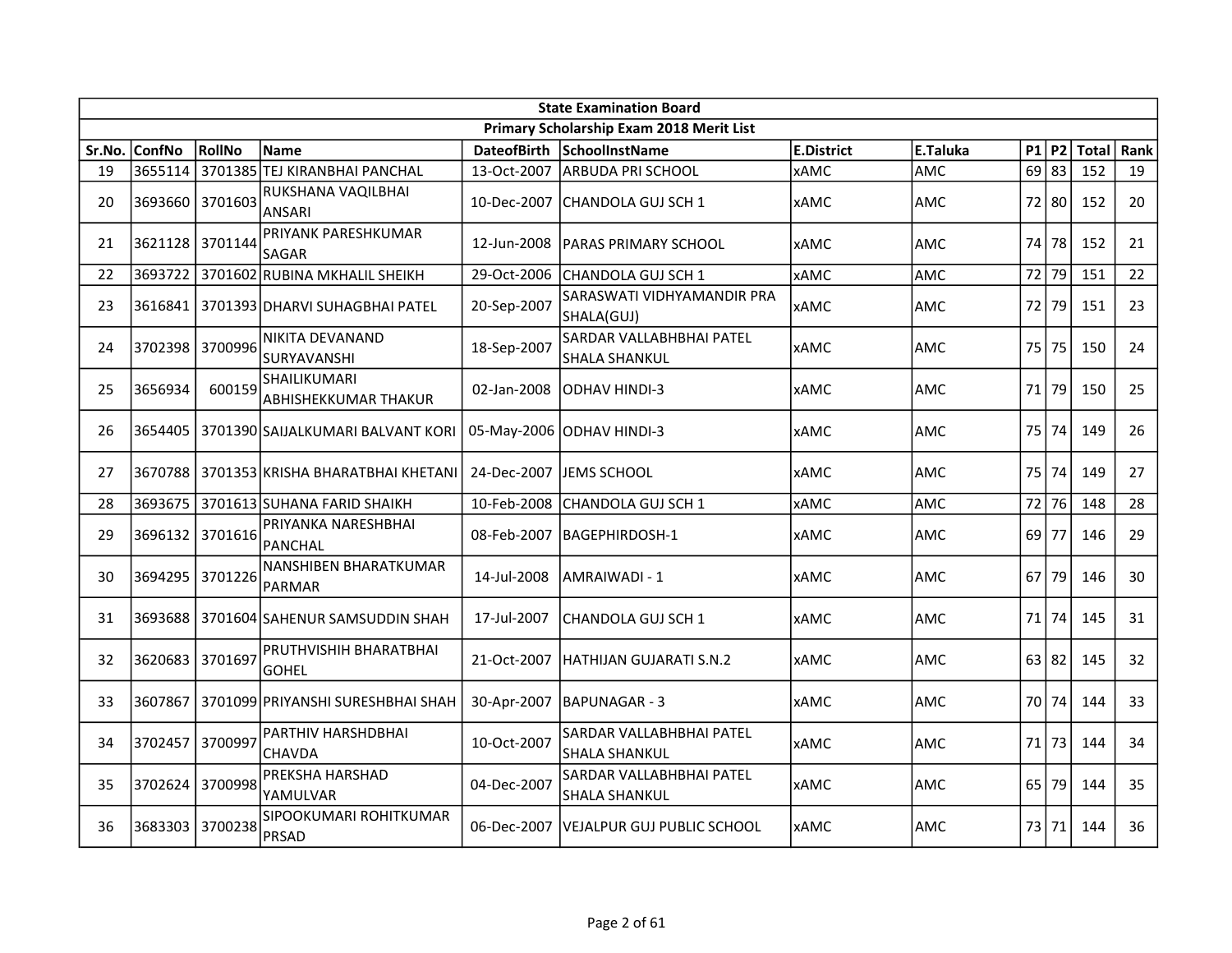| State Examination Board | | | | | | | | | | | |
|---|---|---|---|---|---|---|---|---|---|---|---|
| Primary Scholarship Exam 2018 Merit List | | | | | | | | | | | |
| Sr.No. | ConfNo | RollNo | Name | DateofBirth | SchoolInstName | E.District | E.Taluka | P1 | P2 | Total | Rank |
| 19 | 3655114 | 3701385 | TEJ KIRANBHAI PANCHAL | 13-Oct-2007 | ARBUDA PRI SCHOOL | xAMC | AMC | 69 | 83 | 152 | 19 |
| 20 | 3693660 | 3701603 | RUKSHANA VAQILBHAI ANSARI | 10-Dec-2007 | CHANDOLA GUJ SCH 1 | xAMC | AMC | 72 | 80 | 152 | 20 |
| 21 | 3621128 | 3701144 | PRIYANK PARESHKUMAR SAGAR | 12-Jun-2008 | PARAS PRIMARY SCHOOL | xAMC | AMC | 74 | 78 | 152 | 21 |
| 22 | 3693722 | 3701602 | RUBINA MKHALIL SHEIKH | 29-Oct-2006 | CHANDOLA GUJ SCH 1 | xAMC | AMC | 72 | 79 | 151 | 22 |
| 23 | 3616841 | 3701393 | DHARVI SUHAGBHAI PATEL | 20-Sep-2007 | SARASWATI VIDHYAMANDIR PRA SHALA(GUJ) | xAMC | AMC | 72 | 79 | 151 | 23 |
| 24 | 3702398 | 3700996 | NIKITA DEVANAND SURYAVANSHI | 18-Sep-2007 | SARDAR VALLABHBHAI PATEL SHALA SHANKUL | xAMC | AMC | 75 | 75 | 150 | 24 |
| 25 | 3656934 | 600159 | SHAILIKUMARI ABHISHEKKUMAR THAKUR | 02-Jan-2008 | ODHAV HINDI-3 | xAMC | AMC | 71 | 79 | 150 | 25 |
| 26 | 3654405 | 3701390 | SAIJALKUMARI BALVANT KORI | 05-May-2006 | ODHAV HINDI-3 | xAMC | AMC | 75 | 74 | 149 | 26 |
| 27 | 3670788 | 3701353 | KRISHA BHARATBHAI KHETANI | 24-Dec-2007 | JEMS SCHOOL | xAMC | AMC | 75 | 74 | 149 | 27 |
| 28 | 3693675 | 3701613 | SUHANA FARID SHAIKH | 10-Feb-2008 | CHANDOLA GUJ SCH 1 | xAMC | AMC | 72 | 76 | 148 | 28 |
| 29 | 3696132 | 3701616 | PRIYANKA NARESHBHAI PANCHAL | 08-Feb-2007 | BAGEPHIRDOSH-1 | xAMC | AMC | 69 | 77 | 146 | 29 |
| 30 | 3694295 | 3701226 | NANSHIBEN BHARATKUMAR PARMAR | 14-Jul-2008 | AMRAIWADI - 1 | xAMC | AMC | 67 | 79 | 146 | 30 |
| 31 | 3693688 | 3701604 | SAHENUR SAMSUDDIN SHAH | 17-Jul-2007 | CHANDOLA GUJ SCH 1 | xAMC | AMC | 71 | 74 | 145 | 31 |
| 32 | 3620683 | 3701697 | PRUTHVISHIH BHARATBHAI GOHEL | 21-Oct-2007 | HATHIJAN GUJARATI S.N.2 | xAMC | AMC | 63 | 82 | 145 | 32 |
| 33 | 3607867 | 3701099 | PRIYANSHI SURESHBHAI SHAH | 30-Apr-2007 | BAPUNAGAR - 3 | xAMC | AMC | 70 | 74 | 144 | 33 |
| 34 | 3702457 | 3700997 | PARTHIV HARSHDBHAI CHAVDA | 10-Oct-2007 | SARDAR VALLABHBHAI PATEL SHALA SHANKUL | xAMC | AMC | 71 | 73 | 144 | 34 |
| 35 | 3702624 | 3700998 | PREKSHA HARSHAD YAMULVAR | 04-Dec-2007 | SARDAR VALLABHBHAI PATEL SHALA SHANKUL | xAMC | AMC | 65 | 79 | 144 | 35 |
| 36 | 3683303 | 3700238 | SIPOOKUMARI ROHITKUMAR PRSAD | 06-Dec-2007 | VEJALPUR GUJ PUBLIC SCHOOL | xAMC | AMC | 73 | 71 | 144 | 36 |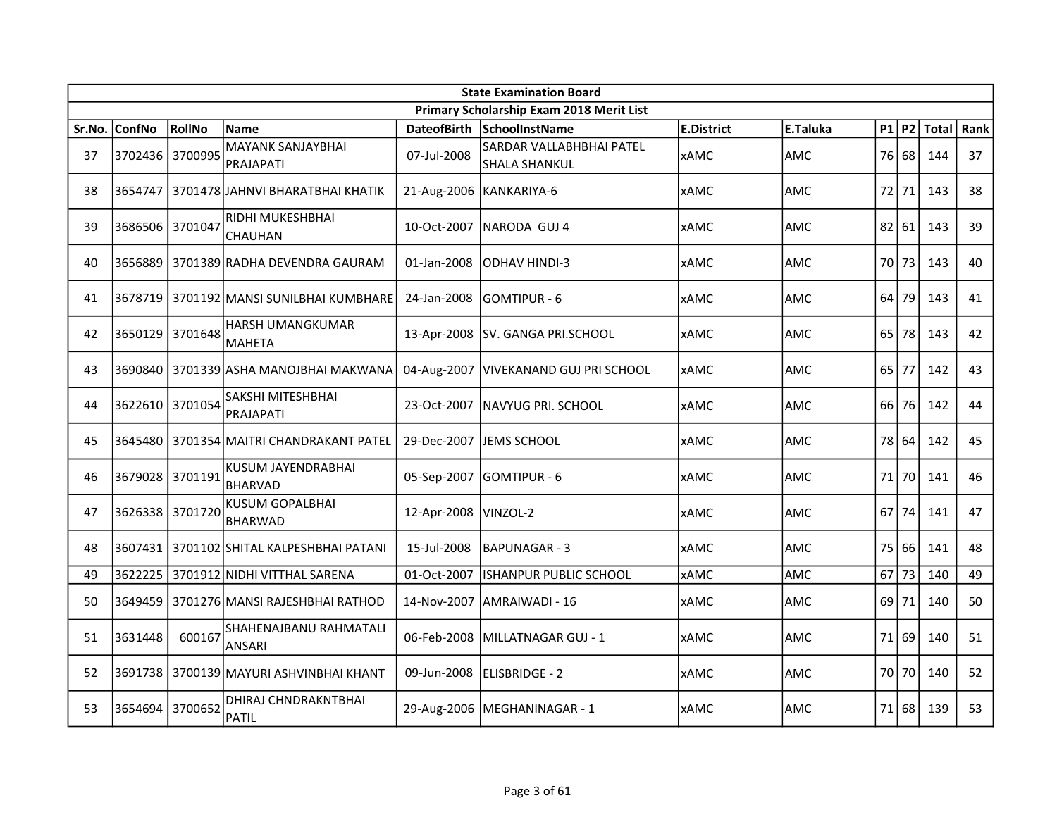| State Examination Board | | | | | | | | | | | |
|---|---|---|---|---|---|---|---|---|---|---|---|
| Primary Scholarship Exam 2018 Merit List | | | | | | | | | | | |
| Sr.No. | ConfNo | RollNo | Name | DateofBirth | SchoolInstName | E.District | E.Taluka | P1 | P2 | Total | Rank |
| 37 | 3702436 | 3700995 | MAYANK SANJAYBHAI PRAJAPATI | 07-Jul-2008 | SARDAR VALLABHBHAI PATEL SHALA SHANKUL | xAMC | AMC | 76 | 68 | 144 | 37 |
| 38 | 3654747 | 3701478 | JAHNVI BHARATBHAI KHATIK | 21-Aug-2006 | KANKARIYA-6 | xAMC | AMC | 72 | 71 | 143 | 38 |
| 39 | 3686506 | 3701047 | RIDHI MUKESHBHAI CHAUHAN | 10-Oct-2007 | NARODA GUJ 4 | xAMC | AMC | 82 | 61 | 143 | 39 |
| 40 | 3656889 | 3701389 | RADHA DEVENDRA GAURAM | 01-Jan-2008 | ODHAV HINDI-3 | xAMC | AMC | 70 | 73 | 143 | 40 |
| 41 | 3678719 | 3701192 | MANSI SUNILBHAI KUMBHARE | 24-Jan-2008 | GOMTIPUR - 6 | xAMC | AMC | 64 | 79 | 143 | 41 |
| 42 | 3650129 | 3701648 | HARSH UMANGKUMAR MAHETA | 13-Apr-2008 | SV. GANGA PRI.SCHOOL | xAMC | AMC | 65 | 78 | 143 | 42 |
| 43 | 3690840 | 3701339 | ASHA MANOJBHAI MAKWANA | 04-Aug-2007 | VIVEKANAND GUJ PRI SCHOOL | xAMC | AMC | 65 | 77 | 142 | 43 |
| 44 | 3622610 | 3701054 | SAKSHI MITESHBHAI PRAJAPATI | 23-Oct-2007 | NAVYUG PRI. SCHOOL | xAMC | AMC | 66 | 76 | 142 | 44 |
| 45 | 3645480 | 3701354 | MAITRI CHANDRAKANT PATEL | 29-Dec-2007 | JEMS SCHOOL | xAMC | AMC | 78 | 64 | 142 | 45 |
| 46 | 3679028 | 3701191 | KUSUM JAYENDRABHAI BHARVAD | 05-Sep-2007 | GOMTIPUR - 6 | xAMC | AMC | 71 | 70 | 141 | 46 |
| 47 | 3626338 | 3701720 | KUSUM GOPALBHAI BHARWAD | 12-Apr-2008 | VINZOL-2 | xAMC | AMC | 67 | 74 | 141 | 47 |
| 48 | 3607431 | 3701102 | SHITAL KALPESHBHAI PATANI | 15-Jul-2008 | BAPUNAGAR - 3 | xAMC | AMC | 75 | 66 | 141 | 48 |
| 49 | 3622225 | 3701912 | NIDHI VITTHAL SARENA | 01-Oct-2007 | ISHANPUR PUBLIC SCHOOL | xAMC | AMC | 67 | 73 | 140 | 49 |
| 50 | 3649459 | 3701276 | MANSI RAJESHBHAI RATHOD | 14-Nov-2007 | AMRAIWADI - 16 | xAMC | AMC | 69 | 71 | 140 | 50 |
| 51 | 3631448 | 600167 | SHAHENAJBANU RAHMATALI ANSARI | 06-Feb-2008 | MILLATNAGAR GUJ - 1 | xAMC | AMC | 71 | 69 | 140 | 51 |
| 52 | 3691738 | 3700139 | MAYURI ASHVINBHAI KHANT | 09-Jun-2008 | ELISBRIDGE - 2 | xAMC | AMC | 70 | 70 | 140 | 52 |
| 53 | 3654694 | 3700652 | DHIRAJ CHNDRAKNTBHAI PATIL | 29-Aug-2006 | MEGHANINAGAR - 1 | xAMC | AMC | 71 | 68 | 139 | 53 |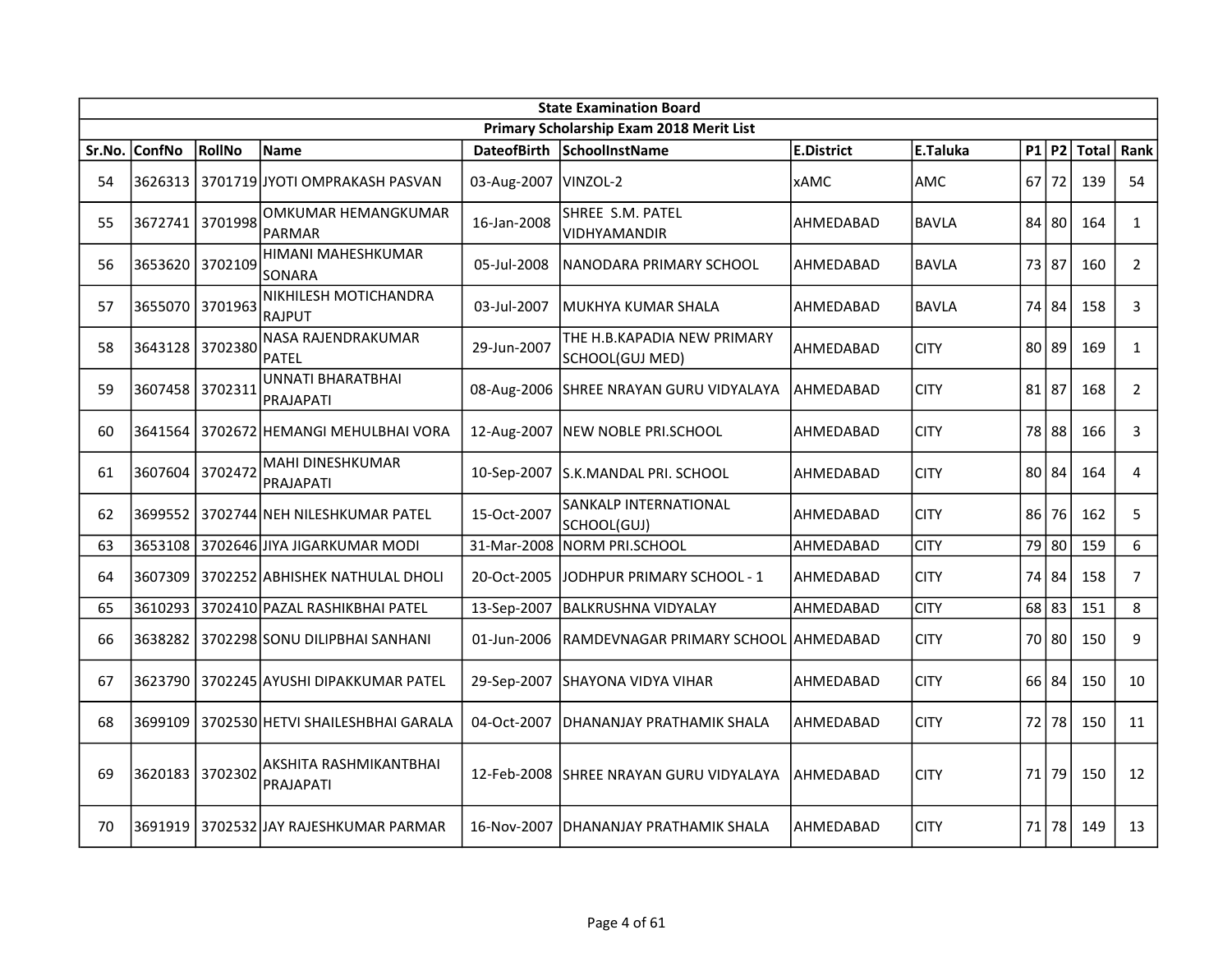| State Examination Board | | | | | | | | | | | | |
|---|---|---|---|---|---|---|---|---|---|---|---|---|
| Primary Scholarship Exam 2018 Merit List | | | | | | | | | | | | |
| Sr.No. | ConfNo | RollNo | Name | DateofBirth | SchoolInstName | E.District | E.Taluka | P1 | P2 | Total | Rank |
| 54 | 3626313 | 3701719 | JYOTI OMPRAKASH PASVAN | 03-Aug-2007 | VINZOL-2 | xAMC | AMC | 67 | 72 | 139 | 54 |
| 55 | 3672741 | 3701998 | OMKUMAR HEMANGKUMAR PARMAR | 16-Jan-2008 | SHREE S.M. PATEL VIDHYAMANDIR | AHMEDABAD | BAVLA | 84 | 80 | 164 | 1 |
| 56 | 3653620 | 3702109 | HIMANI MAHESHKUMAR SONARA | 05-Jul-2008 | NANODARA PRIMARY SCHOOL | AHMEDABAD | BAVLA | 73 | 87 | 160 | 2 |
| 57 | 3655070 | 3701963 | NIKHILESH MOTICHANDRA RAJPUT | 03-Jul-2007 | MUKHYA KUMAR SHALA | AHMEDABAD | BAVLA | 74 | 84 | 158 | 3 |
| 58 | 3643128 | 3702380 | NASA RAJENDRAKUMAR PATEL | 29-Jun-2007 | THE H.B.KAPADIA NEW PRIMARY SCHOOL(GUJ MED) | AHMEDABAD | CITY | 80 | 89 | 169 | 1 |
| 59 | 3607458 | 3702311 | UNNATI BHARATBHAI PRAJAPATI | 08-Aug-2006 | SHREE NRAYAN GURU VIDYALAYA | AHMEDABAD | CITY | 81 | 87 | 168 | 2 |
| 60 | 3641564 | 3702672 | HEMANGI MEHULBHAI VORA | 12-Aug-2007 | NEW NOBLE PRI.SCHOOL | AHMEDABAD | CITY | 78 | 88 | 166 | 3 |
| 61 | 3607604 | 3702472 | MAHI DINESHKUMAR PRAJAPATI | 10-Sep-2007 | S.K.MANDAL PRI. SCHOOL | AHMEDABAD | CITY | 80 | 84 | 164 | 4 |
| 62 | 3699552 | 3702744 | NEH NILESHKUMAR PATEL | 15-Oct-2007 | SANKALP INTERNATIONAL SCHOOL(GUJ) | AHMEDABAD | CITY | 86 | 76 | 162 | 5 |
| 63 | 3653108 | 3702646 | JIYA JIGARKUMAR MODI | 31-Mar-2008 | NORM PRI.SCHOOL | AHMEDABAD | CITY | 79 | 80 | 159 | 6 |
| 64 | 3607309 | 3702252 | ABHISHEK NATHULAL DHOLI | 20-Oct-2005 | JODHPUR PRIMARY SCHOOL - 1 | AHMEDABAD | CITY | 74 | 84 | 158 | 7 |
| 65 | 3610293 | 3702410 | PAZAL RASHIKBHAI PATEL | 13-Sep-2007 | BALKRUSHNA VIDYALAY | AHMEDABAD | CITY | 68 | 83 | 151 | 8 |
| 66 | 3638282 | 3702298 | SONU DILIPBHAI SANHANI | 01-Jun-2006 | RAMDEVNAGAR PRIMARY SCHOOL | AHMEDABAD | CITY | 70 | 80 | 150 | 9 |
| 67 | 3623790 | 3702245 | AYUSHI DIPAKKUMAR PATEL | 29-Sep-2007 | SHAYONA VIDYA VIHAR | AHMEDABAD | CITY | 66 | 84 | 150 | 10 |
| 68 | 3699109 | 3702530 | HETVI SHAILESHBHAI GARALA | 04-Oct-2007 | DHANANJAY PRATHAMIK SHALA | AHMEDABAD | CITY | 72 | 78 | 150 | 11 |
| 69 | 3620183 | 3702302 | AKSHITA RASHMIKANTBHAI PRAJAPATI | 12-Feb-2008 | SHREE NRAYAN GURU VIDYALAYA | AHMEDABAD | CITY | 71 | 79 | 150 | 12 |
| 70 | 3691919 | 3702532 | JAY RAJESHKUMAR PARMAR | 16-Nov-2007 | DHANANJAY PRATHAMIK SHALA | AHMEDABAD | CITY | 71 | 78 | 149 | 13 |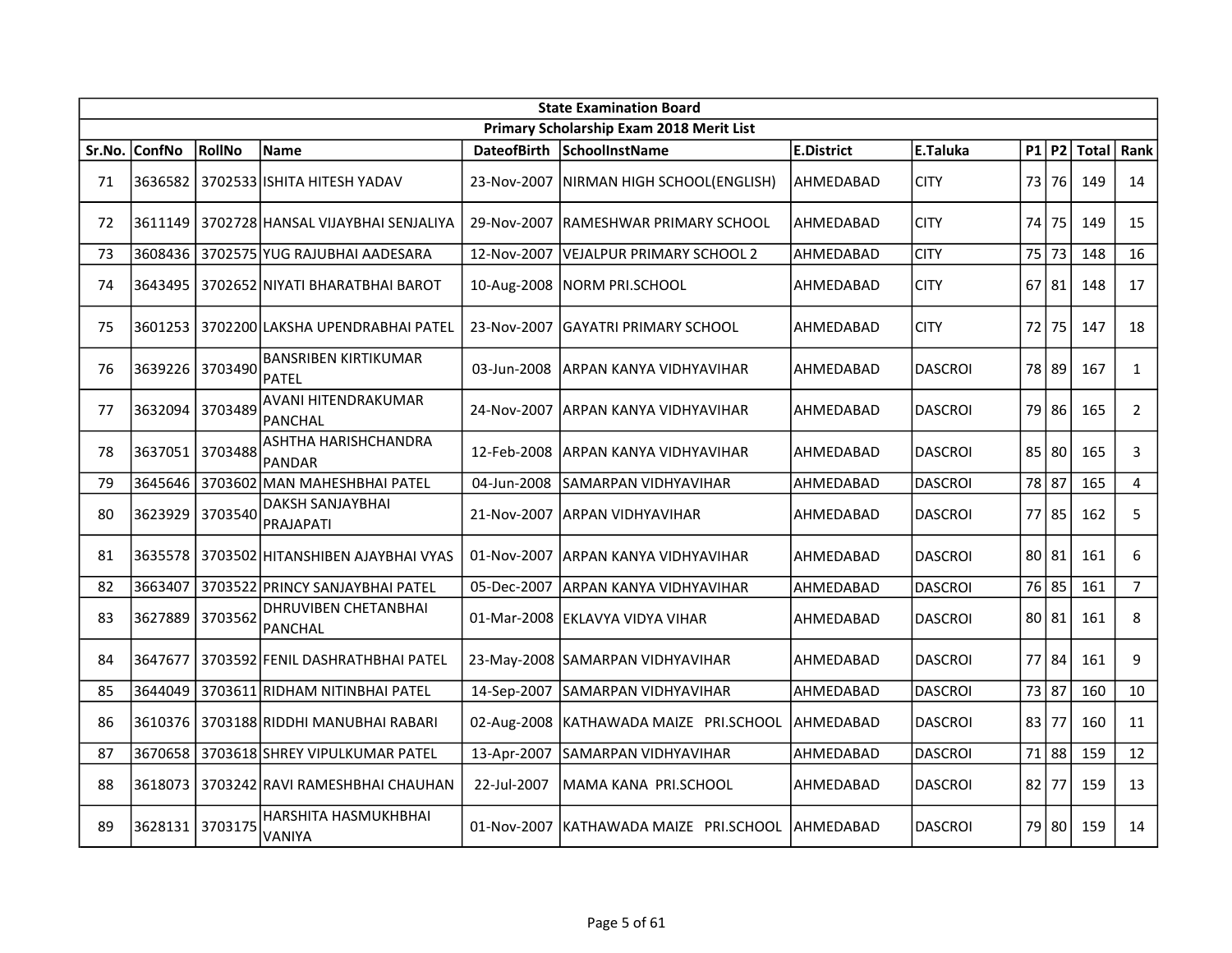| State Examination Board | | | | | | | | | | | |
|---|---|---|---|---|---|---|---|---|---|---|---|
| Primary Scholarship Exam 2018 Merit List | | | | | | | | | | | |
| Sr.No. | ConfNo | RollNo | Name | DateofBirth | SchoolInstName | E.District | E.Taluka | P1 | P2 | Total | Rank |
| 71 | 3636582 | 3702533 | ISHITA HITESH YADAV | 23-Nov-2007 | NIRMAN HIGH SCHOOL(ENGLISH) | AHMEDABAD | CITY | 73 | 76 | 149 | 14 |
| 72 | 3611149 | 3702728 | HANSAL VIJAYBHAI SENJALIYA | 29-Nov-2007 | RAMESHWAR PRIMARY SCHOOL | AHMEDABAD | CITY | 74 | 75 | 149 | 15 |
| 73 | 3608436 | 3702575 | YUG RAJUBHAI AADESARA | 12-Nov-2007 | VEJALPUR PRIMARY SCHOOL 2 | AHMEDABAD | CITY | 75 | 73 | 148 | 16 |
| 74 | 3643495 | 3702652 | NIYATI BHARATBHAI BAROT | 10-Aug-2008 | NORM PRI.SCHOOL | AHMEDABAD | CITY | 67 | 81 | 148 | 17 |
| 75 | 3601253 | 3702200 | LAKSHA UPENDRABHAI PATEL | 23-Nov-2007 | GAYATRI PRIMARY SCHOOL | AHMEDABAD | CITY | 72 | 75 | 147 | 18 |
| 76 | 3639226 | 3703490 | BANSRIBEN KIRTIKUMAR PATEL | 03-Jun-2008 | ARPAN KANYA VIDHYAVIHAR | AHMEDABAD | DASCROI | 78 | 89 | 167 | 1 |
| 77 | 3632094 | 3703489 | AVANI HITENDRAKUMAR PANCHAL | 24-Nov-2007 | ARPAN KANYA VIDHYAVIHAR | AHMEDABAD | DASCROI | 79 | 86 | 165 | 2 |
| 78 | 3637051 | 3703488 | ASHTHA HARISHCHANDRA PANDAR | 12-Feb-2008 | ARPAN KANYA VIDHYAVIHAR | AHMEDABAD | DASCROI | 85 | 80 | 165 | 3 |
| 79 | 3645646 | 3703602 | MAN MAHESHBHAI PATEL | 04-Jun-2008 | SAMARPAN VIDHYAVIHAR | AHMEDABAD | DASCROI | 78 | 87 | 165 | 4 |
| 80 | 3623929 | 3703540 | DAKSH SANJAYBHAI PRAJAPATI | 21-Nov-2007 | ARPAN VIDHYAVIHAR | AHMEDABAD | DASCROI | 77 | 85 | 162 | 5 |
| 81 | 3635578 | 3703502 | HITANSHIBEN AJAYBHAI VYAS | 01-Nov-2007 | ARPAN KANYA VIDHYAVIHAR | AHMEDABAD | DASCROI | 80 | 81 | 161 | 6 |
| 82 | 3663407 | 3703522 | PRINCY SANJAYBHAI PATEL | 05-Dec-2007 | ARPAN KANYA VIDHYAVIHAR | AHMEDABAD | DASCROI | 76 | 85 | 161 | 7 |
| 83 | 3627889 | 3703562 | DHRUVIBEN CHETANBHAI PANCHAL | 01-Mar-2008 | EKLAVYA VIDYA VIHAR | AHMEDABAD | DASCROI | 80 | 81 | 161 | 8 |
| 84 | 3647677 | 3703592 | FENIL DASHRATHBHAI PATEL | 23-May-2008 | SAMARPAN VIDHYAVIHAR | AHMEDABAD | DASCROI | 77 | 84 | 161 | 9 |
| 85 | 3644049 | 3703611 | RIDHAM NITINBHAI PATEL | 14-Sep-2007 | SAMARPAN VIDHYAVIHAR | AHMEDABAD | DASCROI | 73 | 87 | 160 | 10 |
| 86 | 3610376 | 3703188 | RIDDHI MANUBHAI RABARI | 02-Aug-2008 | KATHAWADA MAIZE PRI.SCHOOL | AHMEDABAD | DASCROI | 83 | 77 | 160 | 11 |
| 87 | 3670658 | 3703618 | SHREY VIPULKUMAR PATEL | 13-Apr-2007 | SAMARPAN VIDHYAVIHAR | AHMEDABAD | DASCROI | 71 | 88 | 159 | 12 |
| 88 | 3618073 | 3703242 | RAVI RAMESHBHAI CHAUHAN | 22-Jul-2007 | MAMA KANA PRI.SCHOOL | AHMEDABAD | DASCROI | 82 | 77 | 159 | 13 |
| 89 | 3628131 | 3703175 | HARSHITA HASMUKHBHAI VANIYA | 01-Nov-2007 | KATHAWADA MAIZE PRI.SCHOOL | AHMEDABAD | DASCROI | 79 | 80 | 159 | 14 |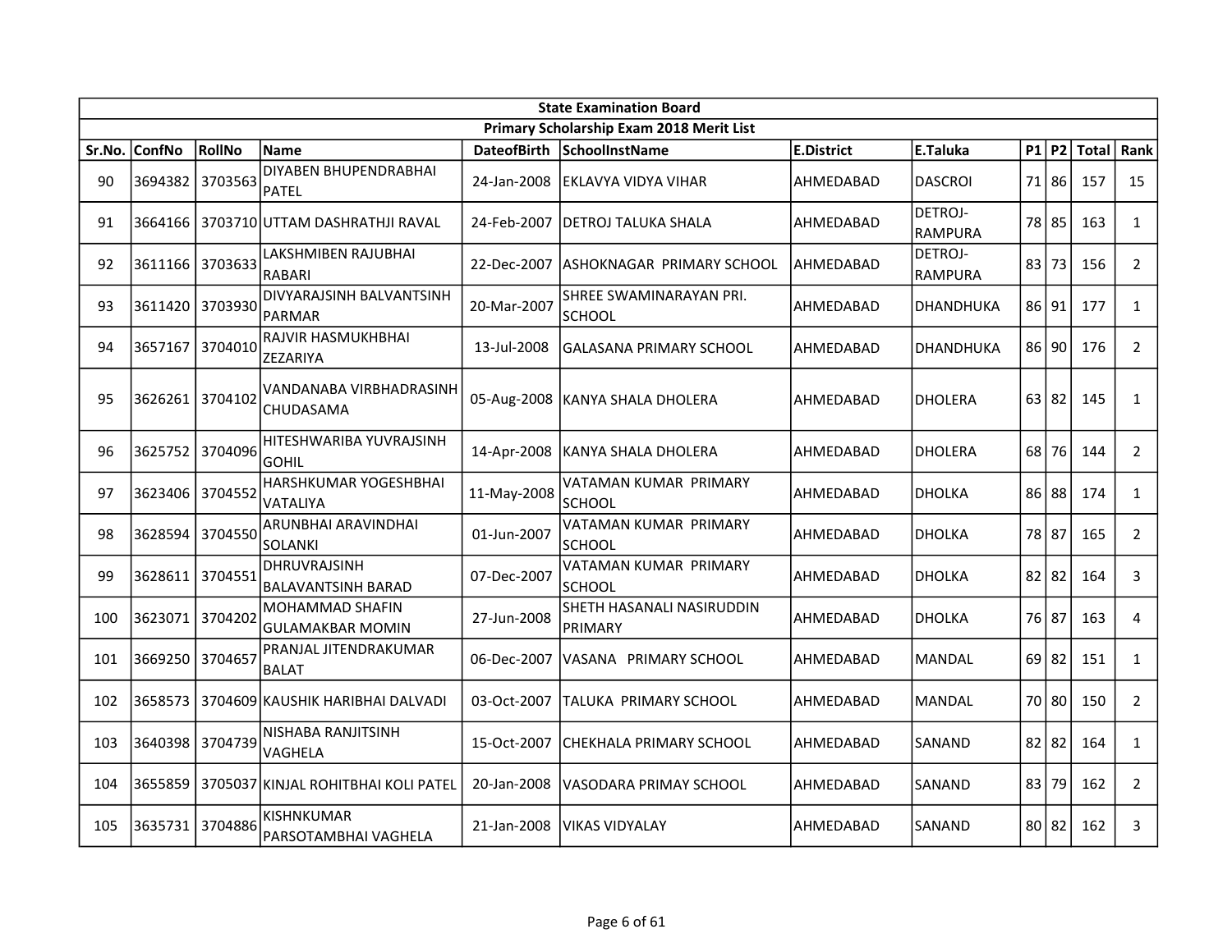| State Examination Board | | | | | | | | | | | |
|---|---|---|---|---|---|---|---|---|---|---|---|
| Primary Scholarship Exam 2018 Merit List | | | | | | | | | | | |
| Sr.No. | ConfNo | RollNo | Name | DateofBirth | SchoolInstName | E.District | E.Taluka | P1 | P2 | Total | Rank |
| 90 | 3694382 | 3703563 | DIYABEN BHUPENDRABHAI PATEL | 24-Jan-2008 | EKLAVYA VIDYA VIHAR | AHMEDABAD | DASCROI | 71 | 86 | 157 | 15 |
| 91 | 3664166 | 3703710 | UTTAM DASHRATHJI RAVAL | 24-Feb-2007 | DETROJ TALUKA SHALA | AHMEDABAD | DETROJ-RAMPURA | 78 | 85 | 163 | 1 |
| 92 | 3611166 | 3703633 | LAKSHMIBEN RAJUBHAI RABARI | 22-Dec-2007 | ASHOKNAGAR PRIMARY SCHOOL | AHMEDABAD | DETROJ-RAMPURA | 83 | 73 | 156 | 2 |
| 93 | 3611420 | 3703930 | DIVYARAJSINH BALVANTSINH PARMAR | 20-Mar-2007 | SHREE SWAMINARAYAN PRI. SCHOOL | AHMEDABAD | DHANDHUKA | 86 | 91 | 177 | 1 |
| 94 | 3657167 | 3704010 | RAJVIR HASMUKHBHAI ZEZARIYA | 13-Jul-2008 | GALASANA PRIMARY SCHOOL | AHMEDABAD | DHANDHUKA | 86 | 90 | 176 | 2 |
| 95 | 3626261 | 3704102 | VANDANABA VIRBHADRASINH CHUDASAMA | 05-Aug-2008 | KANYA SHALA DHOLERA | AHMEDABAD | DHOLERA | 63 | 82 | 145 | 1 |
| 96 | 3625752 | 3704096 | HITESHWARIBA YUVRAJSINH GOHIL | 14-Apr-2008 | KANYA SHALA DHOLERA | AHMEDABAD | DHOLERA | 68 | 76 | 144 | 2 |
| 97 | 3623406 | 3704552 | HARSHKUMAR YOGESHBHAI VATALIYA | 11-May-2008 | VATAMAN KUMAR PRIMARY SCHOOL | AHMEDABAD | DHOLKA | 86 | 88 | 174 | 1 |
| 98 | 3628594 | 3704550 | ARUNBHAI ARAVINDHAI SOLANKI | 01-Jun-2007 | VATAMAN KUMAR PRIMARY SCHOOL | AHMEDABAD | DHOLKA | 78 | 87 | 165 | 2 |
| 99 | 3628611 | 3704551 | DHRUVRAJSINH BALAVANTSINH BARAD | 07-Dec-2007 | VATAMAN KUMAR PRIMARY SCHOOL | AHMEDABAD | DHOLKA | 82 | 82 | 164 | 3 |
| 100 | 3623071 | 3704202 | MOHAMMAD SHAFIN GULAMAKBAR MOMIN | 27-Jun-2008 | SHETH HASANALI NASIRUDDIN PRIMARY | AHMEDABAD | DHOLKA | 76 | 87 | 163 | 4 |
| 101 | 3669250 | 3704657 | PRANJAL JITENDRAKUMAR BALAT | 06-Dec-2007 | VASANA PRIMARY SCHOOL | AHMEDABAD | MANDAL | 69 | 82 | 151 | 1 |
| 102 | 3658573 | 3704609 | KAUSHIK HARIBHAI DALVADI | 03-Oct-2007 | TALUKA PRIMARY SCHOOL | AHMEDABAD | MANDAL | 70 | 80 | 150 | 2 |
| 103 | 3640398 | 3704739 | NISHABA RANJITSINH VAGHELA | 15-Oct-2007 | CHEKHALA PRIMARY SCHOOL | AHMEDABAD | SANAND | 82 | 82 | 164 | 1 |
| 104 | 3655859 | 3705037 | KINJAL ROHITBHAI KOLI PATEL | 20-Jan-2008 | VASODARA PRIMAY SCHOOL | AHMEDABAD | SANAND | 83 | 79 | 162 | 2 |
| 105 | 3635731 | 3704886 | KISHNKUMAR PARSOTAMBHAI VAGHELA | 21-Jan-2008 | VIKAS VIDYALAY | AHMEDABAD | SANAND | 80 | 82 | 162 | 3 |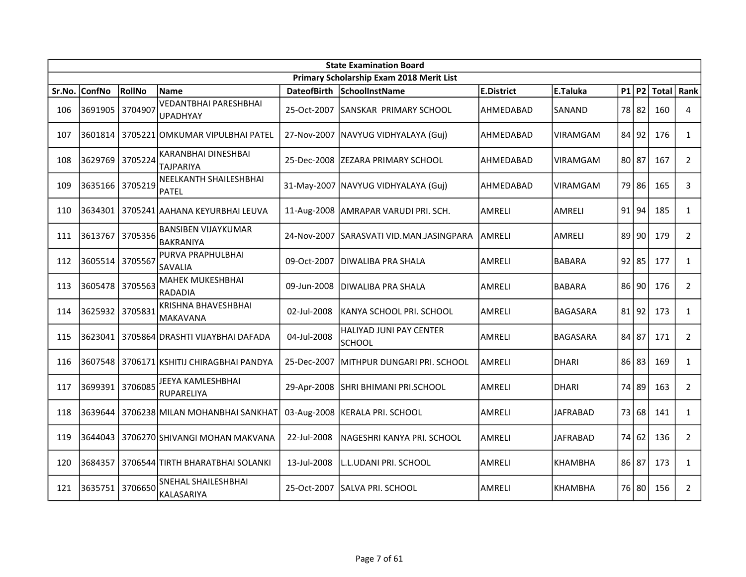| State Examination Board | | | | | | | | | | | |
|---|---|---|---|---|---|---|---|---|---|---|---|
| Primary Scholarship Exam 2018 Merit List | | | | | | | | | | | |
| Sr.No. | ConfNo | RollNo | Name | DateofBirth | SchoolInstName | E.District | E.Taluka | P1 | P2 | Total | Rank |
| 106 | 3691905 | 3704907 | VEDANTBHAI PARESHBHAI UPADHYAY | 25-Oct-2007 | SANSKAR PRIMARY SCHOOL | AHMEDABAD | SANAND | 78 | 82 | 160 | 4 |
| 107 | 3601814 | 3705221 | OMKUMAR VIPULBHAI PATEL | 27-Nov-2007 | NAVYUG VIDHYALAYA (Guj) | AHMEDABAD | VIRAMGAM | 84 | 92 | 176 | 1 |
| 108 | 3629769 | 3705224 | KARANBHAI DINESHBAI TAJPARIYA | 25-Dec-2008 | ZEZARA PRIMARY SCHOOL | AHMEDABAD | VIRAMGAM | 80 | 87 | 167 | 2 |
| 109 | 3635166 | 3705219 | NEELKANTH SHAILESHBHAI PATEL | 31-May-2007 | NAVYUG VIDHYALAYA (Guj) | AHMEDABAD | VIRAMGAM | 79 | 86 | 165 | 3 |
| 110 | 3634301 | 3705241 | AAHANA KEYURBHAI LEUVA | 11-Aug-2008 | AMRAPAR VARUDI PRI. SCH. | AMRELI | AMRELI | 91 | 94 | 185 | 1 |
| 111 | 3613767 | 3705356 | BANSIBEN VIJAYKUMAR BAKRANIYA | 24-Nov-2007 | SARASVATI VID.MAN.JASINGPARA | AMRELI | AMRELI | 89 | 90 | 179 | 2 |
| 112 | 3605514 | 3705567 | PURVA PRAPHULBHAI SAVALIA | 09-Oct-2007 | DIWALIBA PRA SHALA | AMRELI | BABARA | 92 | 85 | 177 | 1 |
| 113 | 3605478 | 3705563 | MAHEK MUKESHBHAI RADADIA | 09-Jun-2008 | DIWALIBA PRA SHALA | AMRELI | BABARA | 86 | 90 | 176 | 2 |
| 114 | 3625932 | 3705831 | KRISHNA BHAVESHBHAI MAKAVANA | 02-Jul-2008 | KANYA SCHOOL PRI. SCHOOL | AMRELI | BAGASARA | 81 | 92 | 173 | 1 |
| 115 | 3623041 | 3705864 | DRASHTI VIJAYBHAI DAFADA | 04-Jul-2008 | HALIYAD JUNI PAY CENTER SCHOOL | AMRELI | BAGASARA | 84 | 87 | 171 | 2 |
| 116 | 3607548 | 3706171 | KSHITIJ CHIRAGBHAI PANDYA | 25-Dec-2007 | MITHPUR DUNGARI PRI. SCHOOL | AMRELI | DHARI | 86 | 83 | 169 | 1 |
| 117 | 3699391 | 3706085 | JEEYA KAMLESHBHAI RUPARELIYA | 29-Apr-2008 | SHRI BHIMANI PRI.SCHOOL | AMRELI | DHARI | 74 | 89 | 163 | 2 |
| 118 | 3639644 | 3706238 | MILAN MOHANBHAI SANKHAT | 03-Aug-2008 | KERALA PRI. SCHOOL | AMRELI | JAFRABAD | 73 | 68 | 141 | 1 |
| 119 | 3644043 | 3706270 | SHIVANGI MOHAN MAKVANA | 22-Jul-2008 | NAGESHRI KANYA PRI. SCHOOL | AMRELI | JAFRABAD | 74 | 62 | 136 | 2 |
| 120 | 3684357 | 3706544 | TIRTH BHARATBHAI SOLANKI | 13-Jul-2008 | L.L.UDANI PRI. SCHOOL | AMRELI | KHAMBHA | 86 | 87 | 173 | 1 |
| 121 | 3635751 | 3706650 | SNEHAL SHAILESHBHAI KALASARIYA | 25-Oct-2007 | SALVA PRI. SCHOOL | AMRELI | KHAMBHA | 76 | 80 | 156 | 2 |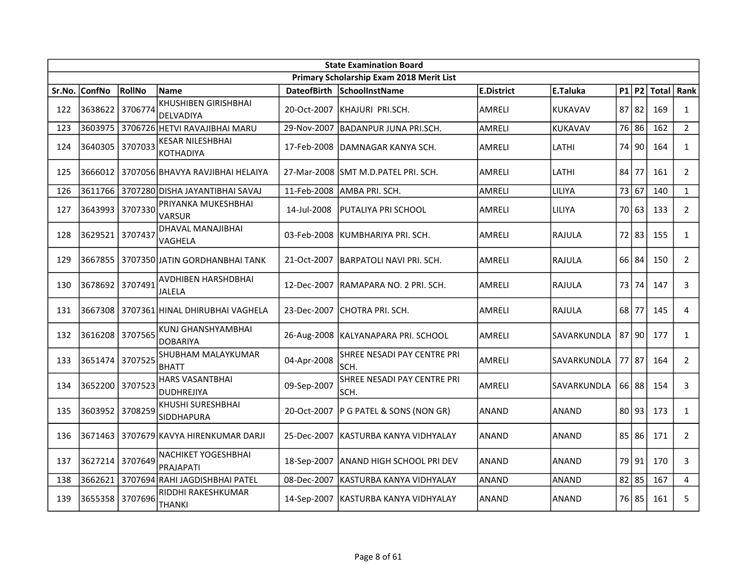| State Examination Board | | | | | | | | | | | |
|---|---|---|---|---|---|---|---|---|---|---|---|
| Primary Scholarship Exam 2018 Merit List | | | | | | | | | | | |
| Sr.No. | ConfNo | RollNo | Name | DateofBirth | SchoolInstName | E.District | E.Taluka | P1 | P2 | Total | Rank |
| 122 | 3638622 | 3706774 | KHUSHIBEN GIRISHBHAI DELVADIYA | 20-Oct-2007 | KHAJURI PRI.SCH. | AMRELI | KUKAVAV | 87 | 82 | 169 | 1 |
| 123 | 3603975 | 3706726 | HETVI RAVAJIBHAI MARU | 29-Nov-2007 | BADANPUR JUNA PRI.SCH. | AMRELI | KUKAVAV | 76 | 86 | 162 | 2 |
| 124 | 3640305 | 3707033 | KESAR NILESHBHAI KOTHADIYA | 17-Feb-2008 | DAMNAGAR KANYA SCH. | AMRELI | LATHI | 74 | 90 | 164 | 1 |
| 125 | 3666012 | 3707056 | BHAVYA RAVJIBHAI HELAIYA | 27-Mar-2008 | SMT M.D.PATEL PRI. SCH. | AMRELI | LATHI | 84 | 77 | 161 | 2 |
| 126 | 3611766 | 3707280 | DISHA JAYANTIBHAI SAVAJ | 11-Feb-2008 | AMBA PRI. SCH. | AMRELI | LILIYA | 73 | 67 | 140 | 1 |
| 127 | 3643993 | 3707330 | PRIYANKA MUKESHBHAI VARSUR | 14-Jul-2008 | PUTALIYA PRI SCHOOL | AMRELI | LILIYA | 70 | 63 | 133 | 2 |
| 128 | 3629521 | 3707437 | DHAVAL MANAJIBHAI VAGHELA | 03-Feb-2008 | KUMBHARIYA PRI. SCH. | AMRELI | RAJULA | 72 | 83 | 155 | 1 |
| 129 | 3667855 | 3707350 | JATIN GORDHANBHAI TANK | 21-Oct-2007 | BARPATOLI NAVI PRI. SCH. | AMRELI | RAJULA | 66 | 84 | 150 | 2 |
| 130 | 3678692 | 3707491 | AVDHIBEN HARSHDBHAI JALELA | 12-Dec-2007 | RAMAPARA NO. 2 PRI. SCH. | AMRELI | RAJULA | 73 | 74 | 147 | 3 |
| 131 | 3667308 | 3707361 | HINAL DHIRUBHAI VAGHELA | 23-Dec-2007 | CHOTRA PRI. SCH. | AMRELI | RAJULA | 68 | 77 | 145 | 4 |
| 132 | 3616208 | 3707565 | KUNJ GHANSHYAMBHAI DOBARIYA | 26-Aug-2008 | KALYANAPARA PRI. SCHOOL | AMRELI | SAVARKUNDLA | 87 | 90 | 177 | 1 |
| 133 | 3651474 | 3707525 | SHUBHAM MALAYKUMAR BHATT | 04-Apr-2008 | SHREE NESADI PAY CENTRE PRI SCH. | AMRELI | SAVARKUNDLA | 77 | 87 | 164 | 2 |
| 134 | 3652200 | 3707523 | HARS VASANTBHAI DUDHREJIYA | 09-Sep-2007 | SHREE NESADI PAY CENTRE PRI SCH. | AMRELI | SAVARKUNDLA | 66 | 88 | 154 | 3 |
| 135 | 3603952 | 3708259 | KHUSHI SURESHBHAI SIDDHAPURA | 20-Oct-2007 | P G PATEL & SONS (NON GR) | ANAND | ANAND | 80 | 93 | 173 | 1 |
| 136 | 3671463 | 3707679 | KAVYA HIRENKUMAR DARJI | 25-Dec-2007 | KASTURBA KANYA VIDHYALAY | ANAND | ANAND | 85 | 86 | 171 | 2 |
| 137 | 3627214 | 3707649 | NACHIKET YOGESHBHAI PRAJAPATI | 18-Sep-2007 | ANAND HIGH SCHOOL PRI DEV | ANAND | ANAND | 79 | 91 | 170 | 3 |
| 138 | 3662621 | 3707694 | RAHI JAGDISHBHAI PATEL | 08-Dec-2007 | KASTURBA KANYA VIDHYALAY | ANAND | ANAND | 82 | 85 | 167 | 4 |
| 139 | 3655358 | 3707696 | RIDDHI RAKESHKUMAR THANKI | 14-Sep-2007 | KASTURBA KANYA VIDHYALAY | ANAND | ANAND | 76 | 85 | 161 | 5 |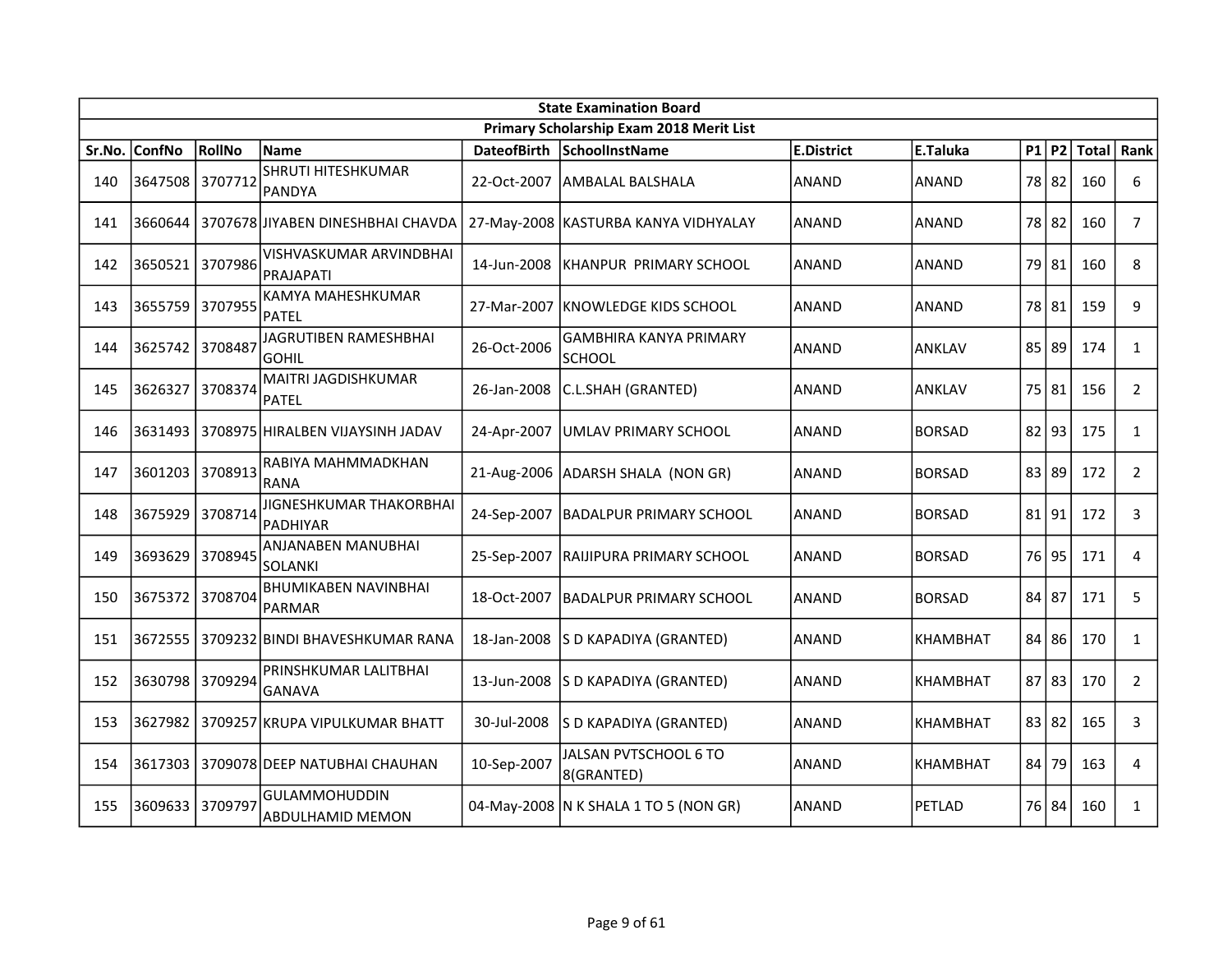| State Examination Board | | | | | | | | | | | |
|---|---|---|---|---|---|---|---|---|---|---|---|
| Primary Scholarship Exam 2018 Merit List | | | | | | | | | | | |
| Sr.No. | ConfNo | RollNo | Name | DateofBirth | SchoolInstName | E.District | E.Taluka | P1 | P2 | Total | Rank |
| 140 | 3647508 | 3707712 | SHRUTI HITESHKUMAR PANDYA | 22-Oct-2007 | AMBALAL BALSHALA | ANAND | ANAND | 78 | 82 | 160 | 6 |
| 141 | 3660644 | 3707678 | JIYABEN DINESHBHAI CHAVDA | 27-May-2008 | KASTURBA KANYA VIDHYALAY | ANAND | ANAND | 78 | 82 | 160 | 7 |
| 142 | 3650521 | 3707986 | VISHVASKUMAR ARVINDBHAI PRAJAPATI | 14-Jun-2008 | KHANPUR PRIMARY SCHOOL | ANAND | ANAND | 79 | 81 | 160 | 8 |
| 143 | 3655759 | 3707955 | KAMYA MAHESHKUMAR PATEL | 27-Mar-2007 | KNOWLEDGE KIDS SCHOOL | ANAND | ANAND | 78 | 81 | 159 | 9 |
| 144 | 3625742 | 3708487 | JAGRUTIBEN RAMESHBHAI GOHIL | 26-Oct-2006 | GAMBHIRA KANYA PRIMARY SCHOOL | ANAND | ANKLAV | 85 | 89 | 174 | 1 |
| 145 | 3626327 | 3708374 | MAITRI JAGDISHKUMAR PATEL | 26-Jan-2008 | C.L.SHAH (GRANTED) | ANAND | ANKLAV | 75 | 81 | 156 | 2 |
| 146 | 3631493 | 3708975 | HIRALBEN VIJAYSINH JADAV | 24-Apr-2007 | UMLAV PRIMARY SCHOOL | ANAND | BORSAD | 82 | 93 | 175 | 1 |
| 147 | 3601203 | 3708913 | RABIYA MAHMMADKHAN RANA | 21-Aug-2006 | ADARSH SHALA (NON GR) | ANAND | BORSAD | 83 | 89 | 172 | 2 |
| 148 | 3675929 | 3708714 | JIGNESHKUMAR THAKORBHAI PADHIYAR | 24-Sep-2007 | BADALPUR PRIMARY SCHOOL | ANAND | BORSAD | 81 | 91 | 172 | 3 |
| 149 | 3693629 | 3708945 | ANJANABEN MANUBHAI SOLANKI | 25-Sep-2007 | RAIJIPURA PRIMARY SCHOOL | ANAND | BORSAD | 76 | 95 | 171 | 4 |
| 150 | 3675372 | 3708704 | BHUMIKABEN NAVINBHAI PARMAR | 18-Oct-2007 | BADALPUR PRIMARY SCHOOL | ANAND | BORSAD | 84 | 87 | 171 | 5 |
| 151 | 3672555 | 3709232 | BINDI BHAVESHKUMAR RANA | 18-Jan-2008 | S D KAPADIYA (GRANTED) | ANAND | KHAMBHAT | 84 | 86 | 170 | 1 |
| 152 | 3630798 | 3709294 | PRINSHKUMAR LALITBHAI GANAVA | 13-Jun-2008 | S D KAPADIYA (GRANTED) | ANAND | KHAMBHAT | 87 | 83 | 170 | 2 |
| 153 | 3627982 | 3709257 | KRUPA VIPULKUMAR BHATT | 30-Jul-2008 | S D KAPADIYA (GRANTED) | ANAND | KHAMBHAT | 83 | 82 | 165 | 3 |
| 154 | 3617303 | 3709078 | DEEP NATUBHAI CHAUHAN | 10-Sep-2007 | JALSAN PVTSCHOOL 6 TO 8(GRANTED) | ANAND | KHAMBHAT | 84 | 79 | 163 | 4 |
| 155 | 3609633 | 3709797 | GULAMMOHUDDIN ABDULHAMID MEMON | 04-May-2008 | N K SHALA 1 TO 5 (NON GR) | ANAND | PETLAD | 76 | 84 | 160 | 1 |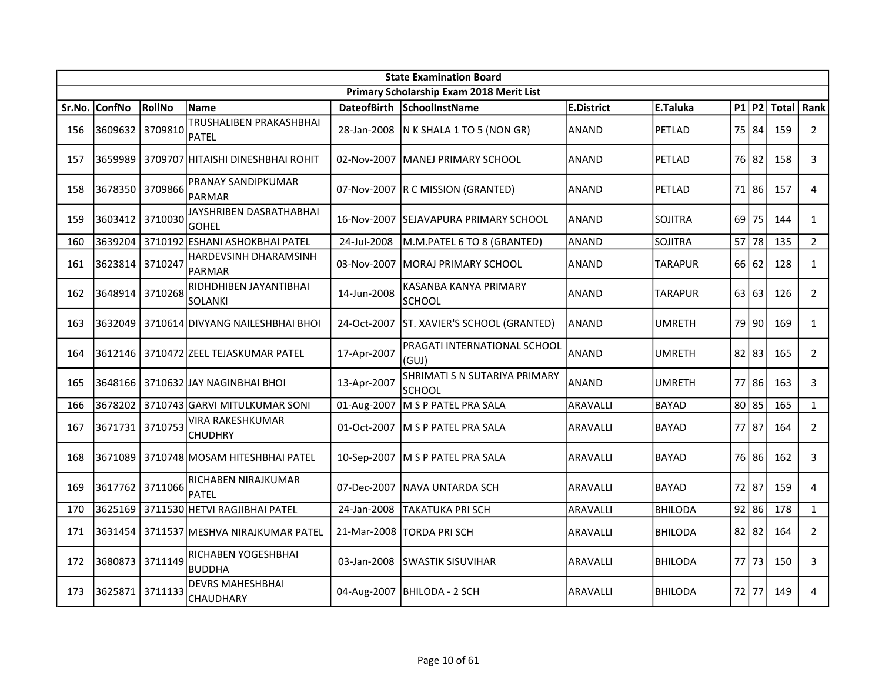| State Examination Board | | | | | | | | | | | | |
|---|---|---|---|---|---|---|---|---|---|---|---|---|
| Primary Scholarship Exam 2018 Merit List | | | | | | | | | | | | |
| Sr.No. | ConfNo | RollNo | Name | DateofBirth | SchoolInstName | E.District | E.Taluka | P1 | P2 | Total | Rank |
| 156 | 3609632 | 3709810 | TRUSHALIBEN PRAKASHBHAI PATEL | 28-Jan-2008 | N K SHALA 1 TO 5 (NON GR) | ANAND | PETLAD | 75 | 84 | 159 | 2 |
| 157 | 3659989 | 3709707 | HITAISHI DINESHBHAI ROHIT | 02-Nov-2007 | MANEJ PRIMARY SCHOOL | ANAND | PETLAD | 76 | 82 | 158 | 3 |
| 158 | 3678350 | 3709866 | PRANAY SANDIPKUMAR PARMAR | 07-Nov-2007 | R C MISSION (GRANTED) | ANAND | PETLAD | 71 | 86 | 157 | 4 |
| 159 | 3603412 | 3710030 | JAYSHRIBEN DASRATHABHAI GOHEL | 16-Nov-2007 | SEJAVAPURA PRIMARY SCHOOL | ANAND | SOJITRA | 69 | 75 | 144 | 1 |
| 160 | 3639204 | 3710192 | ESHANI ASHOKBHAI PATEL | 24-Jul-2008 | M.M.PATEL 6 TO 8 (GRANTED) | ANAND | SOJITRA | 57 | 78 | 135 | 2 |
| 161 | 3623814 | 3710247 | HARDEVSINH DHARAMSINH PARMAR | 03-Nov-2007 | MORAJ PRIMARY SCHOOL | ANAND | TARAPUR | 66 | 62 | 128 | 1 |
| 162 | 3648914 | 3710268 | RIDHDHIBEN JAYANTIBHAI SOLANKI | 14-Jun-2008 | KASANBA KANYA PRIMARY SCHOOL | ANAND | TARAPUR | 63 | 63 | 126 | 2 |
| 163 | 3632049 | 3710614 | DIVYANG NAILESHBHAI BHOI | 24-Oct-2007 | ST. XAVIER'S SCHOOL (GRANTED) | ANAND | UMRETH | 79 | 90 | 169 | 1 |
| 164 | 3612146 | 3710472 | ZEEL TEJASKUMAR PATEL | 17-Apr-2007 | PRAGATI INTERNATIONAL SCHOOL (GUJ) | ANAND | UMRETH | 82 | 83 | 165 | 2 |
| 165 | 3648166 | 3710632 | JAY NAGINBHAI BHOI | 13-Apr-2007 | SHRIMATI S N SUTARIYA PRIMARY SCHOOL | ANAND | UMRETH | 77 | 86 | 163 | 3 |
| 166 | 3678202 | 3710743 | GARVI MITULKUMAR SONI | 01-Aug-2007 | M S P PATEL PRA SALA | ARAVALLI | BAYAD | 80 | 85 | 165 | 1 |
| 167 | 3671731 | 3710753 | VIRA RAKESHKUMAR CHUDHRY | 01-Oct-2007 | M S P PATEL PRA SALA | ARAVALLI | BAYAD | 77 | 87 | 164 | 2 |
| 168 | 3671089 | 3710748 | MOSAM HITESHBHAI PATEL | 10-Sep-2007 | M S P PATEL PRA SALA | ARAVALLI | BAYAD | 76 | 86 | 162 | 3 |
| 169 | 3617762 | 3711066 | RICHABEN NIRAJKUMAR PATEL | 07-Dec-2007 | NAVA UNTARDA SCH | ARAVALLI | BAYAD | 72 | 87 | 159 | 4 |
| 170 | 3625169 | 3711530 | HETVI RAGJIBHAI PATEL | 24-Jan-2008 | TAKATUKA PRI SCH | ARAVALLI | BHILODA | 92 | 86 | 178 | 1 |
| 171 | 3631454 | 3711537 | MESHVA NIRAJKUMAR PATEL | 21-Mar-2008 | TORDA PRI SCH | ARAVALLI | BHILODA | 82 | 82 | 164 | 2 |
| 172 | 3680873 | 3711149 | RICHABEN YOGESHBHAI BUDDHA | 03-Jan-2008 | SWASTIK SISUVIHAR | ARAVALLI | BHILODA | 77 | 73 | 150 | 3 |
| 173 | 3625871 | 3711133 | DEVRS MAHESHBHAI CHAUDHARY | 04-Aug-2007 | BHILODA - 2 SCH | ARAVALLI | BHILODA | 72 | 77 | 149 | 4 |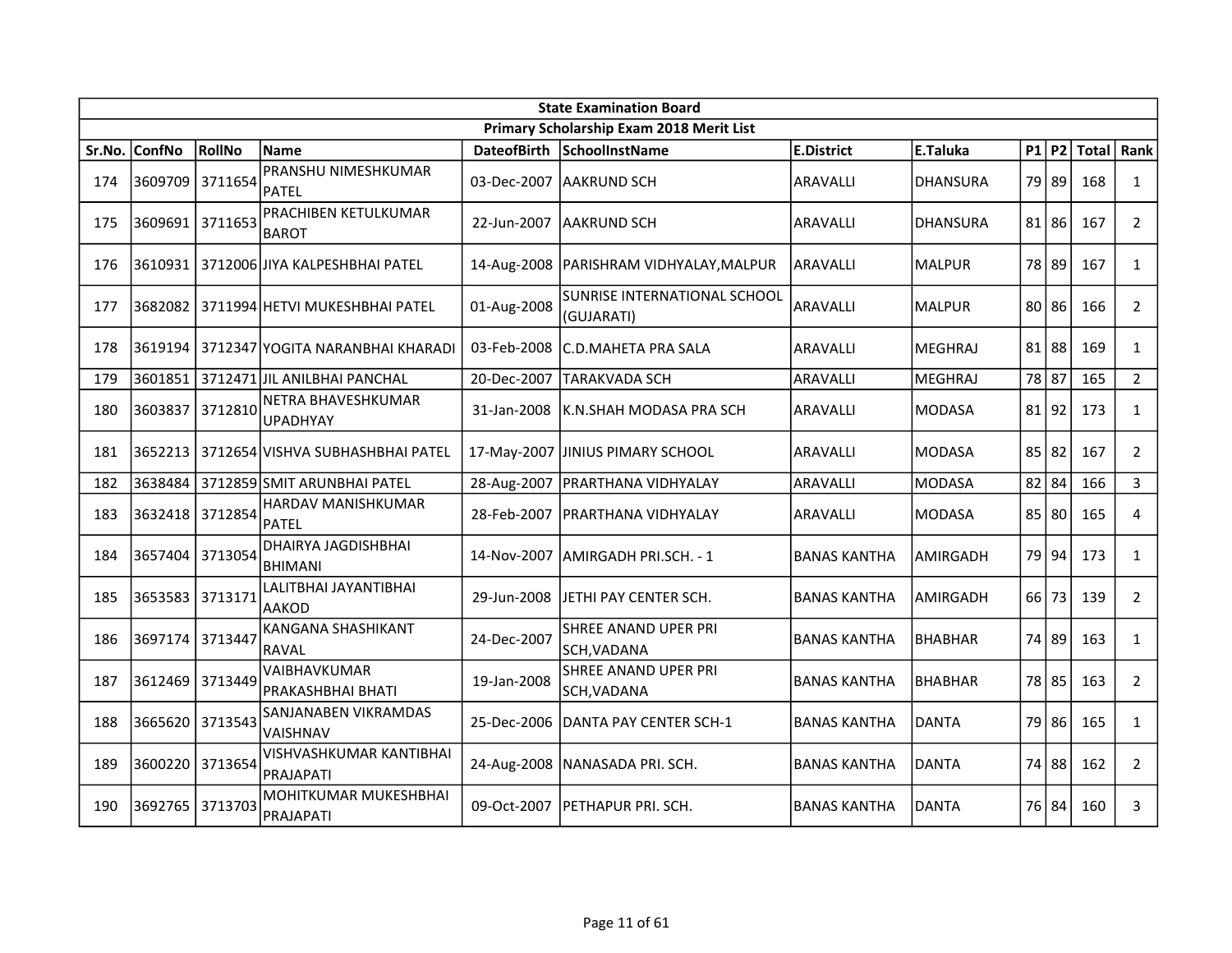| State Examination Board | | | | | | | | | | | | |
|---|---|---|---|---|---|---|---|---|---|---|---|---|
| **Primary Scholarship Exam 2018 Merit List** | | | | | | | | | | | | |
| **Sr.No.** | **ConfNo** | **RollNo** | **Name** | **DateofBirth** | **SchoolInstName** | **E.District** | **E.Taluka** | **P1** | **P2** | **Total** | **Rank** |
| 174 | 3609709 | 3711654 | PRANSHU NIMESHKUMAR PATEL | 03-Dec-2007 | AAKRUND SCH | ARAVALLI | DHANSURA | 79 | 89 | 168 | 1 |
| 175 | 3609691 | 3711653 | PRACHIBEN KETULKUMAR BAROT | 22-Jun-2007 | AAKRUND SCH | ARAVALLI | DHANSURA | 81 | 86 | 167 | 2 |
| 176 | 3610931 | 3712006 | JIYA KALPESHBHAI PATEL | 14-Aug-2008 | PARISHRAM VIDHYALAY,MALPUR | ARAVALLI | MALPUR | 78 | 89 | 167 | 1 |
| 177 | 3682082 | 3711994 | HETVI MUKESHBHAI PATEL | 01-Aug-2008 | SUNRISE INTERNATIONAL SCHOOL (GUJARATI) | ARAVALLI | MALPUR | 80 | 86 | 166 | 2 |
| 178 | 3619194 | 3712347 | YOGITA NARANBHAI KHARADI | 03-Feb-2008 | C.D.MAHETA PRA SALA | ARAVALLI | MEGHRAJ | 81 | 88 | 169 | 1 |
| 179 | 3601851 | 3712471 | JIL ANILBHAI PANCHAL | 20-Dec-2007 | TARAKVADA SCH | ARAVALLI | MEGHRAJ | 78 | 87 | 165 | 2 |
| 180 | 3603837 | 3712810 | NETRA BHAVESHKUMAR UPADHYAY | 31-Jan-2008 | K.N.SHAH MODASA PRA SCH | ARAVALLI | MODASA | 81 | 92 | 173 | 1 |
| 181 | 3652213 | 3712654 | VISHVA SUBHASHBHAI PATEL | 17-May-2007 | JINIUS PIMARY SCHOOL | ARAVALLI | MODASA | 85 | 82 | 167 | 2 |
| 182 | 3638484 | 3712859 | SMIT ARUNBHAI PATEL | 28-Aug-2007 | PRARTHANA VIDHYALAY | ARAVALLI | MODASA | 82 | 84 | 166 | 3 |
| 183 | 3632418 | 3712854 | HARDAV MANISHKUMAR PATEL | 28-Feb-2007 | PRARTHANA VIDHYALAY | ARAVALLI | MODASA | 85 | 80 | 165 | 4 |
| 184 | 3657404 | 3713054 | DHAIRYA JAGDISHBHAI BHIMANI | 14-Nov-2007 | AMIRGADH PRI.SCH. - 1 | BANAS KANTHA | AMIRGADH | 79 | 94 | 173 | 1 |
| 185 | 3653583 | 3713171 | LALITBHAI JAYANTIBHAI AAKOD | 29-Jun-2008 | JETHI PAY CENTER SCH. | BANAS KANTHA | AMIRGADH | 66 | 73 | 139 | 2 |
| 186 | 3697174 | 3713447 | KANGANA SHASHIKANT RAVAL | 24-Dec-2007 | SHREE ANAND UPER PRI SCH,VADANA | BANAS KANTHA | BHABHAR | 74 | 89 | 163 | 1 |
| 187 | 3612469 | 3713449 | VAIBHAVKUMAR PRAKASHBHAI BHATI | 19-Jan-2008 | SHREE ANAND UPER PRI SCH,VADANA | BANAS KANTHA | BHABHAR | 78 | 85 | 163 | 2 |
| 188 | 3665620 | 3713543 | SANJANABEN VIKRAMDAS VAISHNAV | 25-Dec-2006 | DANTA PAY CENTER SCH-1 | BANAS KANTHA | DANTA | 79 | 86 | 165 | 1 |
| 189 | 3600220 | 3713654 | VISHVASHKUMAR KANTIBHAI PRAJAPATI | 24-Aug-2008 | NANASADA PRI. SCH. | BANAS KANTHA | DANTA | 74 | 88 | 162 | 2 |
| 190 | 3692765 | 3713703 | MOHITKUMAR MUKESHBHAI PRAJAPATI | 09-Oct-2007 | PETHAPUR PRI. SCH. | BANAS KANTHA | DANTA | 76 | 84 | 160 | 3 |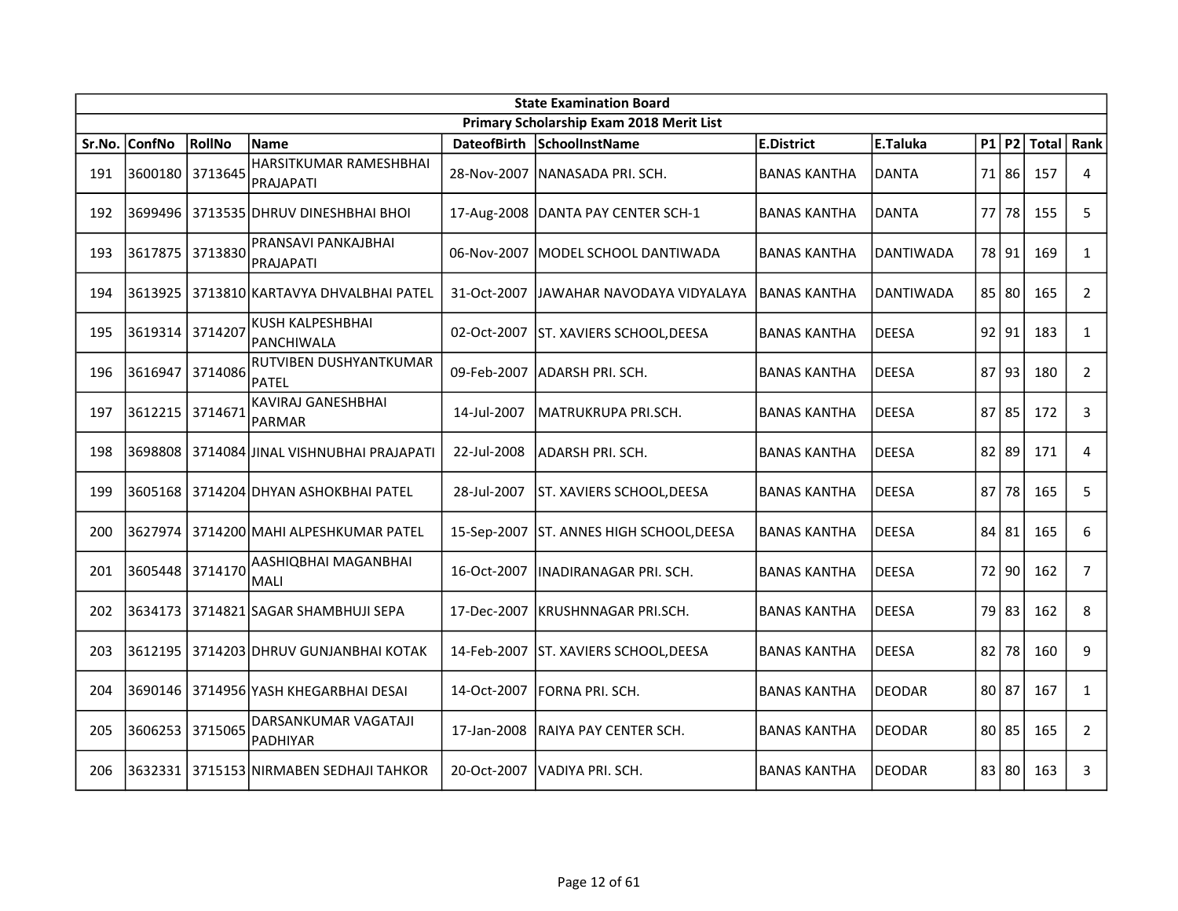| State Examination Board | | | | | | | | | | | |
|---|---|---|---|---|---|---|---|---|---|---|---|
| Primary Scholarship Exam 2018 Merit List | | | | | | | | | | | |
| Sr.No. | ConfNo | RollNo | Name | DateofBirth | SchoolInstName | E.District | E.Taluka | P1 | P2 | Total | Rank |
| 191 | 3600180 | 3713645 | HARSITKUMAR RAMESHBHAI PRAJAPATI | 28-Nov-2007 | NANASADA PRI. SCH. | BANAS KANTHA | DANTA | 71 | 86 | 157 | 4 |
| 192 | 3699496 | 3713535 | DHRUV DINESHBHAI BHOI | 17-Aug-2008 | DANTA PAY CENTER SCH-1 | BANAS KANTHA | DANTA | 77 | 78 | 155 | 5 |
| 193 | 3617875 | 3713830 | PRANSAVI PANKAJBHAI PRAJAPATI | 06-Nov-2007 | MODEL SCHOOL DANTIWADA | BANAS KANTHA | DANTIWADA | 78 | 91 | 169 | 1 |
| 194 | 3613925 | 3713810 | KARTAVYA DHVALBHAI PATEL | 31-Oct-2007 | JAWAHAR NAVODAYA VIDYALAYA | BANAS KANTHA | DANTIWADA | 85 | 80 | 165 | 2 |
| 195 | 3619314 | 3714207 | KUSH KALPESHBHAI PANCHIWALA | 02-Oct-2007 | ST. XAVIERS SCHOOL,DEESA | BANAS KANTHA | DEESA | 92 | 91 | 183 | 1 |
| 196 | 3616947 | 3714086 | RUTVIBEN DUSHYANTKUMAR PATEL | 09-Feb-2007 | ADARSH PRI. SCH. | BANAS KANTHA | DEESA | 87 | 93 | 180 | 2 |
| 197 | 3612215 | 3714671 | KAVIRAJ GANESHBHAI PARMAR | 14-Jul-2007 | MATRUKRUPA PRI.SCH. | BANAS KANTHA | DEESA | 87 | 85 | 172 | 3 |
| 198 | 3698808 | 3714084 | JINAL VISHNUBHAI PRAJAPATI | 22-Jul-2008 | ADARSH PRI. SCH. | BANAS KANTHA | DEESA | 82 | 89 | 171 | 4 |
| 199 | 3605168 | 3714204 | DHYAN ASHOKBHAI PATEL | 28-Jul-2007 | ST. XAVIERS SCHOOL,DEESA | BANAS KANTHA | DEESA | 87 | 78 | 165 | 5 |
| 200 | 3627974 | 3714200 | MAHI ALPESHKUMAR PATEL | 15-Sep-2007 | ST. ANNES HIGH SCHOOL,DEESA | BANAS KANTHA | DEESA | 84 | 81 | 165 | 6 |
| 201 | 3605448 | 3714170 | AASHIQBHAI MAGANBHAI MALI | 16-Oct-2007 | INADIRANAGAR PRI. SCH. | BANAS KANTHA | DEESA | 72 | 90 | 162 | 7 |
| 202 | 3634173 | 3714821 | SAGAR SHAMBHUJI SEPA | 17-Dec-2007 | KRUSHNNAGAR PRI.SCH. | BANAS KANTHA | DEESA | 79 | 83 | 162 | 8 |
| 203 | 3612195 | 3714203 | DHRUV GUNJANBHAI KOTAK | 14-Feb-2007 | ST. XAVIERS SCHOOL,DEESA | BANAS KANTHA | DEESA | 82 | 78 | 160 | 9 |
| 204 | 3690146 | 3714956 | YASH KHEGARBHAI DESAI | 14-Oct-2007 | FORNA PRI. SCH. | BANAS KANTHA | DEODAR | 80 | 87 | 167 | 1 |
| 205 | 3606253 | 3715065 | DARSANKUMAR VAGATAJI PADHIYAR | 17-Jan-2008 | RAIYA PAY CENTER SCH. | BANAS KANTHA | DEODAR | 80 | 85 | 165 | 2 |
| 206 | 3632331 | 3715153 | NIRMABEN SEDHAJI TAHKOR | 20-Oct-2007 | VADIYA PRI. SCH. | BANAS KANTHA | DEODAR | 83 | 80 | 163 | 3 |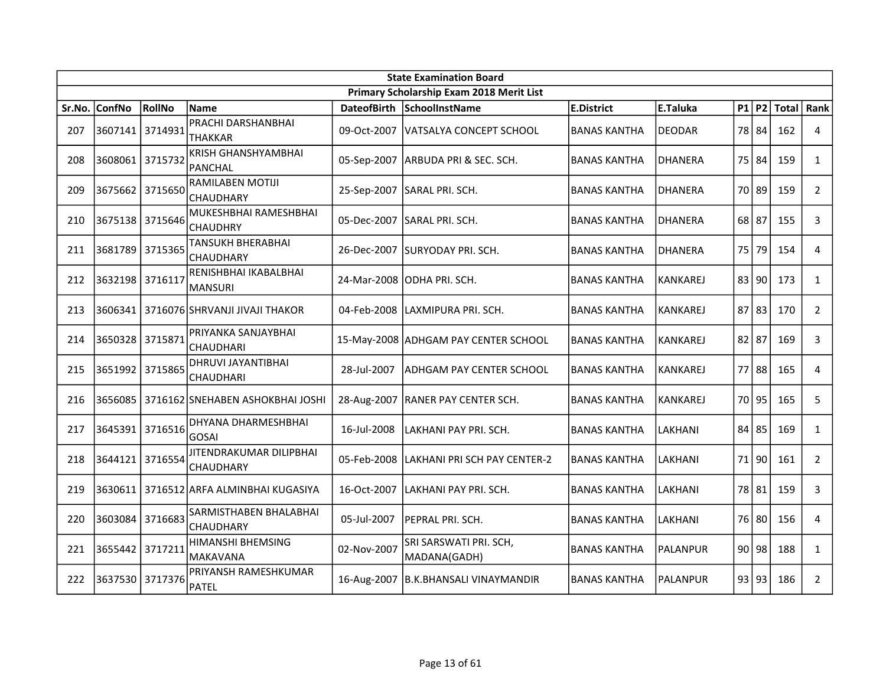| State Examination Board | | | | | | | | | | | |
|---|---|---|---|---|---|---|---|---|---|---|---|
| Primary Scholarship Exam 2018 Merit List | | | | | | | | | | | |
| Sr.No. | ConfNo | RollNo | Name | DateofBirth | SchoolInstName | E.District | E.Taluka | P1 | P2 | Total | Rank |
| 207 | 3607141 | 3714931 | PRACHI DARSHANBHAI THAKKAR | 09-Oct-2007 | VATSALYA CONCEPT SCHOOL | BANAS KANTHA | DEODAR | 78 | 84 | 162 | 4 |
| 208 | 3608061 | 3715732 | KRISH GHANSHYAMBHAI PANCHAL | 05-Sep-2007 | ARBUDA PRI & SEC. SCH. | BANAS KANTHA | DHANERA | 75 | 84 | 159 | 1 |
| 209 | 3675662 | 3715650 | RAMILABEN MOTIJI CHAUDHARY | 25-Sep-2007 | SARAL PRI. SCH. | BANAS KANTHA | DHANERA | 70 | 89 | 159 | 2 |
| 210 | 3675138 | 3715646 | MUKESHBHAI RAMESHBHAI CHAUDHRY | 05-Dec-2007 | SARAL PRI. SCH. | BANAS KANTHA | DHANERA | 68 | 87 | 155 | 3 |
| 211 | 3681789 | 3715365 | TANSUKH BHERABHAI CHAUDHARY | 26-Dec-2007 | SURYODAY PRI. SCH. | BANAS KANTHA | DHANERA | 75 | 79 | 154 | 4 |
| 212 | 3632198 | 3716117 | RENISHBHAI IKABALBHAI MANSURI | 24-Mar-2008 | ODHA PRI. SCH. | BANAS KANTHA | KANKAREJ | 83 | 90 | 173 | 1 |
| 213 | 3606341 | 3716076 | SHRVANJI JIVAJI THAKOR | 04-Feb-2008 | LAXMIPURA PRI. SCH. | BANAS KANTHA | KANKAREJ | 87 | 83 | 170 | 2 |
| 214 | 3650328 | 3715871 | PRIYANKA SANJAYBHAI CHAUDHARI | 15-May-2008 | ADHGAM PAY CENTER SCHOOL | BANAS KANTHA | KANKAREJ | 82 | 87 | 169 | 3 |
| 215 | 3651992 | 3715865 | DHRUVI JAYANTIBHAI CHAUDHARI | 28-Jul-2007 | ADHGAM PAY CENTER SCHOOL | BANAS KANTHA | KANKAREJ | 77 | 88 | 165 | 4 |
| 216 | 3656085 | 3716162 | SNEHABEN ASHOKBHAI JOSHI | 28-Aug-2007 | RANER PAY CENTER SCH. | BANAS KANTHA | KANKAREJ | 70 | 95 | 165 | 5 |
| 217 | 3645391 | 3716516 | DHYANA DHARMESHBHAI GOSAI | 16-Jul-2008 | LAKHANI PAY PRI. SCH. | BANAS KANTHA | LAKHANI | 84 | 85 | 169 | 1 |
| 218 | 3644121 | 3716554 | JITENDRAKUMAR DILIPBHAI CHAUDHARY | 05-Feb-2008 | LAKHANI PRI SCH PAY CENTER-2 | BANAS KANTHA | LAKHANI | 71 | 90 | 161 | 2 |
| 219 | 3630611 | 3716512 | ARFA ALMINBHAI KUGASIYA | 16-Oct-2007 | LAKHANI PAY PRI. SCH. | BANAS KANTHA | LAKHANI | 78 | 81 | 159 | 3 |
| 220 | 3603084 | 3716683 | SARMISTHABEN BHALABHAI CHAUDHARY | 05-Jul-2007 | PEPRAL PRI. SCH. | BANAS KANTHA | LAKHANI | 76 | 80 | 156 | 4 |
| 221 | 3655442 | 3717211 | HIMANSHI BHEMSING MAKAVANA | 02-Nov-2007 | SRI SARSWATI PRI. SCH, MADANA(GADH) | BANAS KANTHA | PALANPUR | 90 | 98 | 188 | 1 |
| 222 | 3637530 | 3717376 | PRIYANSH RAMESHKUMAR PATEL | 16-Aug-2007 | B.K.BHANSALI VINAYMANDIR | BANAS KANTHA | PALANPUR | 93 | 93 | 186 | 2 |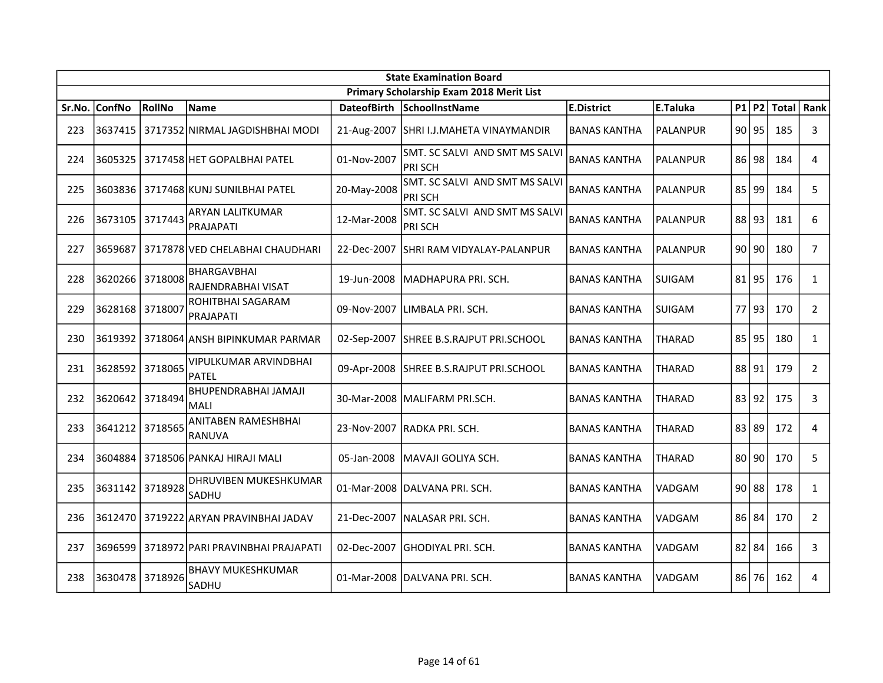| State Examination Board | | | | | | | | | | | |
|---|---|---|---|---|---|---|---|---|---|---|---|
| Primary Scholarship Exam 2018 Merit List | | | | | | | | | | | |
| Sr.No. | ConfNo | RollNo | Name | DateofBirth | SchoolInstName | E.District | E.Taluka | P1 | P2 | Total | Rank |
| 223 | 3637415 | 3717352 | NIRMAL JAGDISHBHAI MODI | 21-Aug-2007 | SHRI I.J.MAHETA VINAYMANDIR | BANAS KANTHA | PALANPUR | 90 | 95 | 185 | 3 |
| 224 | 3605325 | 3717458 | HET GOPALBHAI PATEL | 01-Nov-2007 | SMT. SC SALVI AND SMT MS SALVI PRI SCH | BANAS KANTHA | PALANPUR | 86 | 98 | 184 | 4 |
| 225 | 3603836 | 3717468 | KUNJ SUNILBHAI PATEL | 20-May-2008 | SMT. SC SALVI AND SMT MS SALVI PRI SCH | BANAS KANTHA | PALANPUR | 85 | 99 | 184 | 5 |
| 226 | 3673105 | 3717443 | ARYAN LALITKUMAR PRAJAPATI | 12-Mar-2008 | SMT. SC SALVI AND SMT MS SALVI PRI SCH | BANAS KANTHA | PALANPUR | 88 | 93 | 181 | 6 |
| 227 | 3659687 | 3717878 | VED CHELABHAI CHAUDHARI | 22-Dec-2007 | SHRI RAM VIDYALAY-PALANPUR | BANAS KANTHA | PALANPUR | 90 | 90 | 180 | 7 |
| 228 | 3620266 | 3718008 | BHARGAVBHAI RAJENDRABHAI VISAT | 19-Jun-2008 | MADHAPURA PRI. SCH. | BANAS KANTHA | SUIGAM | 81 | 95 | 176 | 1 |
| 229 | 3628168 | 3718007 | ROHITBHAI SAGARAM PRAJAPATI | 09-Nov-2007 | LIMBALA PRI. SCH. | BANAS KANTHA | SUIGAM | 77 | 93 | 170 | 2 |
| 230 | 3619392 | 3718064 | ANSH BIPINKUMAR PARMAR | 02-Sep-2007 | SHREE B.S.RAJPUT PRI.SCHOOL | BANAS KANTHA | THARAD | 85 | 95 | 180 | 1 |
| 231 | 3628592 | 3718065 | VIPULKUMAR ARVINDBHAI PATEL | 09-Apr-2008 | SHREE B.S.RAJPUT PRI.SCHOOL | BANAS KANTHA | THARAD | 88 | 91 | 179 | 2 |
| 232 | 3620642 | 3718494 | BHUPENDRABHAI JAMAJI MALI | 30-Mar-2008 | MALIFARM PRI.SCH. | BANAS KANTHA | THARAD | 83 | 92 | 175 | 3 |
| 233 | 3641212 | 3718565 | ANITABEN RAMESHBHAI RANUVA | 23-Nov-2007 | RADKA PRI. SCH. | BANAS KANTHA | THARAD | 83 | 89 | 172 | 4 |
| 234 | 3604884 | 3718506 | PANKAJ HIRAJI MALI | 05-Jan-2008 | MAVAJI GOLIYA SCH. | BANAS KANTHA | THARAD | 80 | 90 | 170 | 5 |
| 235 | 3631142 | 3718928 | DHRUVIBEN MUKESHKUMAR SADHU | 01-Mar-2008 | DALVANA PRI. SCH. | BANAS KANTHA | VADGAM | 90 | 88 | 178 | 1 |
| 236 | 3612470 | 3719222 | ARYAN PRAVINBHAI JADAV | 21-Dec-2007 | NALASAR PRI. SCH. | BANAS KANTHA | VADGAM | 86 | 84 | 170 | 2 |
| 237 | 3696599 | 3718972 | PARI PRAVINBHAI PRAJAPATI | 02-Dec-2007 | GHODIYAL PRI. SCH. | BANAS KANTHA | VADGAM | 82 | 84 | 166 | 3 |
| 238 | 3630478 | 3718926 | BHAVY MUKESHKUMAR SADHU | 01-Mar-2008 | DALVANA PRI. SCH. | BANAS KANTHA | VADGAM | 86 | 76 | 162 | 4 |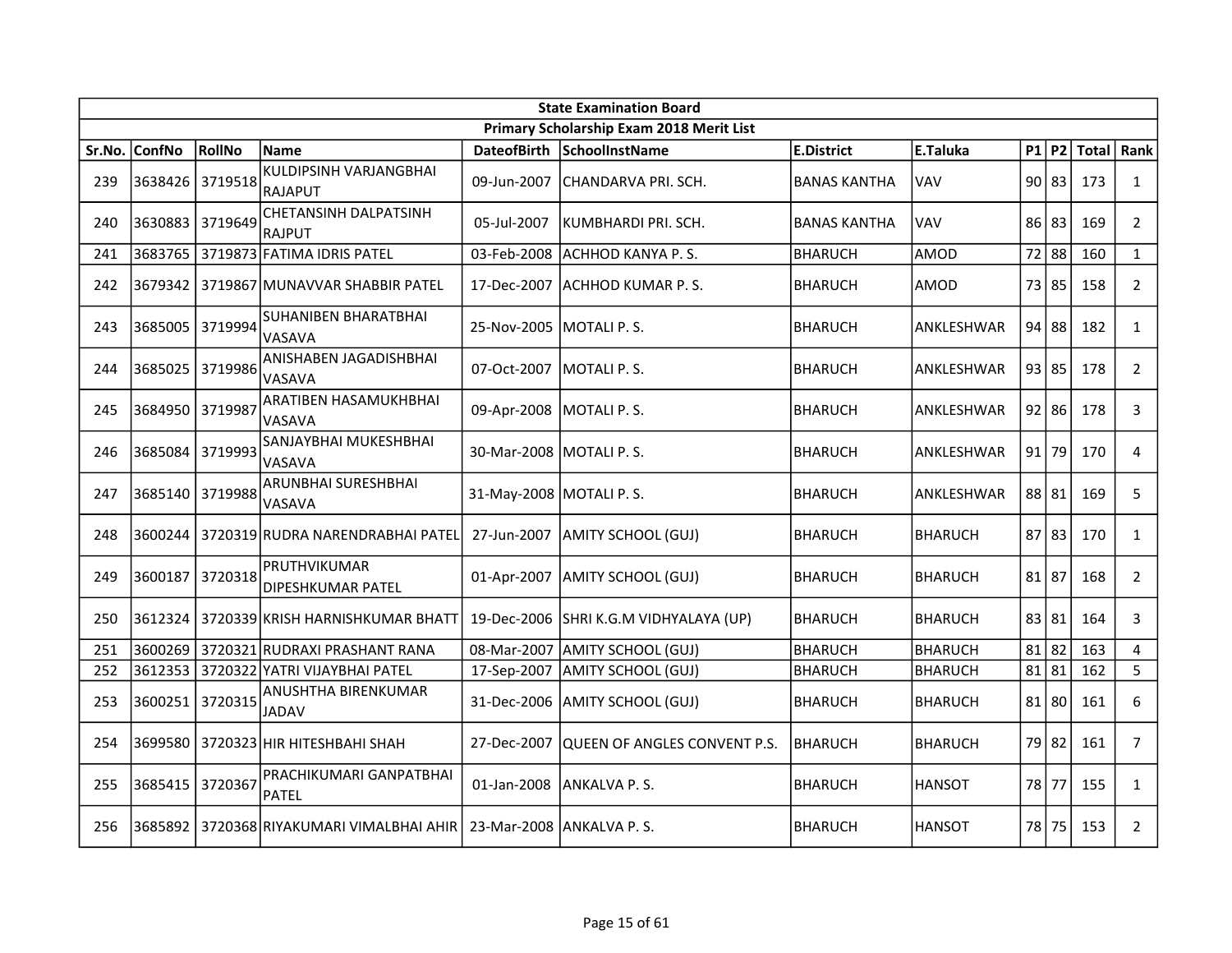| State Examination Board | | | | | | | | | | | |
|---|---|---|---|---|---|---|---|---|---|---|---|
| Primary Scholarship Exam 2018 Merit List | | | | | | | | | | | |
| Sr.No. | ConfNo | RollNo | Name | DateofBirth | SchoolInstName | E.District | E.Taluka | P1 | P2 | Total | Rank |
| 239 | 3638426 | 3719518 | KULDIPSINH VARJANGBHAI RAJAPUT | 09-Jun-2007 | CHANDARVA PRI. SCH. | BANAS KANTHA | VAV | 90 | 83 | 173 | 1 |
| 240 | 3630883 | 3719649 | CHETANSINH DALPATSINH RAJPUT | 05-Jul-2007 | KUMBHARDI PRI. SCH. | BANAS KANTHA | VAV | 86 | 83 | 169 | 2 |
| 241 | 3683765 | 3719873 | FATIMA IDRIS PATEL | 03-Feb-2008 | ACHHOD KANYA P. S. | BHARUCH | AMOD | 72 | 88 | 160 | 1 |
| 242 | 3679342 | 3719867 | MUNAVVAR SHABBIR PATEL | 17-Dec-2007 | ACHHOD KUMAR P. S. | BHARUCH | AMOD | 73 | 85 | 158 | 2 |
| 243 | 3685005 | 3719994 | SUHANIBEN BHARATBHAI VASAVA | 25-Nov-2005 | MOTALI P. S. | BHARUCH | ANKLESHWAR | 94 | 88 | 182 | 1 |
| 244 | 3685025 | 3719986 | ANISHABEN JAGADISHBHAI VASAVA | 07-Oct-2007 | MOTALI P. S. | BHARUCH | ANKLESHWAR | 93 | 85 | 178 | 2 |
| 245 | 3684950 | 3719987 | ARATIBEN HASAMUKHBHAI VASAVA | 09-Apr-2008 | MOTALI P. S. | BHARUCH | ANKLESHWAR | 92 | 86 | 178 | 3 |
| 246 | 3685084 | 3719993 | SANJAYBHAI MUKESHBHAI VASAVA | 30-Mar-2008 | MOTALI P. S. | BHARUCH | ANKLESHWAR | 91 | 79 | 170 | 4 |
| 247 | 3685140 | 3719988 | ARUNBHAI SURESHBHAI VASAVA | 31-May-2008 | MOTALI P. S. | BHARUCH | ANKLESHWAR | 88 | 81 | 169 | 5 |
| 248 | 3600244 | 3720319 | RUDRA NARENDRABHAI PATEL | 27-Jun-2007 | AMITY SCHOOL (GUJ) | BHARUCH | BHARUCH | 87 | 83 | 170 | 1 |
| 249 | 3600187 | 3720318 | PRUTHVIKUMAR DIPESHKUMAR PATEL | 01-Apr-2007 | AMITY SCHOOL (GUJ) | BHARUCH | BHARUCH | 81 | 87 | 168 | 2 |
| 250 | 3612324 | 3720339 | KRISH HARNISHKUMAR BHATT | 19-Dec-2006 | SHRI K.G.M VIDHYALAYA (UP) | BHARUCH | BHARUCH | 83 | 81 | 164 | 3 |
| 251 | 3600269 | 3720321 | RUDRAXI PRASHANT RANA | 08-Mar-2007 | AMITY SCHOOL (GUJ) | BHARUCH | BHARUCH | 81 | 82 | 163 | 4 |
| 252 | 3612353 | 3720322 | YATRI VIJAYBHAI PATEL | 17-Sep-2007 | AMITY SCHOOL (GUJ) | BHARUCH | BHARUCH | 81 | 81 | 162 | 5 |
| 253 | 3600251 | 3720315 | ANUSHTHA BIRENKUMAR JADAV | 31-Dec-2006 | AMITY SCHOOL (GUJ) | BHARUCH | BHARUCH | 81 | 80 | 161 | 6 |
| 254 | 3699580 | 3720323 | HIR HITESHBAHI SHAH | 27-Dec-2007 | QUEEN OF ANGLES CONVENT P.S. | BHARUCH | BHARUCH | 79 | 82 | 161 | 7 |
| 255 | 3685415 | 3720367 | PRACHIKUMARI GANPATBHAI PATEL | 01-Jan-2008 | ANKALVA P. S. | BHARUCH | HANSOT | 78 | 77 | 155 | 1 |
| 256 | 3685892 | 3720368 | RIYAKUMARI VIMALBHAI AHIR | 23-Mar-2008 | ANKALVA P. S. | BHARUCH | HANSOT | 78 | 75 | 153 | 2 |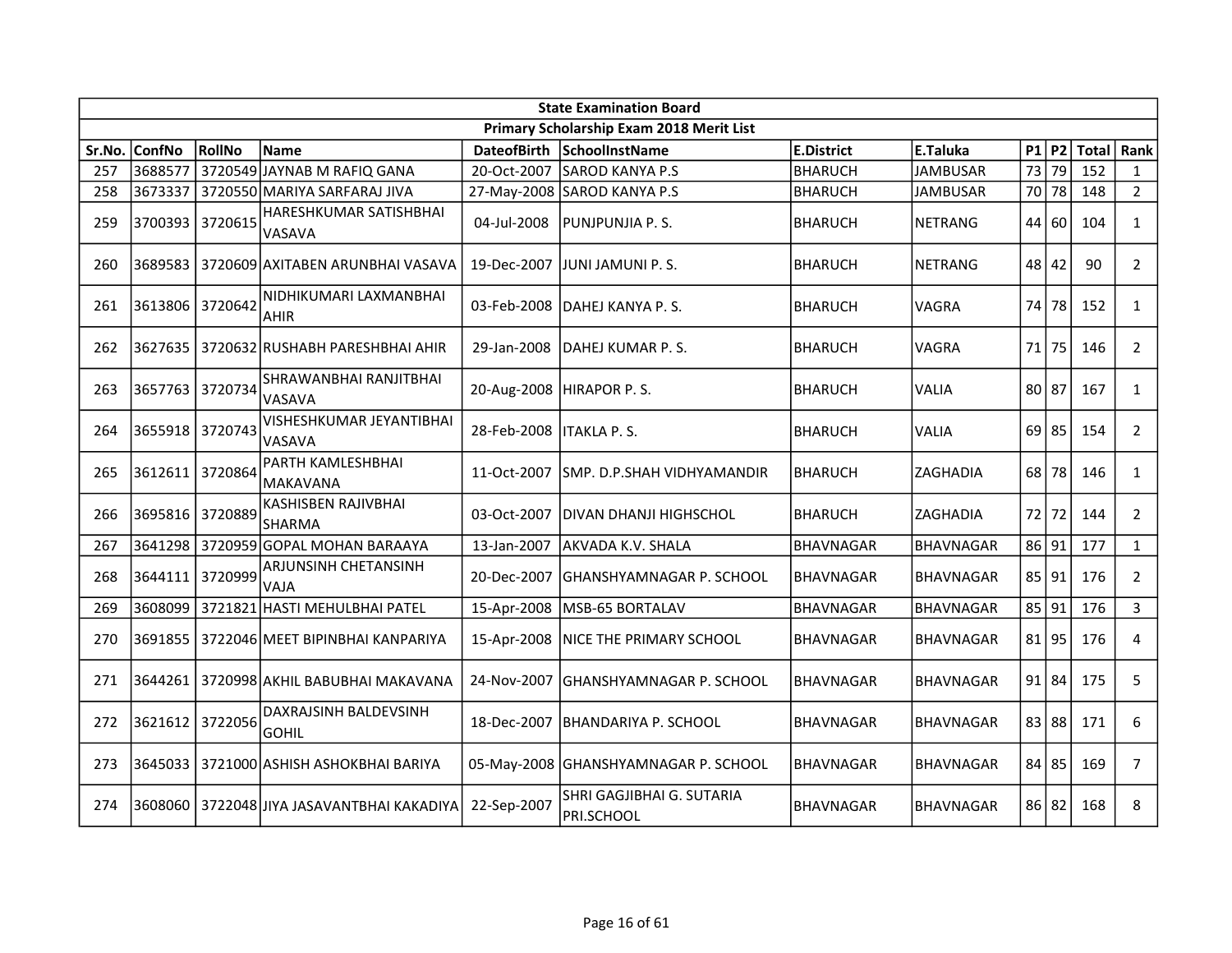| State Examination Board | | | | | | | | | | | |
|---|---|---|---|---|---|---|---|---|---|---|---|
| Primary Scholarship Exam 2018 Merit List | | | | | | | | | | | |
| Sr.No. | ConfNo | RollNo | Name | DateofBirth | SchoolInstName | E.District | E.Taluka | P1 | P2 | Total | Rank |
| 257 | 3688577 | 3720549 | JAYNAB M RAFIQ GANA | 20-Oct-2007 | SAROD KANYA P.S | BHARUCH | JAMBUSAR | 73 | 79 | 152 | 1 |
| 258 | 3673337 | 3720550 | MARIYA SARFARAJ JIVA | 27-May-2008 | SAROD KANYA P.S | BHARUCH | JAMBUSAR | 70 | 78 | 148 | 2 |
| 259 | 3700393 | 3720615 | HARESHKUMAR SATISHBHAI VASAVA | 04-Jul-2008 | PUNJPUNJIA P. S. | BHARUCH | NETRANG | 44 | 60 | 104 | 1 |
| 260 | 3689583 | 3720609 | AXITABEN ARUNBHAI VASAVA | 19-Dec-2007 | JUNI JAMUNI P. S. | BHARUCH | NETRANG | 48 | 42 | 90 | 2 |
| 261 | 3613806 | 3720642 | NIDHIKUMARI LAXMANBHAI AHIR | 03-Feb-2008 | DAHEJ KANYA P. S. | BHARUCH | VAGRA | 74 | 78 | 152 | 1 |
| 262 | 3627635 | 3720632 | RUSHABH PARESHBHAI AHIR | 29-Jan-2008 | DAHEJ KUMAR P. S. | BHARUCH | VAGRA | 71 | 75 | 146 | 2 |
| 263 | 3657763 | 3720734 | SHRAWANBHAI RANJITBHAI VASAVA | 20-Aug-2008 | HIRAPOR P. S. | BHARUCH | VALIA | 80 | 87 | 167 | 1 |
| 264 | 3655918 | 3720743 | VISHESHKUMAR JEYANTIBHAI VASAVA | 28-Feb-2008 | ITAKLA P. S. | BHARUCH | VALIA | 69 | 85 | 154 | 2 |
| 265 | 3612611 | 3720864 | PARTH KAMLESHBHAI MAKAVANA | 11-Oct-2007 | SMP. D.P.SHAH VIDHYAMANDIR | BHARUCH | ZAGHADIA | 68 | 78 | 146 | 1 |
| 266 | 3695816 | 3720889 | KASHISBEN RAJIVBHAI SHARMA | 03-Oct-2007 | DIVAN DHANJI HIGHSCHOL | BHARUCH | ZAGHADIA | 72 | 72 | 144 | 2 |
| 267 | 3641298 | 3720959 | GOPAL MOHAN BARAAYA | 13-Jan-2007 | AKVADA K.V. SHALA | BHAVNAGAR | BHAVNAGAR | 86 | 91 | 177 | 1 |
| 268 | 3644111 | 3720999 | ARJUNSINH CHETANSINH VAJA | 20-Dec-2007 | GHANSHYAMNAGAR P. SCHOOL | BHAVNAGAR | BHAVNAGAR | 85 | 91 | 176 | 2 |
| 269 | 3608099 | 3721821 | HASTI MEHULBHAI PATEL | 15-Apr-2008 | MSB-65 BORTALAV | BHAVNAGAR | BHAVNAGAR | 85 | 91 | 176 | 3 |
| 270 | 3691855 | 3722046 | MEET BIPINBHAI KANPARIYA | 15-Apr-2008 | NICE THE PRIMARY SCHOOL | BHAVNAGAR | BHAVNAGAR | 81 | 95 | 176 | 4 |
| 271 | 3644261 | 3720998 | AKHIL BABUBHAI MAKAVANA | 24-Nov-2007 | GHANSHYAMNAGAR P. SCHOOL | BHAVNAGAR | BHAVNAGAR | 91 | 84 | 175 | 5 |
| 272 | 3621612 | 3722056 | DAXRAJSINH BALDEVSINH GOHIL | 18-Dec-2007 | BHANDARIYA P. SCHOOL | BHAVNAGAR | BHAVNAGAR | 83 | 88 | 171 | 6 |
| 273 | 3645033 | 3721000 | ASHISH ASHOKBHAI BARIYA | 05-May-2008 | GHANSHYAMNAGAR P. SCHOOL | BHAVNAGAR | BHAVNAGAR | 84 | 85 | 169 | 7 |
| 274 | 3608060 | 3722048 | JIYA JASAVANTBHAI KAKADIYA | 22-Sep-2007 | SHRI GAGJIBHAI G. SUTARIA PRI.SCHOOL | BHAVNAGAR | BHAVNAGAR | 86 | 82 | 168 | 8 |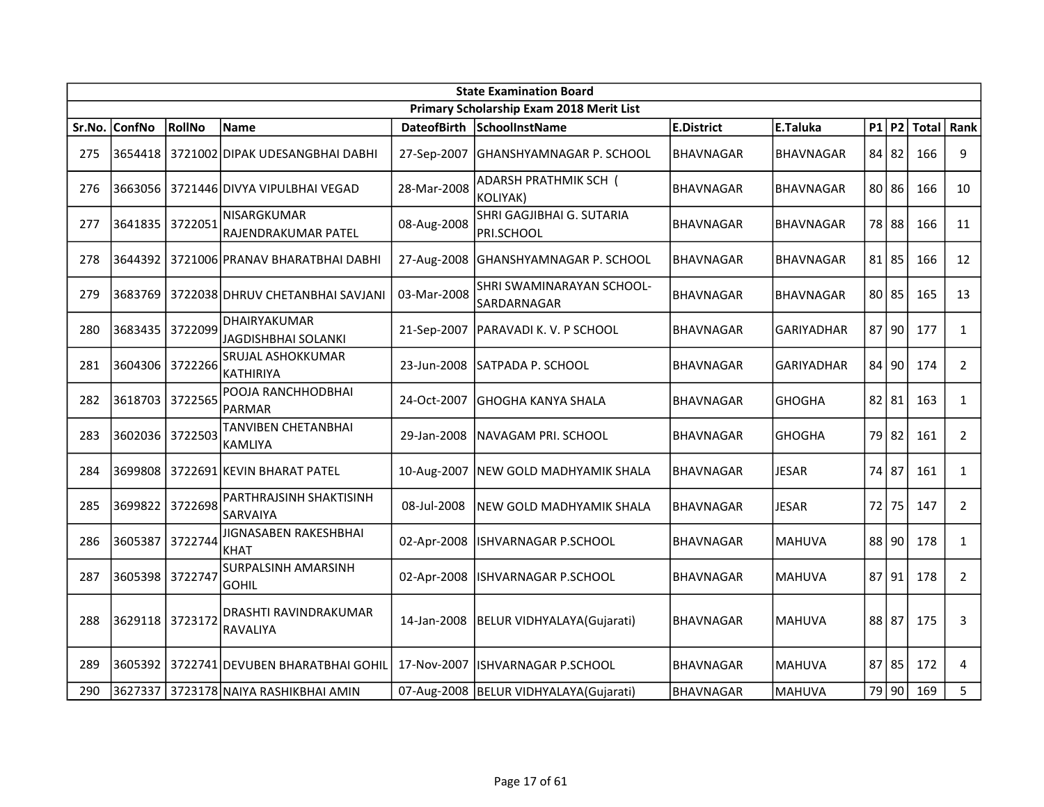| State Examination Board | | | | | | | | | | | |
|---|---|---|---|---|---|---|---|---|---|---|---|
| Primary Scholarship Exam 2018 Merit List | | | | | | | | | | | |
| Sr.No. | ConfNo | RollNo | Name | DateofBirth | SchoolInstName | E.District | E.Taluka | P1 | P2 | Total | Rank |
| 275 | 3654418 | 3721002 | DIPAK UDESANGBHAI DABHI | 27-Sep-2007 | GHANSHYAMNAGAR P. SCHOOL | BHAVNAGAR | BHAVNAGAR | 84 | 82 | 166 | 9 |
| 276 | 3663056 | 3721446 | DIVYA VIPULBHAI VEGAD | 28-Mar-2008 | ADARSH PRATHMIK SCH ( KOLIYAK) | BHAVNAGAR | BHAVNAGAR | 80 | 86 | 166 | 10 |
| 277 | 3641835 | 3722051 | NISARGKUMAR RAJENDRAKUMAR PATEL | 08-Aug-2008 | SHRI GAGJIBHAI G. SUTARIA PRI.SCHOOL | BHAVNAGAR | BHAVNAGAR | 78 | 88 | 166 | 11 |
| 278 | 3644392 | 3721006 | PRANAV BHARATBHAI DABHI | 27-Aug-2008 | GHANSHYAMNAGAR P. SCHOOL | BHAVNAGAR | BHAVNAGAR | 81 | 85 | 166 | 12 |
| 279 | 3683769 | 3722038 | DHRUV CHETANBHAI SAVJANI | 03-Mar-2008 | SHRI SWAMINARAYAN SCHOOL-SARDARNAGAR | BHAVNAGAR | BHAVNAGAR | 80 | 85 | 165 | 13 |
| 280 | 3683435 | 3722099 | DHAIRYAKUMAR JAGDISHBHAI SOLANKI | 21-Sep-2007 | PARAVADI K. V. P SCHOOL | BHAVNAGAR | GARIYADHAR | 87 | 90 | 177 | 1 |
| 281 | 3604306 | 3722266 | SRUJAL ASHOKKUMAR KATHIRIYA | 23-Jun-2008 | SATPADA P. SCHOOL | BHAVNAGAR | GARIYADHAR | 84 | 90 | 174 | 2 |
| 282 | 3618703 | 3722565 | POOJA RANCHHODBHAI PARMAR | 24-Oct-2007 | GHOGHA KANYA SHALA | BHAVNAGAR | GHOGHA | 82 | 81 | 163 | 1 |
| 283 | 3602036 | 3722503 | TANVIBEN CHETANBHAI KAMLIYA | 29-Jan-2008 | NAVAGAM PRI. SCHOOL | BHAVNAGAR | GHOGHA | 79 | 82 | 161 | 2 |
| 284 | 3699808 | 3722691 | KEVIN BHARAT PATEL | 10-Aug-2007 | NEW GOLD MADHYAMIK SHALA | BHAVNAGAR | JESAR | 74 | 87 | 161 | 1 |
| 285 | 3699822 | 3722698 | PARTHRAJSINH SHAKTISINH SARVAIYA | 08-Jul-2008 | NEW GOLD MADHYAMIK SHALA | BHAVNAGAR | JESAR | 72 | 75 | 147 | 2 |
| 286 | 3605387 | 3722744 | JIGNASABEN RAKESHBHAI KHAT | 02-Apr-2008 | ISHVARNAGAR P.SCHOOL | BHAVNAGAR | MAHUVA | 88 | 90 | 178 | 1 |
| 287 | 3605398 | 3722747 | SURPALSINH AMARSINH GOHIL | 02-Apr-2008 | ISHVARNAGAR P.SCHOOL | BHAVNAGAR | MAHUVA | 87 | 91 | 178 | 2 |
| 288 | 3629118 | 3723172 | DRASHTI RAVINDRAKUMAR RAVALIYA | 14-Jan-2008 | BELUR VIDHYALAYA(Gujarati) | BHAVNAGAR | MAHUVA | 88 | 87 | 175 | 3 |
| 289 | 3605392 | 3722741 | DEVUBEN BHARATBHAI GOHIL | 17-Nov-2007 | ISHVARNAGAR P.SCHOOL | BHAVNAGAR | MAHUVA | 87 | 85 | 172 | 4 |
| 290 | 3627337 | 3723178 | NAIYA RASHIKBHAI AMIN | 07-Aug-2008 | BELUR VIDHYALAYA(Gujarati) | BHAVNAGAR | MAHUVA | 79 | 90 | 169 | 5 |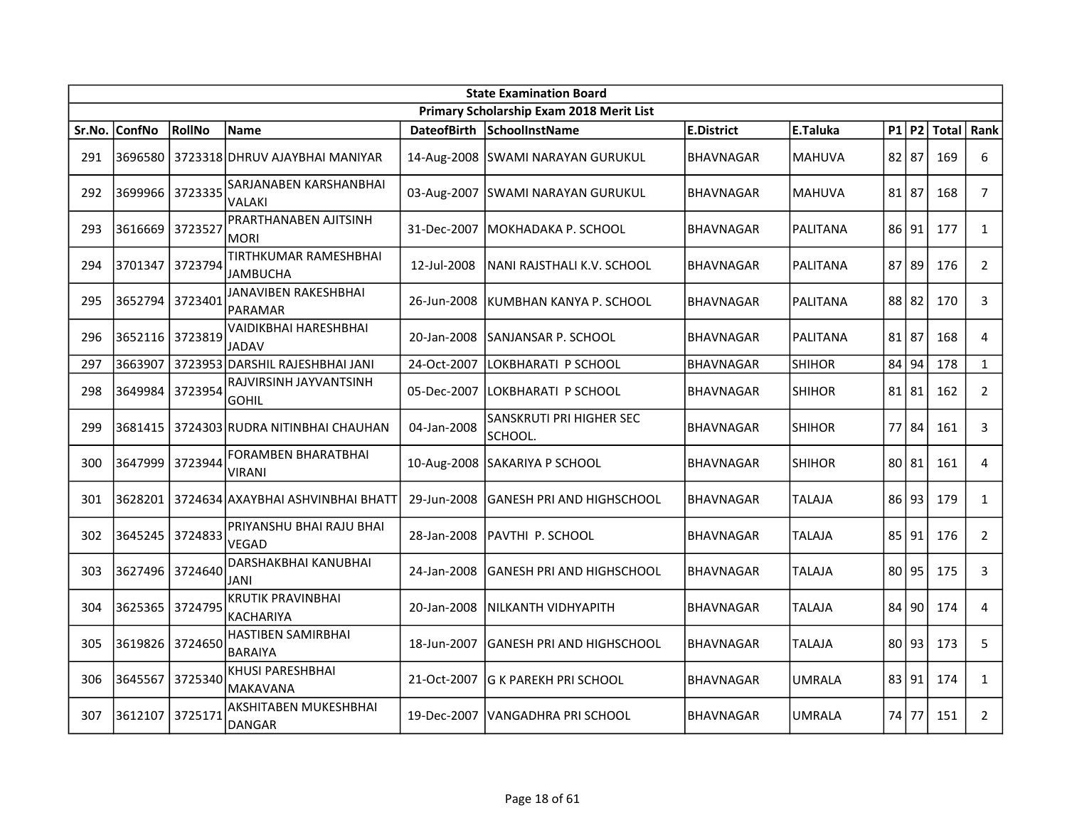| State Examination Board | | | | | | | | | | | |
|---|---|---|---|---|---|---|---|---|---|---|---|
| Primary Scholarship Exam 2018 Merit List | | | | | | | | | | | |
| Sr.No. | ConfNo | RollNo | Name | DateofBirth | SchoolInstName | E.District | E.Taluka | P1 | P2 | Total | Rank |
| 291 | 3696580 | 3723318 | DHRUV AJAYBHAI MANIYAR | 14-Aug-2008 | SWAMI NARAYAN GURUKUL | BHAVNAGAR | MAHUVA | 82 | 87 | 169 | 6 |
| 292 | 3699966 | 3723335 | SARJANABEN KARSHANBHAI VALAKI | 03-Aug-2007 | SWAMI NARAYAN GURUKUL | BHAVNAGAR | MAHUVA | 81 | 87 | 168 | 7 |
| 293 | 3616669 | 3723527 | PRARTHANABEN AJITSINH MORI | 31-Dec-2007 | MOKHADAKA P. SCHOOL | BHAVNAGAR | PALITANA | 86 | 91 | 177 | 1 |
| 294 | 3701347 | 3723794 | TIRTHKUMAR RAMESHBHAI JAMBUCHA | 12-Jul-2008 | NANI RAJSTHALI K.V. SCHOOL | BHAVNAGAR | PALITANA | 87 | 89 | 176 | 2 |
| 295 | 3652794 | 3723401 | JANAVIBEN RAKESHBHAI PARAMAR | 26-Jun-2008 | KUMBHAN KANYA P. SCHOOL | BHAVNAGAR | PALITANA | 88 | 82 | 170 | 3 |
| 296 | 3652116 | 3723819 | VAIDIKBHAI HARESHBHAI JADAV | 20-Jan-2008 | SANJANSAR P. SCHOOL | BHAVNAGAR | PALITANA | 81 | 87 | 168 | 4 |
| 297 | 3663907 | 3723953 | DARSHIL RAJESHBHAI JANI | 24-Oct-2007 | LOKBHARATI P SCHOOL | BHAVNAGAR | SHIHOR | 84 | 94 | 178 | 1 |
| 298 | 3649984 | 3723954 | RAJVIRSINH JAYVANTSINH GOHIL | 05-Dec-2007 | LOKBHARATI P SCHOOL | BHAVNAGAR | SHIHOR | 81 | 81 | 162 | 2 |
| 299 | 3681415 | 3724303 | RUDRA NITINBHAI CHAUHAN | 04-Jan-2008 | SANSKRUTI PRI HIGHER SEC SCHOOL. | BHAVNAGAR | SHIHOR | 77 | 84 | 161 | 3 |
| 300 | 3647999 | 3723944 | FORAMBEN BHARATBHAI VIRANI | 10-Aug-2008 | SAKARIYA P SCHOOL | BHAVNAGAR | SHIHOR | 80 | 81 | 161 | 4 |
| 301 | 3628201 | 3724634 | AXAYBHAI ASHVINBHAI BHATT | 29-Jun-2008 | GANESH PRI AND HIGHSCHOOL | BHAVNAGAR | TALAJA | 86 | 93 | 179 | 1 |
| 302 | 3645245 | 3724833 | PRIYANSHU BHAI RAJU BHAI VEGAD | 28-Jan-2008 | PAVTHI P. SCHOOL | BHAVNAGAR | TALAJA | 85 | 91 | 176 | 2 |
| 303 | 3627496 | 3724640 | DARSHAKBHAI KANUBHAI JANI | 24-Jan-2008 | GANESH PRI AND HIGHSCHOOL | BHAVNAGAR | TALAJA | 80 | 95 | 175 | 3 |
| 304 | 3625365 | 3724795 | KRUTIK PRAVINBHAI KACHARIYA | 20-Jan-2008 | NILKANTH VIDHYAPITH | BHAVNAGAR | TALAJA | 84 | 90 | 174 | 4 |
| 305 | 3619826 | 3724650 | HASTIBEN SAMIRBHAI BARAIYA | 18-Jun-2007 | GANESH PRI AND HIGHSCHOOL | BHAVNAGAR | TALAJA | 80 | 93 | 173 | 5 |
| 306 | 3645567 | 3725340 | KHUSI PARESHBHAI MAKAVANA | 21-Oct-2007 | G K PAREKH PRI SCHOOL | BHAVNAGAR | UMRALA | 83 | 91 | 174 | 1 |
| 307 | 3612107 | 3725171 | AKSHITABEN MUKESHBHAI DANGAR | 19-Dec-2007 | VANGADHRA PRI SCHOOL | BHAVNAGAR | UMRALA | 74 | 77 | 151 | 2 |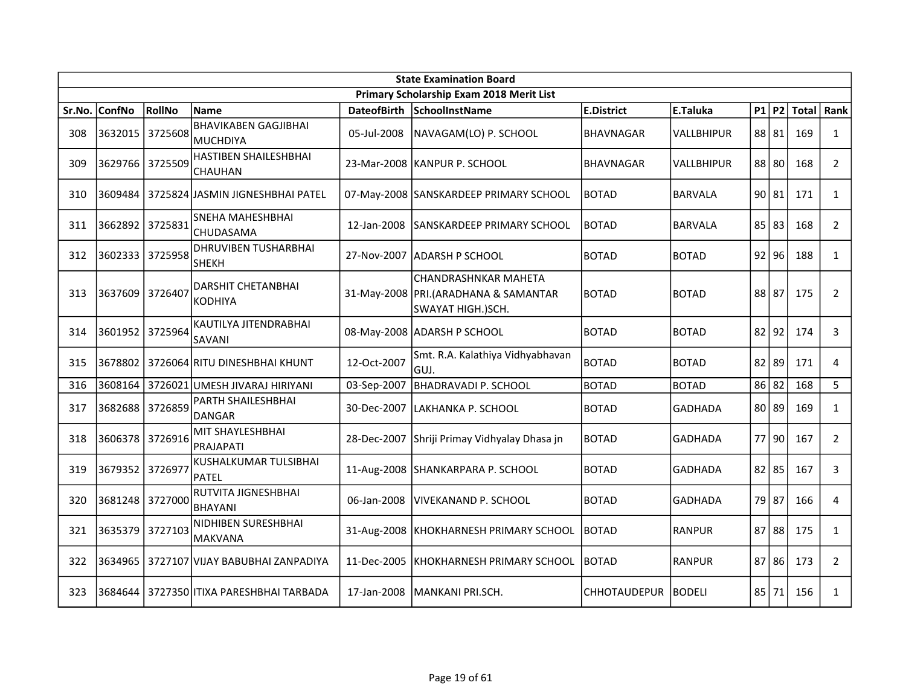| State Examination Board | | | | | | | | | | | | |
|---|---|---|---|---|---|---|---|---|---|---|---|---|
| Primary Scholarship Exam 2018 Merit List | | | | | | | | | | | | |
| Sr.No. | ConfNo | RollNo | Name | DateofBirth | SchoolInstName | E.District | E.Taluka | P1 | P2 | Total | Rank |
| 308 | 3632015 | 3725608 | BHAVIKABEN GAGJIBHAI MUCHDIYA | 05-Jul-2008 | NAVAGAM(LO) P. SCHOOL | BHAVNAGAR | VALLBHIPUR | 88 | 81 | 169 | 1 |
| 309 | 3629766 | 3725509 | HASTIBEN SHAILESHBHAI CHAUHAN | 23-Mar-2008 | KANPUR P. SCHOOL | BHAVNAGAR | VALLBHIPUR | 88 | 80 | 168 | 2 |
| 310 | 3609484 | 3725824 | JASMIN JIGNESHBHAI PATEL | 07-May-2008 | SANSKARDEEP PRIMARY SCHOOL | BOTAD | BARVALA | 90 | 81 | 171 | 1 |
| 311 | 3662892 | 3725831 | SNEHA MAHESHBHAI CHUDASAMA | 12-Jan-2008 | SANSKARDEEP PRIMARY SCHOOL | BOTAD | BARVALA | 85 | 83 | 168 | 2 |
| 312 | 3602333 | 3725958 | DHRUVIBEN TUSHARBHAI SHEKH | 27-Nov-2007 | ADARSH P SCHOOL | BOTAD | BOTAD | 92 | 96 | 188 | 1 |
| 313 | 3637609 | 3726407 | DARSHIT CHETANBHAI KODHIYA | 31-May-2008 | CHANDRASHNKAR MAHETA PRI.(ARADHANA & SAMANTAR SWAYAT HIGH.)SCH. | BOTAD | BOTAD | 88 | 87 | 175 | 2 |
| 314 | 3601952 | 3725964 | KAUTILYA JITENDRABHAI SAVANI | 08-May-2008 | ADARSH P SCHOOL | BOTAD | BOTAD | 82 | 92 | 174 | 3 |
| 315 | 3678802 | 3726064 | RITU DINESHBHAI KHUNT | 12-Oct-2007 | Smt. R.A. Kalathiya Vidhyabhavan GUJ. | BOTAD | BOTAD | 82 | 89 | 171 | 4 |
| 316 | 3608164 | 3726021 | UMESH JIVARAJ HIRIYANI | 03-Sep-2007 | BHADRAVADI P. SCHOOL | BOTAD | BOTAD | 86 | 82 | 168 | 5 |
| 317 | 3682688 | 3726859 | PARTH SHAILESHBHAI DANGAR | 30-Dec-2007 | LAKHANKA P. SCHOOL | BOTAD | GADHADA | 80 | 89 | 169 | 1 |
| 318 | 3606378 | 3726916 | MIT SHAYLESHBHAI PRAJAPATI | 28-Dec-2007 | Shriji Primay Vidhyalay Dhasa jn | BOTAD | GADHADA | 77 | 90 | 167 | 2 |
| 319 | 3679352 | 3726977 | KUSHALKUMAR TULSIBHAI PATEL | 11-Aug-2008 | SHANKARPARA P. SCHOOL | BOTAD | GADHADA | 82 | 85 | 167 | 3 |
| 320 | 3681248 | 3727000 | RUTVITA JIGNESHBHAI BHAYANI | 06-Jan-2008 | VIVEKANAND P. SCHOOL | BOTAD | GADHADA | 79 | 87 | 166 | 4 |
| 321 | 3635379 | 3727103 | NIDHIBEN SURESHBHAI MAKVANA | 31-Aug-2008 | KHOKHARNESH PRIMARY SCHOOL | BOTAD | RANPUR | 87 | 88 | 175 | 1 |
| 322 | 3634965 | 3727107 | VIJAY BABUBHAI ZANPADIYA | 11-Dec-2005 | KHOKHARNESH PRIMARY SCHOOL | BOTAD | RANPUR | 87 | 86 | 173 | 2 |
| 323 | 3684644 | 3727350 | ITIXA PARESHBHAI TARBADA | 17-Jan-2008 | MANKANI PRI.SCH. | CHHOTAUDEPUR | BODELI | 85 | 71 | 156 | 1 |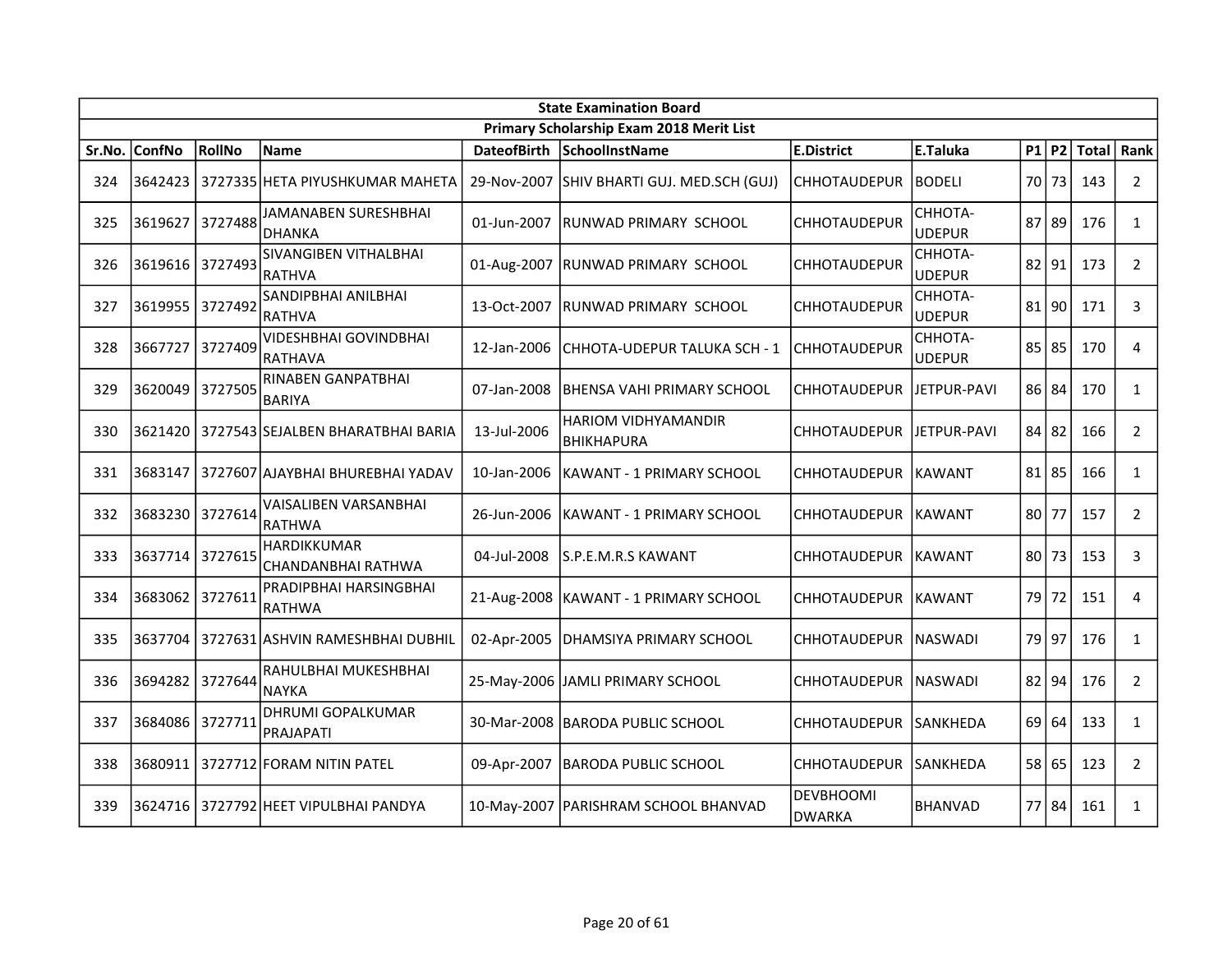| State Examination Board | | | | | | | | | | | |
|---|---|---|---|---|---|---|---|---|---|---|---|
| Primary Scholarship Exam 2018 Merit List | | | | | | | | | | | |
| Sr.No. | ConfNo | RollNo | Name | DateofBirth | SchoolInstName | E.District | E.Taluka | P1 | P2 | Total | Rank |
| 324 | 3642423 | 3727335 | HETA PIYUSHKUMAR MAHETA | 29-Nov-2007 | SHIV BHARTI GUJ. MED.SCH (GUJ) | CHHOTAUDEPUR | BODELI | 70 | 73 | 143 | 2 |
| 325 | 3619627 | 3727488 | JAMANABEN SURESHBHAI DHANKA | 01-Jun-2007 | RUNWAD PRIMARY SCHOOL | CHHOTAUDEPUR | CHHOTA-UDEPUR | 87 | 89 | 176 | 1 |
| 326 | 3619616 | 3727493 | SIVANGIBEN VITHALBHAI RATHVA | 01-Aug-2007 | RUNWAD PRIMARY SCHOOL | CHHOTAUDEPUR | CHHOTA-UDEPUR | 82 | 91 | 173 | 2 |
| 327 | 3619955 | 3727492 | SANDIPBHAI ANILBHAI RATHVA | 13-Oct-2007 | RUNWAD PRIMARY SCHOOL | CHHOTAUDEPUR | CHHOTA-UDEPUR | 81 | 90 | 171 | 3 |
| 328 | 3667727 | 3727409 | VIDESHBHAI GOVINDBHAI RATHAVA | 12-Jan-2006 | CHHOTA-UDEPUR TALUKA SCH - 1 | CHHOTAUDEPUR | CHHOTA-UDEPUR | 85 | 85 | 170 | 4 |
| 329 | 3620049 | 3727505 | RINABEN GANPATBHAI BARIYA | 07-Jan-2008 | BHENSA VAHI PRIMARY SCHOOL | CHHOTAUDEPUR | JETPUR-PAVI | 86 | 84 | 170 | 1 |
| 330 | 3621420 | 3727543 | SEJALBEN BHARATBHAI BARIA | 13-Jul-2006 | HARIOM VIDHYAMANDIR BHIKHAPURA | CHHOTAUDEPUR | JETPUR-PAVI | 84 | 82 | 166 | 2 |
| 331 | 3683147 | 3727607 | AJAYBHAI BHUREBHAI YADAV | 10-Jan-2006 | KAWANT - 1 PRIMARY SCHOOL | CHHOTAUDEPUR | KAWANT | 81 | 85 | 166 | 1 |
| 332 | 3683230 | 3727614 | VAISALIBEN VARSANBHAI RATHWA | 26-Jun-2006 | KAWANT - 1 PRIMARY SCHOOL | CHHOTAUDEPUR | KAWANT | 80 | 77 | 157 | 2 |
| 333 | 3637714 | 3727615 | HARDIKKUMAR CHANDANBHAI RATHWA | 04-Jul-2008 | S.P.E.M.R.S KAWANT | CHHOTAUDEPUR | KAWANT | 80 | 73 | 153 | 3 |
| 334 | 3683062 | 3727611 | PRADIPBHAI HARSINGBHAI RATHWA | 21-Aug-2008 | KAWANT - 1 PRIMARY SCHOOL | CHHOTAUDEPUR | KAWANT | 79 | 72 | 151 | 4 |
| 335 | 3637704 | 3727631 | ASHVIN RAMESHBHAI DUBHIL | 02-Apr-2005 | DHAMSIYA PRIMARY SCHOOL | CHHOTAUDEPUR | NASWADI | 79 | 97 | 176 | 1 |
| 336 | 3694282 | 3727644 | RAHULBHAI MUKESHBHAI NAYKA | 25-May-2006 | JAMLI PRIMARY SCHOOL | CHHOTAUDEPUR | NASWADI | 82 | 94 | 176 | 2 |
| 337 | 3684086 | 3727711 | DHRUMI GOPALKUMAR PRAJAPATI | 30-Mar-2008 | BARODA PUBLIC SCHOOL | CHHOTAUDEPUR | SANKHEDA | 69 | 64 | 133 | 1 |
| 338 | 3680911 | 3727712 | FORAM NITIN PATEL | 09-Apr-2007 | BARODA PUBLIC SCHOOL | CHHOTAUDEPUR | SANKHEDA | 58 | 65 | 123 | 2 |
| 339 | 3624716 | 3727792 | HEET VIPULBHAI PANDYA | 10-May-2007 | PARISHRAM SCHOOL BHANVAD | DEVBHOOMI DWARKA | BHANVAD | 77 | 84 | 161 | 1 |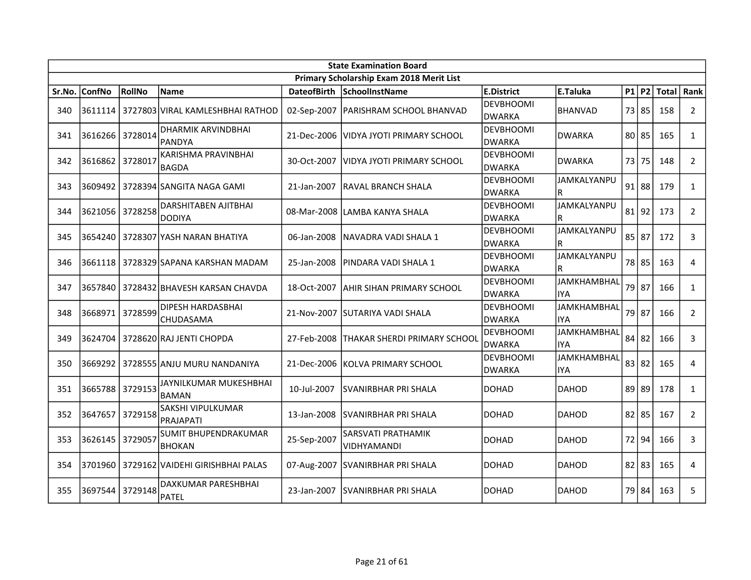| State Examination Board | | | | | | | | | | | |
|---|---|---|---|---|---|---|---|---|---|---|---|
| Primary Scholarship Exam 2018 Merit List | | | | | | | | | | | |
| Sr.No. | ConfNo | RollNo | Name | DateofBirth | SchoolInstName | E.District | E.Taluka | P1 | P2 | Total | Rank |
| 340 | 3611114 | 3727803 | VIRAL KAMLESHBHAI RATHOD | 02-Sep-2007 | PARISHRAM SCHOOL BHANVAD | DEVBHOOMI DWARKA | BHANVAD | 73 | 85 | 158 | 2 |
| 341 | 3616266 | 3728014 | DHARMIK ARVINDBHAI PANDYA | 21-Dec-2006 | VIDYA JYOTI PRIMARY SCHOOL | DEVBHOOMI DWARKA | DWARKA | 80 | 85 | 165 | 1 |
| 342 | 3616862 | 3728017 | KARISHMA PRAVINBHAI BAGDA | 30-Oct-2007 | VIDYA JYOTI PRIMARY SCHOOL | DEVBHOOMI DWARKA | DWARKA | 73 | 75 | 148 | 2 |
| 343 | 3609492 | 3728394 | SANGITA NAGA GAMI | 21-Jan-2007 | RAVAL BRANCH SHALA | DEVBHOOMI DWARKA | JAMKALYANPUR | 91 | 88 | 179 | 1 |
| 344 | 3621056 | 3728258 | DARSHITABEN AJITBHAI DODIYA | 08-Mar-2008 | LAMBA KANYA SHALA | DEVBHOOMI DWARKA | JAMKALYANPUR | 81 | 92 | 173 | 2 |
| 345 | 3654240 | 3728307 | YASH NARAN BHATIYA | 06-Jan-2008 | NAVADRA VADI SHALA 1 | DEVBHOOMI DWARKA | JAMKALYANPUR | 85 | 87 | 172 | 3 |
| 346 | 3661118 | 3728329 | SAPANA KARSHAN MADAM | 25-Jan-2008 | PINDARA VADI SHALA 1 | DEVBHOOMI DWARKA | JAMKALYANPUR | 78 | 85 | 163 | 4 |
| 347 | 3657840 | 3728432 | BHAVESH KARSAN CHAVDA | 18-Oct-2007 | AHIR SIHAN PRIMARY SCHOOL | DEVBHOOMI DWARKA | JAMKHAMBHALIYA | 79 | 87 | 166 | 1 |
| 348 | 3668971 | 3728599 | DIPESH HARDASBHAI CHUDASAMA | 21-Nov-2007 | SUTARIYA VADI SHALA | DEVBHOOMI DWARKA | JAMKHAMBHALIYA | 79 | 87 | 166 | 2 |
| 349 | 3624704 | 3728620 | RAJ JENTI CHOPDA | 27-Feb-2008 | THAKAR SHERDI PRIMARY SCHOOL | DEVBHOOMI DWARKA | JAMKHAMBHALIYA | 84 | 82 | 166 | 3 |
| 350 | 3669292 | 3728555 | ANJU MURU NANDANIYA | 21-Dec-2006 | KOLVA PRIMARY SCHOOL | DEVBHOOMI DWARKA | JAMKHAMBHALIYA | 83 | 82 | 165 | 4 |
| 351 | 3665788 | 3729153 | JAYNILKUMAR MUKESHBHAI BAMAN | 10-Jul-2007 | SVANIRBHAR PRI SHALA | DOHAD | DAHOD | 89 | 89 | 178 | 1 |
| 352 | 3647657 | 3729158 | SAKSHI VIPULKUMAR PRAJAPATI | 13-Jan-2008 | SVANIRBHAR PRI SHALA | DOHAD | DAHOD | 82 | 85 | 167 | 2 |
| 353 | 3626145 | 3729057 | SUMIT BHUPENDRAKUMAR BHOKAN | 25-Sep-2007 | SARSVATI PRATHAMIK VIDHYAMANDI | DOHAD | DAHOD | 72 | 94 | 166 | 3 |
| 354 | 3701960 | 3729162 | VAIDEHI GIRISHBHAI PALAS | 07-Aug-2007 | SVANIRBHAR PRI SHALA | DOHAD | DAHOD | 82 | 83 | 165 | 4 |
| 355 | 3697544 | 3729148 | DAXKUMAR PARESHBHAI PATEL | 23-Jan-2007 | SVANIRBHAR PRI SHALA | DOHAD | DAHOD | 79 | 84 | 163 | 5 |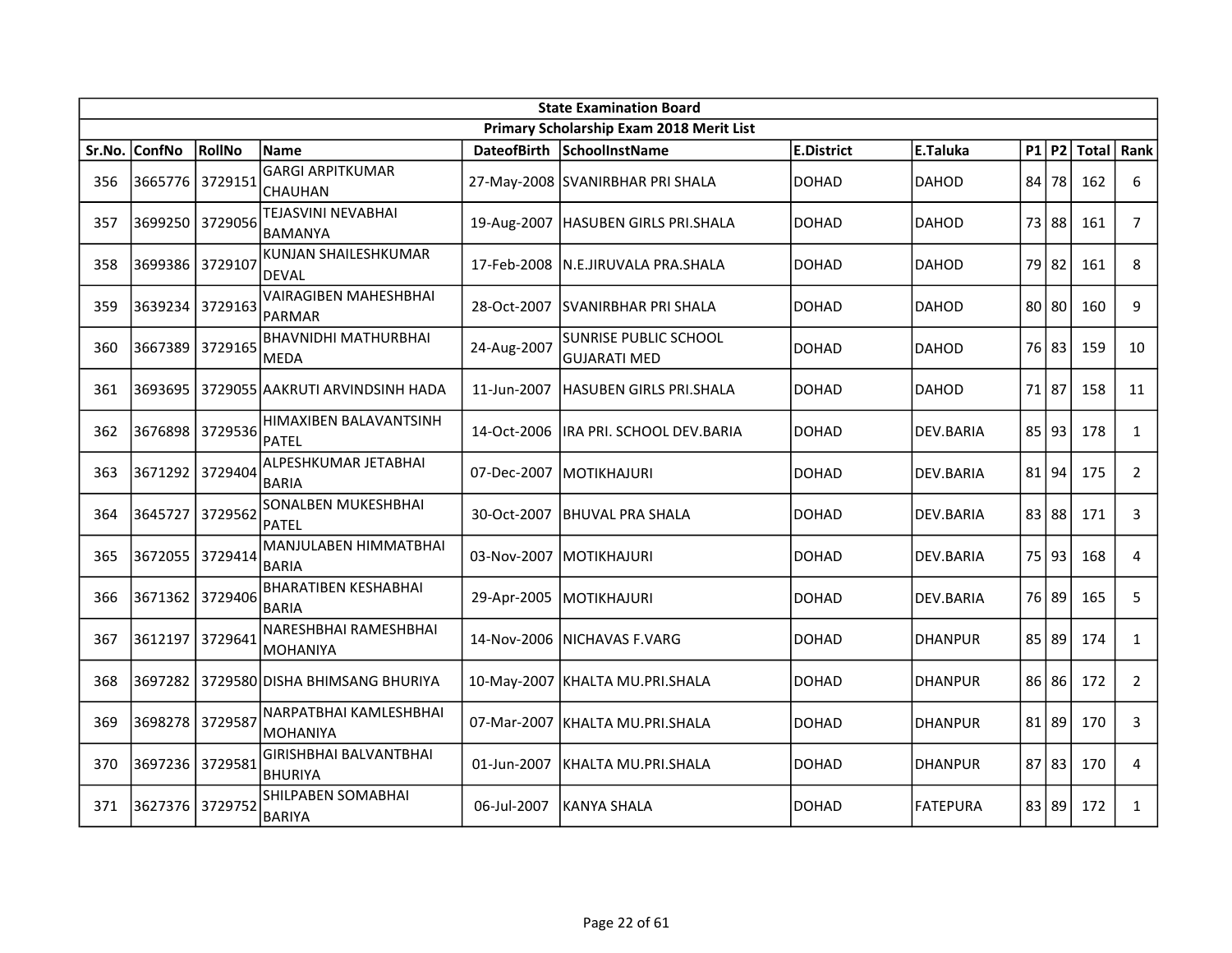| State Examination Board | | | | | | | | | | | |
|---|---|---|---|---|---|---|---|---|---|---|---|
| Primary Scholarship Exam 2018 Merit List | | | | | | | | | | | |
| Sr.No. | ConfNo | RollNo | Name | DateofBirth | SchoolInstName | E.District | E.Taluka | P1 | P2 | Total | Rank |
| 356 | 3665776 | 3729151 | GARGI ARPITKUMAR CHAUHAN | 27-May-2008 | SVANIRBHAR PRI SHALA | DOHAD | DAHOD | 84 | 78 | 162 | 6 |
| 357 | 3699250 | 3729056 | TEJASVINI NEVABHAI BAMANYA | 19-Aug-2007 | HASUBEN GIRLS PRI.SHALA | DOHAD | DAHOD | 73 | 88 | 161 | 7 |
| 358 | 3699386 | 3729107 | KUNJAN SHAILESHKUMAR DEVAL | 17-Feb-2008 | N.E.JIRUVALA PRA.SHALA | DOHAD | DAHOD | 79 | 82 | 161 | 8 |
| 359 | 3639234 | 3729163 | VAIRAGIBEN MAHESHBHAI PARMAR | 28-Oct-2007 | SVANIRBHAR PRI SHALA | DOHAD | DAHOD | 80 | 80 | 160 | 9 |
| 360 | 3667389 | 3729165 | BHAVNIDHI MATHURBHAI MEDA | 24-Aug-2007 | SUNRISE PUBLIC SCHOOL GUJARATI MED | DOHAD | DAHOD | 76 | 83 | 159 | 10 |
| 361 | 3693695 | 3729055 | AAKRUTI ARVINDSINH HADA | 11-Jun-2007 | HASUBEN GIRLS PRI.SHALA | DOHAD | DAHOD | 71 | 87 | 158 | 11 |
| 362 | 3676898 | 3729536 | HIMAXIBEN BALAVANTSINH PATEL | 14-Oct-2006 | IRA PRI. SCHOOL DEV.BARIA | DOHAD | DEV.BARIA | 85 | 93 | 178 | 1 |
| 363 | 3671292 | 3729404 | ALPESHKUMAR JETABHAI BARIA | 07-Dec-2007 | MOTIKHAJURI | DOHAD | DEV.BARIA | 81 | 94 | 175 | 2 |
| 364 | 3645727 | 3729562 | SONALBEN MUKESHBHAI PATEL | 30-Oct-2007 | BHUVAL PRA SHALA | DOHAD | DEV.BARIA | 83 | 88 | 171 | 3 |
| 365 | 3672055 | 3729414 | MANJULABEN HIMMATBHAI BARIA | 03-Nov-2007 | MOTIKHAJURI | DOHAD | DEV.BARIA | 75 | 93 | 168 | 4 |
| 366 | 3671362 | 3729406 | BHARATIBEN KESHABHAI BARIA | 29-Apr-2005 | MOTIKHAJURI | DOHAD | DEV.BARIA | 76 | 89 | 165 | 5 |
| 367 | 3612197 | 3729641 | NARESHBHAI RAMESHBHAI MOHANIYA | 14-Nov-2006 | NICHAVAS F.VARG | DOHAD | DHANPUR | 85 | 89 | 174 | 1 |
| 368 | 3697282 | 3729580 | DISHA BHIMSANG BHURIYA | 10-May-2007 | KHALTA MU.PRI.SHALA | DOHAD | DHANPUR | 86 | 86 | 172 | 2 |
| 369 | 3698278 | 3729587 | NARPATBHAI KAMLESHBHAI MOHANIYA | 07-Mar-2007 | KHALTA MU.PRI.SHALA | DOHAD | DHANPUR | 81 | 89 | 170 | 3 |
| 370 | 3697236 | 3729581 | GIRISHBHAI BALVANTBHAI BHURIYA | 01-Jun-2007 | KHALTA MU.PRI.SHALA | DOHAD | DHANPUR | 87 | 83 | 170 | 4 |
| 371 | 3627376 | 3729752 | SHILPABEN SOMABHAI BARIYA | 06-Jul-2007 | KANYA SHALA | DOHAD | FATEPURA | 83 | 89 | 172 | 1 |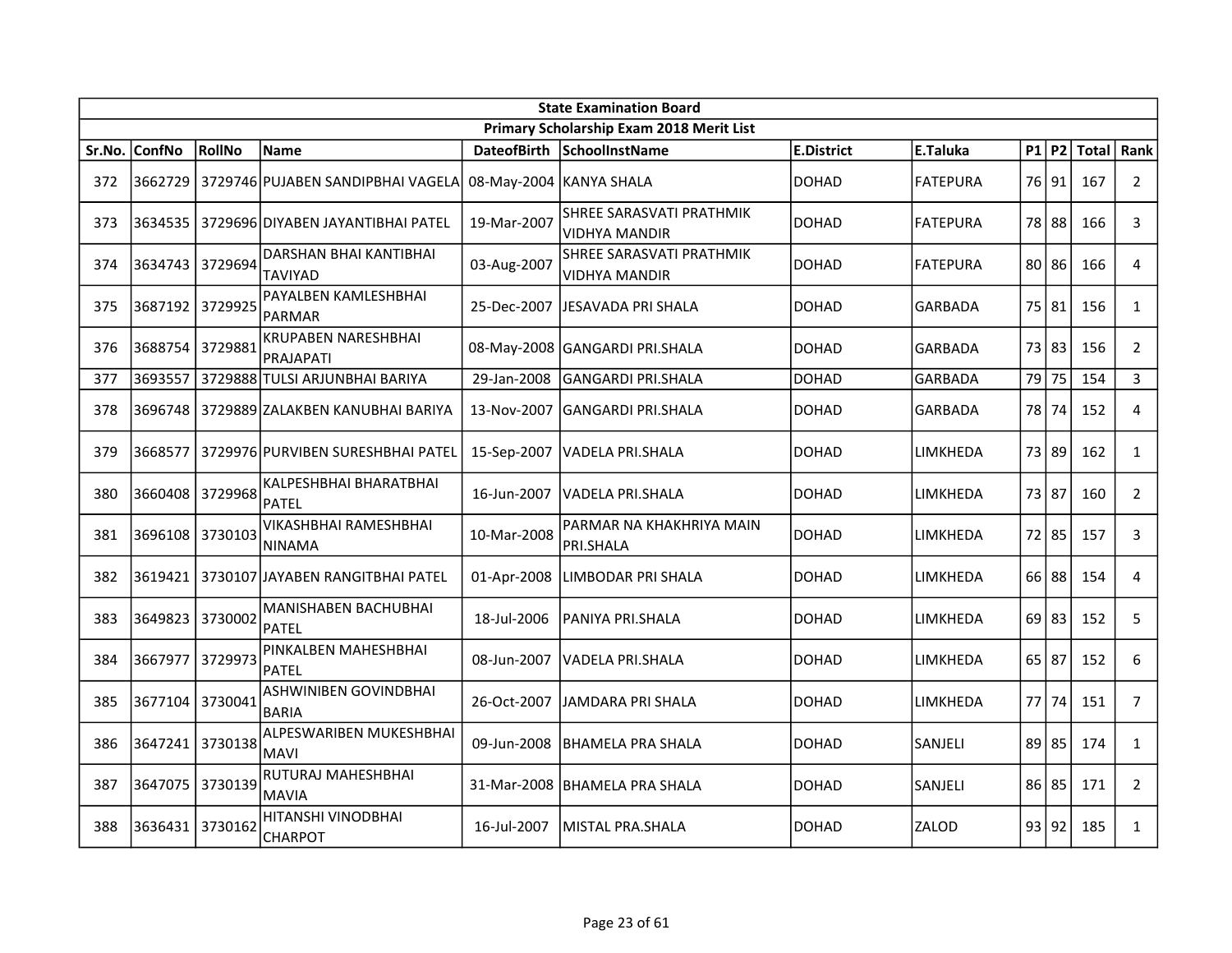| State Examination Board | | | | | | | | | | | | |
|---|---|---|---|---|---|---|---|---|---|---|---|---|
| Primary Scholarship Exam 2018 Merit List | | | | | | | | | | | | |
| Sr.No. | ConfNo | RollNo | Name | DateofBirth | SchoolInstName | E.District | E.Taluka | P1 | P2 | Total | Rank |
| 372 | 3662729 | 3729746 | PUJABEN SANDIPBHAI VAGELA | 08-May-2004 | KANYA SHALA | DOHAD | FATEPURA | 76 | 91 | 167 | 2 |
| 373 | 3634535 | 3729696 | DIYABEN JAYANTIBHAI PATEL | 19-Mar-2007 | SHREE SARASVATI PRATHMIK VIDHYA MANDIR | DOHAD | FATEPURA | 78 | 88 | 166 | 3 |
| 374 | 3634743 | 3729694 | DARSHAN BHAI KANTIBHAI TAVIYAD | 03-Aug-2007 | SHREE SARASVATI PRATHMIK VIDHYA MANDIR | DOHAD | FATEPURA | 80 | 86 | 166 | 4 |
| 375 | 3687192 | 3729925 | PAYALBEN KAMLESHBHAI PARMAR | 25-Dec-2007 | JESAVADA PRI SHALA | DOHAD | GARBADA | 75 | 81 | 156 | 1 |
| 376 | 3688754 | 3729881 | KRUPABEN NARESHBHAI PRAJAPATI | 08-May-2008 | GANGARDI PRI.SHALA | DOHAD | GARBADA | 73 | 83 | 156 | 2 |
| 377 | 3693557 | 3729888 | TULSI ARJUNBHAI BARIYA | 29-Jan-2008 | GANGARDI PRI.SHALA | DOHAD | GARBADA | 79 | 75 | 154 | 3 |
| 378 | 3696748 | 3729889 | ZALAKBEN KANUBHAI BARIYA | 13-Nov-2007 | GANGARDI PRI.SHALA | DOHAD | GARBADA | 78 | 74 | 152 | 4 |
| 379 | 3668577 | 3729976 | PURVIBEN SURESHBHAI PATEL | 15-Sep-2007 | VADELA PRI.SHALA | DOHAD | LIMKHEDA | 73 | 89 | 162 | 1 |
| 380 | 3660408 | 3729968 | KALPESHBHAI BHARATBHAI PATEL | 16-Jun-2007 | VADELA PRI.SHALA | DOHAD | LIMKHEDA | 73 | 87 | 160 | 2 |
| 381 | 3696108 | 3730103 | VIKASHBHAI RAMESHBHAI NINAMA | 10-Mar-2008 | PARMAR NA KHAKHRIYA MAIN PRI.SHALA | DOHAD | LIMKHEDA | 72 | 85 | 157 | 3 |
| 382 | 3619421 | 3730107 | JAYABEN RANGITBHAI PATEL | 01-Apr-2008 | LIMBODAR PRI SHALA | DOHAD | LIMKHEDA | 66 | 88 | 154 | 4 |
| 383 | 3649823 | 3730002 | MANISHABEN BACHUBHAI PATEL | 18-Jul-2006 | PANIYA PRI.SHALA | DOHAD | LIMKHEDA | 69 | 83 | 152 | 5 |
| 384 | 3667977 | 3729973 | PINKALBEN MAHESHBHAI PATEL | 08-Jun-2007 | VADELA PRI.SHALA | DOHAD | LIMKHEDA | 65 | 87 | 152 | 6 |
| 385 | 3677104 | 3730041 | ASHWINIBEN GOVINDBHAI BARIA | 26-Oct-2007 | JAMDARA PRI SHALA | DOHAD | LIMKHEDA | 77 | 74 | 151 | 7 |
| 386 | 3647241 | 3730138 | ALPESWARIBEN MUKESHBHAI MAVI | 09-Jun-2008 | BHAMELA PRA SHALA | DOHAD | SANJELI | 89 | 85 | 174 | 1 |
| 387 | 3647075 | 3730139 | RUTURAJ MAHESHBHAI MAVIA | 31-Mar-2008 | BHAMELA PRA SHALA | DOHAD | SANJELI | 86 | 85 | 171 | 2 |
| 388 | 3636431 | 3730162 | HITANSHI VINODBHAI CHARPOT | 16-Jul-2007 | MISTAL PRA.SHALA | DOHAD | ZALOD | 93 | 92 | 185 | 1 |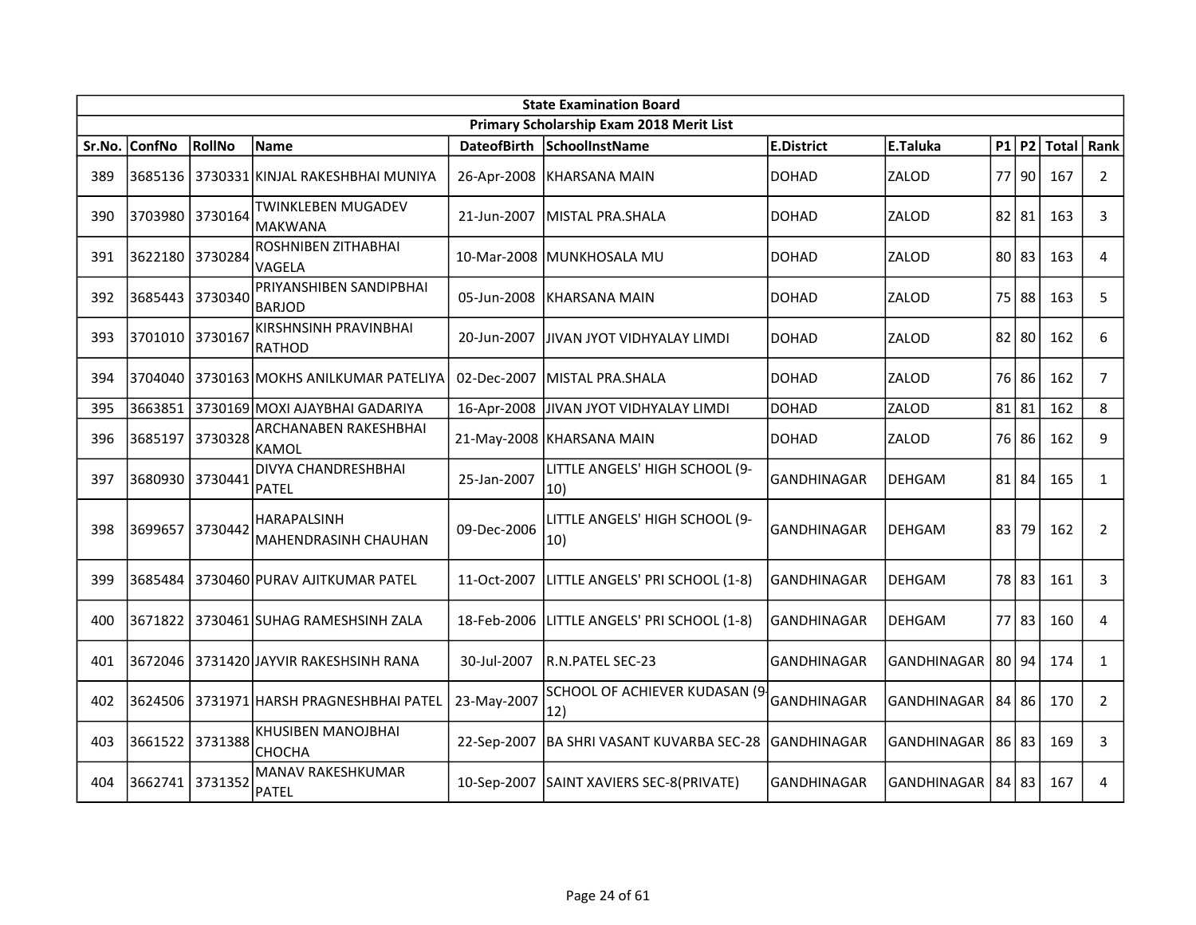| State Examination Board | | | | | | | | | | | |
|---|---|---|---|---|---|---|---|---|---|---|---|
| Primary Scholarship Exam 2018 Merit List | | | | | | | | | | | |
| Sr.No. | ConfNo | RollNo | Name | DateofBirth | SchoolInstName | E.District | E.Taluka | P1 | P2 | Total | Rank |
| 389 | 3685136 | 3730331 | KINJAL RAKESHBHAI MUNIYA | 26-Apr-2008 | KHARSANA MAIN | DOHAD | ZALOD | 77 | 90 | 167 | 2 |
| 390 | 3703980 | 3730164 | TWINKLEBEN MUGADEV MAKWANA | 21-Jun-2007 | MISTAL PRA.SHALA | DOHAD | ZALOD | 82 | 81 | 163 | 3 |
| 391 | 3622180 | 3730284 | ROSHNIBEN ZITHABHAI VAGELA | 10-Mar-2008 | MUNKHOSALA MU | DOHAD | ZALOD | 80 | 83 | 163 | 4 |
| 392 | 3685443 | 3730340 | PRIYANSHIBEN SANDIPBHAI BARJOD | 05-Jun-2008 | KHARSANA MAIN | DOHAD | ZALOD | 75 | 88 | 163 | 5 |
| 393 | 3701010 | 3730167 | KIRSHNSINH PRAVINBHAI RATHOD | 20-Jun-2007 | JIVAN JYOT VIDHYALAY LIMDI | DOHAD | ZALOD | 82 | 80 | 162 | 6 |
| 394 | 3704040 | 3730163 | MOKHS ANILKUMAR PATELIYA | 02-Dec-2007 | MISTAL PRA.SHALA | DOHAD | ZALOD | 76 | 86 | 162 | 7 |
| 395 | 3663851 | 3730169 | MOXI AJAYBHAI GADARIYA | 16-Apr-2008 | JIVAN JYOT VIDHYALAY LIMDI | DOHAD | ZALOD | 81 | 81 | 162 | 8 |
| 396 | 3685197 | 3730328 | ARCHANABEN RAKESHBHAI KAMOL | 21-May-2008 | KHARSANA MAIN | DOHAD | ZALOD | 76 | 86 | 162 | 9 |
| 397 | 3680930 | 3730441 | DIVYA CHANDRESHBHAI PATEL | 25-Jan-2007 | LITTLE ANGELS' HIGH SCHOOL (9-10) | GANDHINAGAR | DEHGAM | 81 | 84 | 165 | 1 |
| 398 | 3699657 | 3730442 | HARAPALSINH MAHENDRASINH CHAUHAN | 09-Dec-2006 | LITTLE ANGELS' HIGH SCHOOL (9-10) | GANDHINAGAR | DEHGAM | 83 | 79 | 162 | 2 |
| 399 | 3685484 | 3730460 | PURAV AJITKUMAR PATEL | 11-Oct-2007 | LITTLE ANGELS' PRI SCHOOL (1-8) | GANDHINAGAR | DEHGAM | 78 | 83 | 161 | 3 |
| 400 | 3671822 | 3730461 | SUHAG RAMESHSINH ZALA | 18-Feb-2006 | LITTLE ANGELS' PRI SCHOOL (1-8) | GANDHINAGAR | DEHGAM | 77 | 83 | 160 | 4 |
| 401 | 3672046 | 3731420 | JAYVIR RAKESHSINH RANA | 30-Jul-2007 | R.N.PATEL SEC-23 | GANDHINAGAR | GANDHINAGAR | 80 | 94 | 174 | 1 |
| 402 | 3624506 | 3731971 | HARSH PRAGNESHBHAI PATEL | 23-May-2007 | SCHOOL OF ACHIEVER KUDASAN (9-12) | GANDHINAGAR | GANDHINAGAR | 84 | 86 | 170 | 2 |
| 403 | 3661522 | 3731388 | KHUSIBEN MANOJBHAI CHOCHA | 22-Sep-2007 | BA SHRI VASANT KUVARBA SEC-28 | GANDHINAGAR | GANDHINAGAR | 86 | 83 | 169 | 3 |
| 404 | 3662741 | 3731352 | MANAV RAKESHKUMAR PATEL | 10-Sep-2007 | SAINT XAVIERS SEC-8(PRIVATE) | GANDHINAGAR | GANDHINAGAR | 84 | 83 | 167 | 4 |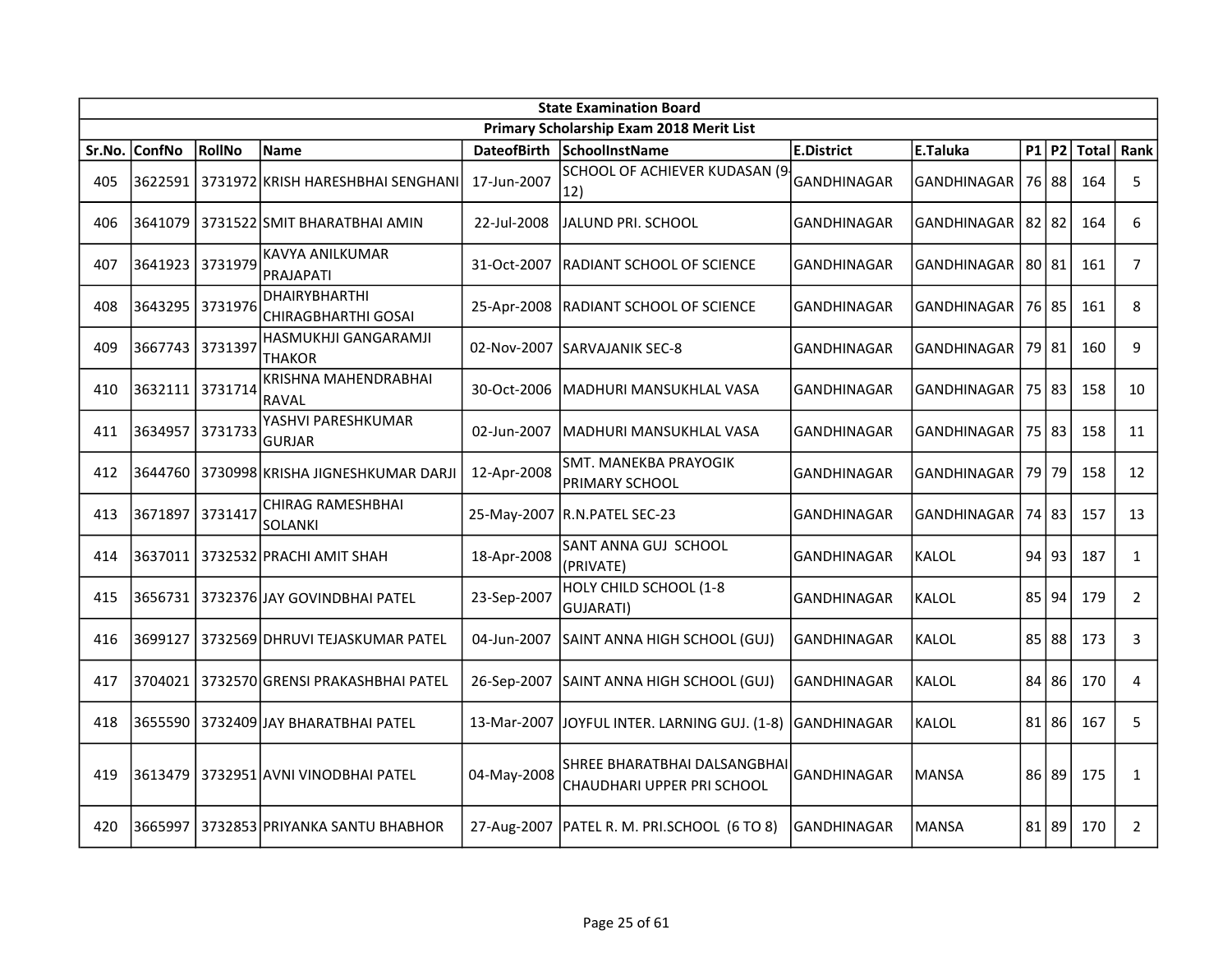| State Examination Board | | | | | | | | | | | |
|---|---|---|---|---|---|---|---|---|---|---|---|
| Primary Scholarship Exam 2018 Merit List | | | | | | | | | | | |
| Sr.No. | ConfNo | RollNo | Name | DateofBirth | SchoolInstName | E.District | E.Taluka | P1 | P2 | Total | Rank |
| 405 | 3622591 | 3731972 | KRISH HARESHBHAI SENGHANI | 17-Jun-2007 | SCHOOL OF ACHIEVER KUDASAN (9-12) | GANDHINAGAR | GANDHINAGAR | 76 | 88 | 164 | 5 |
| 406 | 3641079 | 3731522 | SMIT BHARATBHAI AMIN | 22-Jul-2008 | JALUND PRI. SCHOOL | GANDHINAGAR | GANDHINAGAR | 82 | 82 | 164 | 6 |
| 407 | 3641923 | 3731979 | KAVYA ANILKUMAR PRAJAPATI | 31-Oct-2007 | RADIANT SCHOOL OF SCIENCE | GANDHINAGAR | GANDHINAGAR | 80 | 81 | 161 | 7 |
| 408 | 3643295 | 3731976 | DHAIRYBHARTHI CHIRAGBHARTHI GOSAI | 25-Apr-2008 | RADIANT SCHOOL OF SCIENCE | GANDHINAGAR | GANDHINAGAR | 76 | 85 | 161 | 8 |
| 409 | 3667743 | 3731397 | HASMUKHJI GANGARAMJI THAKOR | 02-Nov-2007 | SARVAJANIK SEC-8 | GANDHINAGAR | GANDHINAGAR | 79 | 81 | 160 | 9 |
| 410 | 3632111 | 3731714 | KRISHNA MAHENDRABHAI RAVAL | 30-Oct-2006 | MADHURI MANSUKHLAL VASA | GANDHINAGAR | GANDHINAGAR | 75 | 83 | 158 | 10 |
| 411 | 3634957 | 3731733 | YASHVI PARESHKUMAR GURJAR | 02-Jun-2007 | MADHURI MANSUKHLAL VASA | GANDHINAGAR | GANDHINAGAR | 75 | 83 | 158 | 11 |
| 412 | 3644760 | 3730998 | KRISHA JIGNESHKUMAR DARJI | 12-Apr-2008 | SMT. MANEKBA PRAYOGIK PRIMARY SCHOOL | GANDHINAGAR | GANDHINAGAR | 79 | 79 | 158 | 12 |
| 413 | 3671897 | 3731417 | CHIRAG RAMESHBHAI SOLANKI | 25-May-2007 | R.N.PATEL SEC-23 | GANDHINAGAR | GANDHINAGAR | 74 | 83 | 157 | 13 |
| 414 | 3637011 | 3732532 | PRACHI AMIT SHAH | 18-Apr-2008 | SANT ANNA GUJ SCHOOL (PRIVATE) | GANDHINAGAR | KALOL | 94 | 93 | 187 | 1 |
| 415 | 3656731 | 3732376 | JAY GOVINDBHAI PATEL | 23-Sep-2007 | HOLY CHILD SCHOOL (1-8 GUJARATI) | GANDHINAGAR | KALOL | 85 | 94 | 179 | 2 |
| 416 | 3699127 | 3732569 | DHRUVI TEJASKUMAR PATEL | 04-Jun-2007 | SAINT ANNA HIGH SCHOOL (GUJ) | GANDHINAGAR | KALOL | 85 | 88 | 173 | 3 |
| 417 | 3704021 | 3732570 | GRENSI PRAKASHBHAI PATEL | 26-Sep-2007 | SAINT ANNA HIGH SCHOOL (GUJ) | GANDHINAGAR | KALOL | 84 | 86 | 170 | 4 |
| 418 | 3655590 | 3732409 | JAY BHARATBHAI PATEL | 13-Mar-2007 | JOYFUL INTER. LARNING GUJ. (1-8) | GANDHINAGAR | KALOL | 81 | 86 | 167 | 5 |
| 419 | 3613479 | 3732951 | AVNI VINODBHAI PATEL | 04-May-2008 | SHREE BHARATBHAI DALSANGBHAI CHAUDHARI UPPER PRI SCHOOL | GANDHINAGAR | MANSA | 86 | 89 | 175 | 1 |
| 420 | 3665997 | 3732853 | PRIYANKA SANTU BHABHOR | 27-Aug-2007 | PATEL R. M. PRI.SCHOOL (6 TO 8) | GANDHINAGAR | MANSA | 81 | 89 | 170 | 2 |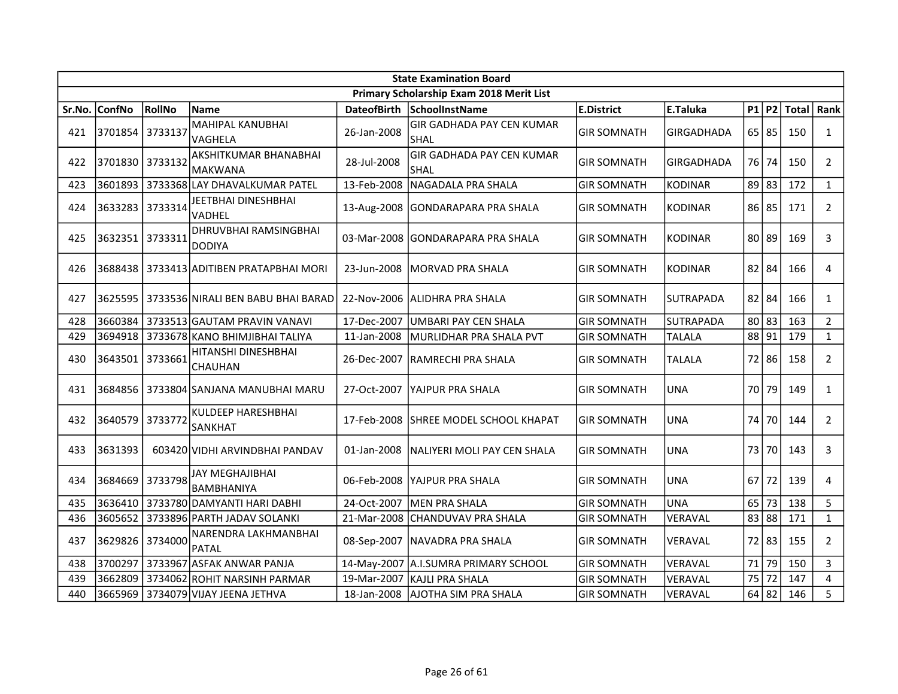| State Examination Board | | | | | | | | | | | |
|---|---|---|---|---|---|---|---|---|---|---|---|
| Primary Scholarship Exam 2018 Merit List | | | | | | | | | | | |
| Sr.No. | ConfNo | RollNo | Name | DateofBirth | SchoolInstName | E.District | E.Taluka | P1 | P2 | Total | Rank |
| 421 | 3701854 | 3733137 | MAHIPAL KANUBHAI VAGHELA | 26-Jan-2008 | GIR GADHADA PAY CEN KUMAR SHAL | GIR SOMNATH | GIRGADHADA | 65 | 85 | 150 | 1 |
| 422 | 3701830 | 3733132 | AKSHITKUMAR BHANABHAI MAKWANA | 28-Jul-2008 | GIR GADHADA PAY CEN KUMAR SHAL | GIR SOMNATH | GIRGADHADA | 76 | 74 | 150 | 2 |
| 423 | 3601893 | 3733368 | LAY DHAVALKUMAR PATEL | 13-Feb-2008 | NAGADALA PRA SHALA | GIR SOMNATH | KODINAR | 89 | 83 | 172 | 1 |
| 424 | 3633283 | 3733314 | JEETBHAI DINESHBHAI VADHEL | 13-Aug-2008 | GONDARAPARA PRA SHALA | GIR SOMNATH | KODINAR | 86 | 85 | 171 | 2 |
| 425 | 3632351 | 3733311 | DHRUVBHAI RAMSINGBHAI DODIYA | 03-Mar-2008 | GONDARAPARA PRA SHALA | GIR SOMNATH | KODINAR | 80 | 89 | 169 | 3 |
| 426 | 3688438 | 3733413 | ADITIBEN PRATAPBHAI MORI | 23-Jun-2008 | MORVAD PRA SHALA | GIR SOMNATH | KODINAR | 82 | 84 | 166 | 4 |
| 427 | 3625595 | 3733536 | NIRALI BEN BABU BHAI BARAD | 22-Nov-2006 | ALIDHRA PRA SHALA | GIR SOMNATH | SUTRAPADA | 82 | 84 | 166 | 1 |
| 428 | 3660384 | 3733513 | GAUTAM PRAVIN VANAVI | 17-Dec-2007 | UMBARI PAY CEN SHALA | GIR SOMNATH | SUTRAPADA | 80 | 83 | 163 | 2 |
| 429 | 3694918 | 3733678 | KANO BHIMJIBHAI TALIYA | 11-Jan-2008 | MURLIDHAR PRA SHALA PVT | GIR SOMNATH | TALALA | 88 | 91 | 179 | 1 |
| 430 | 3643501 | 3733661 | HITANSHI DINESHBHAI CHAUHAN | 26-Dec-2007 | RAMRECHI PRA SHALA | GIR SOMNATH | TALALA | 72 | 86 | 158 | 2 |
| 431 | 3684856 | 3733804 | SANJANA MANUBHAI MARU | 27-Oct-2007 | YAJPUR PRA SHALA | GIR SOMNATH | UNA | 70 | 79 | 149 | 1 |
| 432 | 3640579 | 3733772 | KULDEEP HARESHBHAI SANKHAT | 17-Feb-2008 | SHREE MODEL SCHOOL KHAPAT | GIR SOMNATH | UNA | 74 | 70 | 144 | 2 |
| 433 | 3631393 | 603420 | VIDHI ARVINDBHAI PANDAV | 01-Jan-2008 | NALIYERI MOLI PAY CEN SHALA | GIR SOMNATH | UNA | 73 | 70 | 143 | 3 |
| 434 | 3684669 | 3733798 | JAY MEGHAJIBHAI BAMBHANIYA | 06-Feb-2008 | YAJPUR PRA SHALA | GIR SOMNATH | UNA | 67 | 72 | 139 | 4 |
| 435 | 3636410 | 3733780 | DAMYANTI HARI DABHI | 24-Oct-2007 | MEN PRA SHALA | GIR SOMNATH | UNA | 65 | 73 | 138 | 5 |
| 436 | 3605652 | 3733896 | PARTH JADAV SOLANKI | 21-Mar-2008 | CHANDUVAV PRA SHALA | GIR SOMNATH | VERAVAL | 83 | 88 | 171 | 1 |
| 437 | 3629826 | 3734000 | NARENDRA LAKHMANBHAI PATAL | 08-Sep-2007 | NAVADRA PRA SHALA | GIR SOMNATH | VERAVAL | 72 | 83 | 155 | 2 |
| 438 | 3700297 | 3733967 | ASFAK ANWAR PANJA | 14-May-2007 | A.I.SUMRA PRIMARY SCHOOL | GIR SOMNATH | VERAVAL | 71 | 79 | 150 | 3 |
| 439 | 3662809 | 3734062 | ROHIT NARSINH PARMAR | 19-Mar-2007 | KAJLI PRA SHALA | GIR SOMNATH | VERAVAL | 75 | 72 | 147 | 4 |
| 440 | 3665969 | 3734079 | VIJAY JEENA JETHVA | 18-Jan-2008 | AJOTHA SIM PRA SHALA | GIR SOMNATH | VERAVAL | 64 | 82 | 146 | 5 |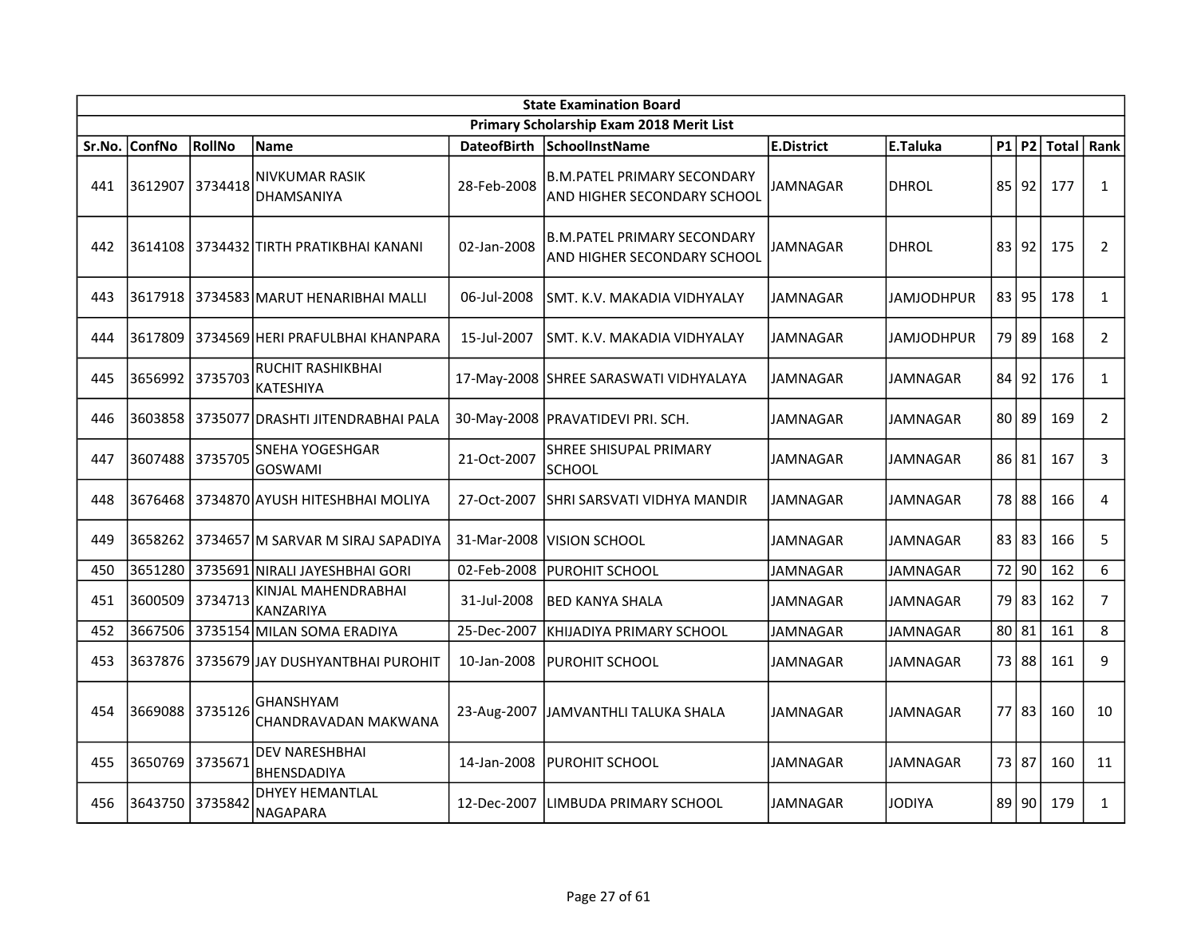| State Examination Board | | | | | | | | | | | |
|---|---|---|---|---|---|---|---|---|---|---|---|
| Primary Scholarship Exam 2018 Merit List | | | | | | | | | | | |
| Sr.No. | ConfNo | RollNo | Name | DateofBirth | SchoolInstName | E.District | E.Taluka | P1 | P2 | Total | Rank |
| 441 | 3612907 | 3734418 | NIVKUMAR RASIK DHAMSANIYA | 28-Feb-2008 | B.M.PATEL PRIMARY SECONDARY AND HIGHER SECONDARY SCHOOL | JAMNAGAR | DHROL | 85 | 92 | 177 | 1 |
| 442 | 3614108 | 3734432 | TIRTH PRATIKBHAI KANANI | 02-Jan-2008 | B.M.PATEL PRIMARY SECONDARY AND HIGHER SECONDARY SCHOOL | JAMNAGAR | DHROL | 83 | 92 | 175 | 2 |
| 443 | 3617918 | 3734583 | MARUT HENARIBHAI MALLI | 06-Jul-2008 | SMT. K.V. MAKADIA VIDHYALAY | JAMNAGAR | JAMJODHPUR | 83 | 95 | 178 | 1 |
| 444 | 3617809 | 3734569 | HERI PRAFULBHAI KHANPARA | 15-Jul-2007 | SMT. K.V. MAKADIA VIDHYALAY | JAMNAGAR | JAMJODHPUR | 79 | 89 | 168 | 2 |
| 445 | 3656992 | 3735703 | RUCHIT RASHIKBHAI KATESHIYA | 17-May-2008 | SHREE SARASWATI VIDHYALAYA | JAMNAGAR | JAMNAGAR | 84 | 92 | 176 | 1 |
| 446 | 3603858 | 3735077 | DRASHTI JITENDRABHAI PALA | 30-May-2008 | PRAVATIDEVI PRI. SCH. | JAMNAGAR | JAMNAGAR | 80 | 89 | 169 | 2 |
| 447 | 3607488 | 3735705 | SNEHA YOGESHGAR GOSWAMI | 21-Oct-2007 | SHREE SHISUPAL PRIMARY SCHOOL | JAMNAGAR | JAMNAGAR | 86 | 81 | 167 | 3 |
| 448 | 3676468 | 3734870 | AYUSH HITESHBHAI MOLIYA | 27-Oct-2007 | SHRI SARSVATI VIDHYA MANDIR | JAMNAGAR | JAMNAGAR | 78 | 88 | 166 | 4 |
| 449 | 3658262 | 3734657 | M SARVAR M SIRAJ SAPADIYA | 31-Mar-2008 | VISION SCHOOL | JAMNAGAR | JAMNAGAR | 83 | 83 | 166 | 5 |
| 450 | 3651280 | 3735691 | NIRALI JAYESHBHAI GORI | 02-Feb-2008 | PUROHIT SCHOOL | JAMNAGAR | JAMNAGAR | 72 | 90 | 162 | 6 |
| 451 | 3600509 | 3734713 | KINJAL MAHENDRABHAI KANZARIYA | 31-Jul-2008 | BED KANYA SHALA | JAMNAGAR | JAMNAGAR | 79 | 83 | 162 | 7 |
| 452 | 3667506 | 3735154 | MILAN SOMA ERADIYA | 25-Dec-2007 | KHIJADIYA PRIMARY SCHOOL | JAMNAGAR | JAMNAGAR | 80 | 81 | 161 | 8 |
| 453 | 3637876 | 3735679 | JAY DUSHYANTBHAI PUROHIT | 10-Jan-2008 | PUROHIT SCHOOL | JAMNAGAR | JAMNAGAR | 73 | 88 | 161 | 9 |
| 454 | 3669088 | 3735126 | GHANSHYAM CHANDRAVADAN MAKWANA | 23-Aug-2007 | JAMVANTHLI TALUKA SHALA | JAMNAGAR | JAMNAGAR | 77 | 83 | 160 | 10 |
| 455 | 3650769 | 3735671 | DEV NARESHBHAI BHENSDADIYA | 14-Jan-2008 | PUROHIT SCHOOL | JAMNAGAR | JAMNAGAR | 73 | 87 | 160 | 11 |
| 456 | 3643750 | 3735842 | DHYEY HEMANTLAL NAGAPARA | 12-Dec-2007 | LIMBUDA PRIMARY SCHOOL | JAMNAGAR | JODIYA | 89 | 90 | 179 | 1 |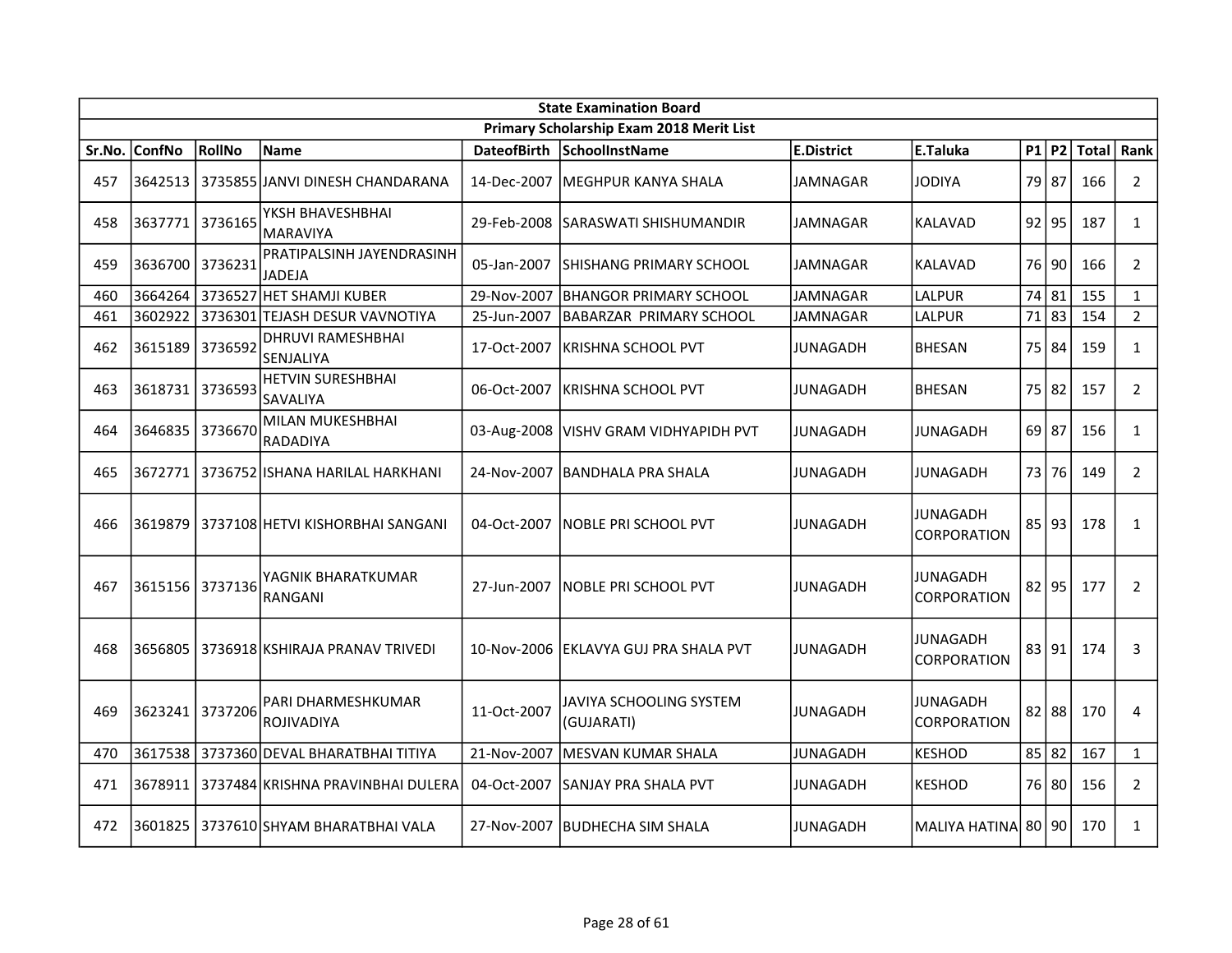| State Examination Board | | | | | | | | | | | |
|---|---|---|---|---|---|---|---|---|---|---|---|
| Primary Scholarship Exam 2018 Merit List | | | | | | | | | | | |
| Sr.No. | ConfNo | RollNo | Name | DateofBirth | SchoolInstName | E.District | E.Taluka | P1 | P2 | Total | Rank |
| 457 | 3642513 | 3735855 | JANVI DINESH CHANDARANA | 14-Dec-2007 | MEGHPUR KANYA SHALA | JAMNAGAR | JODIYA | 79 | 87 | 166 | 2 |
| 458 | 3637771 | 3736165 | YKSH BHAVESHBHAI MARAVIYA | 29-Feb-2008 | SARASWATI SHISHUMANDIR | JAMNAGAR | KALAVAD | 92 | 95 | 187 | 1 |
| 459 | 3636700 | 3736231 | PRATIPALSINH JAYENDRASINH JADEJA | 05-Jan-2007 | SHISHANG PRIMARY SCHOOL | JAMNAGAR | KALAVAD | 76 | 90 | 166 | 2 |
| 460 | 3664264 | 3736527 | HET SHAMJI KUBER | 29-Nov-2007 | BHANGOR PRIMARY SCHOOL | JAMNAGAR | LALPUR | 74 | 81 | 155 | 1 |
| 461 | 3602922 | 3736301 | TEJASH DESUR VAVNOTIYA | 25-Jun-2007 | BABARZAR PRIMARY SCHOOL | JAMNAGAR | LALPUR | 71 | 83 | 154 | 2 |
| 462 | 3615189 | 3736592 | DHRUVI RAMESHBHAI SENJALIYA | 17-Oct-2007 | KRISHNA SCHOOL PVT | JUNAGADH | BHESAN | 75 | 84 | 159 | 1 |
| 463 | 3618731 | 3736593 | HETVIN SURESHBHAI SAVALIYA | 06-Oct-2007 | KRISHNA SCHOOL PVT | JUNAGADH | BHESAN | 75 | 82 | 157 | 2 |
| 464 | 3646835 | 3736670 | MILAN MUKESHBHAI RADADIYA | 03-Aug-2008 | VISHV GRAM VIDHYAPIDH PVT | JUNAGADH | JUNAGADH | 69 | 87 | 156 | 1 |
| 465 | 3672771 | 3736752 | ISHANA HARILAL HARKHANI | 24-Nov-2007 | BANDHALA PRA SHALA | JUNAGADH | JUNAGADH | 73 | 76 | 149 | 2 |
| 466 | 3619879 | 3737108 | HETVI KISHORBHAI SANGANI | 04-Oct-2007 | NOBLE PRI SCHOOL PVT | JUNAGADH | JUNAGADH CORPORATION | 85 | 93 | 178 | 1 |
| 467 | 3615156 | 3737136 | YAGNIK BHARATKUMAR RANGANI | 27-Jun-2007 | NOBLE PRI SCHOOL PVT | JUNAGADH | JUNAGADH CORPORATION | 82 | 95 | 177 | 2 |
| 468 | 3656805 | 3736918 | KSHIRAJA PRANAV TRIVEDI | 10-Nov-2006 | EKLAVYA GUJ PRA SHALA PVT | JUNAGADH | JUNAGADH CORPORATION | 83 | 91 | 174 | 3 |
| 469 | 3623241 | 3737206 | PARI DHARMESHKUMAR ROJIVADIYA | 11-Oct-2007 | JAVIYA SCHOOLING SYSTEM (GUJARATI) | JUNAGADH | JUNAGADH CORPORATION | 82 | 88 | 170 | 4 |
| 470 | 3617538 | 3737360 | DEVAL BHARATBHAI TITIYA | 21-Nov-2007 | MESVAN KUMAR SHALA | JUNAGADH | KESHOD | 85 | 82 | 167 | 1 |
| 471 | 3678911 | 3737484 | KRISHNA PRAVINBHAI DULERA | 04-Oct-2007 | SANJAY PRA SHALA PVT | JUNAGADH | KESHOD | 76 | 80 | 156 | 2 |
| 472 | 3601825 | 3737610 | SHYAM BHARATBHAI VALA | 27-Nov-2007 | BUDHECHA SIM SHALA | JUNAGADH | MALIYA HATINA | 80 | 90 | 170 | 1 |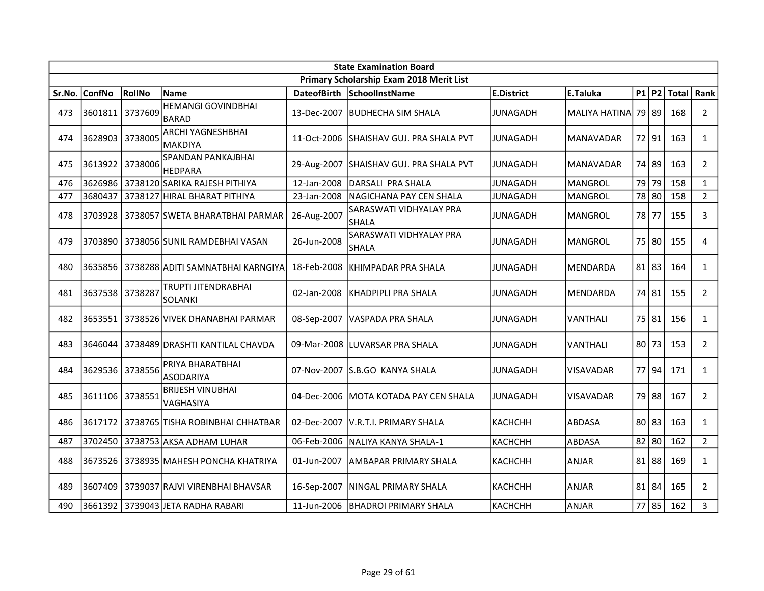| State Examination Board | | | | | | | | | | | | |
|---|---|---|---|---|---|---|---|---|---|---|---|---|
| Primary Scholarship Exam 2018 Merit List | | | | | | | | | | | | |
| Sr.No. | ConfNo | RollNo | Name | DateofBirth | SchoolInstName | E.District | E.Taluka | P1 | P2 | Total | Rank |
| 473 | 3601811 | 3737609 | HEMANGI GOVINDBHAI BARAD | 13-Dec-2007 | BUDHECHA SIM SHALA | JUNAGADH | MALIYA HATINA | 79 | 89 | 168 | 2 |
| 474 | 3628903 | 3738005 | ARCHI YAGNESHBHAI MAKDIYA | 11-Oct-2006 | SHAISHAV GUJ. PRA SHALA PVT | JUNAGADH | MANAVADAR | 72 | 91 | 163 | 1 |
| 475 | 3613922 | 3738006 | SPANDAN PANKAJBHAI HEDPARA | 29-Aug-2007 | SHAISHAV GUJ. PRA SHALA PVT | JUNAGADH | MANAVADAR | 74 | 89 | 163 | 2 |
| 476 | 3626986 | 3738120 | SARIKA RAJESH PITHIYA | 12-Jan-2008 | DARSALI PRA SHALA | JUNAGADH | MANGROL | 79 | 79 | 158 | 1 |
| 477 | 3680437 | 3738127 | HIRAL BHARAT PITHIYA | 23-Jan-2008 | NAGICHANA PAY CEN SHALA | JUNAGADH | MANGROL | 78 | 80 | 158 | 2 |
| 478 | 3703928 | 3738057 | SWETA BHARATBHAI PARMAR | 26-Aug-2007 | SARASWATI VIDHYALAY PRA SHALA | JUNAGADH | MANGROL | 78 | 77 | 155 | 3 |
| 479 | 3703890 | 3738056 | SUNIL RAMDEBHAI VASAN | 26-Jun-2008 | SARASWATI VIDHYALAY PRA SHALA | JUNAGADH | MANGROL | 75 | 80 | 155 | 4 |
| 480 | 3635856 | 3738288 | ADITI SAMNATBHAI KARNGIYA | 18-Feb-2008 | KHIMPADAR PRA SHALA | JUNAGADH | MENDARDA | 81 | 83 | 164 | 1 |
| 481 | 3637538 | 3738287 | TRUPTI JITENDRABHAI SOLANKI | 02-Jan-2008 | KHADPIPLI PRA SHALA | JUNAGADH | MENDARDA | 74 | 81 | 155 | 2 |
| 482 | 3653551 | 3738526 | VIVEK DHANABHAI PARMAR | 08-Sep-2007 | VASPADA PRA SHALA | JUNAGADH | VANTHALI | 75 | 81 | 156 | 1 |
| 483 | 3646044 | 3738489 | DRASHTI KANTILAL CHAVDA | 09-Mar-2008 | LUVARSAR PRA SHALA | JUNAGADH | VANTHALI | 80 | 73 | 153 | 2 |
| 484 | 3629536 | 3738556 | PRIYA BHARATBHAI ASODARIYA | 07-Nov-2007 | S.B.GO KANYA SHALA | JUNAGADH | VISAVADAR | 77 | 94 | 171 | 1 |
| 485 | 3611106 | 3738551 | BRIJESH VINUBHAI VAGHASIYA | 04-Dec-2006 | MOTA KOTADA PAY CEN SHALA | JUNAGADH | VISAVADAR | 79 | 88 | 167 | 2 |
| 486 | 3617172 | 3738765 | TISHA ROBINBHAI CHHATBAR | 02-Dec-2007 | V.R.T.I. PRIMARY SHALA | KACHCHH | ABDASA | 80 | 83 | 163 | 1 |
| 487 | 3702450 | 3738753 | AKSA ADHAM LUHAR | 06-Feb-2006 | NALIYA KANYA SHALA-1 | KACHCHH | ABDASA | 82 | 80 | 162 | 2 |
| 488 | 3673526 | 3738935 | MAHESH PONCHA KHATRIYA | 01-Jun-2007 | AMBAPAR PRIMARY SHALA | KACHCHH | ANJAR | 81 | 88 | 169 | 1 |
| 489 | 3607409 | 3739037 | RAJVI VIRENBHAI BHAVSAR | 16-Sep-2007 | NINGAL PRIMARY SHALA | KACHCHH | ANJAR | 81 | 84 | 165 | 2 |
| 490 | 3661392 | 3739043 | JETA RADHA RABARI | 11-Jun-2006 | BHADROI PRIMARY SHALA | KACHCHH | ANJAR | 77 | 85 | 162 | 3 |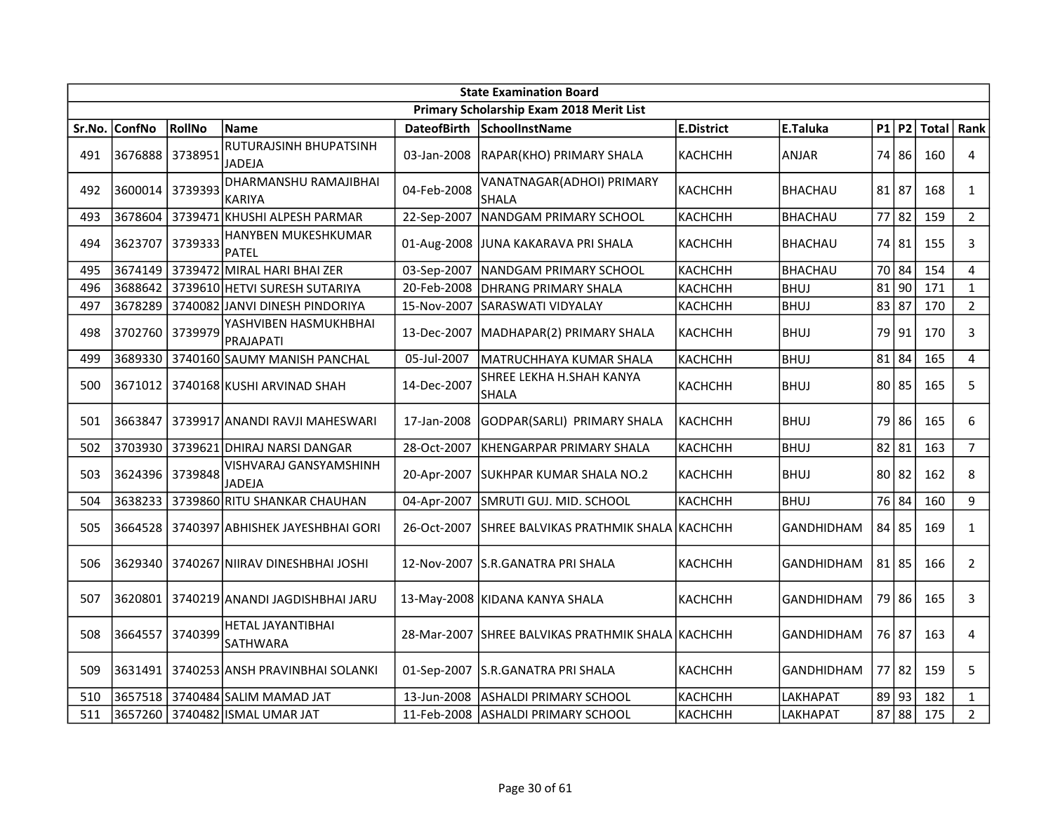| State Examination Board | | | | | | | | | | | |
|---|---|---|---|---|---|---|---|---|---|---|---|
| Primary Scholarship Exam 2018 Merit List | | | | | | | | | | | |
| Sr.No. | ConfNo | RollNo | Name | DateofBirth | SchoolInstName | E.District | E.Taluka | P1 | P2 | Total | Rank |
| 491 | 3676888 | 3738951 | RUTURAJSINH BHUPATSINH JADEJA | 03-Jan-2008 | RAPAR(KHO) PRIMARY SHALA | KACHCHH | ANJAR | 74 | 86 | 160 | 4 |
| 492 | 3600014 | 3739393 | DHARMANSHU RAMAJIBHAI KARIYA | 04-Feb-2008 | VANATNAGAR(ADHOI) PRIMARY SHALA | KACHCHH | BHACHAU | 81 | 87 | 168 | 1 |
| 493 | 3678604 | 3739471 | KHUSHI ALPESH PARMAR | 22-Sep-2007 | NANDGAM PRIMARY SCHOOL | KACHCHH | BHACHAU | 77 | 82 | 159 | 2 |
| 494 | 3623707 | 3739333 | HANYBEN MUKESHKUMAR PATEL | 01-Aug-2008 | JUNA KAKARAVA PRI SHALA | KACHCHH | BHACHAU | 74 | 81 | 155 | 3 |
| 495 | 3674149 | 3739472 | MIRAL HARI BHAI ZER | 03-Sep-2007 | NANDGAM PRIMARY SCHOOL | KACHCHH | BHACHAU | 70 | 84 | 154 | 4 |
| 496 | 3688642 | 3739610 | HETVI SURESH SUTARIYA | 20-Feb-2008 | DHRANG PRIMARY SHALA | KACHCHH | BHUJ | 81 | 90 | 171 | 1 |
| 497 | 3678289 | 3740082 | JANVI DINESH PINDORIYA | 15-Nov-2007 | SARASWATI VIDYALAY | KACHCHH | BHUJ | 83 | 87 | 170 | 2 |
| 498 | 3702760 | 3739979 | YASHVIBEN HASMUKHBHAI PRAJAPATI | 13-Dec-2007 | MADHAPAR(2) PRIMARY SHALA | KACHCHH | BHUJ | 79 | 91 | 170 | 3 |
| 499 | 3689330 | 3740160 | SAUMY MANISH PANCHAL | 05-Jul-2007 | MATRUCHHAYA KUMAR SHALA | KACHCHH | BHUJ | 81 | 84 | 165 | 4 |
| 500 | 3671012 | 3740168 | KUSHI ARVINAD SHAH | 14-Dec-2007 | SHREE LEKHA H.SHAH KANYA SHALA | KACHCHH | BHUJ | 80 | 85 | 165 | 5 |
| 501 | 3663847 | 3739917 | ANANDI RAVJI MAHESWARI | 17-Jan-2008 | GODPAR(SARLI) PRIMARY SHALA | KACHCHH | BHUJ | 79 | 86 | 165 | 6 |
| 502 | 3703930 | 3739621 | DHIRAJ NARSI DANGAR | 28-Oct-2007 | KHENGARPAR PRIMARY SHALA | KACHCHH | BHUJ | 82 | 81 | 163 | 7 |
| 503 | 3624396 | 3739848 | VISHVARAJ GANSYAMSHINH JADEJA | 20-Apr-2007 | SUKHPAR KUMAR SHALA NO.2 | KACHCHH | BHUJ | 80 | 82 | 162 | 8 |
| 504 | 3638233 | 3739860 | RITU SHANKAR CHAUHAN | 04-Apr-2007 | SMRUTI GUJ. MID. SCHOOL | KACHCHH | BHUJ | 76 | 84 | 160 | 9 |
| 505 | 3664528 | 3740397 | ABHISHEK JAYESHBHAI GORI | 26-Oct-2007 | SHREE BALVIKAS PRATHMIK SHALA | KACHCHH | GANDHIDHAM | 84 | 85 | 169 | 1 |
| 506 | 3629340 | 3740267 | NIIRAV DINESHBHAI JOSHI | 12-Nov-2007 | S.R.GANATRA PRI SHALA | KACHCHH | GANDHIDHAM | 81 | 85 | 166 | 2 |
| 507 | 3620801 | 3740219 | ANANDI JAGDISHBHAI JARU | 13-May-2008 | KIDANA KANYA SHALA | KACHCHH | GANDHIDHAM | 79 | 86 | 165 | 3 |
| 508 | 3664557 | 3740399 | HETAL JAYANTIBHAI SATHWARA | 28-Mar-2007 | SHREE BALVIKAS PRATHMIK SHALA | KACHCHH | GANDHIDHAM | 76 | 87 | 163 | 4 |
| 509 | 3631491 | 3740253 | ANSH PRAVINBHAI SOLANKI | 01-Sep-2007 | S.R.GANATRA PRI SHALA | KACHCHH | GANDHIDHAM | 77 | 82 | 159 | 5 |
| 510 | 3657518 | 3740484 | SALIM MAMAD JAT | 13-Jun-2008 | ASHALDI PRIMARY SCHOOL | KACHCHH | LAKHAPAT | 89 | 93 | 182 | 1 |
| 511 | 3657260 | 3740482 | ISMAL UMAR JAT | 11-Feb-2008 | ASHALDI PRIMARY SCHOOL | KACHCHH | LAKHAPAT | 87 | 88 | 175 | 2 |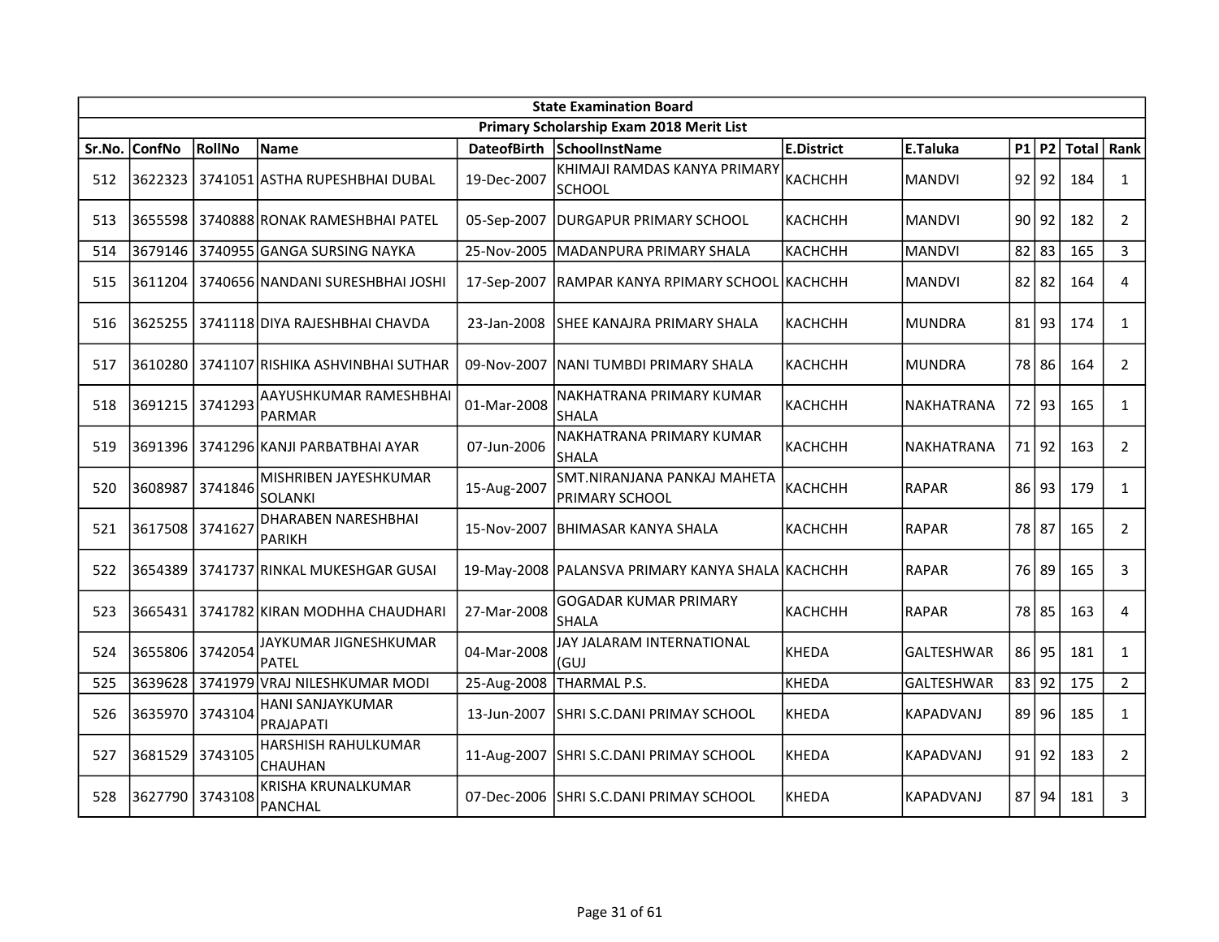| State Examination Board | | | | | | | | | | | |
|---|---|---|---|---|---|---|---|---|---|---|---|
| Primary Scholarship Exam 2018 Merit List | | | | | | | | | | | |
| Sr.No. | ConfNo | RollNo | Name | DateofBirth | SchoolInstName | E.District | E.Taluka | P1 | P2 | Total | Rank |
| 512 | 3622323 | 3741051 | ASTHA RUPESHBHAI DUBAL | 19-Dec-2007 | KHIMAJI RAMDAS KANYA PRIMARY SCHOOL | KACHCHH | MANDVI | 92 | 92 | 184 | 1 |
| 513 | 3655598 | 3740888 | RONAK RAMESHBHAI PATEL | 05-Sep-2007 | DURGAPUR PRIMARY SCHOOL | KACHCHH | MANDVI | 90 | 92 | 182 | 2 |
| 514 | 3679146 | 3740955 | GANGA SURSING NAYKA | 25-Nov-2005 | MADANPURA PRIMARY SHALA | KACHCHH | MANDVI | 82 | 83 | 165 | 3 |
| 515 | 3611204 | 3740656 | NANDANI SURESHBHAI JOSHI | 17-Sep-2007 | RAMPAR KANYA RPIMARY SCHOOL | KACHCHH | MANDVI | 82 | 82 | 164 | 4 |
| 516 | 3625255 | 3741118 | DIYA RAJESHBHAI CHAVDA | 23-Jan-2008 | SHEE KANAJRA PRIMARY SHALA | KACHCHH | MUNDRA | 81 | 93 | 174 | 1 |
| 517 | 3610280 | 3741107 | RISHIKA ASHVINBHAI SUTHAR | 09-Nov-2007 | NANI TUMBDI PRIMARY SHALA | KACHCHH | MUNDRA | 78 | 86 | 164 | 2 |
| 518 | 3691215 | 3741293 | AAYUSHKUMAR RAMESHBHAI PARMAR | 01-Mar-2008 | NAKHATRANA PRIMARY KUMAR SHALA | KACHCHH | NAKHATRANA | 72 | 93 | 165 | 1 |
| 519 | 3691396 | 3741296 | KANJI PARBATBHAI AYAR | 07-Jun-2006 | NAKHATRANA PRIMARY KUMAR SHALA | KACHCHH | NAKHATRANA | 71 | 92 | 163 | 2 |
| 520 | 3608987 | 3741846 | MISHRIBEN JAYESHKUMAR SOLANKI | 15-Aug-2007 | SMT.NIRANJANA PANKAJ MAHETA PRIMARY SCHOOL | KACHCHH | RAPAR | 86 | 93 | 179 | 1 |
| 521 | 3617508 | 3741627 | DHARABEN NARESHBHAI PARIKH | 15-Nov-2007 | BHIMASAR KANYA SHALA | KACHCHH | RAPAR | 78 | 87 | 165 | 2 |
| 522 | 3654389 | 3741737 | RINKAL MUKESHGAR GUSAI | 19-May-2008 | PALANSVA PRIMARY KANYA SHALA | KACHCHH | RAPAR | 76 | 89 | 165 | 3 |
| 523 | 3665431 | 3741782 | KIRAN MODHHA CHAUDHARI | 27-Mar-2008 | GOGADAR KUMAR PRIMARY SHALA | KACHCHH | RAPAR | 78 | 85 | 163 | 4 |
| 524 | 3655806 | 3742054 | JAYKUMAR JIGNESHKUMAR PATEL | 04-Mar-2008 | JAY JALARAM INTERNATIONAL (GUJ | KHEDA | GALTESHWAR | 86 | 95 | 181 | 1 |
| 525 | 3639628 | 3741979 | VRAJ NILESHKUMAR MODI | 25-Aug-2008 | THARMAL P.S. | KHEDA | GALTESHWAR | 83 | 92 | 175 | 2 |
| 526 | 3635970 | 3743104 | HANI SANJAYKUMAR PRAJAPATI | 13-Jun-2007 | SHRI S.C.DANI PRIMAY SCHOOL | KHEDA | KAPADVANJ | 89 | 96 | 185 | 1 |
| 527 | 3681529 | 3743105 | HARSHISH RAHULKUMAR CHAUHAN | 11-Aug-2007 | SHRI S.C.DANI PRIMAY SCHOOL | KHEDA | KAPADVANJ | 91 | 92 | 183 | 2 |
| 528 | 3627790 | 3743108 | KRISHA KRUNALKUMAR PANCHAL | 07-Dec-2006 | SHRI S.C.DANI PRIMAY SCHOOL | KHEDA | KAPADVANJ | 87 | 94 | 181 | 3 |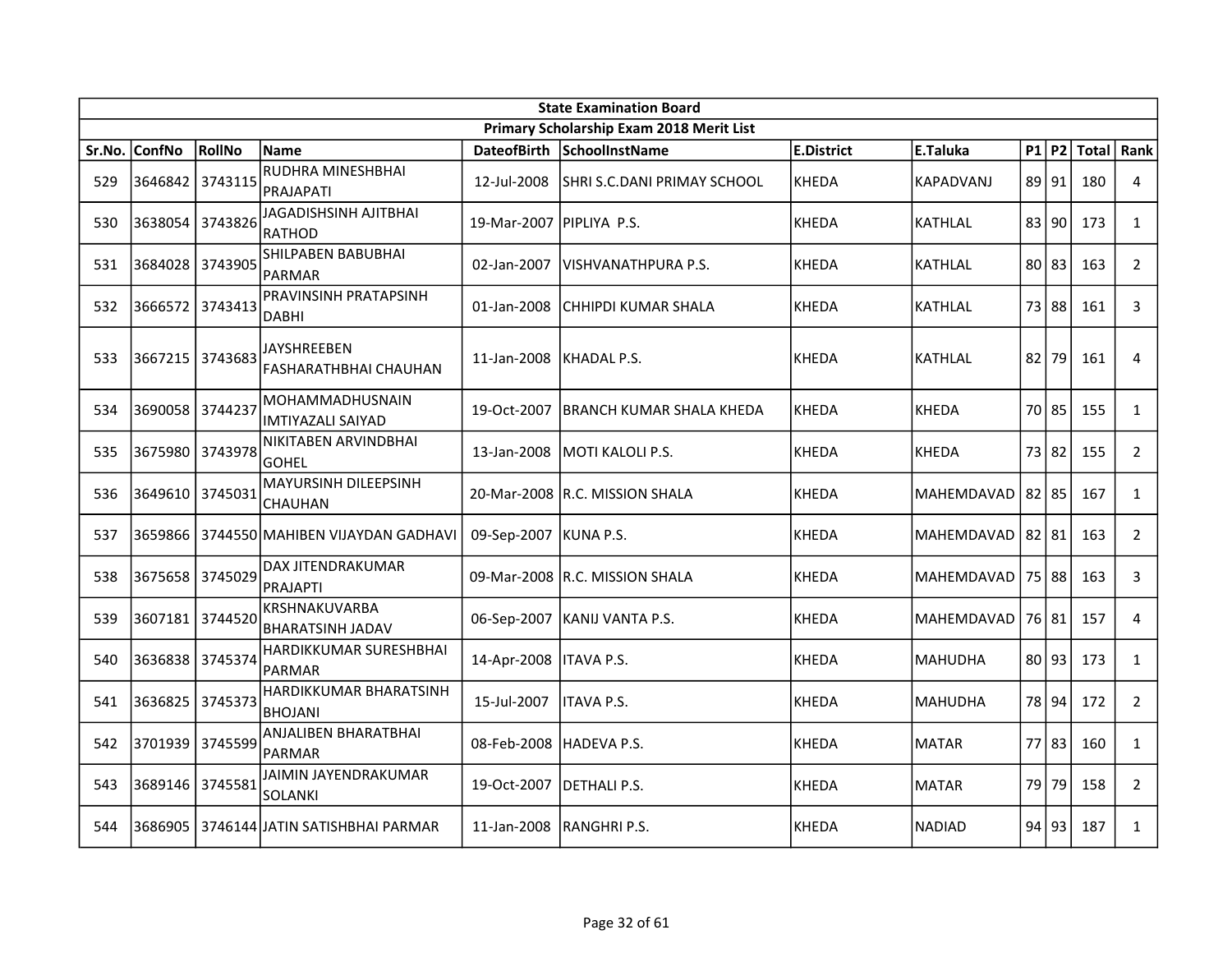| State Examination Board | | | | | | | | | | | |
|---|---|---|---|---|---|---|---|---|---|---|---|
| Primary Scholarship Exam 2018 Merit List | | | | | | | | | | | |
| Sr.No. | ConfNo | RollNo | Name | DateofBirth | SchoolInstName | E.District | E.Taluka | P1 | P2 | Total | Rank |
| 529 | 3646842 | 3743115 | RUDHRA MINESHBHAI PRAJAPATI | 12-Jul-2008 | SHRI S.C.DANI PRIMAY SCHOOL | KHEDA | KAPADVANJ | 89 | 91 | 180 | 4 |
| 530 | 3638054 | 3743826 | JAGADISHSINH AJITBHAI RATHOD | 19-Mar-2007 | PIPLIYA P.S. | KHEDA | KATHLAL | 83 | 90 | 173 | 1 |
| 531 | 3684028 | 3743905 | SHILPABEN BABUBHAI PARMAR | 02-Jan-2007 | VISHVANATHPURA P.S. | KHEDA | KATHLAL | 80 | 83 | 163 | 2 |
| 532 | 3666572 | 3743413 | PRAVINSINH PRATAPSINH DABHI | 01-Jan-2008 | CHHIPDI KUMAR SHALA | KHEDA | KATHLAL | 73 | 88 | 161 | 3 |
| 533 | 3667215 | 3743683 | JAYSHREEBEN FASHARATHBHAI CHAUHAN | 11-Jan-2008 | KHADAL P.S. | KHEDA | KATHLAL | 82 | 79 | 161 | 4 |
| 534 | 3690058 | 3744237 | MOHAMMADHUSNAIN IMTIYAZALI SAIYAD | 19-Oct-2007 | BRANCH KUMAR SHALA KHEDA | KHEDA | KHEDA | 70 | 85 | 155 | 1 |
| 535 | 3675980 | 3743978 | NIKITABEN ARVINDBHAI GOHEL | 13-Jan-2008 | MOTI KALOLI P.S. | KHEDA | KHEDA | 73 | 82 | 155 | 2 |
| 536 | 3649610 | 3745031 | MAYURSINH DILEEPSINH CHAUHAN | 20-Mar-2008 | R.C. MISSION SHALA | KHEDA | MAHEMDAVAD | 82 | 85 | 167 | 1 |
| 537 | 3659866 | 3744550 | MAHIBEN VIJAYDAN GADHAVI | 09-Sep-2007 | KUNA P.S. | KHEDA | MAHEMDAVAD | 82 | 81 | 163 | 2 |
| 538 | 3675658 | 3745029 | DAX JITENDRAKUMAR PRAJAPTI | 09-Mar-2008 | R.C. MISSION SHALA | KHEDA | MAHEMDAVAD | 75 | 88 | 163 | 3 |
| 539 | 3607181 | 3744520 | KRSHNAKUVARBA BHARATSINH JADAV | 06-Sep-2007 | KANIJ VANTA P.S. | KHEDA | MAHEMDAVAD | 76 | 81 | 157 | 4 |
| 540 | 3636838 | 3745374 | HARDIKKUMAR SURESHBHAI PARMAR | 14-Apr-2008 | ITAVA P.S. | KHEDA | MAHUDHA | 80 | 93 | 173 | 1 |
| 541 | 3636825 | 3745373 | HARDIKKUMAR BHARATSINH BHOJANI | 15-Jul-2007 | ITAVA P.S. | KHEDA | MAHUDHA | 78 | 94 | 172 | 2 |
| 542 | 3701939 | 3745599 | ANJALIBEN BHARATBHAI PARMAR | 08-Feb-2008 | HADEVA P.S. | KHEDA | MATAR | 77 | 83 | 160 | 1 |
| 543 | 3689146 | 3745581 | JAIMIN JAYENDRAKUMAR SOLANKI | 19-Oct-2007 | DETHALI P.S. | KHEDA | MATAR | 79 | 79 | 158 | 2 |
| 544 | 3686905 | 3746144 | JATIN SATISHBHAI PARMAR | 11-Jan-2008 | RANGHRI P.S. | KHEDA | NADIAD | 94 | 93 | 187 | 1 |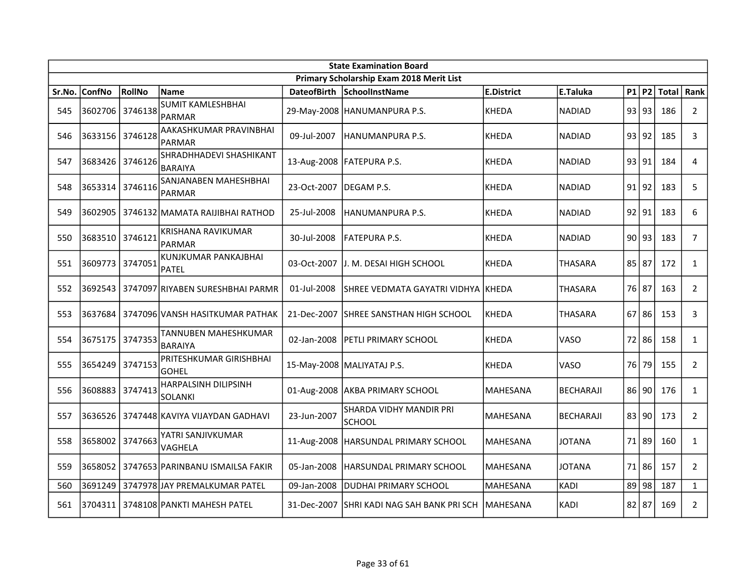| State Examination Board | | | | | | | | | | | |
|---|---|---|---|---|---|---|---|---|---|---|---|
| Primary Scholarship Exam 2018 Merit List | | | | | | | | | | | |
| Sr.No. | ConfNo | RollNo | Name | DateofBirth | SchoolInstName | E.District | E.Taluka | P1 | P2 | Total | Rank |
| 545 | 3602706 | 3746138 | SUMIT KAMLESHBHAI PARMAR | 29-May-2008 | HANUMANPURA P.S. | KHEDA | NADIAD | 93 | 93 | 186 | 2 |
| 546 | 3633156 | 3746128 | AAKASHKUMAR PRAVINBHAI PARMAR | 09-Jul-2007 | HANUMANPURA P.S. | KHEDA | NADIAD | 93 | 92 | 185 | 3 |
| 547 | 3683426 | 3746126 | SHRADHHADEVI SHASHIKANT BARAIYA | 13-Aug-2008 | FATEPURA P.S. | KHEDA | NADIAD | 93 | 91 | 184 | 4 |
| 548 | 3653314 | 3746116 | SANJANABEN MAHESHBHAI PARMAR | 23-Oct-2007 | DEGAM P.S. | KHEDA | NADIAD | 91 | 92 | 183 | 5 |
| 549 | 3602905 | 3746132 | MAMATA RAIJIBHAI RATHOD | 25-Jul-2008 | HANUMANPURA P.S. | KHEDA | NADIAD | 92 | 91 | 183 | 6 |
| 550 | 3683510 | 3746121 | KRISHANA RAVIKUMAR PARMAR | 30-Jul-2008 | FATEPURA P.S. | KHEDA | NADIAD | 90 | 93 | 183 | 7 |
| 551 | 3609773 | 3747051 | KUNJKUMAR PANKAJBHAI PATEL | 03-Oct-2007 | J. M. DESAI HIGH SCHOOL | KHEDA | THASARA | 85 | 87 | 172 | 1 |
| 552 | 3692543 | 3747097 | RIYABEN SURESHBHAI PARMR | 01-Jul-2008 | SHREE VEDMATA GAYATRI VIDHYA | KHEDA | THASARA | 76 | 87 | 163 | 2 |
| 553 | 3637684 | 3747096 | VANSH HASITKUMAR PATHAK | 21-Dec-2007 | SHREE SANSTHAN HIGH SCHOOL | KHEDA | THASARA | 67 | 86 | 153 | 3 |
| 554 | 3675175 | 3747353 | TANNUBEN MAHESHKUMAR BARAIYA | 02-Jan-2008 | PETLI PRIMARY SCHOOL | KHEDA | VASO | 72 | 86 | 158 | 1 |
| 555 | 3654249 | 3747153 | PRITESHKUMAR GIRISHBHAI GOHEL | 15-May-2008 | MALIYATAJ P.S. | KHEDA | VASO | 76 | 79 | 155 | 2 |
| 556 | 3608883 | 3747413 | HARPALSINH DILIPSINH SOLANKI | 01-Aug-2008 | AKBA PRIMARY SCHOOL | MAHESANA | BECHARAJI | 86 | 90 | 176 | 1 |
| 557 | 3636526 | 3747448 | KAVIYA VIJAYDAN GADHAVI | 23-Jun-2007 | SHARDA VIDHY MANDIR PRI SCHOOL | MAHESANA | BECHARAJI | 83 | 90 | 173 | 2 |
| 558 | 3658002 | 3747663 | YATRI SANJIVKUMAR VAGHELA | 11-Aug-2008 | HARSUNDAL PRIMARY SCHOOL | MAHESANA | JOTANA | 71 | 89 | 160 | 1 |
| 559 | 3658052 | 3747653 | PARINBANU ISMAILSA FAKIR | 05-Jan-2008 | HARSUNDAL PRIMARY SCHOOL | MAHESANA | JOTANA | 71 | 86 | 157 | 2 |
| 560 | 3691249 | 3747978 | JAY PREMALKUMAR PATEL | 09-Jan-2008 | DUDHAI PRIMARY SCHOOL | MAHESANA | KADI | 89 | 98 | 187 | 1 |
| 561 | 3704311 | 3748108 | PANKTI MAHESH PATEL | 31-Dec-2007 | SHRI KADI NAG SAH BANK PRI SCH | MAHESANA | KADI | 82 | 87 | 169 | 2 |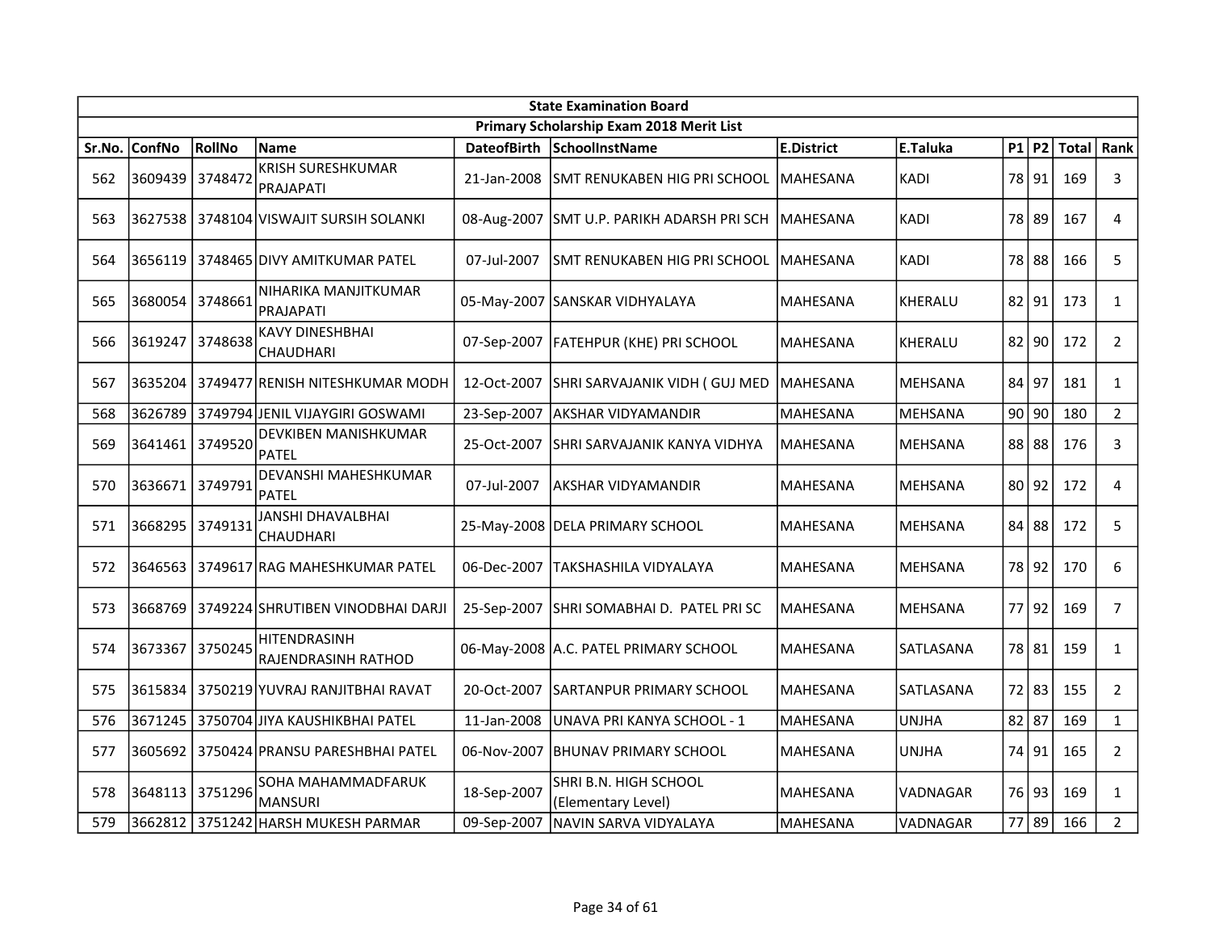| State Examination Board | | | | | | | | | | | |
|---|---|---|---|---|---|---|---|---|---|---|---|
| Primary Scholarship Exam 2018 Merit List | | | | | | | | | | | |
| Sr.No. | ConfNo | RollNo | Name | DateofBirth | SchoolInstName | E.District | E.Taluka | P1 | P2 | Total | Rank |
| 562 | 3609439 | 3748472 | KRISH SURESHKUMAR PRAJAPATI | 21-Jan-2008 | SMT RENUKABEN HIG PRI SCHOOL | MAHESANA | KADI | 78 | 91 | 169 | 3 |
| 563 | 3627538 | 3748104 | VISWAJIT SURSIH SOLANKI | 08-Aug-2007 | SMT U.P. PARIKH ADARSH PRI SCH | MAHESANA | KADI | 78 | 89 | 167 | 4 |
| 564 | 3656119 | 3748465 | DIVY AMITKUMAR PATEL | 07-Jul-2007 | SMT RENUKABEN HIG PRI SCHOOL | MAHESANA | KADI | 78 | 88 | 166 | 5 |
| 565 | 3680054 | 3748661 | NIHARIKA MANJITKUMAR PRAJAPATI | 05-May-2007 | SANSKAR VIDHYALAYA | MAHESANA | KHERALU | 82 | 91 | 173 | 1 |
| 566 | 3619247 | 3748638 | KAVY DINESHBHAI CHAUDHARI | 07-Sep-2007 | FATEHPUR (KHE) PRI SCHOOL | MAHESANA | KHERALU | 82 | 90 | 172 | 2 |
| 567 | 3635204 | 3749477 | RENISH NITESHKUMAR MODH | 12-Oct-2007 | SHRI SARVAJANIK VIDH ( GUJ MED | MAHESANA | MEHSANA | 84 | 97 | 181 | 1 |
| 568 | 3626789 | 3749794 | JENIL VIJAYGIRI GOSWAMI | 23-Sep-2007 | AKSHAR VIDYAMANDIR | MAHESANA | MEHSANA | 90 | 90 | 180 | 2 |
| 569 | 3641461 | 3749520 | DEVKIBEN MANISHKUMAR PATEL | 25-Oct-2007 | SHRI SARVAJANIK KANYA VIDHYA | MAHESANA | MEHSANA | 88 | 88 | 176 | 3 |
| 570 | 3636671 | 3749791 | DEVANSHI MAHESHKUMAR PATEL | 07-Jul-2007 | AKSHAR VIDYAMANDIR | MAHESANA | MEHSANA | 80 | 92 | 172 | 4 |
| 571 | 3668295 | 3749131 | JANSHI DHAVALBHAI CHAUDHARI | 25-May-2008 | DELA PRIMARY SCHOOL | MAHESANA | MEHSANA | 84 | 88 | 172 | 5 |
| 572 | 3646563 | 3749617 | RAG MAHESHKUMAR PATEL | 06-Dec-2007 | TAKSHASHILA VIDYALAYA | MAHESANA | MEHSANA | 78 | 92 | 170 | 6 |
| 573 | 3668769 | 3749224 | SHRUTIBEN VINODBHAI DARJI | 25-Sep-2007 | SHRI SOMABHAI D. PATEL PRI SC | MAHESANA | MEHSANA | 77 | 92 | 169 | 7 |
| 574 | 3673367 | 3750245 | HITENDRASINH RAJENDRASINH RATHOD | 06-May-2008 | A.C. PATEL PRIMARY SCHOOL | MAHESANA | SATLASANA | 78 | 81 | 159 | 1 |
| 575 | 3615834 | 3750219 | YUVRAJ RANJITBHAI RAVAT | 20-Oct-2007 | SARTANPUR PRIMARY SCHOOL | MAHESANA | SATLASANA | 72 | 83 | 155 | 2 |
| 576 | 3671245 | 3750704 | JIYA KAUSHIKBHAI PATEL | 11-Jan-2008 | UNAVA PRI KANYA SCHOOL - 1 | MAHESANA | UNJHA | 82 | 87 | 169 | 1 |
| 577 | 3605692 | 3750424 | PRANSU PARESHBHAI PATEL | 06-Nov-2007 | BHUNAV PRIMARY SCHOOL | MAHESANA | UNJHA | 74 | 91 | 165 | 2 |
| 578 | 3648113 | 3751296 | SOHA MAHAMMADFARUK MANSURI | 18-Sep-2007 | SHRI B.N. HIGH SCHOOL (Elementary Level) | MAHESANA | VADNAGAR | 76 | 93 | 169 | 1 |
| 579 | 3662812 | 3751242 | HARSH MUKESH PARMAR | 09-Sep-2007 | NAVIN SARVA VIDYALAYA | MAHESANA | VADNAGAR | 77 | 89 | 166 | 2 |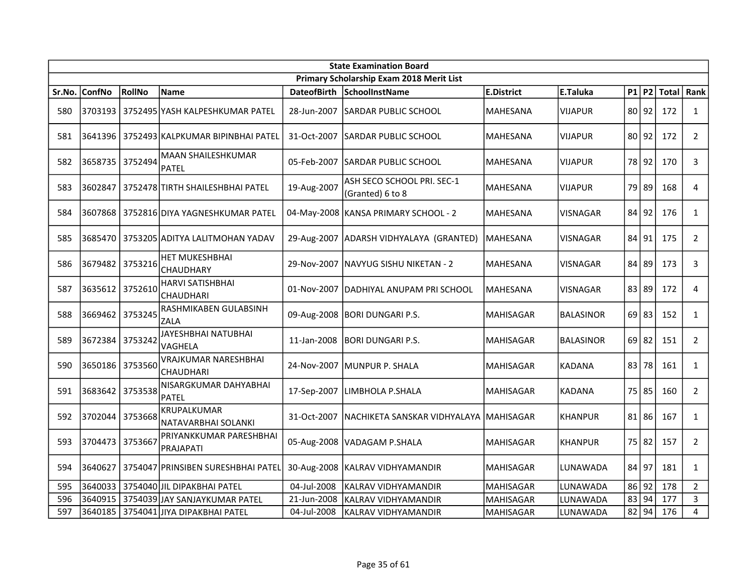| State Examination Board | | | | | | | | | | | |
|---|---|---|---|---|---|---|---|---|---|---|---|
| Primary Scholarship Exam 2018 Merit List | | | | | | | | | | | |
| Sr.No. | ConfNo | RollNo | Name | DateofBirth | SchoolInstName | E.District | E.Taluka | P1 | P2 | Total | Rank |
| 580 | 3703193 | 3752495 | YASH KALPESHKUMAR PATEL | 28-Jun-2007 | SARDAR PUBLIC SCHOOL | MAHESANA | VIJAPUR | 80 | 92 | 172 | 1 |
| 581 | 3641396 | 3752493 | KALPKUMAR BIPINBHAI PATEL | 31-Oct-2007 | SARDAR PUBLIC SCHOOL | MAHESANA | VIJAPUR | 80 | 92 | 172 | 2 |
| 582 | 3658735 | 3752494 | MAAN SHAILESHKUMAR PATEL | 05-Feb-2007 | SARDAR PUBLIC SCHOOL | MAHESANA | VIJAPUR | 78 | 92 | 170 | 3 |
| 583 | 3602847 | 3752478 | TIRTH SHAILESHBHAI PATEL | 19-Aug-2007 | ASH SECO SCHOOL PRI. SEC-1 (Granted) 6 to 8 | MAHESANA | VIJAPUR | 79 | 89 | 168 | 4 |
| 584 | 3607868 | 3752816 | DIYA YAGNESHKUMAR PATEL | 04-May-2008 | KANSA PRIMARY SCHOOL - 2 | MAHESANA | VISNAGAR | 84 | 92 | 176 | 1 |
| 585 | 3685470 | 3753205 | ADITYA LALITMOHAN YADAV | 29-Aug-2007 | ADARSH VIDHYALAYA (GRANTED) | MAHESANA | VISNAGAR | 84 | 91 | 175 | 2 |
| 586 | 3679482 | 3753216 | HET MUKESHBHAI CHAUDHARY | 29-Nov-2007 | NAVYUG SISHU NIKETAN - 2 | MAHESANA | VISNAGAR | 84 | 89 | 173 | 3 |
| 587 | 3635612 | 3752610 | HARVI SATISHBHAI CHAUDHARI | 01-Nov-2007 | DADHIYAL ANUPAM PRI SCHOOL | MAHESANA | VISNAGAR | 83 | 89 | 172 | 4 |
| 588 | 3669462 | 3753245 | RASHMIKABEN GULABSINH ZALA | 09-Aug-2008 | BORI DUNGARI P.S. | MAHISAGAR | BALASINOR | 69 | 83 | 152 | 1 |
| 589 | 3672384 | 3753242 | JAYESHBHAI NATUBHAI VAGHELA | 11-Jan-2008 | BORI DUNGARI P.S. | MAHISAGAR | BALASINOR | 69 | 82 | 151 | 2 |
| 590 | 3650186 | 3753560 | VRAJKUMAR NARESHBHAI CHAUDHARI | 24-Nov-2007 | MUNPUR P. SHALA | MAHISAGAR | KADANA | 83 | 78 | 161 | 1 |
| 591 | 3683642 | 3753538 | NISARGKUMAR DAHYABHAI PATEL | 17-Sep-2007 | LIMBHOLA P.SHALA | MAHISAGAR | KADANA | 75 | 85 | 160 | 2 |
| 592 | 3702044 | 3753668 | KRUPALKUMAR NATAVARBHAI SOLANKI | 31-Oct-2007 | NACHIKETA SANSKAR VIDHYALAYA | MAHISAGAR | KHANPUR | 81 | 86 | 167 | 1 |
| 593 | 3704473 | 3753667 | PRIYANKKUMAR PARESHBHAI PRAJAPATI | 05-Aug-2008 | VADAGAM P.SHALA | MAHISAGAR | KHANPUR | 75 | 82 | 157 | 2 |
| 594 | 3640627 | 3754047 | PRINSIBEN SURESHBHAI PATEL | 30-Aug-2008 | KALRAV VIDHYAMANDIR | MAHISAGAR | LUNAWADA | 84 | 97 | 181 | 1 |
| 595 | 3640033 | 3754040 | JIL DIPAKBHAI PATEL | 04-Jul-2008 | KALRAV VIDHYAMANDIR | MAHISAGAR | LUNAWADA | 86 | 92 | 178 | 2 |
| 596 | 3640915 | 3754039 | JAY SANJAYKUMAR PATEL | 21-Jun-2008 | KALRAV VIDHYAMANDIR | MAHISAGAR | LUNAWADA | 83 | 94 | 177 | 3 |
| 597 | 3640185 | 3754041 | JIYA DIPAKBHAI PATEL | 04-Jul-2008 | KALRAV VIDHYAMANDIR | MAHISAGAR | LUNAWADA | 82 | 94 | 176 | 4 |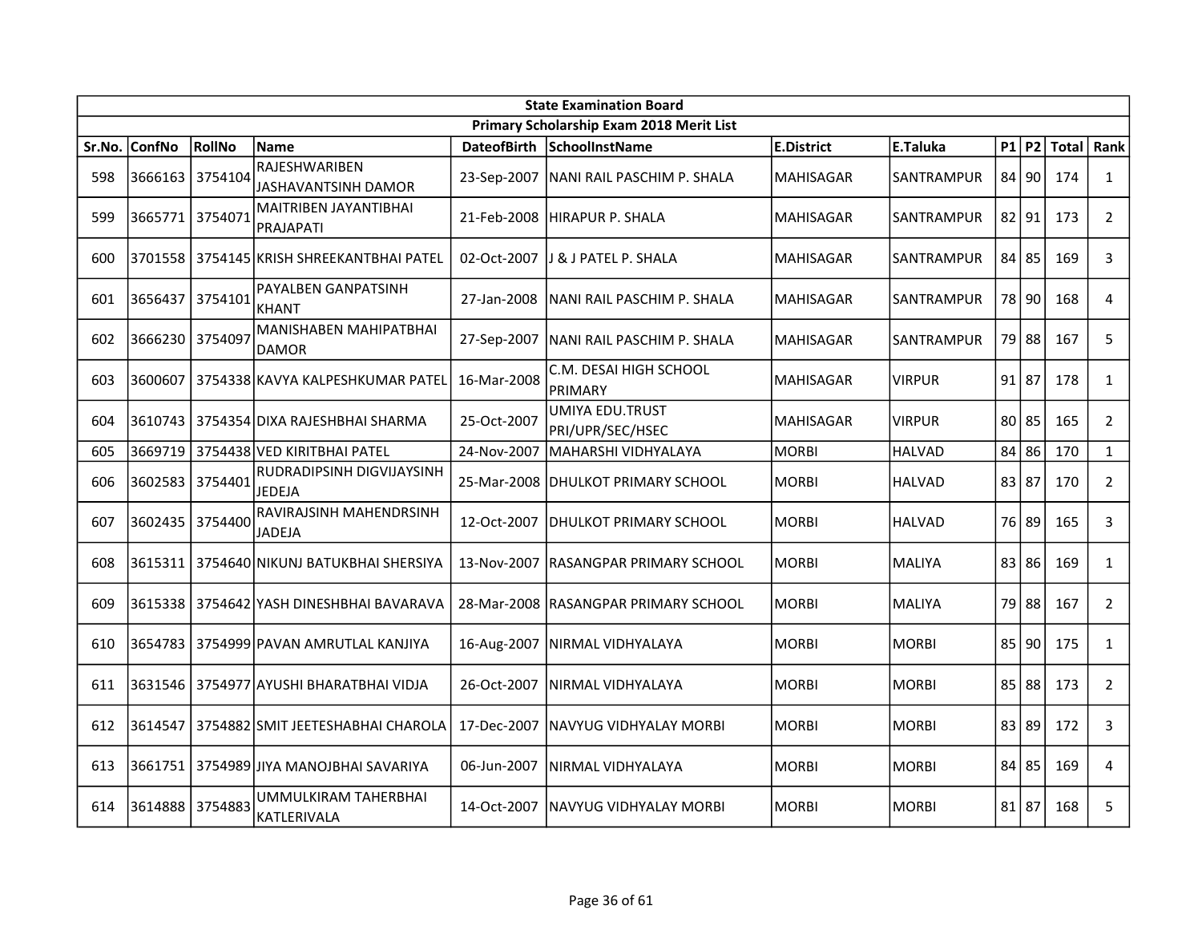| State Examination Board | | | | | | | | | | | |
|---|---|---|---|---|---|---|---|---|---|---|---|
| Primary Scholarship Exam 2018 Merit List | | | | | | | | | | | |
| Sr.No. | ConfNo | RollNo | Name | DateofBirth | SchoolInstName | E.District | E.Taluka | P1 | P2 | Total | Rank |
| 598 | 3666163 | 3754104 | RAJESHWARIBEN JASHAVANTSINH DAMOR | 23-Sep-2007 | NANI RAIL PASCHIM P. SHALA | MAHISAGAR | SANTRAMPUR | 84 | 90 | 174 | 1 |
| 599 | 3665771 | 3754071 | MAITRIBEN JAYANTIBHAI PRAJAPATI | 21-Feb-2008 | HIRAPUR P. SHALA | MAHISAGAR | SANTRAMPUR | 82 | 91 | 173 | 2 |
| 600 | 3701558 | 3754145 | KRISH SHREEKANTBHAI PATEL | 02-Oct-2007 | J & J PATEL P. SHALA | MAHISAGAR | SANTRAMPUR | 84 | 85 | 169 | 3 |
| 601 | 3656437 | 3754101 | PAYALBEN GANPATSINH KHANT | 27-Jan-2008 | NANI RAIL PASCHIM P. SHALA | MAHISAGAR | SANTRAMPUR | 78 | 90 | 168 | 4 |
| 602 | 3666230 | 3754097 | MANISHABEN MAHIPATBHAI DAMOR | 27-Sep-2007 | NANI RAIL PASCHIM P. SHALA | MAHISAGAR | SANTRAMPUR | 79 | 88 | 167 | 5 |
| 603 | 3600607 | 3754338 | KAVYA KALPESHKUMAR PATEL | 16-Mar-2008 | C.M. DESAI HIGH SCHOOL PRIMARY | MAHISAGAR | VIRPUR | 91 | 87 | 178 | 1 |
| 604 | 3610743 | 3754354 | DIXA RAJESHBHAI SHARMA | 25-Oct-2007 | UMIYA EDU.TRUST PRI/UPR/SEC/HSEC | MAHISAGAR | VIRPUR | 80 | 85 | 165 | 2 |
| 605 | 3669719 | 3754438 | VED KIRITBHAI PATEL | 24-Nov-2007 | MAHARSHI VIDHYALAYA | MORBI | HALVAD | 84 | 86 | 170 | 1 |
| 606 | 3602583 | 3754401 | RUDRADIPSINH DIGVIJAYSINH JEDEJA | 25-Mar-2008 | DHULKOT PRIMARY SCHOOL | MORBI | HALVAD | 83 | 87 | 170 | 2 |
| 607 | 3602435 | 3754400 | RAVIRAJSINH MAHENDRSINH JADEJA | 12-Oct-2007 | DHULKOT PRIMARY SCHOOL | MORBI | HALVAD | 76 | 89 | 165 | 3 |
| 608 | 3615311 | 3754640 | NIKUNJ BATUKBHAI SHERSIYA | 13-Nov-2007 | RASANGPAR PRIMARY SCHOOL | MORBI | MALIYA | 83 | 86 | 169 | 1 |
| 609 | 3615338 | 3754642 | YASH DINESHBHAI BAVARAVA | 28-Mar-2008 | RASANGPAR PRIMARY SCHOOL | MORBI | MALIYA | 79 | 88 | 167 | 2 |
| 610 | 3654783 | 3754999 | PAVAN AMRUTLAL KANJIYA | 16-Aug-2007 | NIRMAL VIDHYALAYA | MORBI | MORBI | 85 | 90 | 175 | 1 |
| 611 | 3631546 | 3754977 | AYUSHI BHARATBHAI VIDJA | 26-Oct-2007 | NIRMAL VIDHYALAYA | MORBI | MORBI | 85 | 88 | 173 | 2 |
| 612 | 3614547 | 3754882 | SMIT JEETESHABHAI CHAROLA | 17-Dec-2007 | NAVYUG VIDHYALAY MORBI | MORBI | MORBI | 83 | 89 | 172 | 3 |
| 613 | 3661751 | 3754989 | JIYA MANOJBHAI SAVARIYA | 06-Jun-2007 | NIRMAL VIDHYALAYA | MORBI | MORBI | 84 | 85 | 169 | 4 |
| 614 | 3614888 | 3754883 | UMMULKIRAM TAHERBHAI KATLERIVALA | 14-Oct-2007 | NAVYUG VIDHYALAY MORBI | MORBI | MORBI | 81 | 87 | 168 | 5 |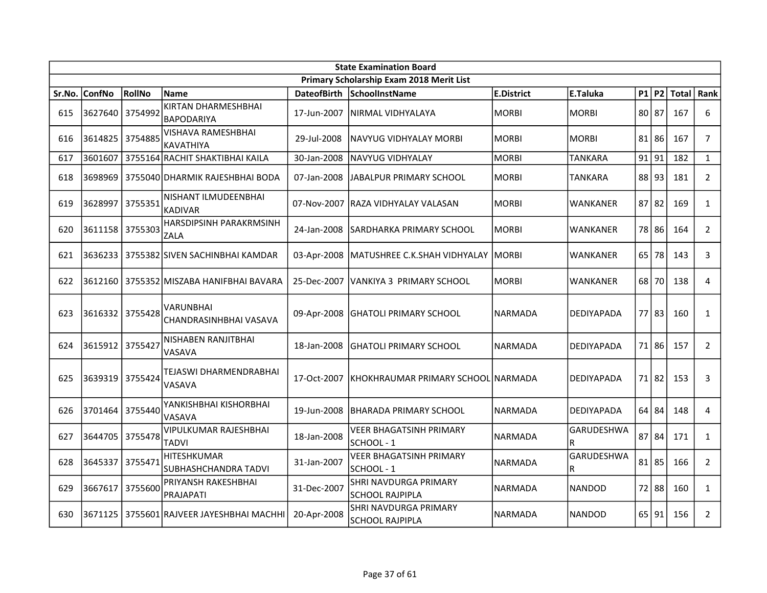| State Examination Board | | | | | | | | | | | |
|---|---|---|---|---|---|---|---|---|---|---|---|
| Primary Scholarship Exam 2018 Merit List | | | | | | | | | | | |
| Sr.No. | ConfNo | RollNo | Name | DateofBirth | SchoolInstName | E.District | E.Taluka | P1 | P2 | Total | Rank |
| 615 | 3627640 | 3754992 | KIRTAN DHARMESHBHAI BAPODARIYA | 17-Jun-2007 | NIRMAL VIDHYALAYA | MORBI | MORBI | 80 | 87 | 167 | 6 |
| 616 | 3614825 | 3754885 | VISHAVA RAMESHBHAI KAVATHIYA | 29-Jul-2008 | NAVYUG VIDHYALAY MORBI | MORBI | MORBI | 81 | 86 | 167 | 7 |
| 617 | 3601607 | 3755164 | RACHIT SHAKTIBHAI KAILA | 30-Jan-2008 | NAVYUG VIDHYALAY | MORBI | TANKARA | 91 | 91 | 182 | 1 |
| 618 | 3698969 | 3755040 | DHARMIK RAJESHBHAI BODA | 07-Jan-2008 | JABALPUR PRIMARY SCHOOL | MORBI | TANKARA | 88 | 93 | 181 | 2 |
| 619 | 3628997 | 3755351 | NISHANT ILMUDEENBHAI KADIVAR | 07-Nov-2007 | RAZA VIDHYALAY VALASAN | MORBI | WANKANER | 87 | 82 | 169 | 1 |
| 620 | 3611158 | 3755303 | HARSDIPSINH PARAKRMSINH ZALA | 24-Jan-2008 | SARDHARKA PRIMARY SCHOOL | MORBI | WANKANER | 78 | 86 | 164 | 2 |
| 621 | 3636233 | 3755382 | SIVEN SACHINBHAI KAMDAR | 03-Apr-2008 | MATUSHREE C.K.SHAH VIDHYALAY | MORBI | WANKANER | 65 | 78 | 143 | 3 |
| 622 | 3612160 | 3755352 | MISZABA HANIFBHAI BAVARA | 25-Dec-2007 | VANKIYA 3 PRIMARY SCHOOL | MORBI | WANKANER | 68 | 70 | 138 | 4 |
| 623 | 3616332 | 3755428 | VARUNBHAI CHANDRASINHBHAI VASAVA | 09-Apr-2008 | GHATOLI PRIMARY SCHOOL | NARMADA | DEDIYAPADA | 77 | 83 | 160 | 1 |
| 624 | 3615912 | 3755427 | NISHABEN RANJITBHAI VASAVA | 18-Jan-2008 | GHATOLI PRIMARY SCHOOL | NARMADA | DEDIYAPADA | 71 | 86 | 157 | 2 |
| 625 | 3639319 | 3755424 | TEJASWI DHARMENDRABHAI VASAVA | 17-Oct-2007 | KHOKHRAUMAR PRIMARY SCHOOL | NARMADA | DEDIYAPADA | 71 | 82 | 153 | 3 |
| 626 | 3701464 | 3755440 | YANKISHBHAI KISHORBHAI VASAVA | 19-Jun-2008 | BHARADA PRIMARY SCHOOL | NARMADA | DEDIYAPADA | 64 | 84 | 148 | 4 |
| 627 | 3644705 | 3755478 | VIPULKUMAR RAJESHBHAI TADVI | 18-Jan-2008 | VEER BHAGATSINH PRIMARY SCHOOL - 1 | NARMADA | GARUDESHWAR | 87 | 84 | 171 | 1 |
| 628 | 3645337 | 3755471 | HITESHKUMAR SUBHASHCHANDRA TADVI | 31-Jan-2007 | VEER BHAGATSINH PRIMARY SCHOOL - 1 | NARMADA | GARUDESHWAR | 81 | 85 | 166 | 2 |
| 629 | 3667617 | 3755600 | PRIYANSH RAKESHBHAI PRAJAPATI | 31-Dec-2007 | SHRI NAVDURGA PRIMARY SCHOOL RAJPIPLA | NARMADA | NANDOD | 72 | 88 | 160 | 1 |
| 630 | 3671125 | 3755601 | RAJVEER JAYESHBHAI MACHHI | 20-Apr-2008 | SHRI NAVDURGA PRIMARY SCHOOL RAJPIPLA | NARMADA | NANDOD | 65 | 91 | 156 | 2 |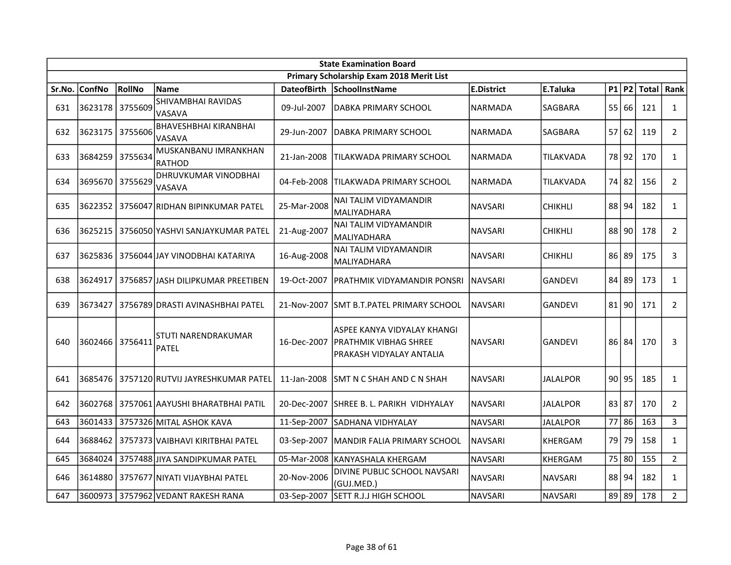| State Examination Board | | | | | | | | | | | | |
|---|---|---|---|---|---|---|---|---|---|---|---|---|
| Primary Scholarship Exam 2018 Merit List | | | | | | | | | | | | |
| Sr.No. | ConfNo | RollNo | Name | DateofBirth | SchoolInstName | E.District | E.Taluka | P1 | P2 | Total | Rank |
| 631 | 3623178 | 3755609 | SHIVAMBHAI RAVIDAS VASAVA | 09-Jul-2007 | DABKA PRIMARY SCHOOL | NARMADA | SAGBARA | 55 | 66 | 121 | 1 |
| 632 | 3623175 | 3755606 | BHAVESHBHAI KIRANBHAI VASAVA | 29-Jun-2007 | DABKA PRIMARY SCHOOL | NARMADA | SAGBARA | 57 | 62 | 119 | 2 |
| 633 | 3684259 | 3755634 | MUSKANBANU IMRANKHAN RATHOD | 21-Jan-2008 | TILAKWADA PRIMARY SCHOOL | NARMADA | TILAKVADA | 78 | 92 | 170 | 1 |
| 634 | 3695670 | 3755629 | DHRUVKUMAR VINODBHAI VASAVA | 04-Feb-2008 | TILAKWADA PRIMARY SCHOOL | NARMADA | TILAKVADA | 74 | 82 | 156 | 2 |
| 635 | 3622352 | 3756047 | RIDHAN BIPINKUMAR PATEL | 25-Mar-2008 | NAI TALIM VIDYAMANDIR MALIYADHARA | NAVSARI | CHIKHLI | 88 | 94 | 182 | 1 |
| 636 | 3625215 | 3756050 | YASHVI SANJAYKUMAR PATEL | 21-Aug-2007 | NAI TALIM VIDYAMANDIR MALIYADHARA | NAVSARI | CHIKHLI | 88 | 90 | 178 | 2 |
| 637 | 3625836 | 3756044 | JAY VINODBHAI KATARIYA | 16-Aug-2008 | NAI TALIM VIDYAMANDIR MALIYADHARA | NAVSARI | CHIKHLI | 86 | 89 | 175 | 3 |
| 638 | 3624917 | 3756857 | JASH DILIPKUMAR PREETIBEN | 19-Oct-2007 | PRATHMIK VIDYAMANDIR PONSRI | NAVSARI | GANDEVI | 84 | 89 | 173 | 1 |
| 639 | 3673427 | 3756789 | DRASTI AVINASHBHAI PATEL | 21-Nov-2007 | SMT B.T.PATEL PRIMARY SCHOOL | NAVSARI | GANDEVI | 81 | 90 | 171 | 2 |
| 640 | 3602466 | 3756411 | STUTI NARENDRAKUMAR PATEL | 16-Dec-2007 | ASPEE KANYA VIDYALAY KHANGI PRATHMIK VIBHAG SHREE PRAKASH VIDYALAY ANTALIA | NAVSARI | GANDEVI | 86 | 84 | 170 | 3 |
| 641 | 3685476 | 3757120 | RUTVIJ JAYRESHKUMAR PATEL | 11-Jan-2008 | SMT N C SHAH AND C N SHAH | NAVSARI | JALALPOR | 90 | 95 | 185 | 1 |
| 642 | 3602768 | 3757061 | AAYUSHI BHARATBHAI PATIL | 20-Dec-2007 | SHREE B. L. PARIKH VIDHYALAY | NAVSARI | JALALPOR | 83 | 87 | 170 | 2 |
| 643 | 3601433 | 3757326 | MITAL ASHOK KAVA | 11-Sep-2007 | SADHANA VIDHYALAY | NAVSARI | JALALPOR | 77 | 86 | 163 | 3 |
| 644 | 3688462 | 3757373 | VAIBHAVI KIRITBHAI PATEL | 03-Sep-2007 | MANDIR FALIA PRIMARY SCHOOL | NAVSARI | KHERGAM | 79 | 79 | 158 | 1 |
| 645 | 3684024 | 3757488 | JIYA SANDIPKUMAR PATEL | 05-Mar-2008 | KANYASHALA KHERGAM | NAVSARI | KHERGAM | 75 | 80 | 155 | 2 |
| 646 | 3614880 | 3757677 | NIYATI VIJAYBHAI PATEL | 20-Nov-2006 | DIVINE PUBLIC SCHOOL NAVSARI (GUJ.MED.) | NAVSARI | NAVSARI | 88 | 94 | 182 | 1 |
| 647 | 3600973 | 3757962 | VEDANT RAKESH RANA | 03-Sep-2007 | SETT R.J.J HIGH SCHOOL | NAVSARI | NAVSARI | 89 | 89 | 178 | 2 |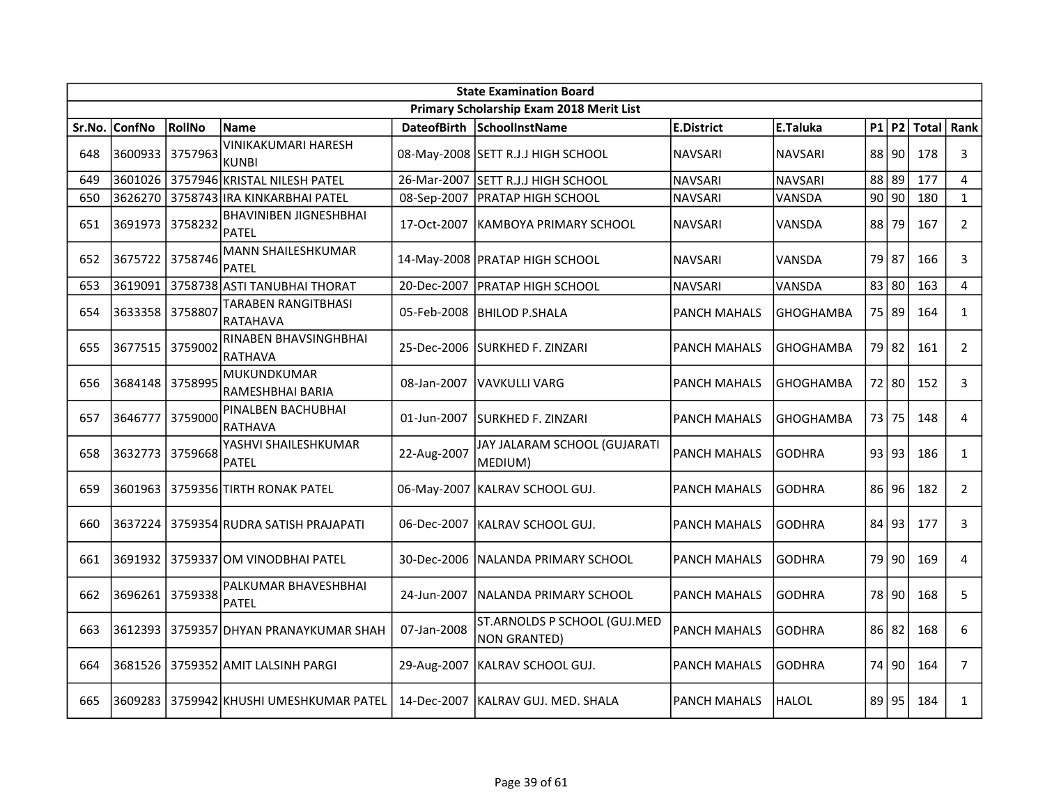| State Examination Board | | | | | | | | | | | | |
|---|---|---|---|---|---|---|---|---|---|---|---|---|
| Primary Scholarship Exam 2018 Merit List | | | | | | | | | | | | |
| Sr.No. | ConfNo | RollNo | Name | DateofBirth | SchoolInstName | E.District | E.Taluka | P1 | P2 | Total | Rank |
| 648 | 3600933 | 3757963 | VINIKAKUMARI HARESH KUNBI | 08-May-2008 | SETT R.J.J HIGH SCHOOL | NAVSARI | NAVSARI | 88 | 90 | 178 | 3 |
| 649 | 3601026 | 3757946 | KRISTAL NILESH PATEL | 26-Mar-2007 | SETT R.J.J HIGH SCHOOL | NAVSARI | NAVSARI | 88 | 89 | 177 | 4 |
| 650 | 3626270 | 3758743 | IRA KINKARBHAI PATEL | 08-Sep-2007 | PRATAP HIGH SCHOOL | NAVSARI | VANSDA | 90 | 90 | 180 | 1 |
| 651 | 3691973 | 3758232 | BHAVINIBEN JIGNESHBHAI PATEL | 17-Oct-2007 | KAMBOYA PRIMARY SCHOOL | NAVSARI | VANSDA | 88 | 79 | 167 | 2 |
| 652 | 3675722 | 3758746 | MANN SHAILESHKUMAR PATEL | 14-May-2008 | PRATAP HIGH SCHOOL | NAVSARI | VANSDA | 79 | 87 | 166 | 3 |
| 653 | 3619091 | 3758738 | ASTI TANUBHAI THORAT | 20-Dec-2007 | PRATAP HIGH SCHOOL | NAVSARI | VANSDA | 83 | 80 | 163 | 4 |
| 654 | 3633358 | 3758807 | TARABEN RANGITBHASI RATAHAVA | 05-Feb-2008 | BHILOD P.SHALA | PANCH MAHALS | GHOGHAMBA | 75 | 89 | 164 | 1 |
| 655 | 3677515 | 3759002 | RINABEN BHAVSINGHBHAI RATHAVA | 25-Dec-2006 | SURKHED F. ZINZARI | PANCH MAHALS | GHOGHAMBA | 79 | 82 | 161 | 2 |
| 656 | 3684148 | 3758995 | MUKUNDKUMAR RAMESHBHAI BARIA | 08-Jan-2007 | VAVKULLI VARG | PANCH MAHALS | GHOGHAMBA | 72 | 80 | 152 | 3 |
| 657 | 3646777 | 3759000 | PINALBEN BACHUBHAI RATHAVA | 01-Jun-2007 | SURKHED F. ZINZARI | PANCH MAHALS | GHOGHAMBA | 73 | 75 | 148 | 4 |
| 658 | 3632773 | 3759668 | YASHVI SHAILESHKUMAR PATEL | 22-Aug-2007 | JAY JALARAM SCHOOL (GUJARATI MEDIUM) | PANCH MAHALS | GODHRA | 93 | 93 | 186 | 1 |
| 659 | 3601963 | 3759356 | TIRTH RONAK PATEL | 06-May-2007 | KALRAV SCHOOL GUJ. | PANCH MAHALS | GODHRA | 86 | 96 | 182 | 2 |
| 660 | 3637224 | 3759354 | RUDRA SATISH PRAJAPATI | 06-Dec-2007 | KALRAV SCHOOL GUJ. | PANCH MAHALS | GODHRA | 84 | 93 | 177 | 3 |
| 661 | 3691932 | 3759337 | OM VINODBHAI PATEL | 30-Dec-2006 | NALANDA PRIMARY SCHOOL | PANCH MAHALS | GODHRA | 79 | 90 | 169 | 4 |
| 662 | 3696261 | 3759338 | PALKUMAR BHAVESHBHAI PATEL | 24-Jun-2007 | NALANDA PRIMARY SCHOOL | PANCH MAHALS | GODHRA | 78 | 90 | 168 | 5 |
| 663 | 3612393 | 3759357 | DHYAN PRANAYKUMAR SHAH | 07-Jan-2008 | ST.ARNOLDS P SCHOOL (GUJ.MED NON GRANTED) | PANCH MAHALS | GODHRA | 86 | 82 | 168 | 6 |
| 664 | 3681526 | 3759352 | AMIT LALSINH PARGI | 29-Aug-2007 | KALRAV SCHOOL GUJ. | PANCH MAHALS | GODHRA | 74 | 90 | 164 | 7 |
| 665 | 3609283 | 3759942 | KHUSHI UMESHKUMAR PATEL | 14-Dec-2007 | KALRAV GUJ. MED. SHALA | PANCH MAHALS | HALOL | 89 | 95 | 184 | 1 |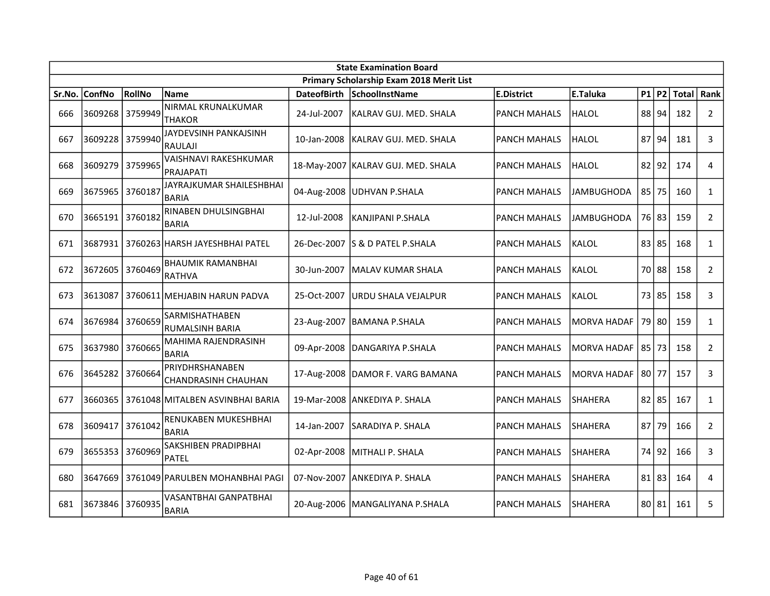| State Examination Board | | | | | | | | | | | | |
|---|---|---|---|---|---|---|---|---|---|---|---|---|
| Primary Scholarship Exam 2018 Merit List | | | | | | | | | | | | |
| Sr.No. | ConfNo | RollNo | Name | DateofBirth | SchoolInstName | E.District | E.Taluka | P1 | P2 | Total | Rank |
| 666 | 3609268 | 3759949 | NIRMAL KRUNALKUMAR THAKOR | 24-Jul-2007 | KALRAV GUJ. MED. SHALA | PANCH MAHALS | HALOL | 88 | 94 | 182 | 2 |
| 667 | 3609228 | 3759940 | JAYDEVSINH PANKAJSINH RAULAJI | 10-Jan-2008 | KALRAV GUJ. MED. SHALA | PANCH MAHALS | HALOL | 87 | 94 | 181 | 3 |
| 668 | 3609279 | 3759965 | VAISHNAVI RAKESHKUMAR PRAJAPATI | 18-May-2007 | KALRAV GUJ. MED. SHALA | PANCH MAHALS | HALOL | 82 | 92 | 174 | 4 |
| 669 | 3675965 | 3760187 | JAYRAJKUMAR SHAILESHBHAI BARIA | 04-Aug-2008 | UDHVAN P.SHALA | PANCH MAHALS | JAMBUGHODA | 85 | 75 | 160 | 1 |
| 670 | 3665191 | 3760182 | RINABEN DHULSINGBHAI BARIA | 12-Jul-2008 | KANJIPANI P.SHALA | PANCH MAHALS | JAMBUGHODA | 76 | 83 | 159 | 2 |
| 671 | 3687931 | 3760263 | HARSH JAYESHBHAI PATEL | 26-Dec-2007 | S & D PATEL P.SHALA | PANCH MAHALS | KALOL | 83 | 85 | 168 | 1 |
| 672 | 3672605 | 3760469 | BHAUMIK RAMANBHAI RATHVA | 30-Jun-2007 | MALAV KUMAR SHALA | PANCH MAHALS | KALOL | 70 | 88 | 158 | 2 |
| 673 | 3613087 | 3760611 | MEHJABIN HARUN PADVA | 25-Oct-2007 | URDU SHALA VEJALPUR | PANCH MAHALS | KALOL | 73 | 85 | 158 | 3 |
| 674 | 3676984 | 3760659 | SARMISHATHABEN RUMALSINH BARIA | 23-Aug-2007 | BAMANA P.SHALA | PANCH MAHALS | MORVA HADAF | 79 | 80 | 159 | 1 |
| 675 | 3637980 | 3760665 | MAHIMA RAJENDRASINH BARIA | 09-Apr-2008 | DANGARIYA P.SHALA | PANCH MAHALS | MORVA HADAF | 85 | 73 | 158 | 2 |
| 676 | 3645282 | 3760664 | PRIYDHRSHANABEN CHANDRASINH CHAUHAN | 17-Aug-2008 | DAMOR F. VARG BAMANA | PANCH MAHALS | MORVA HADAF | 80 | 77 | 157 | 3 |
| 677 | 3660365 | 3761048 | MITALBEN ASVINBHAI BARIA | 19-Mar-2008 | ANKEDIYA P. SHALA | PANCH MAHALS | SHAHERA | 82 | 85 | 167 | 1 |
| 678 | 3609417 | 3761042 | RENUKABEN MUKESHBHAI BARIA | 14-Jan-2007 | SARADIYA P. SHALA | PANCH MAHALS | SHAHERA | 87 | 79 | 166 | 2 |
| 679 | 3655353 | 3760969 | SAKSHIBEN PRADIPBHAI PATEL | 02-Apr-2008 | MITHALI P. SHALA | PANCH MAHALS | SHAHERA | 74 | 92 | 166 | 3 |
| 680 | 3647669 | 3761049 | PARULBEN MOHANBHAI PAGI | 07-Nov-2007 | ANKEDIYA P. SHALA | PANCH MAHALS | SHAHERA | 81 | 83 | 164 | 4 |
| 681 | 3673846 | 3760935 | VASANTBHAI GANPATBHAI BARIA | 20-Aug-2006 | MANGALIYANA P.SHALA | PANCH MAHALS | SHAHERA | 80 | 81 | 161 | 5 |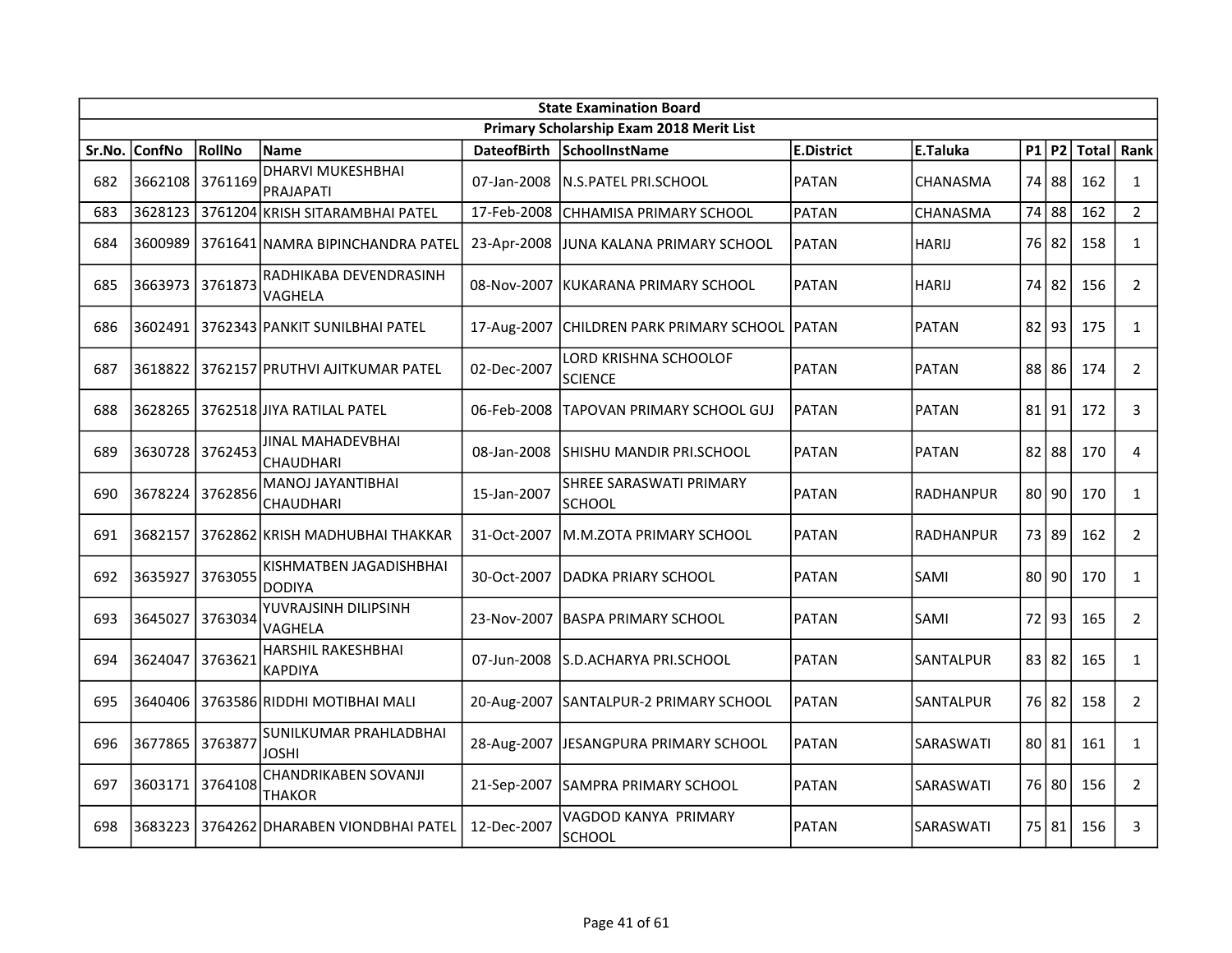| State Examination Board | | | | | | | | | | | | |
|---|---|---|---|---|---|---|---|---|---|---|---|---|
| Primary Scholarship Exam 2018 Merit List | | | | | | | | | | | | |
| Sr.No. | ConfNo | RollNo | Name | DateofBirth | SchoolInstName | E.District | E.Taluka | P1 | P2 | Total | Rank |
| 682 | 3662108 | 3761169 | DHARVI MUKESHBHAI PRAJAPATI | 07-Jan-2008 | N.S.PATEL PRI.SCHOOL | PATAN | CHANASMA | 74 | 88 | 162 | 1 |
| 683 | 3628123 | 3761204 | KRISH SITARAMBHAI PATEL | 17-Feb-2008 | CHHAMISA PRIMARY SCHOOL | PATAN | CHANASMA | 74 | 88 | 162 | 2 |
| 684 | 3600989 | 3761641 | NAMRA BIPINCHANDRA PATEL | 23-Apr-2008 | JUNA KALANA PRIMARY SCHOOL | PATAN | HARIJ | 76 | 82 | 158 | 1 |
| 685 | 3663973 | 3761873 | RADHIKABA DEVENDRASINH VAGHELA | 08-Nov-2007 | KUKARANA PRIMARY SCHOOL | PATAN | HARIJ | 74 | 82 | 156 | 2 |
| 686 | 3602491 | 3762343 | PANKIT SUNILBHAI PATEL | 17-Aug-2007 | CHILDREN PARK PRIMARY SCHOOL | PATAN | PATAN | 82 | 93 | 175 | 1 |
| 687 | 3618822 | 3762157 | PRUTHVI AJITKUMAR PATEL | 02-Dec-2007 | LORD KRISHNA SCHOOLOF SCIENCE | PATAN | PATAN | 88 | 86 | 174 | 2 |
| 688 | 3628265 | 3762518 | JIYA RATILAL PATEL | 06-Feb-2008 | TAPOVAN PRIMARY SCHOOL GUJ | PATAN | PATAN | 81 | 91 | 172 | 3 |
| 689 | 3630728 | 3762453 | JINAL MAHADEVBHAI CHAUDHARI | 08-Jan-2008 | SHISHU MANDIR PRI.SCHOOL | PATAN | PATAN | 82 | 88 | 170 | 4 |
| 690 | 3678224 | 3762856 | MANOJ JAYANTIBHAI CHAUDHARI | 15-Jan-2007 | SHREE SARASWATI PRIMARY SCHOOL | PATAN | RADHANPUR | 80 | 90 | 170 | 1 |
| 691 | 3682157 | 3762862 | KRISH MADHUBHAI THAKKAR | 31-Oct-2007 | M.M.ZOTA PRIMARY SCHOOL | PATAN | RADHANPUR | 73 | 89 | 162 | 2 |
| 692 | 3635927 | 3763055 | KISHMATBEN JAGADISHBHAI DODIYA | 30-Oct-2007 | DADKA PRIARY SCHOOL | PATAN | SAMI | 80 | 90 | 170 | 1 |
| 693 | 3645027 | 3763034 | YUVRAJSINH DILIPSINH VAGHELA | 23-Nov-2007 | BASPA PRIMARY SCHOOL | PATAN | SAMI | 72 | 93 | 165 | 2 |
| 694 | 3624047 | 3763621 | HARSHIL RAKESHBHAI KAPDIYA | 07-Jun-2008 | S.D.ACHARYA PRI.SCHOOL | PATAN | SANTALPUR | 83 | 82 | 165 | 1 |
| 695 | 3640406 | 3763586 | RIDDHI MOTIBHAI MALI | 20-Aug-2007 | SANTALPUR-2 PRIMARY SCHOOL | PATAN | SANTALPUR | 76 | 82 | 158 | 2 |
| 696 | 3677865 | 3763877 | SUNILKUMAR PRAHLADBHAI JOSHI | 28-Aug-2007 | JESANGPURA PRIMARY SCHOOL | PATAN | SARASWATI | 80 | 81 | 161 | 1 |
| 697 | 3603171 | 3764108 | CHANDRIKABEN SOVANJI THAKOR | 21-Sep-2007 | SAMPRA PRIMARY SCHOOL | PATAN | SARASWATI | 76 | 80 | 156 | 2 |
| 698 | 3683223 | 3764262 | DHARABEN VIONDBHAI PATEL | 12-Dec-2007 | VAGDOD KANYA PRIMARY SCHOOL | PATAN | SARASWATI | 75 | 81 | 156 | 3 |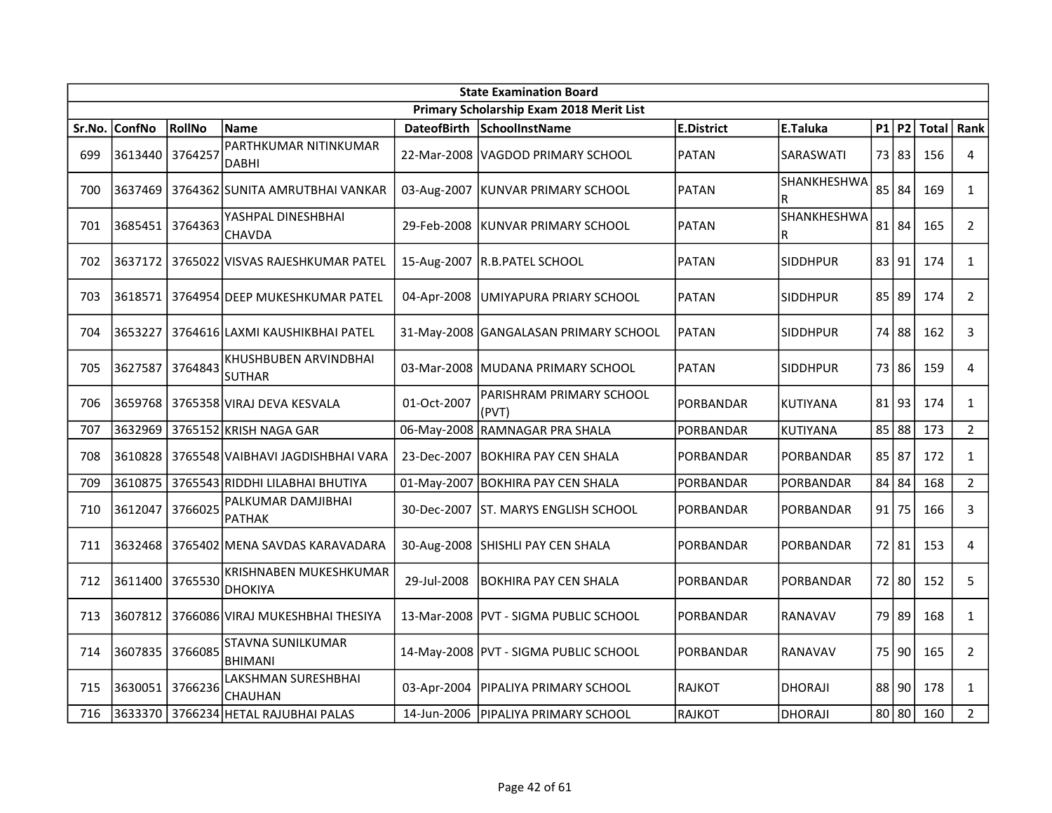| State Examination Board | | | | | | | | | | | | |
|---|---|---|---|---|---|---|---|---|---|---|---|---|
| Primary Scholarship Exam 2018 Merit List | | | | | | | | | | | | |
| Sr.No. | ConfNo | RollNo | Name | DateofBirth | SchoolInstName | E.District | E.Taluka | P1 | P2 | Total | Rank |
| 699 | 3613440 | 3764257 | PARTHKUMAR NITINKUMAR DABHI | 22-Mar-2008 | VAGDOD PRIMARY SCHOOL | PATAN | SARASWATI | 73 | 83 | 156 | 4 |
| 700 | 3637469 | 3764362 | SUNITA AMRUTBHAI VANKAR | 03-Aug-2007 | KUNVAR PRIMARY SCHOOL | PATAN | SHANKHESHWAR | 85 | 84 | 169 | 1 |
| 701 | 3685451 | 3764363 | YASHPAL DINESHBHAI CHAVDA | 29-Feb-2008 | KUNVAR PRIMARY SCHOOL | PATAN | SHANKHESHWAR | 81 | 84 | 165 | 2 |
| 702 | 3637172 | 3765022 | VISVAS RAJESHKUMAR PATEL | 15-Aug-2007 | R.B.PATEL SCHOOL | PATAN | SIDDHPUR | 83 | 91 | 174 | 1 |
| 703 | 3618571 | 3764954 | DEEP MUKESHKUMAR PATEL | 04-Apr-2008 | UMIYAPURA PRIARY SCHOOL | PATAN | SIDDHPUR | 85 | 89 | 174 | 2 |
| 704 | 3653227 | 3764616 | LAXMI KAUSHIKBHAI PATEL | 31-May-2008 | GANGALASAN PRIMARY SCHOOL | PATAN | SIDDHPUR | 74 | 88 | 162 | 3 |
| 705 | 3627587 | 3764843 | KHUSHBUBEN ARVINDBHAI SUTHAR | 03-Mar-2008 | MUDANA PRIMARY SCHOOL | PATAN | SIDDHPUR | 73 | 86 | 159 | 4 |
| 706 | 3659768 | 3765358 | VIRAJ DEVA KESVALA | 01-Oct-2007 | PARISHRAM PRIMARY SCHOOL (PVT) | PORBANDAR | KUTIYANA | 81 | 93 | 174 | 1 |
| 707 | 3632969 | 3765152 | KRISH NAGA GAR | 06-May-2008 | RAMNAGAR PRA SHALA | PORBANDAR | KUTIYANA | 85 | 88 | 173 | 2 |
| 708 | 3610828 | 3765548 | VAIBHAVI JAGDISHBHAI VARA | 23-Dec-2007 | BOKHIRA PAY CEN SHALA | PORBANDAR | PORBANDAR | 85 | 87 | 172 | 1 |
| 709 | 3610875 | 3765543 | RIDDHI LILABHAI BHUTIYA | 01-May-2007 | BOKHIRA PAY CEN SHALA | PORBANDAR | PORBANDAR | 84 | 84 | 168 | 2 |
| 710 | 3612047 | 3766025 | PALKUMAR DAMJIBHAI PATHAK | 30-Dec-2007 | ST. MARYS ENGLISH SCHOOL | PORBANDAR | PORBANDAR | 91 | 75 | 166 | 3 |
| 711 | 3632468 | 3765402 | MENA SAVDAS KARAVADARA | 30-Aug-2008 | SHISHLI PAY CEN SHALA | PORBANDAR | PORBANDAR | 72 | 81 | 153 | 4 |
| 712 | 3611400 | 3765530 | KRISHNABEN MUKESHKUMAR DHOKIYA | 29-Jul-2008 | BOKHIRA PAY CEN SHALA | PORBANDAR | PORBANDAR | 72 | 80 | 152 | 5 |
| 713 | 3607812 | 3766086 | VIRAJ MUKESHBHAI THESIYA | 13-Mar-2008 | PVT - SIGMA PUBLIC SCHOOL | PORBANDAR | RANAVAV | 79 | 89 | 168 | 1 |
| 714 | 3607835 | 3766085 | STAVNA SUNILKUMAR BHIMANI | 14-May-2008 | PVT - SIGMA PUBLIC SCHOOL | PORBANDAR | RANAVAV | 75 | 90 | 165 | 2 |
| 715 | 3630051 | 3766236 | LAKSHMAN SURESHBHAI CHAUHAN | 03-Apr-2004 | PIPALIYA PRIMARY SCHOOL | RAJKOT | DHORAJI | 88 | 90 | 178 | 1 |
| 716 | 3633370 | 3766234 | HETAL RAJUBHAI PALAS | 14-Jun-2006 | PIPALIYA PRIMARY SCHOOL | RAJKOT | DHORAJI | 80 | 80 | 160 | 2 |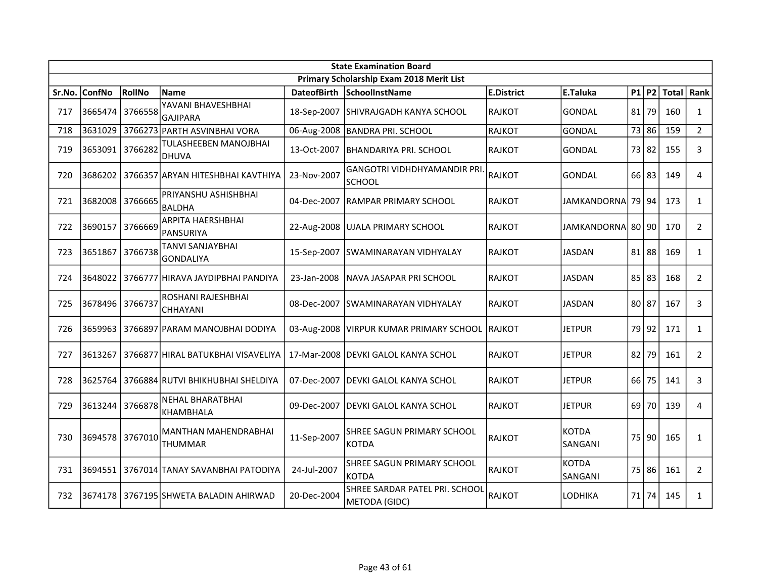| State Examination Board | | | | | | | | | | | | |
|---|---|---|---|---|---|---|---|---|---|---|---|---|
| Primary Scholarship Exam 2018 Merit List | | | | | | | | | | | | |
| Sr.No. | ConfNo | RollNo | Name | DateofBirth | SchoolInstName | E.District | E.Taluka | P1 | P2 | Total | Rank |
| 717 | 3665474 | 3766558 | YAVANI BHAVESHBHAI GAJIPARA | 18-Sep-2007 | SHIVRAJGADH KANYA SCHOOL | RAJKOT | GONDAL | 81 | 79 | 160 | 1 |
| 718 | 3631029 | 3766273 | PARTH ASVINBHAI VORA | 06-Aug-2008 | BANDRA PRI. SCHOOL | RAJKOT | GONDAL | 73 | 86 | 159 | 2 |
| 719 | 3653091 | 3766282 | TULASHEEBEN MANOJBHAI DHUVA | 13-Oct-2007 | BHANDARIYA PRI. SCHOOL | RAJKOT | GONDAL | 73 | 82 | 155 | 3 |
| 720 | 3686202 | 3766357 | ARYAN HITESHBHAI KAVTHIYA | 23-Nov-2007 | GANGOTRI VIDHDHYAMANDIR PRI. SCHOOL | RAJKOT | GONDAL | 66 | 83 | 149 | 4 |
| 721 | 3682008 | 3766665 | PRIYANSHU ASHISHBHAI BALDHA | 04-Dec-2007 | RAMPAR PRIMARY SCHOOL | RAJKOT | JAMKANDORNA | 79 | 94 | 173 | 1 |
| 722 | 3690157 | 3766669 | ARPITA HAERSHBHAI PANSURIYA | 22-Aug-2008 | UJALA PRIMARY SCHOOL | RAJKOT | JAMKANDORNA | 80 | 90 | 170 | 2 |
| 723 | 3651867 | 3766738 | TANVI SANJAYBHAI GONDALIYA | 15-Sep-2007 | SWAMINARAYAN VIDHYALAY | RAJKOT | JASDAN | 81 | 88 | 169 | 1 |
| 724 | 3648022 | 3766777 | HIRAVA JAYDIPBHAI PANDIYA | 23-Jan-2008 | NAVA JASAPAR PRI SCHOOL | RAJKOT | JASDAN | 85 | 83 | 168 | 2 |
| 725 | 3678496 | 3766737 | ROSHANI RAJESHBHAI CHHAYANI | 08-Dec-2007 | SWAMINARAYAN VIDHYALAY | RAJKOT | JASDAN | 80 | 87 | 167 | 3 |
| 726 | 3659963 | 3766897 | PARAM MANOJBHAI DODIYA | 03-Aug-2008 | VIRPUR KUMAR PRIMARY SCHOOL | RAJKOT | JETPUR | 79 | 92 | 171 | 1 |
| 727 | 3613267 | 3766877 | HIRAL BATUKBHAI VISAVELIYA | 17-Mar-2008 | DEVKI GALOL KANYA SCHOL | RAJKOT | JETPUR | 82 | 79 | 161 | 2 |
| 728 | 3625764 | 3766884 | RUTVI BHIKHUBHAI SHELDIYA | 07-Dec-2007 | DEVKI GALOL KANYA SCHOL | RAJKOT | JETPUR | 66 | 75 | 141 | 3 |
| 729 | 3613244 | 3766878 | NEHAL BHARATBHAI KHAMBHALA | 09-Dec-2007 | DEVKI GALOL KANYA SCHOL | RAJKOT | JETPUR | 69 | 70 | 139 | 4 |
| 730 | 3694578 | 3767010 | MANTHAN MAHENDRABHAI THUMMAR | 11-Sep-2007 | SHREE SAGUN PRIMARY SCHOOL KOTDA | RAJKOT | KOTDA SANGANI | 75 | 90 | 165 | 1 |
| 731 | 3694551 | 3767014 | TANAY SAVANBHAI PATODIYA | 24-Jul-2007 | SHREE SAGUN PRIMARY SCHOOL KOTDA | RAJKOT | KOTDA SANGANI | 75 | 86 | 161 | 2 |
| 732 | 3674178 | 3767195 | SHWETA BALADIN AHIRWAD | 20-Dec-2004 | SHREE SARDAR PATEL PRI. SCHOOL METODA (GIDC) | RAJKOT | LODHIKA | 71 | 74 | 145 | 1 |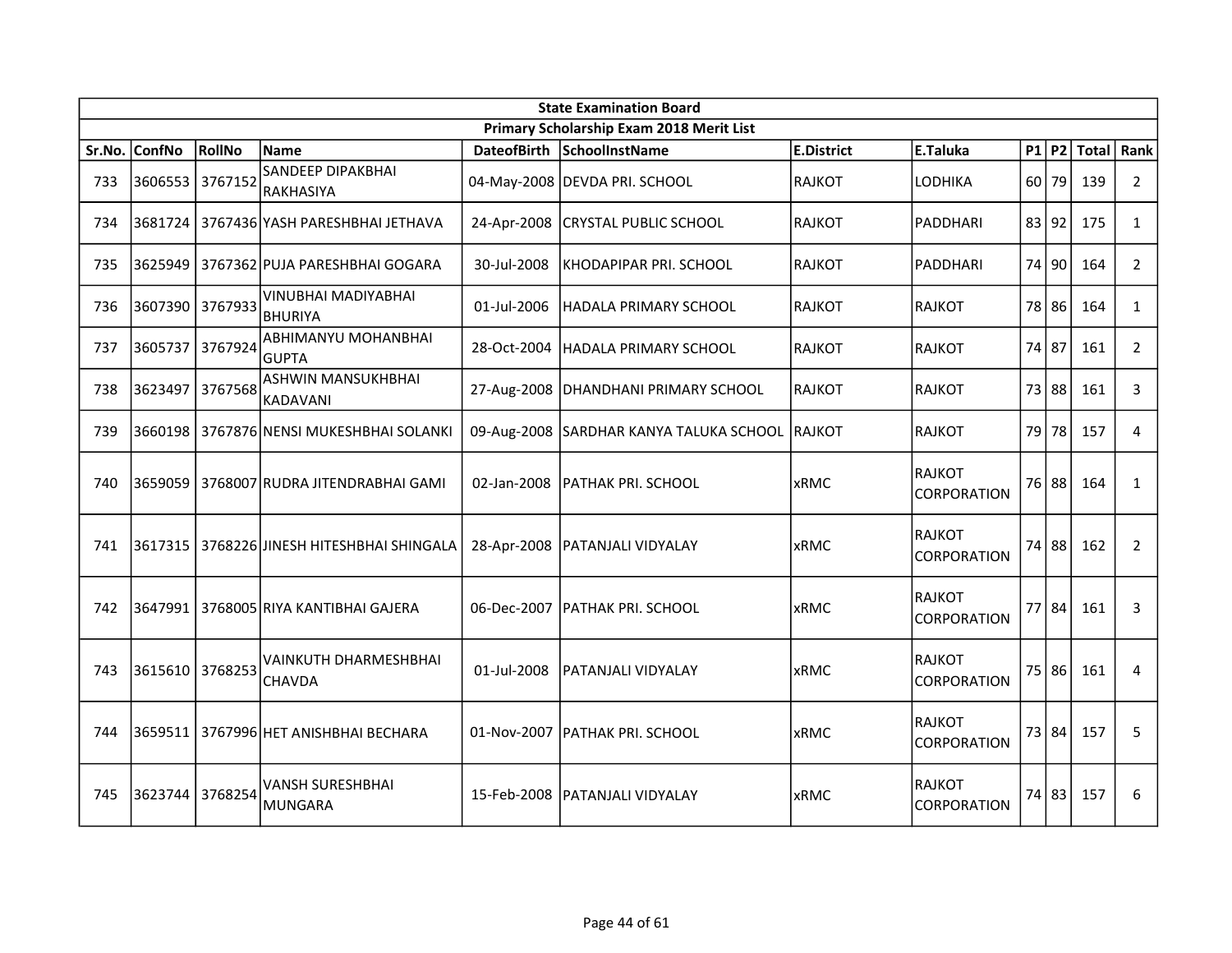| State Examination Board | | | | | | | | | | | |
|---|---|---|---|---|---|---|---|---|---|---|---|
| Primary Scholarship Exam 2018 Merit List | | | | | | | | | | | |
| Sr.No. | ConfNo | RollNo | Name | DateofBirth | SchoolInstName | E.District | E.Taluka | P1 | P2 | Total | Rank |
| 733 | 3606553 | 3767152 | SANDEEP DIPAKBHAI RAKHASIYA | 04-May-2008 | DEVDA PRI. SCHOOL | RAJKOT | LODHIKA | 60 | 79 | 139 | 2 |
| 734 | 3681724 | 3767436 | YASH PARESHBHAI JETHAVA | 24-Apr-2008 | CRYSTAL PUBLIC SCHOOL | RAJKOT | PADDHARI | 83 | 92 | 175 | 1 |
| 735 | 3625949 | 3767362 | PUJA PARESHBHAI GOGARA | 30-Jul-2008 | KHODAPIPAR PRI. SCHOOL | RAJKOT | PADDHARI | 74 | 90 | 164 | 2 |
| 736 | 3607390 | 3767933 | VINUBHAI MADIYABHAI BHURIYA | 01-Jul-2006 | HADALA PRIMARY SCHOOL | RAJKOT | RAJKOT | 78 | 86 | 164 | 1 |
| 737 | 3605737 | 3767924 | ABHIMANYU MOHANBHAI GUPTA | 28-Oct-2004 | HADALA PRIMARY SCHOOL | RAJKOT | RAJKOT | 74 | 87 | 161 | 2 |
| 738 | 3623497 | 3767568 | ASHWIN MANSUKHBHAI KADAVANI | 27-Aug-2008 | DHANDHANI PRIMARY SCHOOL | RAJKOT | RAJKOT | 73 | 88 | 161 | 3 |
| 739 | 3660198 | 3767876 | NENSI MUKESHBHAI SOLANKI | 09-Aug-2008 | SARDHAR KANYA TALUKA SCHOOL | RAJKOT | RAJKOT | 79 | 78 | 157 | 4 |
| 740 | 3659059 | 3768007 | RUDRA JITENDRABHAI GAMI | 02-Jan-2008 | PATHAK PRI. SCHOOL | xRMC | RAJKOT CORPORATION | 76 | 88 | 164 | 1 |
| 741 | 3617315 | 3768226 | JINESH HITESHBHAI SHINGALA | 28-Apr-2008 | PATANJALI VIDYALAY | xRMC | RAJKOT CORPORATION | 74 | 88 | 162 | 2 |
| 742 | 3647991 | 3768005 | RIYA KANTIBHAI GAJERA | 06-Dec-2007 | PATHAK PRI. SCHOOL | xRMC | RAJKOT CORPORATION | 77 | 84 | 161 | 3 |
| 743 | 3615610 | 3768253 | VAINKUTH DHARMESHBHAI CHAVDA | 01-Jul-2008 | PATANJALI VIDYALAY | xRMC | RAJKOT CORPORATION | 75 | 86 | 161 | 4 |
| 744 | 3659511 | 3767996 | HET ANISHBHAI BECHARA | 01-Nov-2007 | PATHAK PRI. SCHOOL | xRMC | RAJKOT CORPORATION | 73 | 84 | 157 | 5 |
| 745 | 3623744 | 3768254 | VANSH SURESHBHAI MUNGARA | 15-Feb-2008 | PATANJALI VIDYALAY | xRMC | RAJKOT CORPORATION | 74 | 83 | 157 | 6 |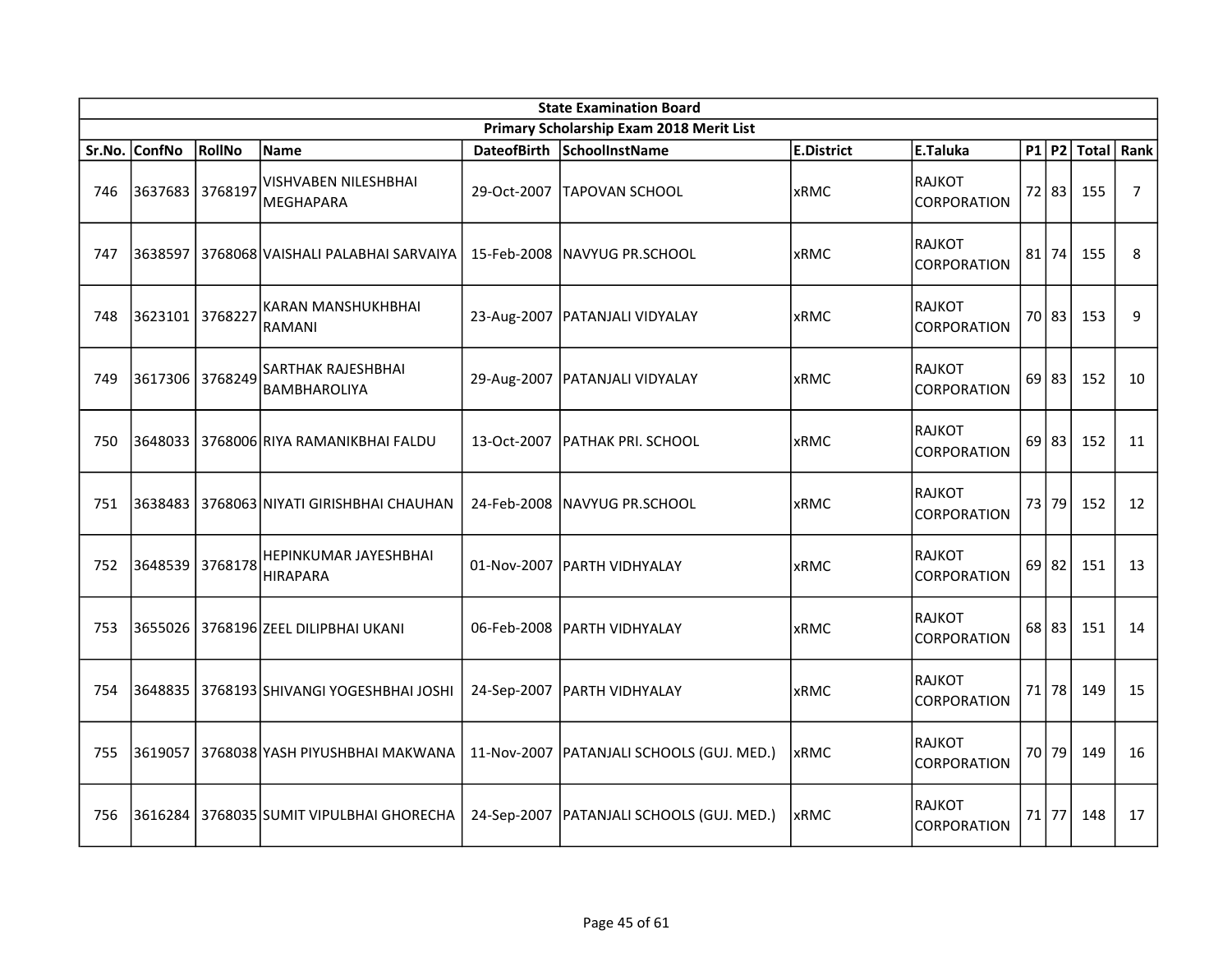| State Examination Board | | | | | | | | | | | | |
|---|---|---|---|---|---|---|---|---|---|---|---|---|
| Primary Scholarship Exam 2018 Merit List | | | | | | | | | | | | |
| Sr.No. | ConfNo | RollNo | Name | DateofBirth | SchoolInstName | E.District | E.Taluka | P1 | P2 | Total | Rank |
| 746 | 3637683 | 3768197 | VISHVABEN NILESHBHAI MEGHAPARA | 29-Oct-2007 | TAPOVAN SCHOOL | xRMC | RAJKOT CORPORATION | 72 | 83 | 155 | 7 |
| 747 | 3638597 | 3768068 | VAISHALI PALABHAI SARVAIYA | 15-Feb-2008 | NAVYUG PR.SCHOOL | xRMC | RAJKOT CORPORATION | 81 | 74 | 155 | 8 |
| 748 | 3623101 | 3768227 | KARAN MANSHUKHBHAI RAMANI | 23-Aug-2007 | PATANJALI VIDYALAY | xRMC | RAJKOT CORPORATION | 70 | 83 | 153 | 9 |
| 749 | 3617306 | 3768249 | SARTHAK RAJESHBHAI BAMBHAROLIYA | 29-Aug-2007 | PATANJALI VIDYALAY | xRMC | RAJKOT CORPORATION | 69 | 83 | 152 | 10 |
| 750 | 3648033 | 3768006 | RIYA RAMANIKBHAI FALDU | 13-Oct-2007 | PATHAK PRI. SCHOOL | xRMC | RAJKOT CORPORATION | 69 | 83 | 152 | 11 |
| 751 | 3638483 | 3768063 | NIYATI GIRISHBHAI CHAUHAN | 24-Feb-2008 | NAVYUG PR.SCHOOL | xRMC | RAJKOT CORPORATION | 73 | 79 | 152 | 12 |
| 752 | 3648539 | 3768178 | HEPINKUMAR JAYESHBHAI HIRAPARA | 01-Nov-2007 | PARTH VIDHYALAY | xRMC | RAJKOT CORPORATION | 69 | 82 | 151 | 13 |
| 753 | 3655026 | 3768196 | ZEEL DILIPBHAI UKANI | 06-Feb-2008 | PARTH VIDHYALAY | xRMC | RAJKOT CORPORATION | 68 | 83 | 151 | 14 |
| 754 | 3648835 | 3768193 | SHIVANGI YOGESHBHAI JOSHI | 24-Sep-2007 | PARTH VIDHYALAY | xRMC | RAJKOT CORPORATION | 71 | 78 | 149 | 15 |
| 755 | 3619057 | 3768038 | YASH PIYUSHBHAI MAKWANA | 11-Nov-2007 | PATANJALI SCHOOLS (GUJ. MED.) | xRMC | RAJKOT CORPORATION | 70 | 79 | 149 | 16 |
| 756 | 3616284 | 3768035 | SUMIT VIPULBHAI GHORECHA | 24-Sep-2007 | PATANJALI SCHOOLS (GUJ. MED.) | xRMC | RAJKOT CORPORATION | 71 | 77 | 148 | 17 |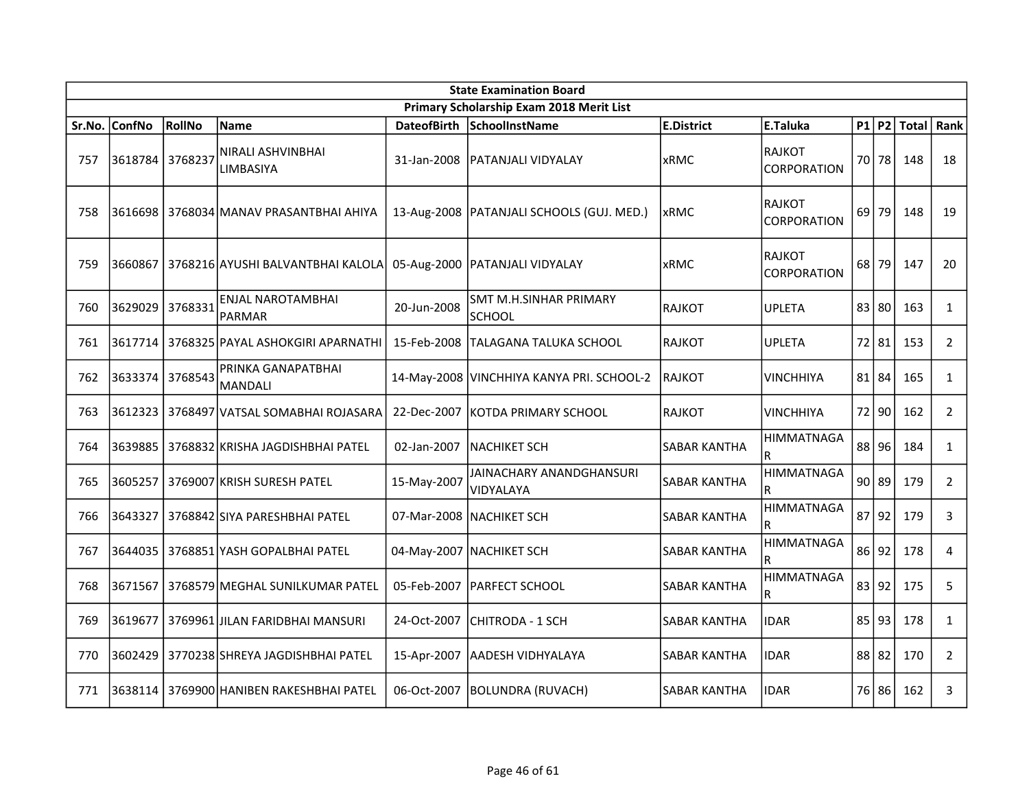| State Examination Board | | | | | | | | | | | |
|---|---|---|---|---|---|---|---|---|---|---|---|
| Primary Scholarship Exam 2018 Merit List | | | | | | | | | | | |
| Sr.No. | ConfNo | RollNo | Name | DateofBirth | SchoolInstName | E.District | E.Taluka | P1 | P2 | Total | Rank |
| 757 | 3618784 | 3768237 | NIRALI ASHVINBHAI LIMBASIYA | 31-Jan-2008 | PATANJALI VIDYALAY | xRMC | RAJKOT CORPORATION | 70 | 78 | 148 | 18 |
| 758 | 3616698 | 3768034 | MANAV PRASANTBHAI AHIYA | 13-Aug-2008 | PATANJALI SCHOOLS (GUJ. MED.) | xRMC | RAJKOT CORPORATION | 69 | 79 | 148 | 19 |
| 759 | 3660867 | 3768216 | AYUSHI BALVANTBHAI KALOLA | 05-Aug-2000 | PATANJALI VIDYALAY | xRMC | RAJKOT CORPORATION | 68 | 79 | 147 | 20 |
| 760 | 3629029 | 3768331 | ENJAL NAROTAMBHAI PARMAR | 20-Jun-2008 | SMT M.H.SINHAR PRIMARY SCHOOL | RAJKOT | UPLETA | 83 | 80 | 163 | 1 |
| 761 | 3617714 | 3768325 | PAYAL ASHOKGIRI APARNATHI | 15-Feb-2008 | TALAGANA TALUKA SCHOOL | RAJKOT | UPLETA | 72 | 81 | 153 | 2 |
| 762 | 3633374 | 3768543 | PRINKA GANAPATBHAI MANDALI | 14-May-2008 | VINCHHIYA KANYA PRI. SCHOOL-2 | RAJKOT | VINCHHIYA | 81 | 84 | 165 | 1 |
| 763 | 3612323 | 3768497 | VATSAL SOMABHAI ROJASARA | 22-Dec-2007 | KOTDA PRIMARY SCHOOL | RAJKOT | VINCHHIYA | 72 | 90 | 162 | 2 |
| 764 | 3639885 | 3768832 | KRISHA JAGDISHBHAI PATEL | 02-Jan-2007 | NACHIKET SCH | SABAR KANTHA | HIMMATNAGAR | 88 | 96 | 184 | 1 |
| 765 | 3605257 | 3769007 | KRISH SURESH PATEL | 15-May-2007 | JAINACHARY ANANDGHANSURI VIDYALAYA | SABAR KANTHA | HIMMATNAGAR | 90 | 89 | 179 | 2 |
| 766 | 3643327 | 3768842 | SIYA PARESHBHAI PATEL | 07-Mar-2008 | NACHIKET SCH | SABAR KANTHA | HIMMATNAGAR | 87 | 92 | 179 | 3 |
| 767 | 3644035 | 3768851 | YASH GOPALBHAI PATEL | 04-May-2007 | NACHIKET SCH | SABAR KANTHA | HIMMATNAGAR | 86 | 92 | 178 | 4 |
| 768 | 3671567 | 3768579 | MEGHAL SUNILKUMAR PATEL | 05-Feb-2007 | PARFECT SCHOOL | SABAR KANTHA | HIMMATNAGAR | 83 | 92 | 175 | 5 |
| 769 | 3619677 | 3769961 | JILAN FARIDBHAI MANSURI | 24-Oct-2007 | CHITRODA - 1 SCH | SABAR KANTHA | IDAR | 85 | 93 | 178 | 1 |
| 770 | 3602429 | 3770238 | SHREYA JAGDISHBHAI PATEL | 15-Apr-2007 | AADESH VIDHYALAYA | SABAR KANTHA | IDAR | 88 | 82 | 170 | 2 |
| 771 | 3638114 | 3769900 | HANIBEN RAKESHBHAI PATEL | 06-Oct-2007 | BOLUNDRA (RUVACH) | SABAR KANTHA | IDAR | 76 | 86 | 162 | 3 |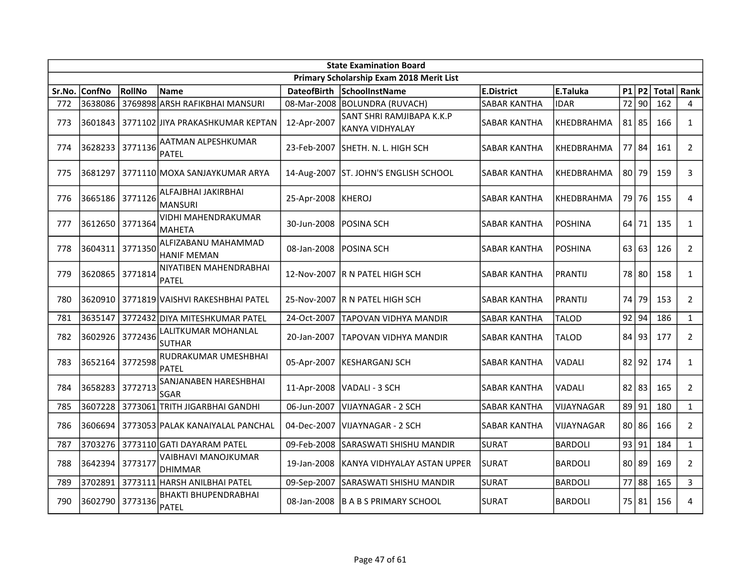| State Examination Board | | | | | | | | | | | |
|---|---|---|---|---|---|---|---|---|---|---|---|
| Primary Scholarship Exam 2018 Merit List | | | | | | | | | | | |
| Sr.No. | ConfNo | RollNo | Name | DateofBirth | SchoolInstName | E.District | E.Taluka | P1 | P2 | Total | Rank |
| 772 | 3638086 | 3769898 | ARSH RAFIKBHAI MANSURI | 08-Mar-2008 | BOLUNDRA (RUVACH) | SABAR KANTHA | IDAR | 72 | 90 | 162 | 4 |
| 773 | 3601843 | 3771102 | JIYA PRAKASHKUMAR KEPTAN | 12-Apr-2007 | SANT SHRI RAMJIBAPA K.K.P KANYA VIDHYALAY | SABAR KANTHA | KHEDBRAHMA | 81 | 85 | 166 | 1 |
| 774 | 3628233 | 3771136 | AATMAN ALPESHKUMAR PATEL | 23-Feb-2007 | SHETH. N. L. HIGH SCH | SABAR KANTHA | KHEDBRAHMA | 77 | 84 | 161 | 2 |
| 775 | 3681297 | 3771110 | MOXA SANJAYKUMAR ARYA | 14-Aug-2007 | ST. JOHN'S ENGLISH SCHOOL | SABAR KANTHA | KHEDBRAHMA | 80 | 79 | 159 | 3 |
| 776 | 3665186 | 3771126 | ALFAJBHAI JAKIRBHAI MANSURI | 25-Apr-2008 | KHEROJ | SABAR KANTHA | KHEDBRAHMA | 79 | 76 | 155 | 4 |
| 777 | 3612650 | 3771364 | VIDHI MAHENDRAKUMAR MAHETA | 30-Jun-2008 | POSINA SCH | SABAR KANTHA | POSHINA | 64 | 71 | 135 | 1 |
| 778 | 3604311 | 3771350 | ALFIZABANU MAHAMMAD HANIF MEMAN | 08-Jan-2008 | POSINA SCH | SABAR KANTHA | POSHINA | 63 | 63 | 126 | 2 |
| 779 | 3620865 | 3771814 | NIYATIBEN MAHENDRABHAI PATEL | 12-Nov-2007 | R N PATEL HIGH SCH | SABAR KANTHA | PRANTIJ | 78 | 80 | 158 | 1 |
| 780 | 3620910 | 3771819 | VAISHVI RAKESHBHAI PATEL | 25-Nov-2007 | R N PATEL HIGH SCH | SABAR KANTHA | PRANTIJ | 74 | 79 | 153 | 2 |
| 781 | 3635147 | 3772432 | DIYA MITESHKUMAR PATEL | 24-Oct-2007 | TAPOVAN VIDHYA MANDIR | SABAR KANTHA | TALOD | 92 | 94 | 186 | 1 |
| 782 | 3602926 | 3772436 | LALITKUMAR MOHANLAL SUTHAR | 20-Jan-2007 | TAPOVAN VIDHYA MANDIR | SABAR KANTHA | TALOD | 84 | 93 | 177 | 2 |
| 783 | 3652164 | 3772598 | RUDRAKUMAR UMESHBHAI PATEL | 05-Apr-2007 | KESHARGANJ SCH | SABAR KANTHA | VADALI | 82 | 92 | 174 | 1 |
| 784 | 3658283 | 3772713 | SANJANABEN HARESHBHAI SGAR | 11-Apr-2008 | VADALI - 3 SCH | SABAR KANTHA | VADALI | 82 | 83 | 165 | 2 |
| 785 | 3607228 | 3773061 | TRITH JIGARBHAI GANDHI | 06-Jun-2007 | VIJAYNAGAR - 2 SCH | SABAR KANTHA | VIJAYNAGAR | 89 | 91 | 180 | 1 |
| 786 | 3606694 | 3773053 | PALAK KANAIYALAL PANCHAL | 04-Dec-2007 | VIJAYNAGAR - 2 SCH | SABAR KANTHA | VIJAYNAGAR | 80 | 86 | 166 | 2 |
| 787 | 3703276 | 3773110 | GATI DAYARAM PATEL | 09-Feb-2008 | SARASWATI SHISHU MANDIR | SURAT | BARDOLI | 93 | 91 | 184 | 1 |
| 788 | 3642394 | 3773177 | VAIBHAVI MANOJKUMAR DHIMMAR | 19-Jan-2008 | KANYA VIDHYALAY ASTAN UPPER | SURAT | BARDOLI | 80 | 89 | 169 | 2 |
| 789 | 3702891 | 3773111 | HARSH ANILBHAI PATEL | 09-Sep-2007 | SARASWATI SHISHU MANDIR | SURAT | BARDOLI | 77 | 88 | 165 | 3 |
| 790 | 3602790 | 3773136 | BHAKTI BHUPENDRABHAI PATEL | 08-Jan-2008 | B A B S PRIMARY SCHOOL | SURAT | BARDOLI | 75 | 81 | 156 | 4 |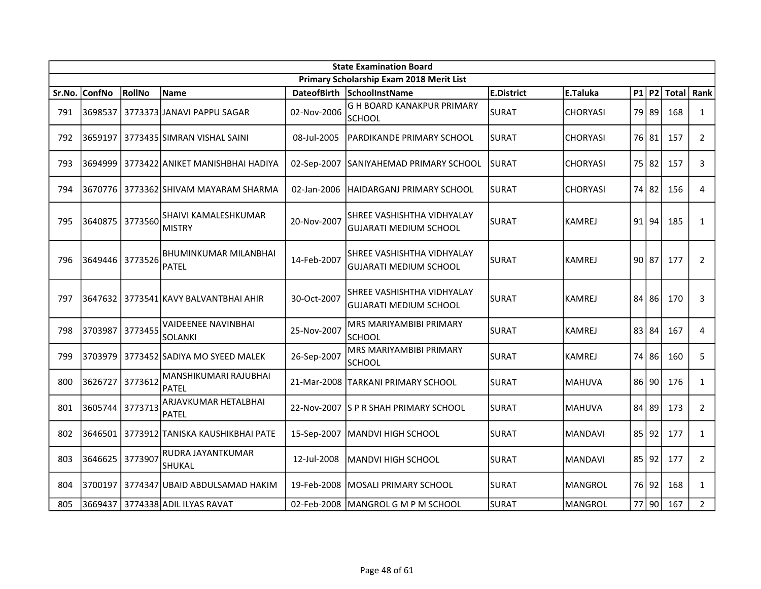| State Examination Board | | | | | | | | | | | |
|---|---|---|---|---|---|---|---|---|---|---|---|
| Primary Scholarship Exam 2018 Merit List | | | | | | | | | | | |
| Sr.No. | ConfNo | RollNo | Name | DateofBirth | SchoolInstName | E.District | E.Taluka | P1 | P2 | Total | Rank |
| 791 | 3698537 | 3773373 | JANAVI PAPPU SAGAR | 02-Nov-2006 | G H BOARD KANAKPUR PRIMARY SCHOOL | SURAT | CHORYASI | 79 | 89 | 168 | 1 |
| 792 | 3659197 | 3773435 | SIMRAN VISHAL SAINI | 08-Jul-2005 | PARDIKANDE PRIMARY SCHOOL | SURAT | CHORYASI | 76 | 81 | 157 | 2 |
| 793 | 3694999 | 3773422 | ANIKET MANISHBHAI HADIYA | 02-Sep-2007 | SANIYAHEMAD PRIMARY SCHOOL | SURAT | CHORYASI | 75 | 82 | 157 | 3 |
| 794 | 3670776 | 3773362 | SHIVAM MAYARAM SHARMA | 02-Jan-2006 | HAIDARGANJ PRIMARY SCHOOL | SURAT | CHORYASI | 74 | 82 | 156 | 4 |
| 795 | 3640875 | 3773560 | SHAIVI KAMALESHKUMAR MISTRY | 20-Nov-2007 | SHREE VASHISHTHA VIDHYALAY GUJARATI MEDIUM SCHOOL | SURAT | KAMREJ | 91 | 94 | 185 | 1 |
| 796 | 3649446 | 3773526 | BHUMINKUMAR MILANBHAI PATEL | 14-Feb-2007 | SHREE VASHISHTHA VIDHYALAY GUJARATI MEDIUM SCHOOL | SURAT | KAMREJ | 90 | 87 | 177 | 2 |
| 797 | 3647632 | 3773541 | KAVY BALVANTBHAI AHIR | 30-Oct-2007 | SHREE VASHISHTHA VIDHYALAY GUJARATI MEDIUM SCHOOL | SURAT | KAMREJ | 84 | 86 | 170 | 3 |
| 798 | 3703987 | 3773455 | VAIDEENEE NAVINBHAI SOLANKI | 25-Nov-2007 | MRS MARIYAMBIBI PRIMARY SCHOOL | SURAT | KAMREJ | 83 | 84 | 167 | 4 |
| 799 | 3703979 | 3773452 | SADIYA MO SYEED MALEK | 26-Sep-2007 | MRS MARIYAMBIBI PRIMARY SCHOOL | SURAT | KAMREJ | 74 | 86 | 160 | 5 |
| 800 | 3626727 | 3773612 | MANSHIKUMARI RAJUBHAI PATEL | 21-Mar-2008 | TARKANI PRIMARY SCHOOL | SURAT | MAHUVA | 86 | 90 | 176 | 1 |
| 801 | 3605744 | 3773713 | ARJAVKUMAR HETALBHAI PATEL | 22-Nov-2007 | S P R SHAH PRIMARY SCHOOL | SURAT | MAHUVA | 84 | 89 | 173 | 2 |
| 802 | 3646501 | 3773912 | TANISKA KAUSHIKBHAI PATE | 15-Sep-2007 | MANDVI HIGH SCHOOL | SURAT | MANDAVI | 85 | 92 | 177 | 1 |
| 803 | 3646625 | 3773907 | RUDRA JAYANTKUMAR SHUKAL | 12-Jul-2008 | MANDVI HIGH SCHOOL | SURAT | MANDAVI | 85 | 92 | 177 | 2 |
| 804 | 3700197 | 3774347 | UBAID ABDULSAMAD HAKIM | 19-Feb-2008 | MOSALI PRIMARY SCHOOL | SURAT | MANGROL | 76 | 92 | 168 | 1 |
| 805 | 3669437 | 3774338 | ADIL ILYAS RAVAT | 02-Feb-2008 | MANGROL G M P M SCHOOL | SURAT | MANGROL | 77 | 90 | 167 | 2 |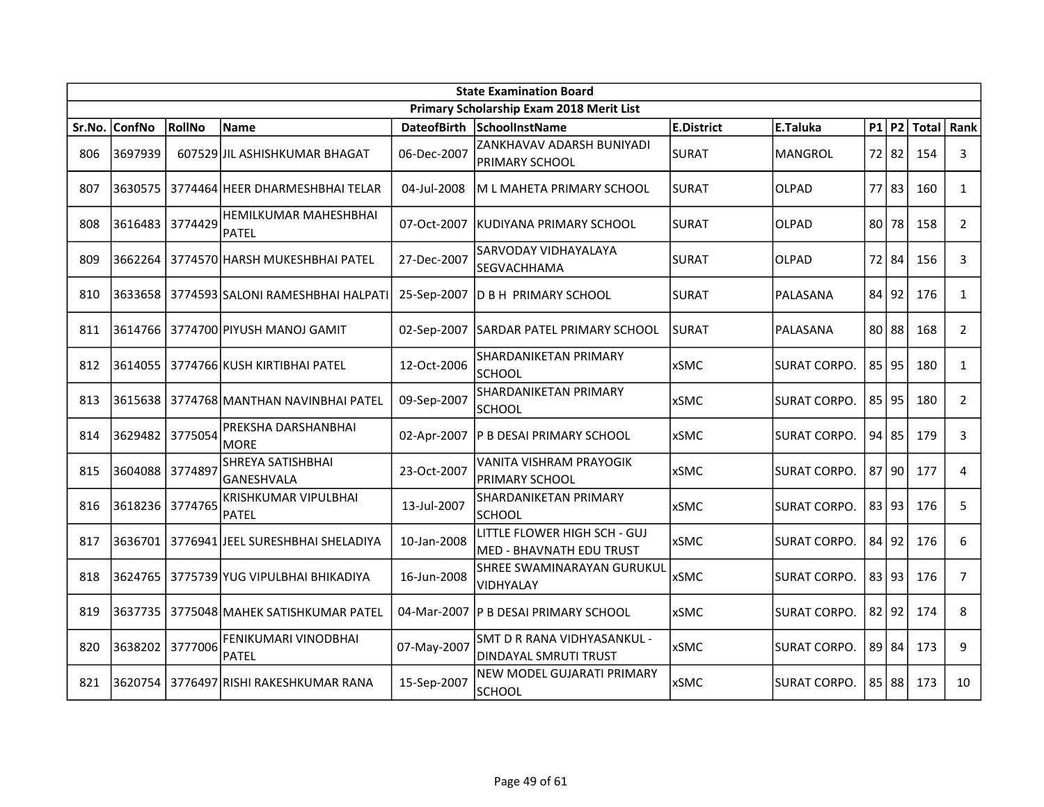| State Examination Board | | | | | | | | | | | |
|---|---|---|---|---|---|---|---|---|---|---|---|
| Primary Scholarship Exam 2018 Merit List | | | | | | | | | | | |
| Sr.No. | ConfNo | RollNo | Name | DateofBirth | SchoolInstName | E.District | E.Taluka | P1 | P2 | Total | Rank |
| 806 | 3697939 | 607529 | JIL ASHISHKUMAR BHAGAT | 06-Dec-2007 | ZANKHAVAV ADARSH BUNIYADI PRIMARY SCHOOL | SURAT | MANGROL | 72 | 82 | 154 | 3 |
| 807 | 3630575 | 3774464 | HEER DHARMESHBHAI TELAR | 04-Jul-2008 | M L MAHETA PRIMARY SCHOOL | SURAT | OLPAD | 77 | 83 | 160 | 1 |
| 808 | 3616483 | 3774429 | HEMILKUMAR MAHESHBHAI PATEL | 07-Oct-2007 | KUDIYANA PRIMARY SCHOOL | SURAT | OLPAD | 80 | 78 | 158 | 2 |
| 809 | 3662264 | 3774570 | HARSH MUKESHBHAI PATEL | 27-Dec-2007 | SARVODAY VIDHAYALAYA SEGVACHHAMA | SURAT | OLPAD | 72 | 84 | 156 | 3 |
| 810 | 3633658 | 3774593 | SALONI RAMESHBHAI HALPATI | 25-Sep-2007 | D B H PRIMARY SCHOOL | SURAT | PALASANA | 84 | 92 | 176 | 1 |
| 811 | 3614766 | 3774700 | PIYUSH MANOJ GAMIT | 02-Sep-2007 | SARDAR PATEL PRIMARY SCHOOL | SURAT | PALASANA | 80 | 88 | 168 | 2 |
| 812 | 3614055 | 3774766 | KUSH KIRTIBHAI PATEL | 12-Oct-2006 | SHARDANIKETAN PRIMARY SCHOOL | xSMC | SURAT CORPO. | 85 | 95 | 180 | 1 |
| 813 | 3615638 | 3774768 | MANTHAN NAVINBHAI PATEL | 09-Sep-2007 | SHARDANIKETAN PRIMARY SCHOOL | xSMC | SURAT CORPO. | 85 | 95 | 180 | 2 |
| 814 | 3629482 | 3775054 | PREKSHA DARSHANBHAI MORE | 02-Apr-2007 | P B DESAI PRIMARY SCHOOL | xSMC | SURAT CORPO. | 94 | 85 | 179 | 3 |
| 815 | 3604088 | 3774897 | SHREYA SATISHBHAI GANESHVALA | 23-Oct-2007 | VANITA VISHRAM PRAYOGIK PRIMARY SCHOOL | xSMC | SURAT CORPO. | 87 | 90 | 177 | 4 |
| 816 | 3618236 | 3774765 | KRISHKUMAR VIPULBHAI PATEL | 13-Jul-2007 | SHARDANIKETAN PRIMARY SCHOOL | xSMC | SURAT CORPO. | 83 | 93 | 176 | 5 |
| 817 | 3636701 | 3776941 | JEEL SURESHBHAI SHELADIYA | 10-Jan-2008 | LITTLE FLOWER HIGH SCH - GUJ MED - BHAVNATH EDU TRUST | xSMC | SURAT CORPO. | 84 | 92 | 176 | 6 |
| 818 | 3624765 | 3775739 | YUG VIPULBHAI BHIKADIYA | 16-Jun-2008 | SHREE SWAMINARAYAN GURUKUL VIDHYALAY | xSMC | SURAT CORPO. | 83 | 93 | 176 | 7 |
| 819 | 3637735 | 3775048 | MAHEK SATISHKUMAR PATEL | 04-Mar-2007 | P B DESAI PRIMARY SCHOOL | xSMC | SURAT CORPO. | 82 | 92 | 174 | 8 |
| 820 | 3638202 | 3777006 | FENIKUMARI VINODBHAI PATEL | 07-May-2007 | SMT D R RANA VIDHYASANKUL - DINDAYAL SMRUTI TRUST | xSMC | SURAT CORPO. | 89 | 84 | 173 | 9 |
| 821 | 3620754 | 3776497 | RISHI RAKESHKUMAR RANA | 15-Sep-2007 | NEW MODEL GUJARATI PRIMARY SCHOOL | xSMC | SURAT CORPO. | 85 | 88 | 173 | 10 |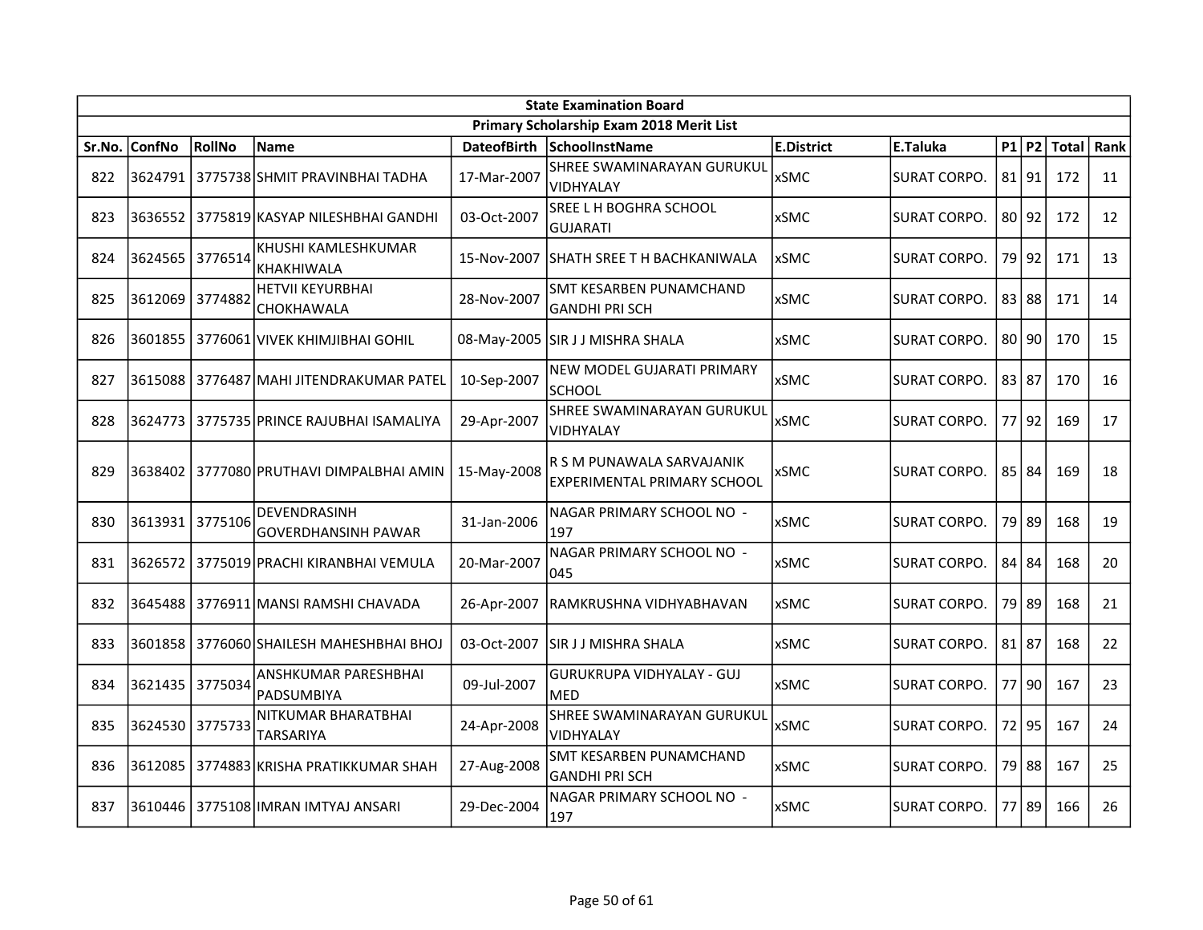| State Examination Board | | | | | | | | | | | |
|---|---|---|---|---|---|---|---|---|---|---|---|
| Primary Scholarship Exam 2018 Merit List | | | | | | | | | | | |
| Sr.No. | ConfNo | RollNo | Name | DateofBirth | SchoolInstName | E.District | E.Taluka | P1 | P2 | Total | Rank |
| 822 | 3624791 | 3775738 | SHMIT PRAVINBHAI TADHA | 17-Mar-2007 | SHREE SWAMINARAYAN GURUKUL VIDHYALAY | xSMC | SURAT CORPO. | 81 | 91 | 172 | 11 |
| 823 | 3636552 | 3775819 | KASYAP NILESHBHAI GANDHI | 03-Oct-2007 | SREE L H BOGHRA SCHOOL GUJARATI | xSMC | SURAT CORPO. | 80 | 92 | 172 | 12 |
| 824 | 3624565 | 3776514 | KHUSHI KAMLESHKUMAR KHAKHIWALA | 15-Nov-2007 | SHATH SREE T H BACHKANIWALA | xSMC | SURAT CORPO. | 79 | 92 | 171 | 13 |
| 825 | 3612069 | 3774882 | HETVII KEYURBHAI CHOKHAWALA | 28-Nov-2007 | SMT KESARBEN PUNAMCHAND GANDHI PRI SCH | xSMC | SURAT CORPO. | 83 | 88 | 171 | 14 |
| 826 | 3601855 | 3776061 | VIVEK KHIMJIBHAI GOHIL | 08-May-2005 | SIR J J MISHRA SHALA | xSMC | SURAT CORPO. | 80 | 90 | 170 | 15 |
| 827 | 3615088 | 3776487 | MAHI JITENDRAKUMAR PATEL | 10-Sep-2007 | NEW MODEL GUJARATI PRIMARY SCHOOL | xSMC | SURAT CORPO. | 83 | 87 | 170 | 16 |
| 828 | 3624773 | 3775735 | PRINCE RAJUBHAI ISAMALIYA | 29-Apr-2007 | SHREE SWAMINARAYAN GURUKUL VIDHYALAY | xSMC | SURAT CORPO. | 77 | 92 | 169 | 17 |
| 829 | 3638402 | 3777080 | PRUTHAVI DIMPALBHAI AMIN | 15-May-2008 | R S M PUNAWALA SARVAJANIK EXPERIMENTAL PRIMARY SCHOOL | xSMC | SURAT CORPO. | 85 | 84 | 169 | 18 |
| 830 | 3613931 | 3775106 | DEVENDRASINH GOVERDHANSINH PAWAR | 31-Jan-2006 | NAGAR PRIMARY SCHOOL NO - 197 | xSMC | SURAT CORPO. | 79 | 89 | 168 | 19 |
| 831 | 3626572 | 3775019 | PRACHI KIRANBHAI VEMULA | 20-Mar-2007 | NAGAR PRIMARY SCHOOL NO - 045 | xSMC | SURAT CORPO. | 84 | 84 | 168 | 20 |
| 832 | 3645488 | 3776911 | MANSI RAMSHI CHAVADA | 26-Apr-2007 | RAMKRUSHNA VIDHYABHAVAN | xSMC | SURAT CORPO. | 79 | 89 | 168 | 21 |
| 833 | 3601858 | 3776060 | SHAILESH MAHESHBHAI BHOJ | 03-Oct-2007 | SIR J J MISHRA SHALA | xSMC | SURAT CORPO. | 81 | 87 | 168 | 22 |
| 834 | 3621435 | 3775034 | ANSHKUMAR PARESHBHAI PADSUMBIYA | 09-Jul-2007 | GURUKRUPA VIDHYALAY - GUJ MED | xSMC | SURAT CORPO. | 77 | 90 | 167 | 23 |
| 835 | 3624530 | 3775733 | NITKUMAR BHARATBHAI TARSARIYA | 24-Apr-2008 | SHREE SWAMINARAYAN GURUKUL VIDHYALAY | xSMC | SURAT CORPO. | 72 | 95 | 167 | 24 |
| 836 | 3612085 | 3774883 | KRISHA PRATIKKUMAR SHAH | 27-Aug-2008 | SMT KESARBEN PUNAMCHAND GANDHI PRI SCH | xSMC | SURAT CORPO. | 79 | 88 | 167 | 25 |
| 837 | 3610446 | 3775108 | IMRAN IMTYAJ ANSARI | 29-Dec-2004 | NAGAR PRIMARY SCHOOL NO - 197 | xSMC | SURAT CORPO. | 77 | 89 | 166 | 26 |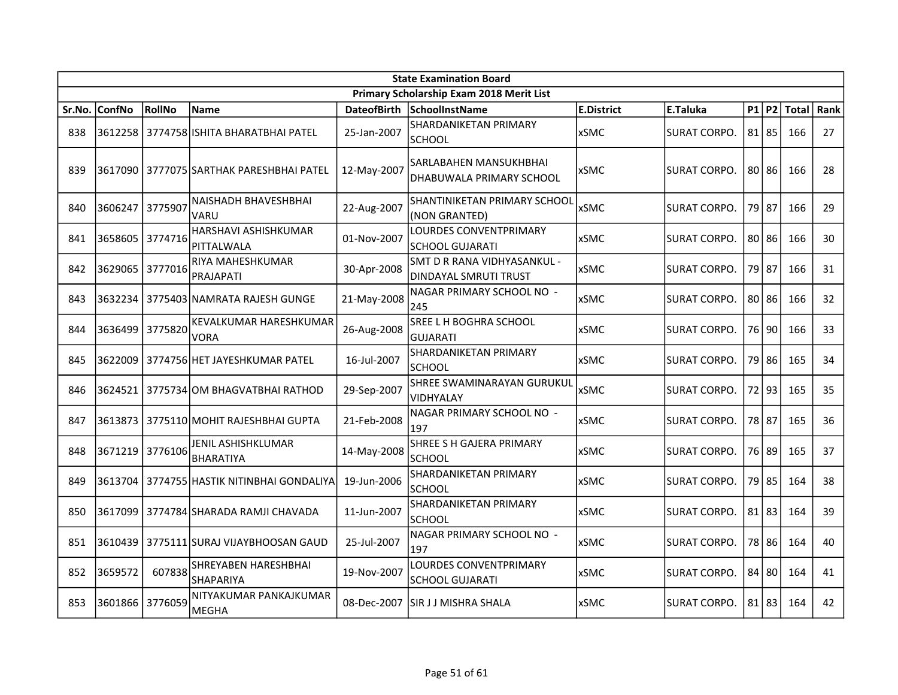| State Examination Board | | | | | | | | | | | |
|---|---|---|---|---|---|---|---|---|---|---|---|
| Primary Scholarship Exam 2018 Merit List | | | | | | | | | | | |
| Sr.No. | ConfNo | RollNo | Name | DateofBirth | SchoolInstName | E.District | E.Taluka | P1 | P2 | Total | Rank |
| 838 | 3612258 | 3774758 | ISHITA BHARATBHAI PATEL | 25-Jan-2007 | SHARDANIKETAN PRIMARY SCHOOL | xSMC | SURAT CORPO. | 81 | 85 | 166 | 27 |
| 839 | 3617090 | 3777075 | SARTHAK PARESHBHAI PATEL | 12-May-2007 | SARLABAHEN MANSUKHBHAI DHABUWALA PRIMARY SCHOOL | xSMC | SURAT CORPO. | 80 | 86 | 166 | 28 |
| 840 | 3606247 | 3775907 | NAISHADH BHAVESHBHAI VARU | 22-Aug-2007 | SHANTINIKETAN PRIMARY SCHOOL (NON GRANTED) | xSMC | SURAT CORPO. | 79 | 87 | 166 | 29 |
| 841 | 3658605 | 3774716 | HARSHAVI ASHISHKUMAR PITTALWALA | 01-Nov-2007 | LOURDES CONVENTPRIMARY SCHOOL GUJARATI | xSMC | SURAT CORPO. | 80 | 86 | 166 | 30 |
| 842 | 3629065 | 3777016 | RIYA MAHESHKUMAR PRAJAPATI | 30-Apr-2008 | SMT D R RANA VIDHYASANKUL - DINDAYAL SMRUTI TRUST | xSMC | SURAT CORPO. | 79 | 87 | 166 | 31 |
| 843 | 3632234 | 3775403 | NAMRATA RAJESH GUNGE | 21-May-2008 | NAGAR PRIMARY SCHOOL NO - 245 | xSMC | SURAT CORPO. | 80 | 86 | 166 | 32 |
| 844 | 3636499 | 3775820 | KEVALKUMAR HARESHKUMAR VORA | 26-Aug-2008 | SREE L H BOGHRA SCHOOL GUJARATI | xSMC | SURAT CORPO. | 76 | 90 | 166 | 33 |
| 845 | 3622009 | 3774756 | HET JAYESHKUMAR PATEL | 16-Jul-2007 | SHARDANIKETAN PRIMARY SCHOOL | xSMC | SURAT CORPO. | 79 | 86 | 165 | 34 |
| 846 | 3624521 | 3775734 | OM BHAGVATBHAI RATHOD | 29-Sep-2007 | SHREE SWAMINARAYAN GURUKUL VIDHYALAY | xSMC | SURAT CORPO. | 72 | 93 | 165 | 35 |
| 847 | 3613873 | 3775110 | MOHIT RAJESHBHAI GUPTA | 21-Feb-2008 | NAGAR PRIMARY SCHOOL NO - 197 | xSMC | SURAT CORPO. | 78 | 87 | 165 | 36 |
| 848 | 3671219 | 3776106 | JENIL ASHISHKLUMAR BHARATIYA | 14-May-2008 | SHREE S H GAJERA PRIMARY SCHOOL | xSMC | SURAT CORPO. | 76 | 89 | 165 | 37 |
| 849 | 3613704 | 3774755 | HASTIK NITINBHAI GONDALIYA | 19-Jun-2006 | SHARDANIKETAN PRIMARY SCHOOL | xSMC | SURAT CORPO. | 79 | 85 | 164 | 38 |
| 850 | 3617099 | 3774784 | SHARADA RAMJI CHAVADA | 11-Jun-2007 | SHARDANIKETAN PRIMARY SCHOOL | xSMC | SURAT CORPO. | 81 | 83 | 164 | 39 |
| 851 | 3610439 | 3775111 | SURAJ VIJAYBHOOSAN GAUD | 25-Jul-2007 | NAGAR PRIMARY SCHOOL NO - 197 | xSMC | SURAT CORPO. | 78 | 86 | 164 | 40 |
| 852 | 3659572 | 607838 | SHREYABEN HARESHBHAI SHAPARIYA | 19-Nov-2007 | LOURDES CONVENTPRIMARY SCHOOL GUJARATI | xSMC | SURAT CORPO. | 84 | 80 | 164 | 41 |
| 853 | 3601866 | 3776059 | NITYAKUMAR PANKAJKUMAR MEGHA | 08-Dec-2007 | SIR J J MISHRA SHALA | xSMC | SURAT CORPO. | 81 | 83 | 164 | 42 |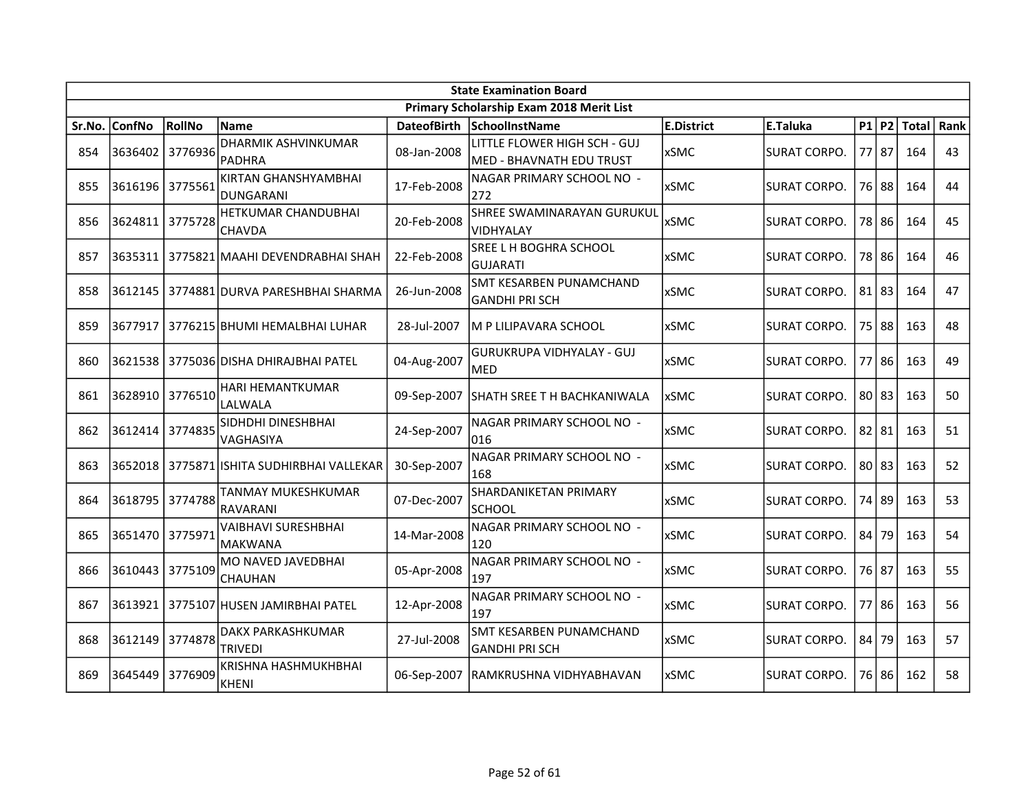| State Examination Board | | | | | | | | | | | | |
|---|---|---|---|---|---|---|---|---|---|---|---|---|
| Primary Scholarship Exam 2018 Merit List | | | | | | | | | | | | |
| Sr.No. | ConfNo | RollNo | Name | DateofBirth | SchoolInstName | E.District | E.Taluka | P1 | P2 | Total | Rank |
| 854 | 3636402 | 3776936 | DHARMIK ASHVINKUMAR PADHRA | 08-Jan-2008 | LITTLE FLOWER HIGH SCH - GUJ MED - BHAVNATH EDU TRUST | xSMC | SURAT CORPO. | 77 | 87 | 164 | 43 |
| 855 | 3616196 | 3775561 | KIRTAN GHANSHYAMBHAI DUNGARANI | 17-Feb-2008 | NAGAR PRIMARY SCHOOL NO - 272 | xSMC | SURAT CORPO. | 76 | 88 | 164 | 44 |
| 856 | 3624811 | 3775728 | HETKUMAR CHANDUBHAI CHAVDA | 20-Feb-2008 | SHREE SWAMINARAYAN GURUKUL VIDHYALAY | xSMC | SURAT CORPO. | 78 | 86 | 164 | 45 |
| 857 | 3635311 | 3775821 | MAAHI DEVENDRABHAI SHAH | 22-Feb-2008 | SREE L H BOGHRA SCHOOL GUJARATI | xSMC | SURAT CORPO. | 78 | 86 | 164 | 46 |
| 858 | 3612145 | 3774881 | DURVA PARESHBHAI SHARMA | 26-Jun-2008 | SMT KESARBEN PUNAMCHAND GANDHI PRI SCH | xSMC | SURAT CORPO. | 81 | 83 | 164 | 47 |
| 859 | 3677917 | 3776215 | BHUMI HEMALBHAI LUHAR | 28-Jul-2007 | M P LILIPAVARA SCHOOL | xSMC | SURAT CORPO. | 75 | 88 | 163 | 48 |
| 860 | 3621538 | 3775036 | DISHA DHIRAJBHAI PATEL | 04-Aug-2007 | GURUKRUPA VIDHYALAY - GUJ MED | xSMC | SURAT CORPO. | 77 | 86 | 163 | 49 |
| 861 | 3628910 | 3776510 | HARI HEMANTKUMAR LALWALA | 09-Sep-2007 | SHATH SREE T H BACHKANIWALA | xSMC | SURAT CORPO. | 80 | 83 | 163 | 50 |
| 862 | 3612414 | 3774835 | SIDHDHI DINESHBHAI VAGHASIYA | 24-Sep-2007 | NAGAR PRIMARY SCHOOL NO - 016 | xSMC | SURAT CORPO. | 82 | 81 | 163 | 51 |
| 863 | 3652018 | 3775871 | ISHITA SUDHIRBHAI VALLEKAR | 30-Sep-2007 | NAGAR PRIMARY SCHOOL NO - 168 | xSMC | SURAT CORPO. | 80 | 83 | 163 | 52 |
| 864 | 3618795 | 3774788 | TANMAY MUKESHKUMAR RAVARANI | 07-Dec-2007 | SHARDANIKETAN PRIMARY SCHOOL | xSMC | SURAT CORPO. | 74 | 89 | 163 | 53 |
| 865 | 3651470 | 3775971 | VAIBHAVI SURESHBHAI MAKWANA | 14-Mar-2008 | NAGAR PRIMARY SCHOOL NO - 120 | xSMC | SURAT CORPO. | 84 | 79 | 163 | 54 |
| 866 | 3610443 | 3775109 | MO NAVED JAVEDBHAI CHAUHAN | 05-Apr-2008 | NAGAR PRIMARY SCHOOL NO - 197 | xSMC | SURAT CORPO. | 76 | 87 | 163 | 55 |
| 867 | 3613921 | 3775107 | HUSEN JAMIRBHAI PATEL | 12-Apr-2008 | NAGAR PRIMARY SCHOOL NO - 197 | xSMC | SURAT CORPO. | 77 | 86 | 163 | 56 |
| 868 | 3612149 | 3774878 | DAKX PARKASHKUMAR TRIVEDI | 27-Jul-2008 | SMT KESARBEN PUNAMCHAND GANDHI PRI SCH | xSMC | SURAT CORPO. | 84 | 79 | 163 | 57 |
| 869 | 3645449 | 3776909 | KRISHNA HASHMUKHBHAI KHENI | 06-Sep-2007 | RAMKRUSHNA VIDHYABHAVAN | xSMC | SURAT CORPO. | 76 | 86 | 162 | 58 |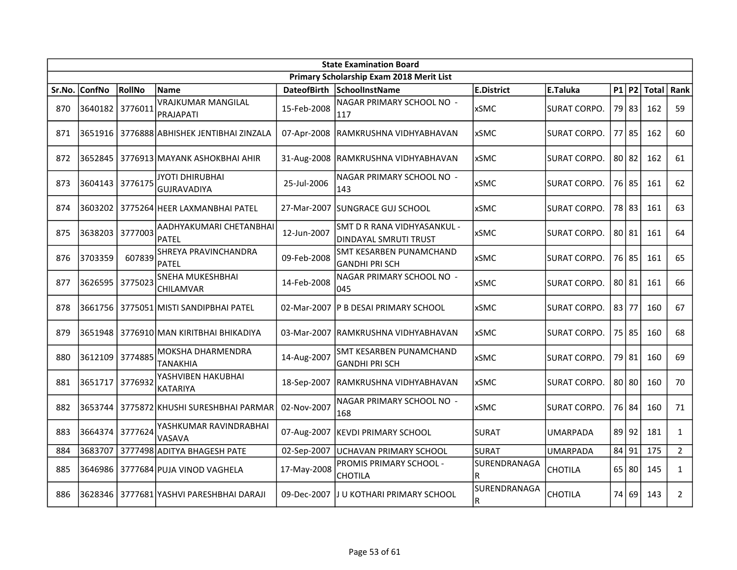| State Examination Board | | | | | | | | | | | |
|---|---|---|---|---|---|---|---|---|---|---|---|
| Primary Scholarship Exam 2018 Merit List | | | | | | | | | | | |
| Sr.No. | ConfNo | RollNo | Name | DateofBirth | SchoolInstName | E.District | E.Taluka | P1 | P2 | Total | Rank |
| 870 | 3640182 | 3776011 | VRAJKUMAR MANGILAL PRAJAPATI | 15-Feb-2008 | NAGAR PRIMARY SCHOOL NO - 117 | xSMC | SURAT CORPO. | 79 | 83 | 162 | 59 |
| 871 | 3651916 | 3776888 | ABHISHEK JENTIBHAI ZINZALA | 07-Apr-2008 | RAMKRUSHNA VIDHYABHAVAN | xSMC | SURAT CORPO. | 77 | 85 | 162 | 60 |
| 872 | 3652845 | 3776913 | MAYANK ASHOKBHAI AHIR | 31-Aug-2008 | RAMKRUSHNA VIDHYABHAVAN | xSMC | SURAT CORPO. | 80 | 82 | 162 | 61 |
| 873 | 3604143 | 3776175 | JYOTI DHIRUBHAI GUJRAVADIYA | 25-Jul-2006 | NAGAR PRIMARY SCHOOL NO - 143 | xSMC | SURAT CORPO. | 76 | 85 | 161 | 62 |
| 874 | 3603202 | 3775264 | HEER LAXMANBHAI PATEL | 27-Mar-2007 | SUNGRACE GUJ SCHOOL | xSMC | SURAT CORPO. | 78 | 83 | 161 | 63 |
| 875 | 3638203 | 3777003 | AADHYAKUMARI CHETANBHAI PATEL | 12-Jun-2007 | SMT D R RANA VIDHYASANKUL - DINDAYAL SMRUTI TRUST | xSMC | SURAT CORPO. | 80 | 81 | 161 | 64 |
| 876 | 3703359 | 607839 | SHREYA PRAVINCHANDRA PATEL | 09-Feb-2008 | SMT KESARBEN PUNAMCHAND GANDHI PRI SCH | xSMC | SURAT CORPO. | 76 | 85 | 161 | 65 |
| 877 | 3626595 | 3775023 | SNEHA MUKESHBHAI CHILAMVAR | 14-Feb-2008 | NAGAR PRIMARY SCHOOL NO - 045 | xSMC | SURAT CORPO. | 80 | 81 | 161 | 66 |
| 878 | 3661756 | 3775051 | MISTI SANDIPBHAI PATEL | 02-Mar-2007 | P B DESAI PRIMARY SCHOOL | xSMC | SURAT CORPO. | 83 | 77 | 160 | 67 |
| 879 | 3651948 | 3776910 | MAN KIRITBHAI BHIKADIYA | 03-Mar-2007 | RAMKRUSHNA VIDHYABHAVAN | xSMC | SURAT CORPO. | 75 | 85 | 160 | 68 |
| 880 | 3612109 | 3774885 | MOKSHA DHARMENDRA TANAKHIA | 14-Aug-2007 | SMT KESARBEN PUNAMCHAND GANDHI PRI SCH | xSMC | SURAT CORPO. | 79 | 81 | 160 | 69 |
| 881 | 3651717 | 3776932 | YASHVIBEN HAKUBHAI KATARIYA | 18-Sep-2007 | RAMKRUSHNA VIDHYABHAVAN | xSMC | SURAT CORPO. | 80 | 80 | 160 | 70 |
| 882 | 3653744 | 3775872 | KHUSHI SURESHBHAI PARMAR | 02-Nov-2007 | NAGAR PRIMARY SCHOOL NO - 168 | xSMC | SURAT CORPO. | 76 | 84 | 160 | 71 |
| 883 | 3664374 | 3777624 | YASHKUMAR RAVINDRABHAI VASAVA | 07-Aug-2007 | KEVDI PRIMARY SCHOOL | SURAT | UMARPADA | 89 | 92 | 181 | 1 |
| 884 | 3683707 | 3777498 | ADITYA BHAGESH PATE | 02-Sep-2007 | UCHAVAN PRIMARY SCHOOL | SURAT | UMARPADA | 84 | 91 | 175 | 2 |
| 885 | 3646986 | 3777684 | PUJA VINOD VAGHELA | 17-May-2008 | PROMIS PRIMARY SCHOOL - CHOTILA | SURENDRANAGAR | CHOTILA | 65 | 80 | 145 | 1 |
| 886 | 3628346 | 3777681 | YASHVI PARESHBHAI DARAJI | 09-Dec-2007 | J U KOTHARI PRIMARY SCHOOL | SURENDRANAGAR | CHOTILA | 74 | 69 | 143 | 2 |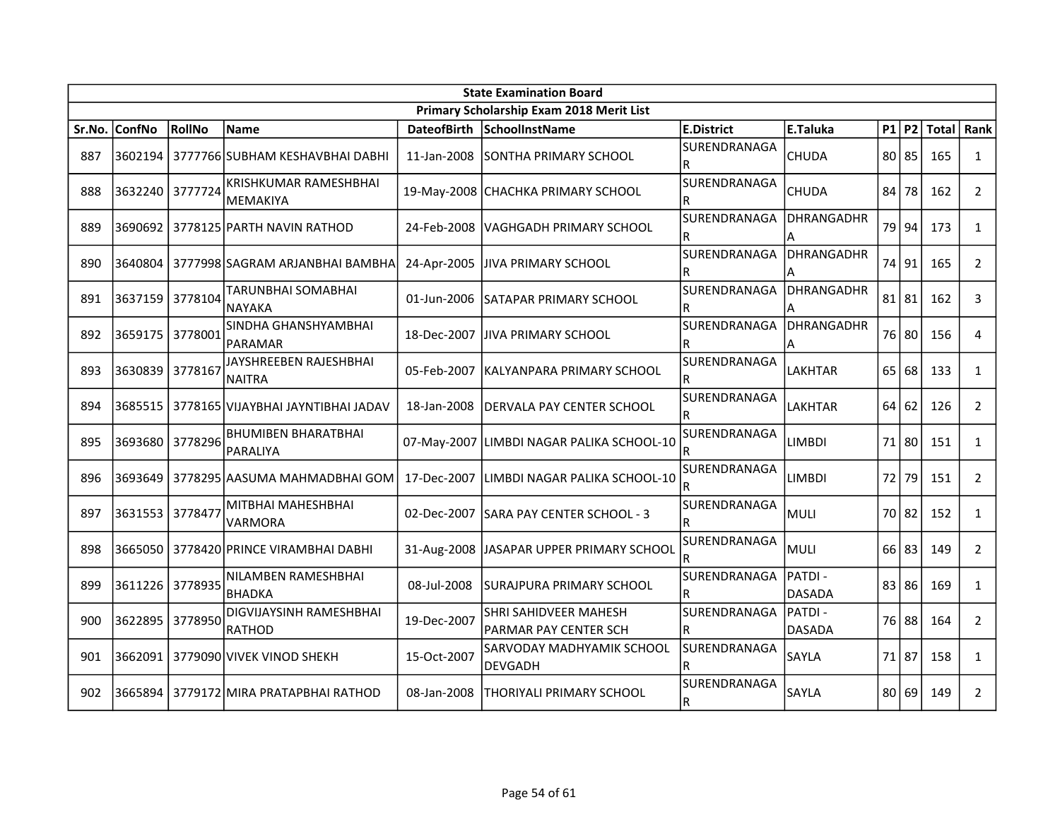| State Examination Board | | | | | | | | | | | |
|---|---|---|---|---|---|---|---|---|---|---|---|
| Primary Scholarship Exam 2018 Merit List | | | | | | | | | | | |
| Sr.No. | ConfNo | RollNo | Name | DateofBirth | SchoolInstName | E.District | E.Taluka | P1 | P2 | Total | Rank |
| 887 | 3602194 | 3777766 | SUBHAM KESHAVBHAI DABHI | 11-Jan-2008 | SONTHA PRIMARY SCHOOL | SURENDRANAGAR | CHUDA | 80 | 85 | 165 | 1 |
| 888 | 3632240 | 3777724 | KRISHKUMAR RAMESHBHAI MEMAKIYA | 19-May-2008 | CHACHKA PRIMARY SCHOOL | SURENDRANAGAR | CHUDA | 84 | 78 | 162 | 2 |
| 889 | 3690692 | 3778125 | PARTH NAVIN RATHOD | 24-Feb-2008 | VAGHGADH PRIMARY SCHOOL | SURENDRANAGAR | DHRANGADHRA | 79 | 94 | 173 | 1 |
| 890 | 3640804 | 3777998 | SAGRAM ARJANBHAI BAMBHA | 24-Apr-2005 | JIVA PRIMARY SCHOOL | SURENDRANAGAR | DHRANGADHRA | 74 | 91 | 165 | 2 |
| 891 | 3637159 | 3778104 | TARUNBHAI SOMABHAI NAYAKA | 01-Jun-2006 | SATAPAR PRIMARY SCHOOL | SURENDRANAGAR | DHRANGADHRA | 81 | 81 | 162 | 3 |
| 892 | 3659175 | 3778001 | SINDHA GHANSHYAMBHAI PARAMAR | 18-Dec-2007 | JIVA PRIMARY SCHOOL | SURENDRANAGAR | DHRANGADHRA | 76 | 80 | 156 | 4 |
| 893 | 3630839 | 3778167 | JAYSHREEBEN RAJESHBHAI NAITRA | 05-Feb-2007 | KALYANPARA PRIMARY SCHOOL | SURENDRANAGAR | LAKHTAR | 65 | 68 | 133 | 1 |
| 894 | 3685515 | 3778165 | VIJAYBHAI JAYNTIBHAI JADAV | 18-Jan-2008 | DERVALA PAY CENTER SCHOOL | SURENDRANAGAR | LAKHTAR | 64 | 62 | 126 | 2 |
| 895 | 3693680 | 3778296 | BHUMIBEN BHARATBHAI PARALIYA | 07-May-2007 | LIMBDI NAGAR PALIKA SCHOOL-10 | SURENDRANAGAR | LIMBDI | 71 | 80 | 151 | 1 |
| 896 | 3693649 | 3778295 | AASUMA MAHMADBHAI GOM | 17-Dec-2007 | LIMBDI NAGAR PALIKA SCHOOL-10 | SURENDRANAGAR | LIMBDI | 72 | 79 | 151 | 2 |
| 897 | 3631553 | 3778477 | MITBHAI MAHESHBHAI VARMORA | 02-Dec-2007 | SARA PAY CENTER SCHOOL - 3 | SURENDRANAGAR | MULI | 70 | 82 | 152 | 1 |
| 898 | 3665050 | 3778420 | PRINCE VIRAMBHAI DABHI | 31-Aug-2008 | JASAPAR UPPER PRIMARY SCHOOL | SURENDRANAGAR | MULI | 66 | 83 | 149 | 2 |
| 899 | 3611226 | 3778935 | NILAMBEN RAMESHBHAI BHADKA | 08-Jul-2008 | SURAJPURA PRIMARY SCHOOL | SURENDRANAGAR | PATDI - DASADA | 83 | 86 | 169 | 1 |
| 900 | 3622895 | 3778950 | DIGVIJAYSINH RAMESHBHAI RATHOD | 19-Dec-2007 | SHRI SAHIDVEER MAHESH PARMAR PAY CENTER SCH | SURENDRANAGAR | PATDI - DASADA | 76 | 88 | 164 | 2 |
| 901 | 3662091 | 3779090 | VIVEK VINOD SHEKH | 15-Oct-2007 | SARVODAY MADHYAMIK SCHOOL DEVGADH | SURENDRANAGAR | SAYLA | 71 | 87 | 158 | 1 |
| 902 | 3665894 | 3779172 | MIRA PRATAPBHAI RATHOD | 08-Jan-2008 | THORIYALI PRIMARY SCHOOL | SURENDRANAGAR | SAYLA | 80 | 69 | 149 | 2 |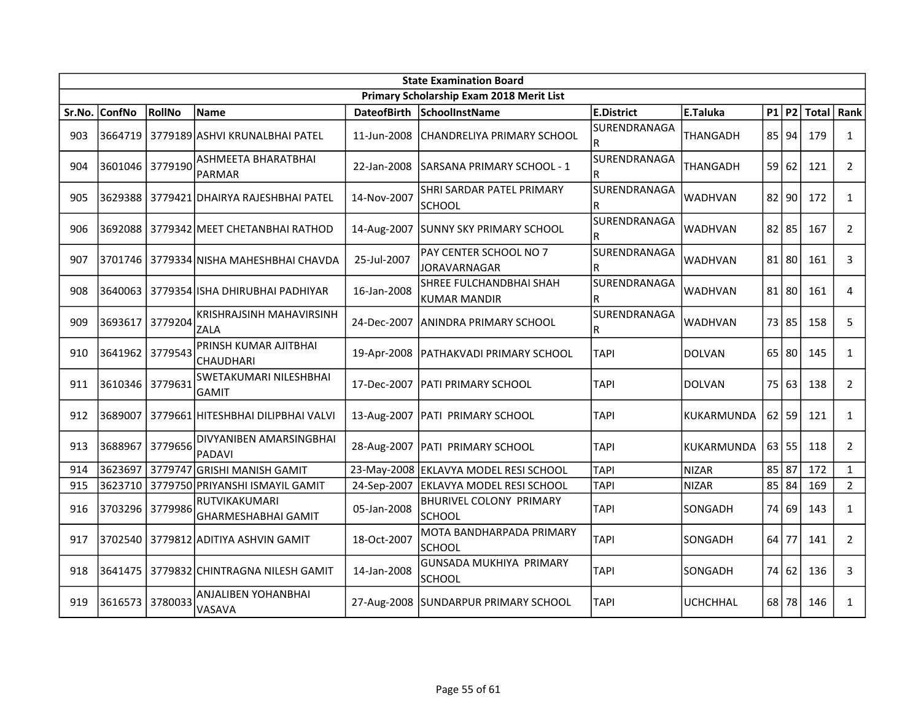| State Examination Board | | | | | | | | | | | |
|---|---|---|---|---|---|---|---|---|---|---|---|
| Primary Scholarship Exam 2018 Merit List | | | | | | | | | | | |
| Sr.No. | ConfNo | RollNo | Name | DateofBirth | SchoolInstName | E.District | E.Taluka | P1 | P2 | Total | Rank |
| 903 | 3664719 | 3779189 | ASHVI KRUNALBHAI PATEL | 11-Jun-2008 | CHANDRELIYA PRIMARY SCHOOL | SURENDRANAGAR | THANGADH | 85 | 94 | 179 | 1 |
| 904 | 3601046 | 3779190 | ASHMEETA BHARATBHAI PARMAR | 22-Jan-2008 | SARSANA PRIMARY SCHOOL - 1 | SURENDRANAGAR | THANGADH | 59 | 62 | 121 | 2 |
| 905 | 3629388 | 3779421 | DHAIRYA RAJESHBHAI PATEL | 14-Nov-2007 | SHRI SARDAR PATEL PRIMARY SCHOOL | SURENDRANAGAR | WADHVAN | 82 | 90 | 172 | 1 |
| 906 | 3692088 | 3779342 | MEET CHETANBHAI RATHOD | 14-Aug-2007 | SUNNY SKY PRIMARY SCHOOL | SURENDRANAGAR | WADHVAN | 82 | 85 | 167 | 2 |
| 907 | 3701746 | 3779334 | NISHA MAHESHBHAI CHAVDA | 25-Jul-2007 | PAY CENTER SCHOOL NO 7 JORAVARNAGAR | SURENDRANAGAR | WADHVAN | 81 | 80 | 161 | 3 |
| 908 | 3640063 | 3779354 | ISHA DHIRUBHAI PADHIYAR | 16-Jan-2008 | SHREE FULCHANDBHAI SHAH KUMAR MANDIR | SURENDRANAGAR | WADHVAN | 81 | 80 | 161 | 4 |
| 909 | 3693617 | 3779204 | KRISHRAJSINH MAHAVIRSINH ZALA | 24-Dec-2007 | ANINDRA PRIMARY SCHOOL | SURENDRANAGAR | WADHVAN | 73 | 85 | 158 | 5 |
| 910 | 3641962 | 3779543 | PRINSH KUMAR AJITBHAI CHAUDHARI | 19-Apr-2008 | PATHAKVADI PRIMARY SCHOOL | TAPI | DOLVAN | 65 | 80 | 145 | 1 |
| 911 | 3610346 | 3779631 | SWETAKUMARI NILESHBHAI GAMIT | 17-Dec-2007 | PATI PRIMARY SCHOOL | TAPI | DOLVAN | 75 | 63 | 138 | 2 |
| 912 | 3689007 | 3779661 | HITESHBHAI DILIPBHAI VALVI | 13-Aug-2007 | PATI PRIMARY SCHOOL | TAPI | KUKARMUNDA | 62 | 59 | 121 | 1 |
| 913 | 3688967 | 3779656 | DIVYANIBEN AMARSINGBHAI PADAVI | 28-Aug-2007 | PATI PRIMARY SCHOOL | TAPI | KUKARMUNDA | 63 | 55 | 118 | 2 |
| 914 | 3623697 | 3779747 | GRISHI MANISH GAMIT | 23-May-2008 | EKLAVYA MODEL RESI SCHOOL | TAPI | NIZAR | 85 | 87 | 172 | 1 |
| 915 | 3623710 | 3779750 | PRIYANSHI ISMAYIL GAMIT | 24-Sep-2007 | EKLAVYA MODEL RESI SCHOOL | TAPI | NIZAR | 85 | 84 | 169 | 2 |
| 916 | 3703296 | 3779986 | RUTVIKAKUMARI GHARMESHABHAI GAMIT | 05-Jan-2008 | BHURIVEL COLONY PRIMARY SCHOOL | TAPI | SONGADH | 74 | 69 | 143 | 1 |
| 917 | 3702540 | 3779812 | ADITIYA ASHVIN GAMIT | 18-Oct-2007 | MOTA BANDHARPADA PRIMARY SCHOOL | TAPI | SONGADH | 64 | 77 | 141 | 2 |
| 918 | 3641475 | 3779832 | CHINTRAGNA NILESH GAMIT | 14-Jan-2008 | GUNSADA MUKHIYA PRIMARY SCHOOL | TAPI | SONGADH | 74 | 62 | 136 | 3 |
| 919 | 3616573 | 3780033 | ANJALIBEN YOHANBHAI VASAVA | 27-Aug-2008 | SUNDARPUR PRIMARY SCHOOL | TAPI | UCHCHHAL | 68 | 78 | 146 | 1 |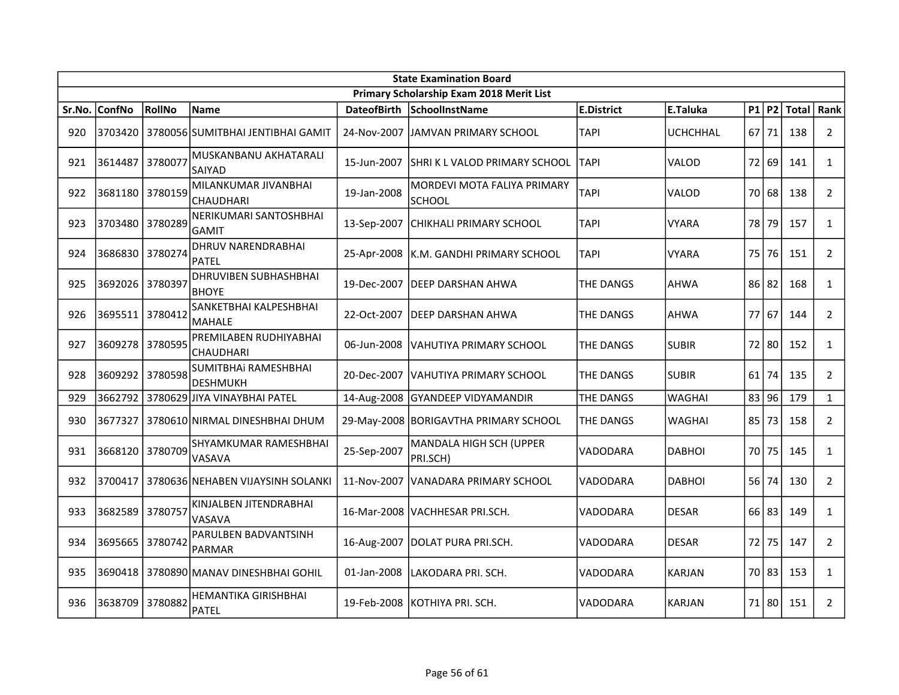| State Examination Board | | | | | | | | | | | |
|---|---|---|---|---|---|---|---|---|---|---|---|
| Primary Scholarship Exam 2018 Merit List | | | | | | | | | | | |
| Sr.No. | ConfNo | RollNo | Name | DateofBirth | SchoolInstName | E.District | E.Taluka | P1 | P2 | Total | Rank |
| 920 | 3703420 | 3780056 | SUMITBHAI JENTIBHAI GAMIT | 24-Nov-2007 | JAMVAN PRIMARY SCHOOL | TAPI | UCHCHHAL | 67 | 71 | 138 | 2 |
| 921 | 3614487 | 3780077 | MUSKANBANU AKHATARALI SAIYAD | 15-Jun-2007 | SHRI K L VALOD PRIMARY SCHOOL | TAPI | VALOD | 72 | 69 | 141 | 1 |
| 922 | 3681180 | 3780159 | MILANKUMAR JIVANBHAI CHAUDHARI | 19-Jan-2008 | MORDEVI MOTA FALIYA PRIMARY SCHOOL | TAPI | VALOD | 70 | 68 | 138 | 2 |
| 923 | 3703480 | 3780289 | NERIKUMARI SANTOSHBHAI GAMIT | 13-Sep-2007 | CHIKHALI PRIMARY SCHOOL | TAPI | VYARA | 78 | 79 | 157 | 1 |
| 924 | 3686830 | 3780274 | DHRUV NARENDRABHAI PATEL | 25-Apr-2008 | K.M. GANDHI PRIMARY SCHOOL | TAPI | VYARA | 75 | 76 | 151 | 2 |
| 925 | 3692026 | 3780397 | DHRUVIBEN SUBHASHBHAI BHOYE | 19-Dec-2007 | DEEP DARSHAN AHWA | THE DANGS | AHWA | 86 | 82 | 168 | 1 |
| 926 | 3695511 | 3780412 | SANKETBHAI KALPESHBHAI MAHALE | 22-Oct-2007 | DEEP DARSHAN AHWA | THE DANGS | AHWA | 77 | 67 | 144 | 2 |
| 927 | 3609278 | 3780595 | PREMILABEN RUDHIYABHAI CHAUDHARI | 06-Jun-2008 | VAHUTIYA PRIMARY SCHOOL | THE DANGS | SUBIR | 72 | 80 | 152 | 1 |
| 928 | 3609292 | 3780598 | SUMITBHAi RAMESHBHAI DESHMUKH | 20-Dec-2007 | VAHUTIYA PRIMARY SCHOOL | THE DANGS | SUBIR | 61 | 74 | 135 | 2 |
| 929 | 3662792 | 3780629 | JIYA VINAYBHAI PATEL | 14-Aug-2008 | GYANDEEP VIDYAMANDIR | THE DANGS | WAGHAI | 83 | 96 | 179 | 1 |
| 930 | 3677327 | 3780610 | NIRMAL DINESHBHAI DHUM | 29-May-2008 | BORIGAVTHA PRIMARY SCHOOL | THE DANGS | WAGHAI | 85 | 73 | 158 | 2 |
| 931 | 3668120 | 3780709 | SHYAMKUMAR RAMESHBHAI VASAVA | 25-Sep-2007 | MANDALA HIGH SCH (UPPER PRI.SCH) | VADODARA | DABHOI | 70 | 75 | 145 | 1 |
| 932 | 3700417 | 3780636 | NEHABEN VIJAYSINH SOLANKI | 11-Nov-2007 | VANADARA PRIMARY SCHOOL | VADODARA | DABHOI | 56 | 74 | 130 | 2 |
| 933 | 3682589 | 3780757 | KINJALBEN JITENDRABHAI VASAVA | 16-Mar-2008 | VACHHESAR PRI.SCH. | VADODARA | DESAR | 66 | 83 | 149 | 1 |
| 934 | 3695665 | 3780742 | PARULBEN BADVANTSINH PARMAR | 16-Aug-2007 | DOLAT PURA PRI.SCH. | VADODARA | DESAR | 72 | 75 | 147 | 2 |
| 935 | 3690418 | 3780890 | MANAV DINESHBHAI GOHIL | 01-Jan-2008 | LAKODARA PRI. SCH. | VADODARA | KARJAN | 70 | 83 | 153 | 1 |
| 936 | 3638709 | 3780882 | HEMANTIKA GIRISHBHAI PATEL | 19-Feb-2008 | KOTHIYA PRI. SCH. | VADODARA | KARJAN | 71 | 80 | 151 | 2 |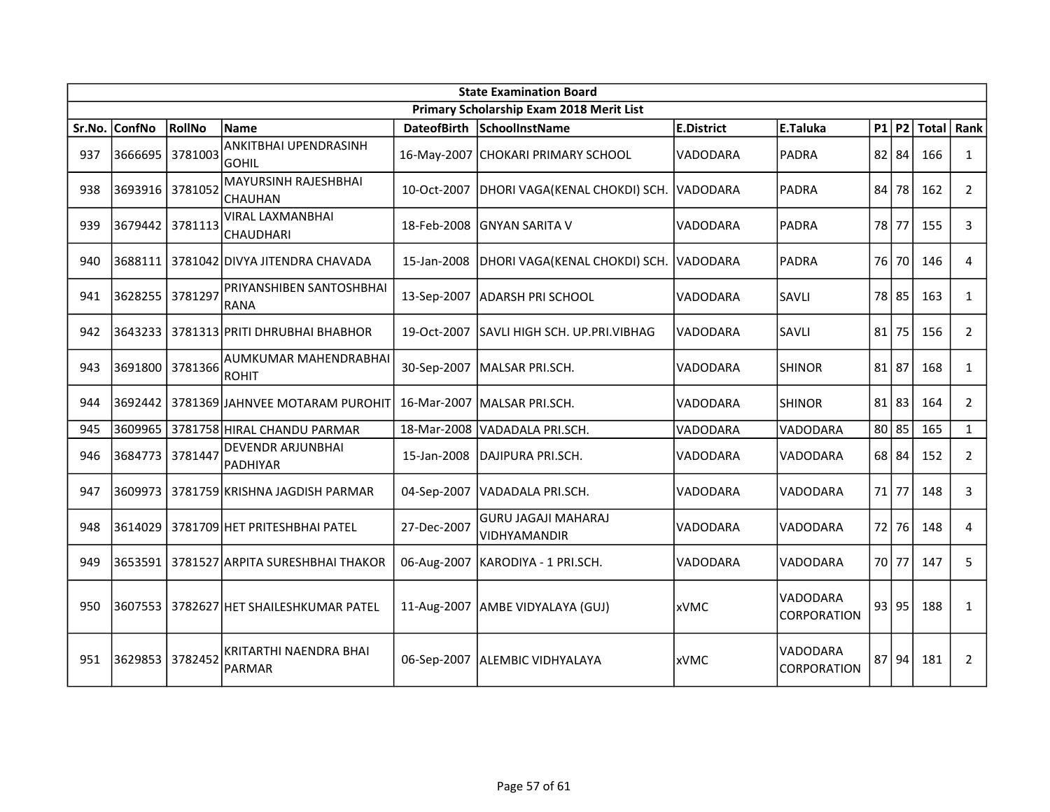| State Examination Board | | | | | | | | | | | | |
|---|---|---|---|---|---|---|---|---|---|---|---|---|
| Primary Scholarship Exam 2018 Merit List | | | | | | | | | | | | |
| Sr.No. | ConfNo | RollNo | Name | DateofBirth | SchoolInstName | E.District | E.Taluka | P1 | P2 | Total | Rank |
| 937 | 3666695 | 3781003 | ANKITBHAI UPENDRASINH GOHIL | 16-May-2007 | CHOKARI PRIMARY SCHOOL | VADODARA | PADRA | 82 | 84 | 166 | 1 |
| 938 | 3693916 | 3781052 | MAYURSINH RAJESHBHAI CHAUHAN | 10-Oct-2007 | DHORI VAGA(KENAL CHOKDI) SCH. | VADODARA | PADRA | 84 | 78 | 162 | 2 |
| 939 | 3679442 | 3781113 | VIRAL LAXMANBHAI CHAUDHARI | 18-Feb-2008 | GNYAN SARITA V | VADODARA | PADRA | 78 | 77 | 155 | 3 |
| 940 | 3688111 | 3781042 | DIVYA JITENDRA CHAVADA | 15-Jan-2008 | DHORI VAGA(KENAL CHOKDI) SCH. | VADODARA | PADRA | 76 | 70 | 146 | 4 |
| 941 | 3628255 | 3781297 | PRIYANSHIBEN SANTOSHBHAI RANA | 13-Sep-2007 | ADARSH PRI SCHOOL | VADODARA | SAVLI | 78 | 85 | 163 | 1 |
| 942 | 3643233 | 3781313 | PRITI DHRUBHAI BHABHOR | 19-Oct-2007 | SAVLI HIGH SCH. UP.PRI.VIBHAG | VADODARA | SAVLI | 81 | 75 | 156 | 2 |
| 943 | 3691800 | 3781366 | AUMKUMAR MAHENDRABHAI ROHIT | 30-Sep-2007 | MALSAR PRI.SCH. | VADODARA | SHINOR | 81 | 87 | 168 | 1 |
| 944 | 3692442 | 3781369 | JAHNVEE MOTARAM PUROHIT | 16-Mar-2007 | MALSAR PRI.SCH. | VADODARA | SHINOR | 81 | 83 | 164 | 2 |
| 945 | 3609965 | 3781758 | HIRAL CHANDU PARMAR | 18-Mar-2008 | VADADALA PRI.SCH. | VADODARA | VADODARA | 80 | 85 | 165 | 1 |
| 946 | 3684773 | 3781447 | DEVENDR ARJUNBHAI PADHIYAR | 15-Jan-2008 | DAJIPURA PRI.SCH. | VADODARA | VADODARA | 68 | 84 | 152 | 2 |
| 947 | 3609973 | 3781759 | KRISHNA JAGDISH PARMAR | 04-Sep-2007 | VADADALA PRI.SCH. | VADODARA | VADODARA | 71 | 77 | 148 | 3 |
| 948 | 3614029 | 3781709 | HET PRITESHBHAI PATEL | 27-Dec-2007 | GURU JAGAJI MAHARAJ VIDHYAMANDIR | VADODARA | VADODARA | 72 | 76 | 148 | 4 |
| 949 | 3653591 | 3781527 | ARPITA SURESHBHAI THAKOR | 06-Aug-2007 | KARODIYA - 1 PRI.SCH. | VADODARA | VADODARA | 70 | 77 | 147 | 5 |
| 950 | 3607553 | 3782627 | HET SHAILESHKUMAR PATEL | 11-Aug-2007 | AMBE VIDYALAYA (GUJ) | xVMC | VADODARA CORPORATION | 93 | 95 | 188 | 1 |
| 951 | 3629853 | 3782452 | KRITARTHI NAENDRA BHAI PARMAR | 06-Sep-2007 | ALEMBIC VIDHYALAYA | xVMC | VADODARA CORPORATION | 87 | 94 | 181 | 2 |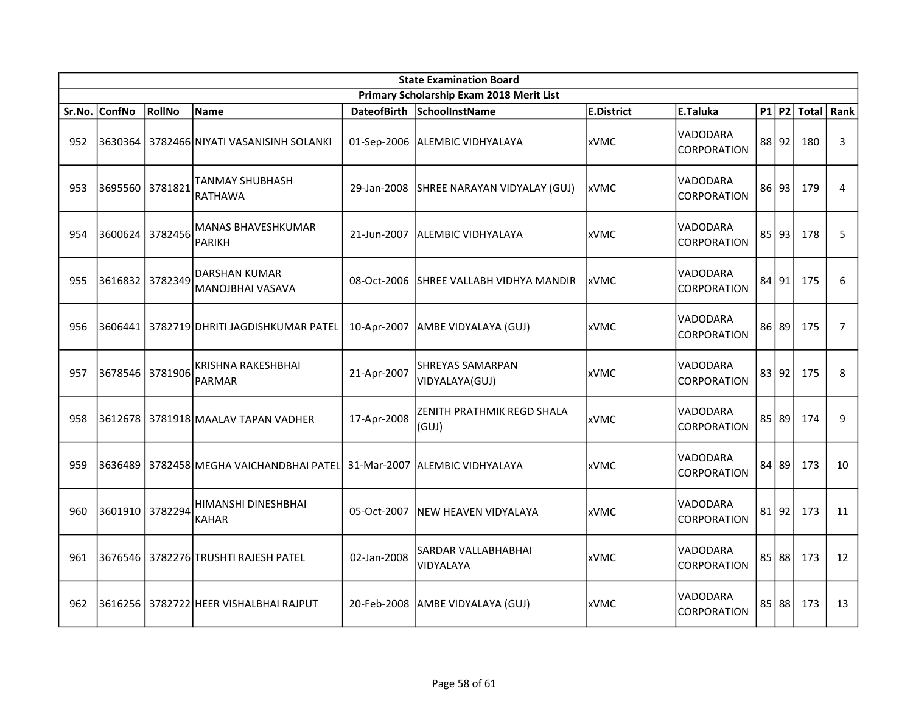| State Examination Board | | | | | | | | | | | | |
|---|---|---|---|---|---|---|---|---|---|---|---|---|
| Primary Scholarship Exam 2018 Merit List | | | | | | | | | | | | |
| Sr.No. | ConfNo | RollNo | Name | DateofBirth | SchoolInstName | E.District | E.Taluka | P1 | P2 | Total | Rank |
| 952 | 3630364 | 3782466 | NIYATI VASANISINH SOLANKI | 01-Sep-2006 | ALEMBIC VIDHYALAYA | xVMC | VADODARA CORPORATION | 88 | 92 | 180 | 3 |
| 953 | 3695560 | 3781821 | TANMAY SHUBHASH RATHAWA | 29-Jan-2008 | SHREE NARAYAN VIDYALAY (GUJ) | xVMC | VADODARA CORPORATION | 86 | 93 | 179 | 4 |
| 954 | 3600624 | 3782456 | MANAS BHAVESHKUMAR PARIKH | 21-Jun-2007 | ALEMBIC VIDHYALAYA | xVMC | VADODARA CORPORATION | 85 | 93 | 178 | 5 |
| 955 | 3616832 | 3782349 | DARSHAN KUMAR MANOJBHAI VASAVA | 08-Oct-2006 | SHREE VALLABH VIDHYA MANDIR | xVMC | VADODARA CORPORATION | 84 | 91 | 175 | 6 |
| 956 | 3606441 | 3782719 | DHRITI JAGDISHKUMAR PATEL | 10-Apr-2007 | AMBE VIDYALAYA (GUJ) | xVMC | VADODARA CORPORATION | 86 | 89 | 175 | 7 |
| 957 | 3678546 | 3781906 | KRISHNA RAKESHBHAI PARMAR | 21-Apr-2007 | SHREYAS SAMARPAN VIDYALAYA(GUJ) | xVMC | VADODARA CORPORATION | 83 | 92 | 175 | 8 |
| 958 | 3612678 | 3781918 | MAALAV TAPAN VADHER | 17-Apr-2008 | ZENITH PRATHMIK REGD SHALA (GUJ) | xVMC | VADODARA CORPORATION | 85 | 89 | 174 | 9 |
| 959 | 3636489 | 3782458 | MEGHA VAICHANDBHAI PATEL | 31-Mar-2007 | ALEMBIC VIDHYALAYA | xVMC | VADODARA CORPORATION | 84 | 89 | 173 | 10 |
| 960 | 3601910 | 3782294 | HIMANSHI DINESHBHAI KAHAR | 05-Oct-2007 | NEW HEAVEN VIDYALAYA | xVMC | VADODARA CORPORATION | 81 | 92 | 173 | 11 |
| 961 | 3676546 | 3782276 | TRUSHTI RAJESH PATEL | 02-Jan-2008 | SARDAR VALLABHABHAI VIDYALAYA | xVMC | VADODARA CORPORATION | 85 | 88 | 173 | 12 |
| 962 | 3616256 | 3782722 | HEER VISHALBHAI RAJPUT | 20-Feb-2008 | AMBE VIDYALAYA (GUJ) | xVMC | VADODARA CORPORATION | 85 | 88 | 173 | 13 |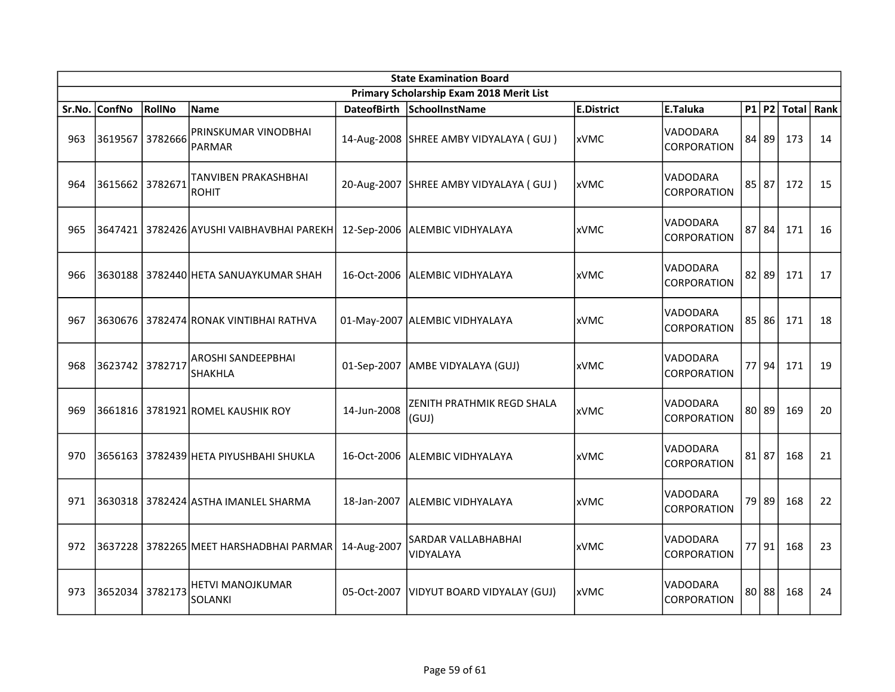| State Examination Board | | | | | | | | | | | |
|---|---|---|---|---|---|---|---|---|---|---|---|
| Primary Scholarship Exam 2018 Merit List | | | | | | | | | | | |
| Sr.No. | ConfNo | RollNo | Name | DateofBirth | SchoolInstName | E.District | E.Taluka | P1 | P2 | Total | Rank |
| 963 | 3619567 | 3782666 | PRINSKUMAR VINODBHAI PARMAR | 14-Aug-2008 | SHREE AMBY VIDYALAYA ( GUJ ) | xVMC | VADODARA CORPORATION | 84 | 89 | 173 | 14 |
| 964 | 3615662 | 3782671 | TANVIBEN PRAKASHBHAI ROHIT | 20-Aug-2007 | SHREE AMBY VIDYALAYA ( GUJ ) | xVMC | VADODARA CORPORATION | 85 | 87 | 172 | 15 |
| 965 | 3647421 | 3782426 | AYUSHI VAIBHAVBHAI PAREKH | 12-Sep-2006 | ALEMBIC VIDHYALAYA | xVMC | VADODARA CORPORATION | 87 | 84 | 171 | 16 |
| 966 | 3630188 | 3782440 | HETA SANUAYKUMAR SHAH | 16-Oct-2006 | ALEMBIC VIDHYALAYA | xVMC | VADODARA CORPORATION | 82 | 89 | 171 | 17 |
| 967 | 3630676 | 3782474 | RONAK VINTIBHAI RATHVA | 01-May-2007 | ALEMBIC VIDHYALAYA | xVMC | VADODARA CORPORATION | 85 | 86 | 171 | 18 |
| 968 | 3623742 | 3782717 | AROSHI SANDEEPBHAI SHAKHLA | 01-Sep-2007 | AMBE VIDYALAYA (GUJ) | xVMC | VADODARA CORPORATION | 77 | 94 | 171 | 19 |
| 969 | 3661816 | 3781921 | ROMEL KAUSHIK ROY | 14-Jun-2008 | ZENITH PRATHMIK REGD SHALA (GUJ) | xVMC | VADODARA CORPORATION | 80 | 89 | 169 | 20 |
| 970 | 3656163 | 3782439 | HETA PIYUSHBAHI SHUKLA | 16-Oct-2006 | ALEMBIC VIDHYALAYA | xVMC | VADODARA CORPORATION | 81 | 87 | 168 | 21 |
| 971 | 3630318 | 3782424 | ASTHA IMANLEL SHARMA | 18-Jan-2007 | ALEMBIC VIDHYALAYA | xVMC | VADODARA CORPORATION | 79 | 89 | 168 | 22 |
| 972 | 3637228 | 3782265 | MEET HARSHADBHAI PARMAR | 14-Aug-2007 | SARDAR VALLABHABHAI VIDYALAYA | xVMC | VADODARA CORPORATION | 77 | 91 | 168 | 23 |
| 973 | 3652034 | 3782173 | HETVI MANOJKUMAR SOLANKI | 05-Oct-2007 | VIDYUT BOARD VIDYALAY (GUJ) | xVMC | VADODARA CORPORATION | 80 | 88 | 168 | 24 |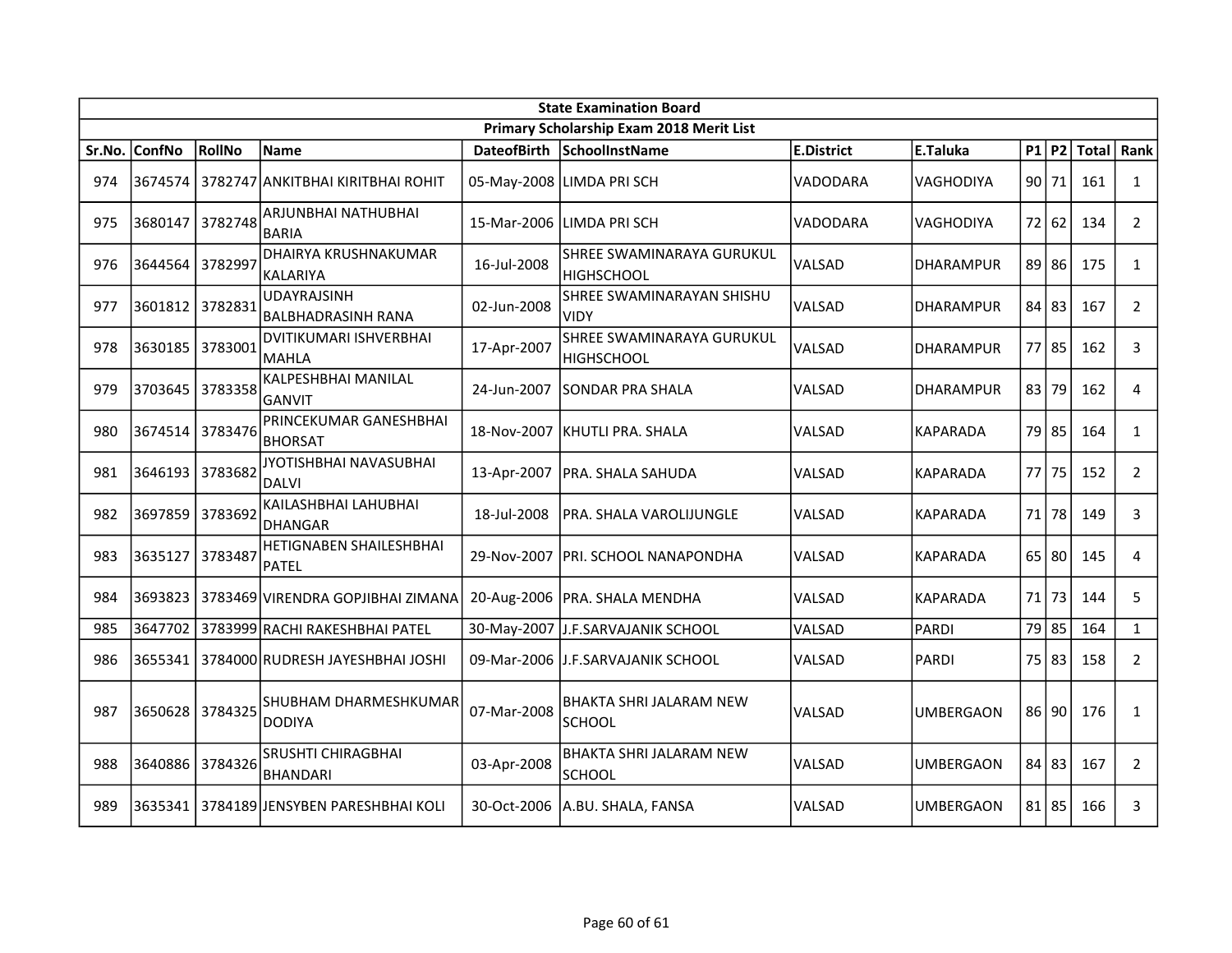| State Examination Board | | | | | | | | | | | |
|---|---|---|---|---|---|---|---|---|---|---|---|
| Primary Scholarship Exam 2018 Merit List | | | | | | | | | | | |
| Sr.No. | ConfNo | RollNo | Name | DateofBirth | SchoolInstName | E.District | E.Taluka | P1 | P2 | Total | Rank |
| 974 | 3674574 | 3782747 | ANKITBHAI KIRITBHAI ROHIT | 05-May-2008 | LIMDA PRI SCH | VADODARA | VAGHODIYA | 90 | 71 | 161 | 1 |
| 975 | 3680147 | 3782748 | ARJUNBHAI NATHUBHAI BARIA | 15-Mar-2006 | LIMDA PRI SCH | VADODARA | VAGHODIYA | 72 | 62 | 134 | 2 |
| 976 | 3644564 | 3782997 | DHAIRYA KRUSHNAKUMAR KALARIYA | 16-Jul-2008 | SHREE SWAMINARAYA GURUKUL HIGHSCHOOL | VALSAD | DHARAMPUR | 89 | 86 | 175 | 1 |
| 977 | 3601812 | 3782831 | UDAYRAJSINH BALBHADRASINH RANA | 02-Jun-2008 | SHREE SWAMINARAYAN SHISHU VIDY | VALSAD | DHARAMPUR | 84 | 83 | 167 | 2 |
| 978 | 3630185 | 3783001 | DVITIKUMARI ISHVERBHAI MAHLA | 17-Apr-2007 | SHREE SWAMINARAYA GURUKUL HIGHSCHOOL | VALSAD | DHARAMPUR | 77 | 85 | 162 | 3 |
| 979 | 3703645 | 3783358 | KALPESHBHAI MANILAL GANVIT | 24-Jun-2007 | SONDAR PRA SHALA | VALSAD | DHARAMPUR | 83 | 79 | 162 | 4 |
| 980 | 3674514 | 3783476 | PRINCEKUMAR GANESHBHAI BHORSAT | 18-Nov-2007 | KHUTLI PRA. SHALA | VALSAD | KAPARADA | 79 | 85 | 164 | 1 |
| 981 | 3646193 | 3783682 | JYOTISHBHAI NAVASUBHAI DALVI | 13-Apr-2007 | PRA. SHALA SAHUDA | VALSAD | KAPARADA | 77 | 75 | 152 | 2 |
| 982 | 3697859 | 3783692 | KAILASHBHAI LAHUBHAI DHANGAR | 18-Jul-2008 | PRA. SHALA VAROLIJUNGLE | VALSAD | KAPARADA | 71 | 78 | 149 | 3 |
| 983 | 3635127 | 3783487 | HETIGNABEN SHAILESHBHAI PATEL | 29-Nov-2007 | PRI. SCHOOL NANAPONDHA | VALSAD | KAPARADA | 65 | 80 | 145 | 4 |
| 984 | 3693823 | 3783469 | VIRENDRA GOPJIBHAI ZIMANA | 20-Aug-2006 | PRA. SHALA MENDHA | VALSAD | KAPARADA | 71 | 73 | 144 | 5 |
| 985 | 3647702 | 3783999 | RACHI RAKESHBHAI PATEL | 30-May-2007 | J.F.SARVAJANIK SCHOOL | VALSAD | PARDI | 79 | 85 | 164 | 1 |
| 986 | 3655341 | 3784000 | RUDRESH JAYESHBHAI JOSHI | 09-Mar-2006 | J.F.SARVAJANIK SCHOOL | VALSAD | PARDI | 75 | 83 | 158 | 2 |
| 987 | 3650628 | 3784325 | SHUBHAM DHARMESHKUMAR DODIYA | 07-Mar-2008 | BHAKTA SHRI JALARAM NEW SCHOOL | VALSAD | UMBERGAON | 86 | 90 | 176 | 1 |
| 988 | 3640886 | 3784326 | SRUSHTI CHIRAGBHAI BHANDARI | 03-Apr-2008 | BHAKTA SHRI JALARAM NEW SCHOOL | VALSAD | UMBERGAON | 84 | 83 | 167 | 2 |
| 989 | 3635341 | 3784189 | JENSYBEN PARESHBHAI KOLI | 30-Oct-2006 | A.BU. SHALA, FANSA | VALSAD | UMBERGAON | 81 | 85 | 166 | 3 |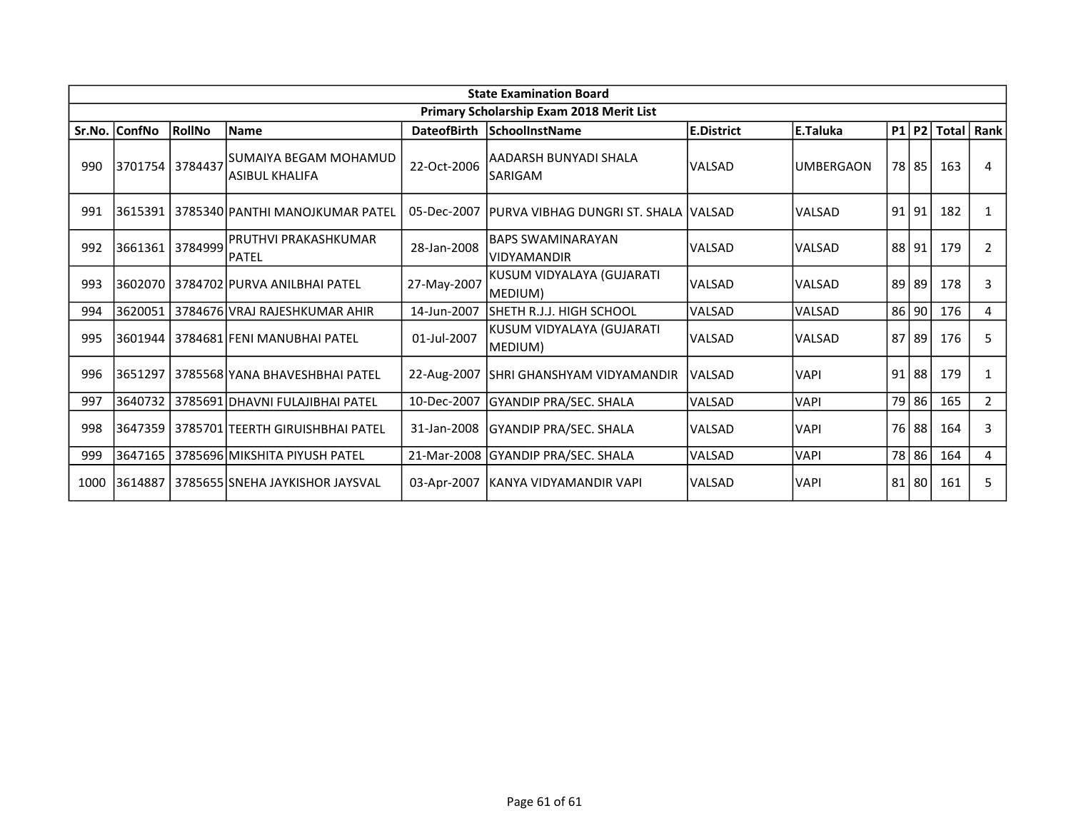| State Examination Board | | | | | | | | | | | |
|---|---|---|---|---|---|---|---|---|---|---|---|
| Primary Scholarship Exam 2018 Merit List | | | | | | | | | | | |
| Sr.No. | ConfNo | RollNo | Name | DateofBirth | SchoolInstName | E.District | E.Taluka | P1 | P2 | Total | Rank |
| 990 | 3701754 | 3784437 | SUMAIYA BEGAM MOHAMUD ASIBUL KHALIFA | 22-Oct-2006 | AADARSH BUNYADI SHALA SARIGAM | VALSAD | UMBERGAON | 78 | 85 | 163 | 4 |
| 991 | 3615391 | 3785340 | PANTHI MANOJKUMAR PATEL | 05-Dec-2007 | PURVA VIBHAG DUNGRI ST. SHALA | VALSAD | VALSAD | 91 | 91 | 182 | 1 |
| 992 | 3661361 | 3784999 | PRUTHVI PRAKASHKUMAR PATEL | 28-Jan-2008 | BAPS SWAMINARAYAN VIDYAMANDIR | VALSAD | VALSAD | 88 | 91 | 179 | 2 |
| 993 | 3602070 | 3784702 | PURVA ANILBHAI PATEL | 27-May-2007 | KUSUM VIDYALAYA (GUJARATI MEDIUM) | VALSAD | VALSAD | 89 | 89 | 178 | 3 |
| 994 | 3620051 | 3784676 | VRAJ RAJESHKUMAR AHIR | 14-Jun-2007 | SHETH R.J.J. HIGH SCHOOL | VALSAD | VALSAD | 86 | 90 | 176 | 4 |
| 995 | 3601944 | 3784681 | FENI MANUBHAI PATEL | 01-Jul-2007 | KUSUM VIDYALAYA (GUJARATI MEDIUM) | VALSAD | VALSAD | 87 | 89 | 176 | 5 |
| 996 | 3651297 | 3785568 | YANA BHAVESHBHAI PATEL | 22-Aug-2007 | SHRI GHANSHYAM VIDYAMANDIR | VALSAD | VAPI | 91 | 88 | 179 | 1 |
| 997 | 3640732 | 3785691 | DHAVNI FULAJIBHAI PATEL | 10-Dec-2007 | GYANDIP PRA/SEC. SHALA | VALSAD | VAPI | 79 | 86 | 165 | 2 |
| 998 | 3647359 | 3785701 | TEERTH GIRUISHBHAI PATEL | 31-Jan-2008 | GYANDIP PRA/SEC. SHALA | VALSAD | VAPI | 76 | 88 | 164 | 3 |
| 999 | 3647165 | 3785696 | MIKSHITA PIYUSH PATEL | 21-Mar-2008 | GYANDIP PRA/SEC. SHALA | VALSAD | VAPI | 78 | 86 | 164 | 4 |
| 1000 | 3614887 | 3785655 | SNEHA JAYKISHOR JAYSVAL | 03-Apr-2007 | KANYA VIDYAMANDIR VAPI | VALSAD | VAPI | 81 | 80 | 161 | 5 |